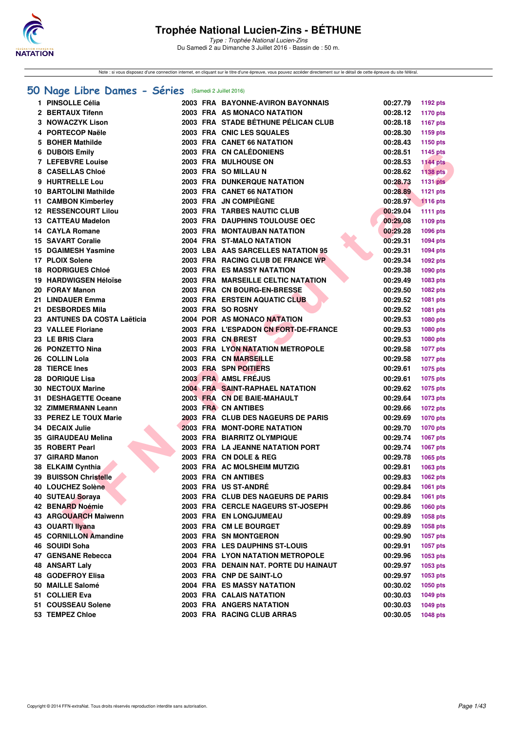# Trophée National Lucien-Zins - BÉTHUNE

*Type : Trophée National Lucien-Zins*
Du Samedi 2 au Dimanche 3 Juillet 2016 - Bassin de : 50 m.

Note : si vous disposez d'une connection internet, en cliquant sur le titre d'une épreuve, vous pouvez accéder directement sur le détail de cette épreuve du site féféral.

## 50 Nage Libre Dames - Séries (Samedi 2 Juillet 2016)

| | | | | | | |
|---|---|---|---|---|---|---|
| 1 | PINSOLLE Célia | 2003 | FRA | BAYONNE-AVIRON BAYONNAIS | 00:27.79 | 1192 pts |
| 2 | BERTAUX Tifenn | 2003 | FRA | AS MONACO NATATION | 00:28.12 | 1170 pts |
| 3 | NOWACZYK Lison | 2003 | FRA | STADE BÉTHUNE PÉLICAN CLUB | 00:28.18 | 1167 pts |
| 4 | PORTECOP Naële | 2003 | FRA | CNIC LES SQUALES | 00:28.30 | 1159 pts |
| 5 | BOHER Mathilde | 2003 | FRA | CANET 66 NATATION | 00:28.43 | 1150 pts |
| 6 | DUBOIS Emily | 2003 | FRA | CN CALÉDONIENS | 00:28.51 | 1145 pts |
| 7 | LEFEBVRE Louise | 2003 | FRA | MULHOUSE ON | 00:28.53 | 1144 pts |
| 8 | CASELLAS Chloé | 2003 | FRA | SO MILLAU N | 00:28.62 | 1138 pts |
| 9 | HURTRELLE Lou | 2003 | FRA | DUNKERQUE NATATION | 00:28.73 | 1131 pts |
| 10 | BARTOLINI Mathilde | 2003 | FRA | CANET 66 NATATION | 00:28.89 | 1121 pts |
| 11 | CAMBON Kimberley | 2003 | FRA | JN COMPIÈGNE | 00:28.97 | 1116 pts |
| 12 | RESSENCOURT Lilou | 2003 | FRA | TARBES NAUTIC CLUB | 00:29.04 | 1111 pts |
| 13 | CATTEAU Madelon | 2003 | FRA | DAUPHINS TOULOUSE OEC | 00:29.08 | 1109 pts |
| 14 | CAYLA Romane | 2003 | FRA | MONTAUBAN NATATION | 00:29.28 | 1096 pts |
| 15 | SAVART Coralie | 2004 | FRA | ST-MALO NATATION | 00:29.31 | 1094 pts |
| 15 | DGAIMESH Yasmine | 2003 | LBA | AAS SARCELLES NATATION 95 | 00:29.31 | 1094 pts |
| 17 | PLOIX Solene | 2003 | FRA | RACING CLUB DE FRANCE WP | 00:29.34 | 1092 pts |
| 18 | RODRIGUES Chloé | 2003 | FRA | ES MASSY NATATION | 00:29.38 | 1090 pts |
| 19 | HARDWIGSEN Héloïse | 2003 | FRA | MARSEILLE CELTIC NATATION | 00:29.49 | 1083 pts |
| 20 | FORAY Manon | 2003 | FRA | CN BOURG-EN-BRESSE | 00:29.50 | 1082 pts |
| 21 | LINDAUER Emma | 2003 | FRA | ERSTEIN AQUATIC CLUB | 00:29.52 | 1081 pts |
| 21 | DESBORDES Mila | 2003 | FRA | SO ROSNY | 00:29.52 | 1081 pts |
| 23 | ANTUNES DA COSTA Laëticia | 2004 | POR | AS MONACO NATATION | 00:29.53 | 1080 pts |
| 23 | VALLEE Floriane | 2003 | FRA | L'ESPADON CN FORT-DE-FRANCE | 00:29.53 | 1080 pts |
| 23 | LE BRIS Clara | 2003 | FRA | CN BREST | 00:29.53 | 1080 pts |
| 26 | PONZETTO Nina | 2003 | FRA | LYON NATATION METROPOLE | 00:29.58 | 1077 pts |
| 26 | COLLIN Lola | 2003 | FRA | CN MARSEILLE | 00:29.58 | 1077 pts |
| 28 | TIERCE Ines | 2003 | FRA | SPN POITIERS | 00:29.61 | 1075 pts |
| 28 | DORIQUE Lisa | 2003 | FRA | AMSL FRÉJUS | 00:29.61 | 1075 pts |
| 30 | NECTOUX Marine | 2004 | FRA | SAINT-RAPHAEL NATATION | 00:29.62 | 1075 pts |
| 31 | DESHAGETTE Oceane | 2003 | FRA | CN DE BAIE-MAHAULT | 00:29.64 | 1073 pts |
| 32 | ZIMMERMANN Leann | 2003 | FRA | CN ANTIBES | 00:29.66 | 1072 pts |
| 33 | PEREZ LE TOUX Marie | 2003 | FRA | CLUB DES NAGEURS DE PARIS | 00:29.69 | 1070 pts |
| 34 | DECAIX Julie | 2003 | FRA | MONT-DORE NATATION | 00:29.70 | 1070 pts |
| 35 | GIRAUDEAU Melina | 2003 | FRA | BIARRITZ OLYMPIQUE | 00:29.74 | 1067 pts |
| 35 | ROBERT Pearl | 2003 | FRA | LA JEANNE NATATION PORT | 00:29.74 | 1067 pts |
| 37 | GIRARD Manon | 2003 | FRA | CN DOLE & REG | 00:29.78 | 1065 pts |
| 38 | ELKAIM Cynthia | 2003 | FRA | AC MOLSHEIM MUTZIG | 00:29.81 | 1063 pts |
| 39 | BUISSON Christelle | 2003 | FRA | CN ANTIBES | 00:29.83 | 1062 pts |
| 40 | LOUCHEZ Solène | 2003 | FRA | US ST-ANDRÉ | 00:29.84 | 1061 pts |
| 40 | SUTEAU Soraya | 2003 | FRA | CLUB DES NAGEURS DE PARIS | 00:29.84 | 1061 pts |
| 42 | BENARD Noémie | 2003 | FRA | CERCLE NAGEURS ST-JOSEPH | 00:29.86 | 1060 pts |
| 43 | ARGOUARCH Maiwenn | 2003 | FRA | EN LONGJUMEAU | 00:29.89 | 1058 pts |
| 43 | OUARTI Ilyana | 2003 | FRA | CM LE BOURGET | 00:29.89 | 1058 pts |
| 45 | CORNILLON Amandine | 2003 | FRA | SN MONTGERON | 00:29.90 | 1057 pts |
| 46 | SOUIDI Soha | 2003 | FRA | LES DAUPHINS ST-LOUIS | 00:29.91 | 1057 pts |
| 47 | GENSANE Rebecca | 2004 | FRA | LYON NATATION METROPOLE | 00:29.96 | 1053 pts |
| 48 | ANSART Laly | 2003 | FRA | DENAIN NAT. PORTE DU HAINAUT | 00:29.97 | 1053 pts |
| 48 | GODEFROY Elisa | 2003 | FRA | CNP DE SAINT-LO | 00:29.97 | 1053 pts |
| 50 | MAILLE Salomé | 2004 | FRA | ES MASSY NATATION | 00:30.02 | 1050 pts |
| 51 | COLLIER Eva | 2003 | FRA | CALAIS NATATION | 00:30.03 | 1049 pts |
| 51 | COUSSEAU Solene | 2003 | FRA | ANGERS NATATION | 00:30.03 | 1049 pts |
| 53 | TEMPEZ Chloe | 2003 | FRA | RACING CLUB ARRAS | 00:30.05 | 1048 pts |

Copyright © 2014 FFN-extraNat. Tous droits réservés reproduction interdite sans autorisation.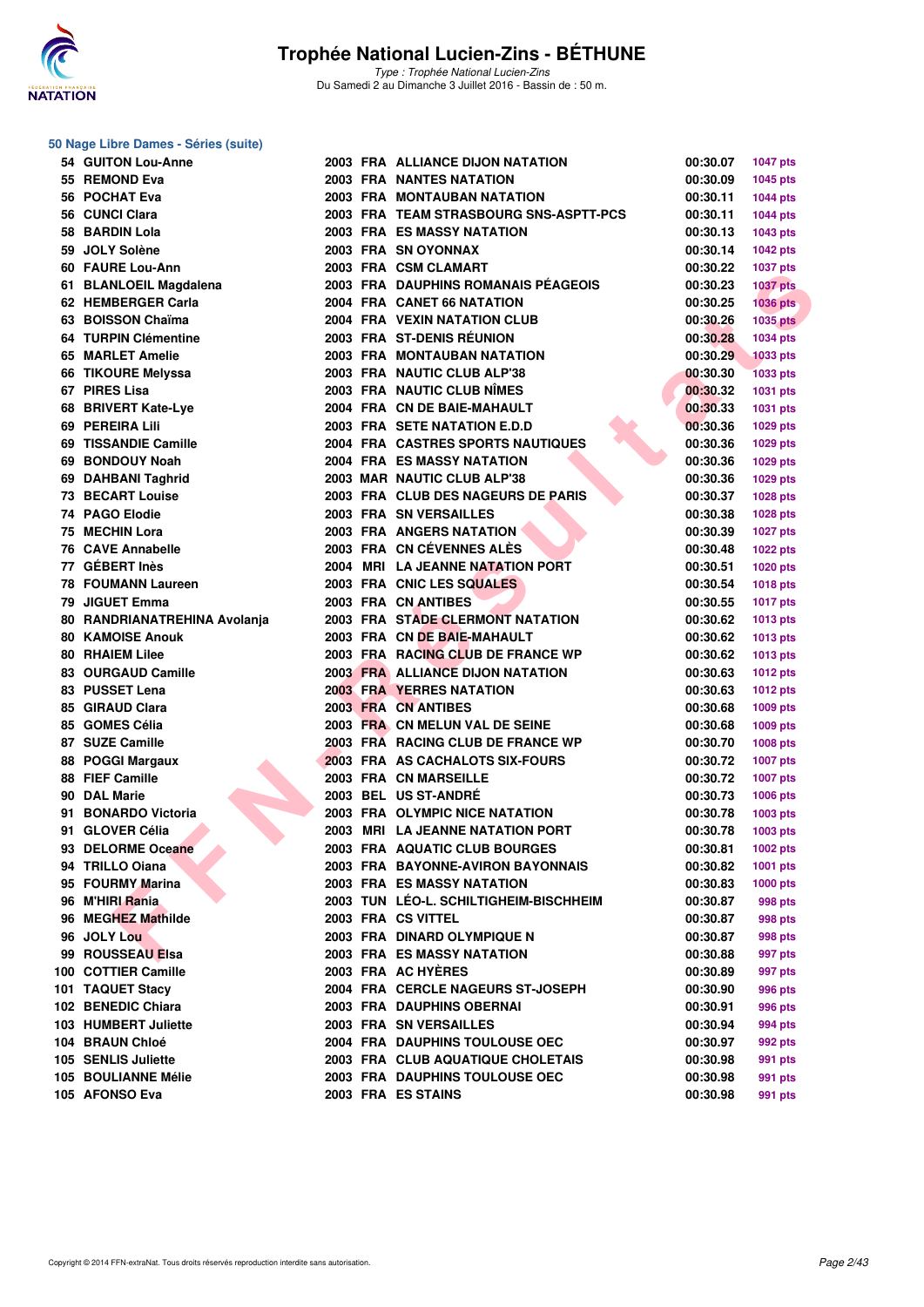# Trophée National Lucien-Zins - BÉTHUNE

*Type : Trophée National Lucien-Zins*
Du Samedi 2 au Dimanche 3 Juillet 2016 - Bassin de : 50 m.

## 50 Nage Libre Dames - Séries (suite)

| Rang | Nom | Année | Nat. | Club | Temps | Points |
|---|---|---|---|---|---|---|
| 54 | GUITON Lou-Anne | 2003 | FRA | ALLIANCE DIJON NATATION | 00:30.07 | 1047 pts |
| 55 | REMOND Eva | 2003 | FRA | NANTES NATATION | 00:30.09 | 1045 pts |
| 56 | POCHAT Eva | 2003 | FRA | MONTAUBAN NATATION | 00:30.11 | 1044 pts |
| 56 | CUNCI Clara | 2003 | FRA | TEAM STRASBOURG SNS-ASPTT-PCS | 00:30.11 | 1044 pts |
| 58 | BARDIN Lola | 2003 | FRA | ES MASSY NATATION | 00:30.13 | 1043 pts |
| 59 | JOLY Solène | 2003 | FRA | SN OYONNAX | 00:30.14 | 1042 pts |
| 60 | FAURE Lou-Ann | 2003 | FRA | CSM CLAMART | 00:30.22 | 1037 pts |
| 61 | BLANLOEIL Magdalena | 2003 | FRA | DAUPHINS ROMANAIS PÉAGEOIS | 00:30.23 | 1037 pts |
| 62 | HEMBERGER Carla | 2004 | FRA | CANET 66 NATATION | 00:30.25 | 1036 pts |
| 63 | BOISSON Chaïma | 2004 | FRA | VEXIN NATATION CLUB | 00:30.26 | 1035 pts |
| 64 | TURPIN Clémentine | 2003 | FRA | ST-DENIS RÉUNION | 00:30.28 | 1034 pts |
| 65 | MARLET Amelie | 2003 | FRA | MONTAUBAN NATATION | 00:30.29 | 1033 pts |
| 66 | TIKOURE Melyssa | 2003 | FRA | NAUTIC CLUB ALP'38 | 00:30.30 | 1033 pts |
| 67 | PIRES Lisa | 2003 | FRA | NAUTIC CLUB NÎMES | 00:30.32 | 1031 pts |
| 68 | BRIVERT Kate-Lye | 2004 | FRA | CN DE BAIE-MAHAULT | 00:30.33 | 1031 pts |
| 69 | PEREIRA Lili | 2003 | FRA | SETE NATATION E.D.D | 00:30.36 | 1029 pts |
| 69 | TISSANDIE Camille | 2004 | FRA | CASTRES SPORTS NAUTIQUES | 00:30.36 | 1029 pts |
| 69 | BONDOUY Noah | 2004 | FRA | ES MASSY NATATION | 00:30.36 | 1029 pts |
| 69 | DAHBANI Taghrid | 2003 | MAR | NAUTIC CLUB ALP'38 | 00:30.36 | 1029 pts |
| 73 | BECART Louise | 2003 | FRA | CLUB DES NAGEURS DE PARIS | 00:30.37 | 1028 pts |
| 74 | PAGO Elodie | 2003 | FRA | SN VERSAILLES | 00:30.38 | 1028 pts |
| 75 | MECHIN Lora | 2003 | FRA | ANGERS NATATION | 00:30.39 | 1027 pts |
| 76 | CAVE Annabelle | 2003 | FRA | CN CÉVENNES ALÈS | 00:30.48 | 1022 pts |
| 77 | GÉBERT Inès | 2004 | MRI | LA JEANNE NATATION PORT | 00:30.51 | 1020 pts |
| 78 | FOUMANN Laureen | 2003 | FRA | CNIC LES SQUALES | 00:30.54 | 1018 pts |
| 79 | JIGUET Emma | 2003 | FRA | CN ANTIBES | 00:30.55 | 1017 pts |
| 80 | RANDRIANATREHINA Avolanja | 2003 | FRA | STADE CLERMONT NATATION | 00:30.62 | 1013 pts |
| 80 | KAMOISE Anouk | 2003 | FRA | CN DE BAIE-MAHAULT | 00:30.62 | 1013 pts |
| 80 | RHAIEM Lilee | 2003 | FRA | RACING CLUB DE FRANCE WP | 00:30.62 | 1013 pts |
| 83 | OURGAUD Camille | 2003 | FRA | ALLIANCE DIJON NATATION | 00:30.63 | 1012 pts |
| 83 | PUSSET Lena | 2003 | FRA | YERRES NATATION | 00:30.63 | 1012 pts |
| 85 | GIRAUD Clara | 2003 | FRA | CN ANTIBES | 00:30.68 | 1009 pts |
| 85 | GOMES Célia | 2003 | FRA | CN MELUN VAL DE SEINE | 00:30.68 | 1009 pts |
| 87 | SUZE Camille | 2003 | FRA | RACING CLUB DE FRANCE WP | 00:30.70 | 1008 pts |
| 88 | POGGI Margaux | 2003 | FRA | AS CACHALOTS SIX-FOURS | 00:30.72 | 1007 pts |
| 88 | FIEF Camille | 2003 | FRA | CN MARSEILLE | 00:30.72 | 1007 pts |
| 90 | DAL Marie | 2003 | BEL | US ST-ANDRÉ | 00:30.73 | 1006 pts |
| 91 | BONARDO Victoria | 2003 | FRA | OLYMPIC NICE NATATION | 00:30.78 | 1003 pts |
| 91 | GLOVER Célia | 2003 | MRI | LA JEANNE NATATION PORT | 00:30.78 | 1003 pts |
| 93 | DELORME Oceane | 2003 | FRA | AQUATIC CLUB BOURGES | 00:30.81 | 1002 pts |
| 94 | TRILLO Oiana | 2003 | FRA | BAYONNE-AVIRON BAYONNAIS | 00:30.82 | 1001 pts |
| 95 | FOURMY Marina | 2003 | FRA | ES MASSY NATATION | 00:30.83 | 1000 pts |
| 96 | M'HIRI Rania | 2003 | TUN | LÉO-L. SCHILTIGHEIM-BISCHHEIM | 00:30.87 | 998 pts |
| 96 | MEGHEZ Mathilde | 2003 | FRA | CS VITTEL | 00:30.87 | 998 pts |
| 96 | JOLY Lou | 2003 | FRA | DINARD OLYMPIQUE N | 00:30.87 | 998 pts |
| 99 | ROUSSEAU Elsa | 2003 | FRA | ES MASSY NATATION | 00:30.88 | 997 pts |
| 100 | COTTIER Camille | 2003 | FRA | AC HYÈRES | 00:30.89 | 997 pts |
| 101 | TAQUET Stacy | 2004 | FRA | CERCLE NAGEURS ST-JOSEPH | 00:30.90 | 996 pts |
| 102 | BENEDIC Chiara | 2003 | FRA | DAUPHINS OBERNAI | 00:30.91 | 996 pts |
| 103 | HUMBERT Juliette | 2003 | FRA | SN VERSAILLES | 00:30.94 | 994 pts |
| 104 | BRAUN Chloé | 2004 | FRA | DAUPHINS TOULOUSE OEC | 00:30.97 | 992 pts |
| 105 | SENLIS Juliette | 2003 | FRA | CLUB AQUATIQUE CHOLETAIS | 00:30.98 | 991 pts |
| 105 | BOULIANNE Mélie | 2003 | FRA | DAUPHINS TOULOUSE OEC | 00:30.98 | 991 pts |
| 105 | AFONSO Eva | 2003 | FRA | ES STAINS | 00:30.98 | 991 pts |

Copyright © 2014 FFN-extraNat. Tous droits réservés reproduction interdite sans autorisation.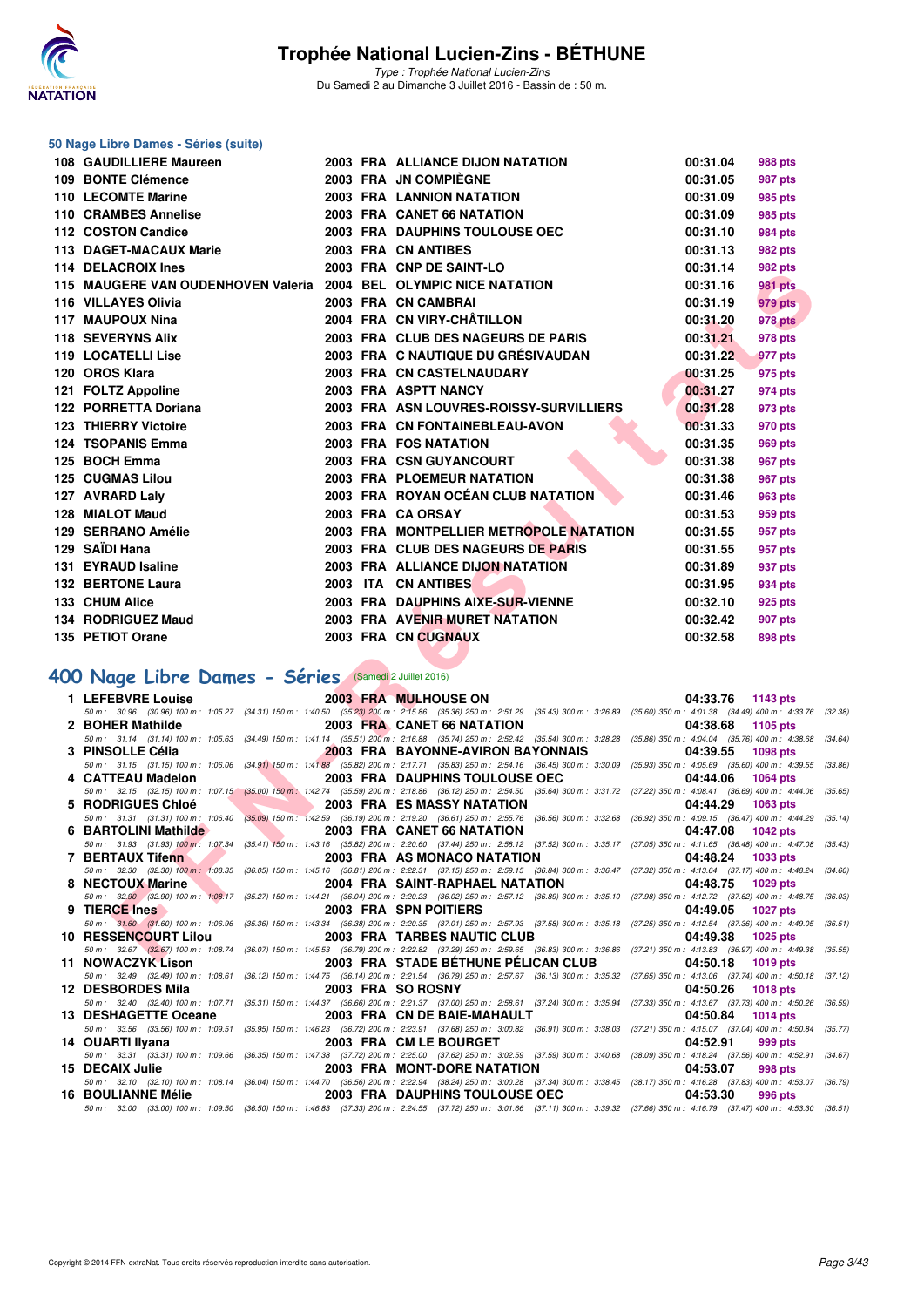### 50 Nage Libre Dames - Séries (suite)

| Rang | Nom | Année | Nat | Club | Temps | Points |
|---|---|---|---|---|---|---|
| 108 | GAUDILLIERE Maureen | 2003 | FRA | ALLIANCE DIJON NATATION | 00:31.04 | 988 pts |
| 109 | BONTE Clémence | 2003 | FRA | JN COMPIÈGNE | 00:31.05 | 987 pts |
| 110 | LECOMTE Marine | 2003 | FRA | LANNION NATATION | 00:31.09 | 985 pts |
| 110 | CRAMBES Annelise | 2003 | FRA | CANET 66 NATATION | 00:31.09 | 985 pts |
| 112 | COSTON Candice | 2003 | FRA | DAUPHINS TOULOUSE OEC | 00:31.10 | 984 pts |
| 113 | DAGET-MACAUX Marie | 2003 | FRA | CN ANTIBES | 00:31.13 | 982 pts |
| 114 | DELACROIX Ines | 2003 | FRA | CNP DE SAINT-LO | 00:31.14 | 982 pts |
| 115 | MAUGERE VAN OUDENHOVEN Valeria | 2004 | BEL | OLYMPIC NICE NATATION | 00:31.16 | 981 pts |
| 116 | VILLAYES Olivia | 2003 | FRA | CN CAMBRAI | 00:31.19 | 979 pts |
| 117 | MAUPOUX Nina | 2004 | FRA | CN VIRY-CHÂTILLON | 00:31.20 | 978 pts |
| 118 | SEVERYNS Alix | 2003 | FRA | CLUB DES NAGEURS DE PARIS | 00:31.21 | 978 pts |
| 119 | LOCATELLI Lise | 2003 | FRA | C NAUTIQUE DU GRÉSIVAUDAN | 00:31.22 | 977 pts |
| 120 | OROS Klara | 2003 | FRA | CN CASTELNAUDARY | 00:31.25 | 975 pts |
| 121 | FOLTZ Appoline | 2003 | FRA | ASPTT NANCY | 00:31.27 | 974 pts |
| 122 | PORRETTA Doriana | 2003 | FRA | ASN LOUVRES-ROISSY-SURVILLIERS | 00:31.28 | 973 pts |
| 123 | THIERRY Victoire | 2003 | FRA | CN FONTAINEBLEAU-AVON | 00:31.33 | 970 pts |
| 124 | TSOPANIS Emma | 2003 | FRA | FOS NATATION | 00:31.35 | 969 pts |
| 125 | BOCH Emma | 2003 | FRA | CSN GUYANCOURT | 00:31.38 | 967 pts |
| 125 | CUGMAS Lilou | 2003 | FRA | PLOEMEUR NATATION | 00:31.38 | 967 pts |
| 127 | AVRARD Laly | 2003 | FRA | ROYAN OCÉAN CLUB NATATION | 00:31.46 | 963 pts |
| 128 | MIALOT Maud | 2003 | FRA | CA ORSAY | 00:31.53 | 959 pts |
| 129 | SERRANO Amélie | 2003 | FRA | MONTPELLIER METROPOLE NATATION | 00:31.55 | 957 pts |
| 129 | SAÏDI Hana | 2003 | FRA | CLUB DES NAGEURS DE PARIS | 00:31.55 | 957 pts |
| 131 | EYRAUD Isaline | 2003 | FRA | ALLIANCE DIJON NATATION | 00:31.89 | 937 pts |
| 132 | BERTONE Laura | 2003 | ITA | CN ANTIBES | 00:31.95 | 934 pts |
| 133 | CHUM Alice | 2003 | FRA | DAUPHINS AIXE-SUR-VIENNE | 00:32.10 | 925 pts |
| 134 | RODRIGUEZ Maud | 2003 | FRA | AVENIR MURET NATATION | 00:32.42 | 907 pts |
| 135 | PETIOT Orane | 2003 | FRA | CN CUGNAUX | 00:32.58 | 898 pts |

## 400 Nage Libre Dames - Séries (Samedi 2 Juillet 2016)

| Rang | Nom | Année | Nat | Club | Temps | Points |
|---|---|---|---|---|---|---|
| 1 | LEFEBVRE Louise | 2003 | FRA | MULHOUSE ON | 04:33.76 | 1143 pts |
| | 50 m : 30.96 (30.96) 100 m : 1:05.27 (34.31) 150 m : 1:40.50 (35.23) 200 m : 2:15.86 (35.36) 250 m : 2:51.29 (35.43) 300 m : 3:26.89 (35.60) 350 m : 4:01.38 (34.49) 400 m : 4:33.76 (32.38) | | | | | |
| 2 | BOHER Mathilde | 2003 | FRA | CANET 66 NATATION | 04:38.68 | 1105 pts |
| | 50 m : 31.14 (31.14) 100 m : 1:05.63 (34.49) 150 m : 1:41.14 (35.51) 200 m : 2:16.88 (35.74) 250 m : 2:52.42 (35.54) 300 m : 3:28.28 (35.86) 350 m : 4:04.04 (35.76) 400 m : 4:38.68 (34.64) | | | | | |
| 3 | PINSOLLE Célia | 2003 | FRA | BAYONNE-AVIRON BAYONNAIS | 04:39.55 | 1098 pts |
| | 50 m : 31.15 (31.15) 100 m : 1:06.06 (34.91) 150 m : 1:41.88 (35.82) 200 m : 2:17.71 (35.83) 250 m : 2:54.16 (36.45) 300 m : 3:30.09 (35.93) 350 m : 4:05.69 (35.60) 400 m : 4:39.55 (33.86) | | | | | |
| 4 | CATTEAU Madelon | 2003 | FRA | DAUPHINS TOULOUSE OEC | 04:44.06 | 1064 pts |
| | 50 m : 32.15 (32.15) 100 m : 1:07.15 (35.00) 150 m : 1:42.74 (35.59) 200 m : 2:18.86 (36.12) 250 m : 2:54.50 (35.64) 300 m : 3:31.72 (37.22) 350 m : 4:08.41 (36.69) 400 m : 4:44.06 (35.65) | | | | | |
| 5 | RODRIGUES Chloé | 2003 | FRA | ES MASSY NATATION | 04:44.29 | 1063 pts |
| | 50 m : 31.31 (31.31) 100 m : 1:06.40 (35.09) 150 m : 1:42.59 (36.19) 200 m : 2:19.20 (36.61) 250 m : 2:55.76 (36.56) 300 m : 3:32.68 (36.92) 350 m : 4:09.15 (36.47) 400 m : 4:44.29 (35.14) | | | | | |
| 6 | BARTOLINI Mathilde | 2003 | FRA | CANET 66 NATATION | 04:47.08 | 1042 pts |
| | 50 m : 31.93 (31.93) 100 m : 1:07.34 (35.41) 150 m : 1:43.16 (35.82) 200 m : 2:20.60 (37.44) 250 m : 2:58.12 (37.52) 300 m : 3:35.17 (37.05) 350 m : 4:11.65 (36.48) 400 m : 4:47.08 (35.43) | | | | | |
| 7 | BERTAUX Tifenn | 2003 | FRA | AS MONACO NATATION | 04:48.24 | 1033 pts |
| | 50 m : 32.30 (32.30) 100 m : 1:08.35 (36.05) 150 m : 1:45.16 (36.81) 200 m : 2:22.31 (37.15) 250 m : 2:59.15 (36.84) 300 m : 3:36.47 (37.32) 350 m : 4:13.64 (37.17) 400 m : 4:48.24 (34.60) | | | | | |
| 8 | NECTOUX Marine | 2004 | FRA | SAINT-RAPHAEL NATATION | 04:48.75 | 1029 pts |
| | 50 m : 32.90 (32.90) 100 m : 1:08.17 (35.27) 150 m : 1:44.21 (36.04) 200 m : 2:20.23 (36.02) 250 m : 2:57.12 (36.89) 300 m : 3:35.10 (37.98) 350 m : 4:12.72 (37.62) 400 m : 4:48.75 (36.03) | | | | | |
| 9 | TIERCE Ines | 2003 | FRA | SPN POITIERS | 04:49.05 | 1027 pts |
| | 50 m : 31.60 (31.60) 100 m : 1:06.96 (35.36) 150 m : 1:43.34 (36.38) 200 m : 2:20.35 (37.01) 250 m : 2:57.93 (37.58) 300 m : 3:35.18 (37.25) 350 m : 4:12.54 (37.36) 400 m : 4:49.05 (36.51) | | | | | |
| 10 | RESSENCOURT Lilou | 2003 | FRA | TARBES NAUTIC CLUB | 04:49.38 | 1025 pts |
| | 50 m : 32.67 (32.67) 100 m : 1:08.74 (36.07) 150 m : 1:45.53 (36.79) 200 m : 2:22.82 (37.29) 250 m : 2:59.65 (36.83) 300 m : 3:36.86 (37.21) 350 m : 4:13.83 (36.97) 400 m : 4:49.38 (35.55) | | | | | |
| 11 | NOWACZYK Lison | 2003 | FRA | STADE BÉTHUNE PÉLICAN CLUB | 04:50.18 | 1019 pts |
| | 50 m : 32.49 (32.49) 100 m : 1:08.61 (36.12) 150 m : 1:44.75 (36.14) 200 m : 2:21.54 (36.79) 250 m : 2:57.67 (36.13) 300 m : 3:35.32 (37.65) 350 m : 4:13.06 (37.74) 400 m : 4:50.18 (37.12) | | | | | |
| 12 | DESBORDES Mila | 2003 | FRA | SO ROSNY | 04:50.26 | 1018 pts |
| | 50 m : 32.40 (32.40) 100 m : 1:07.71 (35.31) 150 m : 1:44.37 (36.66) 200 m : 2:21.37 (37.00) 250 m : 2:58.61 (37.24) 300 m : 3:35.94 (37.33) 350 m : 4:13.67 (37.73) 400 m : 4:50.26 (36.59) | | | | | |
| 13 | DESHAGETTE Oceane | 2003 | FRA | CN DE BAIE-MAHAULT | 04:50.84 | 1014 pts |
| | 50 m : 33.56 (33.56) 100 m : 1:09.51 (35.95) 150 m : 1:46.23 (36.72) 200 m : 2:23.91 (37.68) 250 m : 3:00.82 (36.91) 300 m : 3:38.03 (37.21) 350 m : 4:15.07 (37.04) 400 m : 4:50.84 (35.77) | | | | | |
| 14 | OUARTI Ilyana | 2003 | FRA | CM LE BOURGET | 04:52.91 | 999 pts |
| | 50 m : 33.31 (33.31) 100 m : 1:09.66 (36.35) 150 m : 1:47.38 (37.72) 200 m : 2:25.00 (37.62) 250 m : 3:02.59 (37.59) 300 m : 3:40.68 (38.09) 350 m : 4:18.24 (37.56) 400 m : 4:52.91 (34.67) | | | | | |
| 15 | DECAIX Julie | 2003 | FRA | MONT-DORE NATATION | 04:53.07 | 998 pts |
| | 50 m : 32.10 (32.10) 100 m : 1:08.14 (36.04) 150 m : 1:44.70 (36.56) 200 m : 2:22.94 (38.24) 250 m : 3:00.28 (37.34) 300 m : 3:38.45 (38.17) 350 m : 4:16.28 (37.83) 400 m : 4:53.07 (36.79) | | | | | |
| 16 | BOULIANNE Mélie | 2003 | FRA | DAUPHINS TOULOUSE OEC | 04:53.30 | 996 pts |
| | 50 m : 33.00 (33.00) 100 m : 1:09.50 (36.50) 150 m : 1:46.83 (37.33) 200 m : 2:24.55 (37.72) 250 m : 3:01.66 (37.11) 300 m : 3:39.32 (37.66) 350 m : 4:16.79 (37.47) 400 m : 4:53.30 (36.51) | | | | | |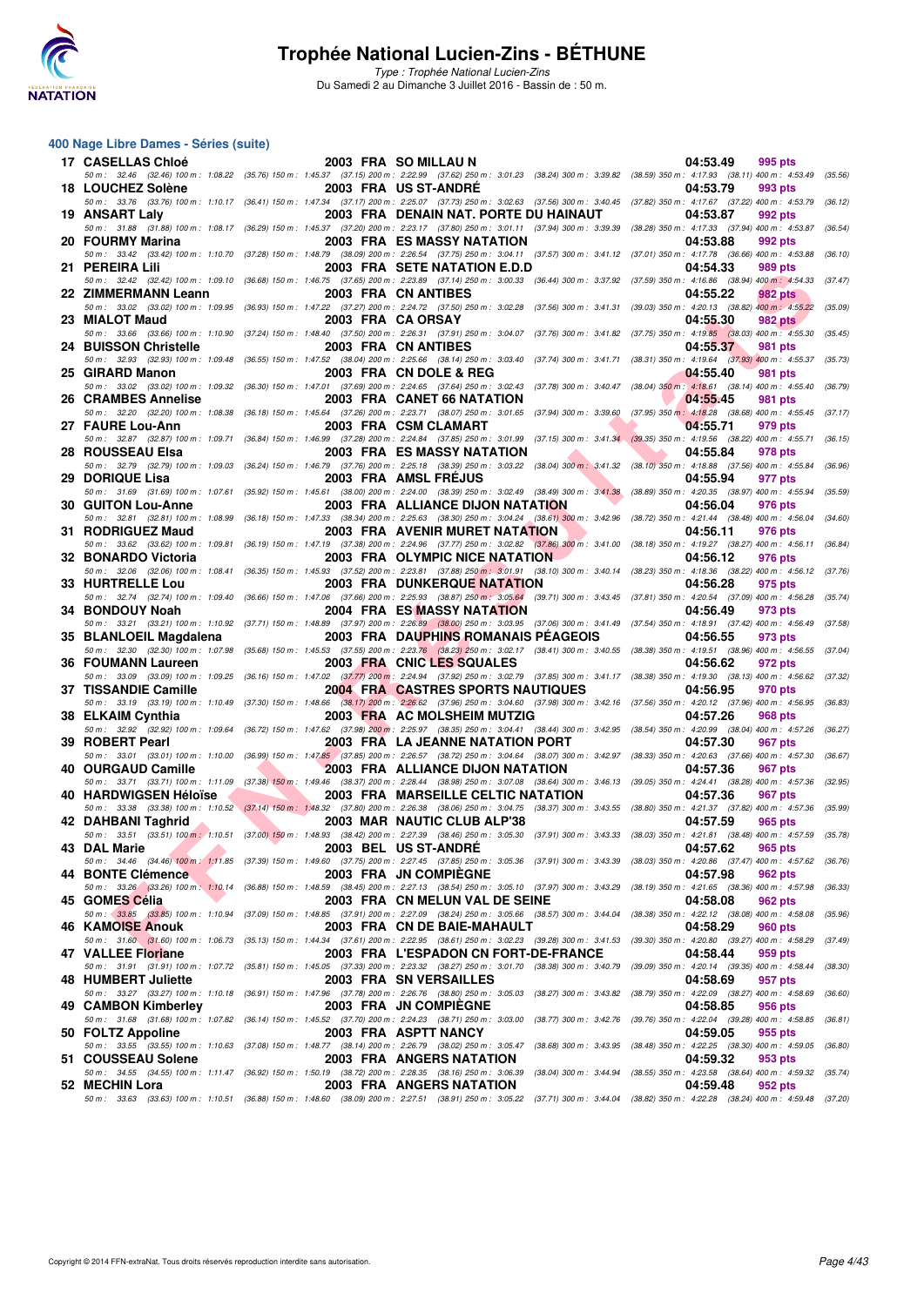# Trophée National Lucien-Zins - BÉTHUNE

Type : Trophée National Lucien-Zins
Du Samedi 2 au Dimanche 3 Juillet 2016 - Bassin de : 50 m.

## 400 Nage Libre Dames - Séries (suite)

| Rang | Nom | Année | Nat. | Club | Temps | Points |
|---|---|---|---|---|---|---|
| 17 | CASELLAS Chloé | 2003 | FRA | SO MILLAU N | 04:53.49 | 995 pts |
| | 50 m : 32.46 (32.46) 100 m : 1:08.22 (35.76) 150 m : 1:45.37 (37.15) 200 m : 2:22.99 (37.62) 250 m : 3:01.23 (38.24) 300 m : 3:39.82 (38.59) 350 m : 4:17.93 (38.11) 400 m : 4:53.49 (35.56) | | | | | |
| 18 | LOUCHEZ Solène | 2003 | FRA | US ST-ANDRÉ | 04:53.79 | 993 pts |
| | 50 m : 33.76 (33.76) 100 m : 1:10.17 (36.41) 150 m : 1:47.34 (37.17) 200 m : 2:25.07 (37.73) 250 m : 3:02.63 (37.56) 300 m : 3:40.45 (37.82) 350 m : 4:17.67 (37.22) 400 m : 4:53.79 (36.12) | | | | | |
| 19 | ANSART Laly | 2003 | FRA | DENAIN NAT. PORTE DU HAINAUT | 04:53.87 | 992 pts |
| | 50 m : 31.88 (31.88) 100 m : 1:08.17 (36.29) 150 m : 1:45.37 (37.20) 200 m : 2:23.17 (37.80) 250 m : 3:01.11 (37.94) 300 m : 3:39.39 (38.28) 350 m : 4:17.33 (37.94) 400 m : 4:53.87 (36.54) | | | | | |
| 20 | FOURMY Marina | 2003 | FRA | ES MASSY NATATION | 04:53.88 | 992 pts |
| | 50 m : 33.42 (33.42) 100 m : 1:10.70 (37.28) 150 m : 1:48.79 (38.09) 200 m : 2:26.54 (37.75) 250 m : 3:04.11 (37.57) 300 m : 3:41.12 (37.01) 350 m : 4:17.78 (36.66) 400 m : 4:53.88 (36.10) | | | | | |
| 21 | PEREIRA Lili | 2003 | FRA | SETE NATATION E.D.D | 04:54.33 | 989 pts |
| | 50 m : 32.42 (32.42) 100 m : 1:09.10 (36.68) 150 m : 1:46.75 (37.65) 200 m : 2:23.89 (37.14) 250 m : 3:00.33 (36.44) 300 m : 3:37.92 (37.59) 350 m : 4:16.86 (38.94) 400 m : 4:54.33 (37.47) | | | | | |
| 22 | ZIMMERMANN Leann | 2003 | FRA | CN ANTIBES | 04:55.22 | 982 pts |
| | 50 m : 33.02 (33.02) 100 m : 1:09.95 (36.93) 150 m : 1:47.22 (37.27) 200 m : 2:24.72 (37.50) 250 m : 3:02.28 (37.56) 300 m : 3:41.31 (39.03) 350 m : 4:20.13 (38.82) 400 m : 4:55.22 (35.09) | | | | | |
| 23 | MIALOT Maud | 2003 | FRA | CA ORSAY | 04:55.30 | 982 pts |
| | 50 m : 33.66 (33.66) 100 m : 1:10.90 (37.24) 150 m : 1:48.40 (37.50) 200 m : 2:26.31 (37.91) 250 m : 3:04.07 (37.76) 300 m : 3:41.82 (37.75) 350 m : 4:19.85 (38.03) 400 m : 4:55.30 (35.45) | | | | | |
| 24 | BUISSON Christelle | 2003 | FRA | CN ANTIBES | 04:55.37 | 981 pts |
| | 50 m : 32.93 (32.93) 100 m : 1:09.48 (36.55) 150 m : 1:47.52 (38.04) 200 m : 2:25.66 (38.14) 250 m : 3:03.40 (37.74) 300 m : 3:41.71 (38.31) 350 m : 4:19.64 (37.93) 400 m : 4:55.37 (35.73) | | | | | |
| 25 | GIRARD Manon | 2003 | FRA | CN DOLE & REG | 04:55.40 | 981 pts |
| | 50 m : 33.02 (33.02) 100 m : 1:09.32 (36.30) 150 m : 1:47.01 (37.69) 200 m : 2:24.65 (37.64) 250 m : 3:02.43 (37.78) 300 m : 3:40.47 (38.04) 350 m : 4:18.61 (38.14) 400 m : 4:55.40 (36.79) | | | | | |
| 26 | CRAMBES Annelise | 2003 | FRA | CANET 66 NATATION | 04:55.45 | 981 pts |
| | 50 m : 32.20 (32.20) 100 m : 1:08.38 (36.18) 150 m : 1:45.64 (37.26) 200 m : 2:23.71 (38.07) 250 m : 3:01.65 (37.94) 300 m : 3:39.60 (37.95) 350 m : 4:18.28 (38.68) 400 m : 4:55.45 (37.17) | | | | | |
| 27 | FAURE Lou-Ann | 2003 | FRA | CSM CLAMART | 04:55.71 | 979 pts |
| | 50 m : 32.87 (32.87) 100 m : 1:09.71 (36.84) 150 m : 1:46.99 (37.28) 200 m : 2:24.84 (37.85) 250 m : 3:01.99 (37.15) 300 m : 3:41.34 (39.35) 350 m : 4:19.56 (38.22) 400 m : 4:55.71 (36.15) | | | | | |
| 28 | ROUSSEAU Elsa | 2003 | FRA | ES MASSY NATATION | 04:55.84 | 978 pts |
| | 50 m : 32.79 (32.79) 100 m : 1:09.03 (36.24) 150 m : 1:46.79 (37.76) 200 m : 2:25.18 (38.39) 250 m : 3:03.22 (38.04) 300 m : 3:41.32 (38.10) 350 m : 4:18.88 (37.56) 400 m : 4:55.84 (36.96) | | | | | |
| 29 | DORIQUE Lisa | 2003 | FRA | AMSL FRÉJUS | 04:55.94 | 977 pts |
| | 50 m : 31.69 (31.69) 100 m : 1:07.61 (35.92) 150 m : 1:45.61 (38.00) 200 m : 2:24.00 (38.39) 250 m : 3:02.49 (38.49) 300 m : 3:41.38 (38.89) 350 m : 4:20.35 (38.97) 400 m : 4:55.94 (35.59) | | | | | |
| 30 | GUITON Lou-Anne | 2003 | FRA | ALLIANCE DIJON NATATION | 04:56.04 | 976 pts |
| | 50 m : 32.81 (32.81) 100 m : 1:08.99 (36.18) 150 m : 1:47.33 (38.34) 200 m : 2:25.63 (38.30) 250 m : 3:04.24 (38.61) 300 m : 3:42.96 (38.72) 350 m : 4:21.44 (38.48) 400 m : 4:56.04 (34.60) | | | | | |
| 31 | RODRIGUEZ Maud | 2003 | FRA | AVENIR MURET NATATION | 04:56.11 | 976 pts |
| | 50 m : 33.62 (33.62) 100 m : 1:09.81 (36.19) 150 m : 1:47.19 (37.38) 200 m : 2:24.96 (37.77) 250 m : 3:02.82 (37.86) 300 m : 3:41.00 (38.18) 350 m : 4:19.27 (38.27) 400 m : 4:56.11 (36.84) | | | | | |
| 32 | BONARDO Victoria | 2003 | FRA | OLYMPIC NICE NATATION | 04:56.12 | 976 pts |
| | 50 m : 32.06 (32.06) 100 m : 1:08.41 (36.35) 150 m : 1:45.93 (37.52) 200 m : 2:23.81 (37.88) 250 m : 3:01.91 (38.10) 300 m : 3:40.14 (38.23) 350 m : 4:18.36 (38.22) 400 m : 4:56.12 (37.76) | | | | | |
| 33 | HURTRELLE Lou | 2003 | FRA | DUNKERQUE NATATION | 04:56.28 | 975 pts |
| | 50 m : 32.74 (32.74) 100 m : 1:09.40 (36.66) 150 m : 1:47.06 (37.66) 200 m : 2:25.93 (38.87) 250 m : 3:05.64 (39.71) 300 m : 3:43.45 (37.81) 350 m : 4:20.54 (37.09) 400 m : 4:56.28 (35.74) | | | | | |
| 34 | BONDOUY Noah | 2004 | FRA | ES MASSY NATATION | 04:56.49 | 973 pts |
| | 50 m : 33.21 (33.21) 100 m : 1:10.92 (37.71) 150 m : 1:48.89 (37.97) 200 m : 2:26.89 (38.00) 250 m : 3:03.95 (37.06) 300 m : 3:41.49 (37.54) 350 m : 4:18.91 (37.42) 400 m : 4:56.49 (37.58) | | | | | |
| 35 | BLANLOEIL Magdalena | 2003 | FRA | DAUPHINS ROMANAIS PÉAGEOIS | 04:56.55 | 973 pts |
| | 50 m : 32.30 (32.30) 100 m : 1:07.98 (35.68) 150 m : 1:45.53 (37.55) 200 m : 2:23.76 (38.23) 250 m : 3:02.17 (38.41) 300 m : 3:40.55 (38.38) 350 m : 4:19.51 (38.96) 400 m : 4:56.55 (37.04) | | | | | |
| 36 | FOUMANN Laureen | 2003 | FRA | CNIC LES SQUALES | 04:56.62 | 972 pts |
| | 50 m : 33.09 (33.09) 100 m : 1:09.25 (36.16) 150 m : 1:47.02 (37.77) 200 m : 2:24.94 (37.92) 250 m : 3:02.79 (37.85) 300 m : 3:41.17 (38.38) 350 m : 4:19.30 (38.13) 400 m : 4:56.62 (37.32) | | | | | |
| 37 | TISSANDIE Camille | 2004 | FRA | CASTRES SPORTS NAUTIQUES | 04:56.95 | 970 pts |
| | 50 m : 33.19 (33.19) 100 m : 1:10.49 (37.30) 150 m : 1:48.66 (38.17) 200 m : 2:26.62 (37.96) 250 m : 3:04.60 (37.98) 300 m : 3:42.16 (37.56) 350 m : 4:20.12 (37.96) 400 m : 4:56.95 (36.83) | | | | | |
| 38 | ELKAIM Cynthia | 2003 | FRA | AC MOLSHEIM MUTZIG | 04:57.26 | 968 pts |
| | 50 m : 32.92 (32.92) 100 m : 1:09.64 (36.72) 150 m : 1:47.62 (37.98) 200 m : 2:25.97 (38.35) 250 m : 3:04.41 (38.44) 300 m : 3:42.95 (38.54) 350 m : 4:20.99 (38.04) 400 m : 4:57.26 (36.27) | | | | | |
| 39 | ROBERT Pearl | 2003 | FRA | LA JEANNE NATATION PORT | 04:57.30 | 967 pts |
| | 50 m : 33.01 (33.01) 100 m : 1:10.00 (36.99) 150 m : 1:47.85 (37.85) 200 m : 2:26.57 (38.72) 250 m : 3:04.64 (38.07) 300 m : 3:42.97 (38.33) 350 m : 4:20.63 (37.66) 400 m : 4:57.30 (36.67) | | | | | |
| 40 | OURGAUD Camille | 2003 | FRA | ALLIANCE DIJON NATATION | 04:57.36 | 967 pts |
| | 50 m : 33.71 (33.71) 100 m : 1:11.09 (37.38) 150 m : 1:49.46 (38.37) 200 m : 2:28.44 (38.98) 250 m : 3:07.08 (38.64) 300 m : 3:46.13 (39.05) 350 m : 4:24.41 (38.28) 400 m : 4:57.36 (32.95) | | | | | |
| 40 | HARDWIGSEN Héloïse | 2003 | FRA | MARSEILLE CELTIC NATATION | 04:57.36 | 967 pts |
| | 50 m : 33.38 (33.38) 100 m : 1:10.52 (37.14) 150 m : 1:48.32 (37.80) 200 m : 2:26.38 (38.06) 250 m : 3:04.75 (38.37) 300 m : 3:43.55 (38.80) 350 m : 4:21.37 (37.82) 400 m : 4:57.36 (35.99) | | | | | |
| 42 | DAHBANI Taghrid | 2003 | MAR | NAUTIC CLUB ALP'38 | 04:57.59 | 965 pts |
| | 50 m : 33.51 (33.51) 100 m : 1:10.51 (37.00) 150 m : 1:48.93 (38.42) 200 m : 2:27.39 (38.46) 250 m : 3:05.30 (37.91) 300 m : 3:43.33 (38.03) 350 m : 4:21.81 (38.48) 400 m : 4:57.59 (35.78) | | | | | |
| 43 | DAL Marie | 2003 | BEL | US ST-ANDRÉ | 04:57.62 | 965 pts |
| | 50 m : 34.46 (34.46) 100 m : 1:11.85 (37.39) 150 m : 1:49.60 (37.75) 200 m : 2:27.45 (37.85) 250 m : 3:05.36 (37.91) 300 m : 3:43.39 (38.03) 350 m : 4:20.86 (37.47) 400 m : 4:57.62 (36.76) | | | | | |
| 44 | BONTE Clémence | 2003 | FRA | JN COMPIÈGNE | 04:57.98 | 962 pts |
| | 50 m : 33.26 (33.26) 100 m : 1:10.14 (36.88) 150 m : 1:48.59 (38.45) 200 m : 2:27.13 (38.54) 250 m : 3:05.10 (37.97) 300 m : 3:43.29 (38.19) 350 m : 4:21.65 (38.36) 400 m : 4:57.98 (36.33) | | | | | |
| 45 | GOMES Célia | 2003 | FRA | CN MELUN VAL DE SEINE | 04:58.08 | 962 pts |
| | 50 m : 33.85 (33.85) 100 m : 1:10.94 (37.09) 150 m : 1:48.85 (37.91) 200 m : 2:27.09 (38.24) 250 m : 3:05.66 (38.57) 300 m : 3:44.04 (38.38) 350 m : 4:22.12 (38.08) 400 m : 4:58.08 (35.96) | | | | | |
| 46 | KAMOISE Anouk | 2003 | FRA | CN DE BAIE-MAHAULT | 04:58.29 | 960 pts |
| | 50 m : 31.60 (31.60) 100 m : 1:06.73 (35.13) 150 m : 1:44.34 (37.61) 200 m : 2:22.95 (38.61) 250 m : 3:02.23 (39.28) 300 m : 3:41.53 (39.30) 350 m : 4:20.80 (39.27) 400 m : 4:58.29 (37.49) | | | | | |
| 47 | VALLEE Floriane | 2003 | FRA | L'ESPADON CN FORT-DE-FRANCE | 04:58.44 | 959 pts |
| | 50 m : 31.91 (31.91) 100 m : 1:07.72 (35.81) 150 m : 1:45.05 (37.33) 200 m : 2:23.32 (38.27) 250 m : 3:01.70 (38.38) 300 m : 3:40.79 (39.09) 350 m : 4:20.14 (39.35) 400 m : 4:58.44 (38.30) | | | | | |
| 48 | HUMBERT Juliette | 2003 | FRA | SN VERSAILLES | 04:58.69 | 957 pts |
| | 50 m : 33.27 (33.27) 100 m : 1:10.18 (36.91) 150 m : 1:47.96 (37.78) 200 m : 2:26.76 (38.80) 250 m : 3:05.03 (38.27) 300 m : 3:43.82 (38.79) 350 m : 4:22.09 (38.27) 400 m : 4:58.69 (36.60) | | | | | |
| 49 | CAMBON Kimberley | 2003 | FRA | JN COMPIÈGNE | 04:58.85 | 956 pts |
| | 50 m : 31.68 (31.68) 100 m : 1:07.82 (36.14) 150 m : 1:45.52 (37.70) 200 m : 2:24.23 (38.71) 250 m : 3:03.00 (38.77) 300 m : 3:42.76 (39.76) 350 m : 4:22.04 (39.28) 400 m : 4:58.85 (36.81) | | | | | |
| 50 | FOLTZ Appoline | 2003 | FRA | ASPTT NANCY | 04:59.05 | 955 pts |
| | 50 m : 33.55 (33.55) 100 m : 1:10.63 (37.08) 150 m : 1:48.77 (38.14) 200 m : 2:26.79 (38.02) 250 m : 3:05.47 (38.68) 300 m : 3:43.95 (38.48) 350 m : 4:22.25 (38.30) 400 m : 4:59.05 (36.80) | | | | | |
| 51 | COUSSEAU Solene | 2003 | FRA | ANGERS NATATION | 04:59.32 | 953 pts |
| | 50 m : 34.55 (34.55) 100 m : 1:11.47 (36.92) 150 m : 1:50.19 (38.72) 200 m : 2:28.35 (38.16) 250 m : 3:06.39 (38.04) 300 m : 3:44.94 (38.55) 350 m : 4:23.58 (38.64) 400 m : 4:59.32 (35.74) | | | | | |
| 52 | MECHIN Lora | 2003 | FRA | ANGERS NATATION | 04:59.48 | 952 pts |
| | 50 m : 33.63 (33.63) 100 m : 1:10.51 (36.88) 150 m : 1:48.60 (38.09) 200 m : 2:27.51 (38.91) 250 m : 3:05.22 (37.71) 300 m : 3:44.04 (38.82) 350 m : 4:22.28 (38.24) 400 m : 4:59.48 (37.20) | | | | | |

Copyright © 2014 FFN-extraNat. Tous droits réservés reproduction interdite sans autorisation.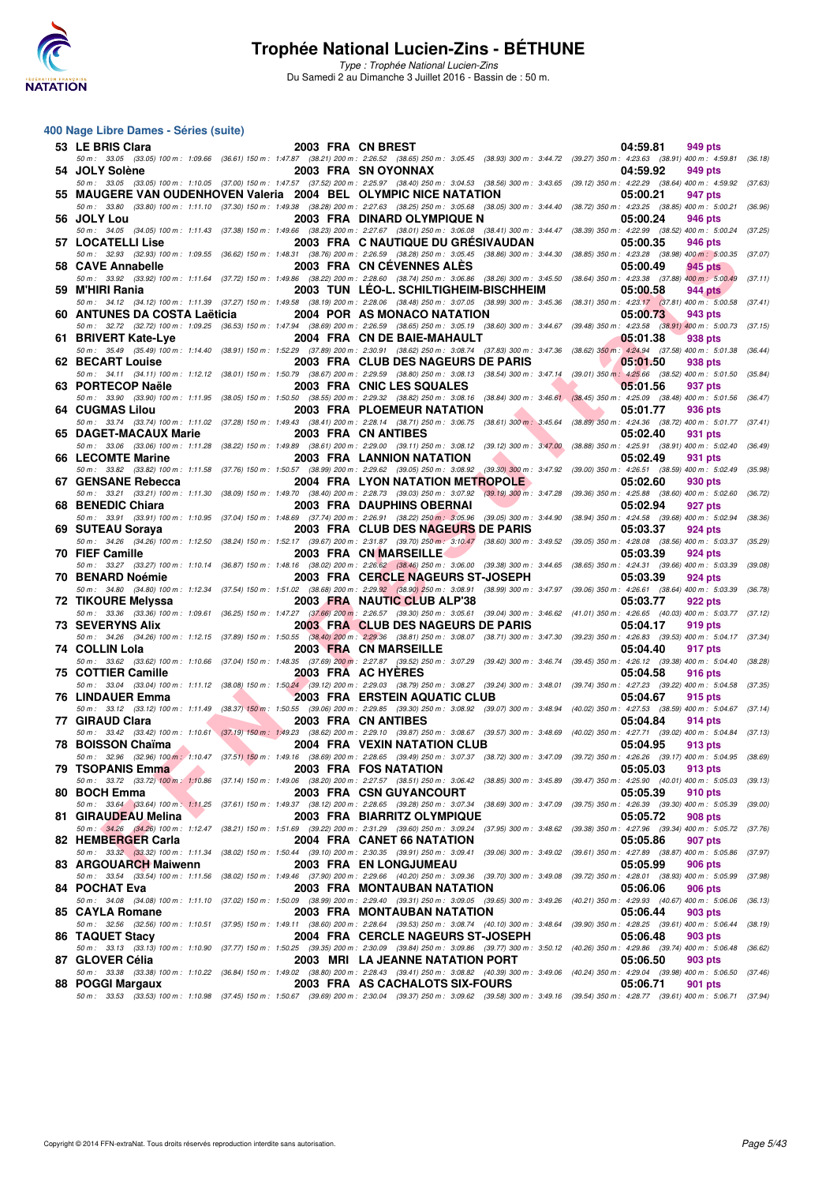## 400 Nage Libre Dames - Séries (suite)

| Rang | Nom | Année | Nat. | Club | Temps | Points |
|---|---|---|---|---|---|---|
| 53 | LE BRIS Clara | 2003 | FRA | CN BREST | 04:59.81 | 949 pts |
| | 50 m : 33.05 (33.05) 100 m : 1:09.66 (36.61) 150 m : 1:47.87 (38.21) 200 m : 2:26.52 (38.65) 250 m : 3:05.45 (38.93) 300 m : 3:44.72 (39.27) 350 m : 4:23.63 (38.91) 400 m : 4:59.81 (36.18) | | | | | |
| 54 | JOLY Solène | 2003 | FRA | SN OYONNAX | 04:59.92 | 949 pts |
| | 50 m : 33.05 (33.05) 100 m : 1:10.05 (37.00) 150 m : 1:47.57 (37.52) 200 m : 2:25.97 (38.40) 250 m : 3:04.53 (38.56) 300 m : 3:43.65 (39.12) 350 m : 4:22.29 (38.64) 400 m : 4:59.92 (37.63) | | | | | |
| 55 | MAUGERE VAN OUDENHOVEN Valeria | 2004 | BEL | OLYMPIC NICE NATATION | 05:00.21 | 947 pts |
| | 50 m : 33.80 (33.80) 100 m : 1:11.10 (37.30) 150 m : 1:49.38 (38.28) 200 m : 2:27.63 (38.25) 250 m : 3:05.68 (38.05) 300 m : 3:44.40 (38.72) 350 m : 4:23.25 (38.85) 400 m : 5:00.21 (36.96) | | | | | |
| 56 | JOLY Lou | 2003 | FRA | DINARD OLYMPIQUE N | 05:00.24 | 946 pts |
| | 50 m : 34.05 (34.05) 100 m : 1:11.43 (37.38) 150 m : 1:49.66 (38.23) 200 m : 2:27.67 (38.01) 250 m : 3:06.08 (38.41) 300 m : 3:44.47 (38.39) 350 m : 4:22.99 (38.52) 400 m : 5:00.24 (37.25) | | | | | |
| 57 | LOCATELLI Lise | 2003 | FRA | C NAUTIQUE DU GRÉSIVAUDAN | 05:00.35 | 946 pts |
| | 50 m : 32.93 (32.93) 100 m : 1:09.55 (36.62) 150 m : 1:48.31 (38.76) 200 m : 2:26.59 (38.28) 250 m : 3:05.45 (38.86) 300 m : 3:44.30 (38.85) 350 m : 4:23.28 (38.98) 400 m : 5:00.35 (37.07) | | | | | |
| 58 | CAVE Annabelle | 2003 | FRA | CN CÉVENNES ALÈS | 05:00.49 | 945 pts |
| | 50 m : 33.92 (33.92) 100 m : 1:11.64 (37.72) 150 m : 1:49.86 (38.22) 200 m : 2:28.60 (38.74) 250 m : 3:06.86 (38.26) 300 m : 3:45.50 (38.64) 350 m : 4:23.38 (37.88) 400 m : 5:00.49 (37.11) | | | | | |
| 59 | M'HIRI Rania | 2003 | TUN | LÉO-L. SCHILTIGHEIM-BISCHHEIM | 05:00.58 | 944 pts |
| | 50 m : 34.12 (34.12) 100 m : 1:11.39 (37.27) 150 m : 1:49.58 (38.19) 200 m : 2:28.06 (38.48) 250 m : 3:07.05 (38.99) 300 m : 3:45.36 (38.31) 350 m : 4:23.17 (37.81) 400 m : 5:00.58 (37.41) | | | | | |
| 60 | ANTUNES DA COSTA Laëticia | 2004 | POR | AS MONACO NATATION | 05:00.73 | 943 pts |
| | 50 m : 32.72 (32.72) 100 m : 1:09.25 (36.53) 150 m : 1:47.94 (38.69) 200 m : 2:26.59 (38.65) 250 m : 3:05.19 (38.60) 300 m : 3:44.67 (39.48) 350 m : 4:23.58 (38.91) 400 m : 5:00.73 (37.15) | | | | | |
| 61 | BRIVERT Kate-Lye | 2004 | FRA | CN DE BAIE-MAHAULT | 05:01.38 | 938 pts |
| | 50 m : 35.49 (35.49) 100 m : 1:14.40 (38.91) 150 m : 1:52.29 (37.89) 200 m : 2:30.91 (38.62) 250 m : 3:08.74 (37.83) 300 m : 3:47.36 (38.62) 350 m : 4:24.94 (37.58) 400 m : 5:01.38 (36.44) | | | | | |
| 62 | BECART Louise | 2003 | FRA | CLUB DES NAGEURS DE PARIS | 05:01.50 | 938 pts |
| | 50 m : 34.11 (34.11) 100 m : 1:12.12 (38.01) 150 m : 1:50.79 (38.67) 200 m : 2:29.59 (38.80) 250 m : 3:08.13 (38.54) 300 m : 3:47.14 (39.01) 350 m : 4:25.66 (38.52) 400 m : 5:01.50 (35.84) | | | | | |
| 63 | PORTECOP Naële | 2003 | FRA | CNIC LES SQUALES | 05:01.56 | 937 pts |
| | 50 m : 33.90 (33.90) 100 m : 1:11.95 (38.05) 150 m : 1:50.50 (38.55) 200 m : 2:29.32 (38.82) 250 m : 3:08.16 (38.84) 300 m : 3:46.61 (38.45) 350 m : 4:25.09 (38.48) 400 m : 5:01.56 (36.47) | | | | | |
| 64 | CUGMAS Lilou | 2003 | FRA | PLOEMEUR NATATION | 05:01.77 | 936 pts |
| | 50 m : 33.74 (33.74) 100 m : 1:11.02 (37.28) 150 m : 1:49.43 (38.41) 200 m : 2:28.14 (38.71) 250 m : 3:06.75 (38.61) 300 m : 3:45.64 (38.89) 350 m : 4:24.36 (38.72) 400 m : 5:01.77 (37.41) | | | | | |
| 65 | DAGET-MACAUX Marie | 2003 | FRA | CN ANTIBES | 05:02.40 | 931 pts |
| | 50 m : 33.06 (33.06) 100 m : 1:11.28 (38.22) 150 m : 1:49.89 (38.61) 200 m : 2:29.00 (39.11) 250 m : 3:08.12 (39.12) 300 m : 3:47.00 (38.88) 350 m : 4:25.91 (38.91) 400 m : 5:02.40 (36.49) | | | | | |
| 66 | LECOMTE Marine | 2003 | FRA | LANNION NATATION | 05:02.49 | 931 pts |
| | 50 m : 33.82 (33.82) 100 m : 1:11.58 (37.76) 150 m : 1:50.57 (38.99) 200 m : 2:29.62 (39.05) 250 m : 3:08.92 (39.30) 300 m : 3:47.92 (39.00) 350 m : 4:26.51 (38.59) 400 m : 5:02.49 (35.98) | | | | | |
| 67 | GENSANE Rebecca | 2004 | FRA | LYON NATATION METROPOLE | 05:02.60 | 930 pts |
| | 50 m : 33.21 (33.21) 100 m : 1:11.30 (38.09) 150 m : 1:49.70 (38.40) 200 m : 2:28.73 (39.03) 250 m : 3:07.92 (39.19) 300 m : 3:47.28 (39.36) 350 m : 4:25.88 (38.60) 400 m : 5:02.60 (36.72) | | | | | |
| 68 | BENEDIC Chiara | 2003 | FRA | DAUPHINS OBERNAI | 05:02.94 | 927 pts |
| | 50 m : 33.91 (33.91) 100 m : 1:10.95 (37.04) 150 m : 1:48.69 (37.74) 200 m : 2:26.91 (38.22) 250 m : 3:05.96 (39.05) 300 m : 3:44.90 (38.94) 350 m : 4:24.58 (39.68) 400 m : 5:02.94 (38.36) | | | | | |
| 69 | SUTEAU Soraya | 2003 | FRA | CLUB DES NAGEURS DE PARIS | 05:03.37 | 924 pts |
| | 50 m : 34.26 (34.26) 100 m : 1:12.50 (38.24) 150 m : 1:52.17 (39.67) 200 m : 2:31.87 (39.70) 250 m : 3:10.47 (38.60) 300 m : 3:49.52 (39.05) 350 m : 4:28.08 (38.56) 400 m : 5:03.37 (35.29) | | | | | |
| 70 | FIEF Camille | 2003 | FRA | CN MARSEILLE | 05:03.39 | 924 pts |
| | 50 m : 33.27 (33.27) 100 m : 1:10.14 (36.87) 150 m : 1:48.16 (38.02) 200 m : 2:26.62 (38.46) 250 m : 3:06.00 (39.38) 300 m : 3:44.65 (38.65) 350 m : 4:24.31 (39.66) 400 m : 5:03.39 (39.08) | | | | | |
| 70 | BENARD Noémie | 2003 | FRA | CERCLE NAGEURS ST-JOSEPH | 05:03.39 | 924 pts |
| | 50 m : 34.80 (34.80) 100 m : 1:12.34 (37.54) 150 m : 1:51.02 (38.68) 200 m : 2:29.92 (38.90) 250 m : 3:08.91 (38.99) 300 m : 3:47.97 (39.06) 350 m : 4:26.61 (38.64) 400 m : 5:03.39 (36.78) | | | | | |
| 72 | TIKOURE Melyssa | 2003 | FRA | NAUTIC CLUB ALP'38 | 05:03.77 | 922 pts |
| | 50 m : 33.36 (33.36) 100 m : 1:09.61 (36.25) 150 m : 1:47.27 (37.66) 200 m : 2:26.57 (39.30) 250 m : 3:05.61 (39.04) 300 m : 3:46.62 (41.01) 350 m : 4:26.65 (40.03) 400 m : 5:03.77 (37.12) | | | | | |
| 73 | SEVERYNS Alix | 2003 | FRA | CLUB DES NAGEURS DE PARIS | 05:04.17 | 919 pts |
| | 50 m : 34.26 (34.26) 100 m : 1:12.15 (37.89) 150 m : 1:50.55 (38.40) 200 m : 2:29.36 (38.81) 250 m : 3:08.07 (38.71) 300 m : 3:47.30 (39.23) 350 m : 4:26.83 (39.53) 400 m : 5:04.17 (37.34) | | | | | |
| 74 | COLLIN Lola | 2003 | FRA | CN MARSEILLE | 05:04.40 | 917 pts |
| | 50 m : 33.62 (33.62) 100 m : 1:10.66 (37.04) 150 m : 1:48.35 (37.69) 200 m : 2:27.87 (39.52) 250 m : 3:07.29 (39.42) 300 m : 3:46.74 (39.45) 350 m : 4:26.12 (39.38) 400 m : 5:04.40 (38.28) | | | | | |
| 75 | COTTIER Camille | 2003 | FRA | AC HYÈRES | 05:04.58 | 916 pts |
| | 50 m : 33.04 (33.04) 100 m : 1:11.12 (38.08) 150 m : 1:50.24 (39.12) 200 m : 2:29.03 (38.79) 250 m : 3:08.27 (39.24) 300 m : 3:48.01 (39.74) 350 m : 4:27.23 (39.22) 400 m : 5:04.58 (37.35) | | | | | |
| 76 | LINDAUER Emma | 2003 | FRA | ERSTEIN AQUATIC CLUB | 05:04.67 | 915 pts |
| | 50 m : 33.12 (33.12) 100 m : 1:11.49 (38.37) 150 m : 1:50.55 (39.06) 200 m : 2:29.85 (39.30) 250 m : 3:08.92 (39.07) 300 m : 3:48.94 (40.02) 350 m : 4:27.53 (38.59) 400 m : 5:04.67 (37.14) | | | | | |
| 77 | GIRAUD Clara | 2003 | FRA | CN ANTIBES | 05:04.84 | 914 pts |
| | 50 m : 33.42 (33.42) 100 m : 1:10.61 (37.19) 150 m : 1:49.23 (38.62) 200 m : 2:29.10 (39.87) 250 m : 3:08.67 (39.57) 300 m : 3:48.69 (40.02) 350 m : 4:27.71 (39.02) 400 m : 5:04.84 (37.13) | | | | | |
| 78 | BOISSON Chaïma | 2004 | FRA | VEXIN NATATION CLUB | 05:04.95 | 913 pts |
| | 50 m : 32.96 (32.96) 100 m : 1:10.47 (37.51) 150 m : 1:49.16 (38.69) 200 m : 2:28.65 (39.49) 250 m : 3:07.37 (38.72) 300 m : 3:47.09 (39.72) 350 m : 4:26.26 (39.17) 400 m : 5:04.95 (38.69) | | | | | |
| 79 | TSOPANIS Emma | 2003 | FRA | FOS NATATION | 05:05.03 | 913 pts |
| | 50 m : 33.72 (33.72) 100 m : 1:10.86 (37.14) 150 m : 1:49.06 (38.20) 200 m : 2:27.57 (38.51) 250 m : 3:06.42 (38.85) 300 m : 3:45.89 (39.47) 350 m : 4:25.90 (40.01) 400 m : 5:05.03 (39.13) | | | | | |
| 80 | BOCH Emma | 2003 | FRA | CSN GUYANCOURT | 05:05.39 | 910 pts |
| | 50 m : 33.64 (33.64) 100 m : 1:11.25 (37.61) 150 m : 1:49.37 (38.12) 200 m : 2:28.65 (39.28) 250 m : 3:07.34 (38.69) 300 m : 3:47.09 (39.75) 350 m : 4:26.39 (39.30) 400 m : 5:05.39 (39.00) | | | | | |
| 81 | GIRAUDEAU Melina | 2003 | FRA | BIARRITZ OLYMPIQUE | 05:05.72 | 908 pts |
| | 50 m : 34.26 (34.26) 100 m : 1:12.47 (38.21) 150 m : 1:51.69 (39.22) 200 m : 2:31.29 (39.60) 250 m : 3:09.24 (37.95) 300 m : 3:48.62 (39.38) 350 m : 4:27.96 (39.34) 400 m : 5:05.72 (37.76) | | | | | |
| 82 | HEMBERGER Carla | 2004 | FRA | CANET 66 NATATION | 05:05.86 | 907 pts |
| | 50 m : 33.32 (33.32) 100 m : 1:11.34 (38.02) 150 m : 1:50.44 (39.10) 200 m : 2:30.35 (39.91) 250 m : 3:09.41 (39.06) 300 m : 3:49.02 (39.61) 350 m : 4:27.89 (38.87) 400 m : 5:05.86 (37.97) | | | | | |
| 83 | ARGOUARCH Maiwenn | 2003 | FRA | EN LONGJUMEAU | 05:05.99 | 906 pts |
| | 50 m : 33.54 (33.54) 100 m : 1:11.56 (38.02) 150 m : 1:49.46 (37.90) 200 m : 2:29.66 (40.20) 250 m : 3:09.36 (39.70) 300 m : 3:49.08 (39.72) 350 m : 4:28.01 (38.93) 400 m : 5:05.99 (37.98) | | | | | |
| 84 | POCHAT Eva | 2003 | FRA | MONTAUBAN NATATION | 05:06.06 | 906 pts |
| | 50 m : 34.08 (34.08) 100 m : 1:11.10 (37.02) 150 m : 1:50.09 (38.99) 200 m : 2:29.40 (39.31) 250 m : 3:09.05 (39.65) 300 m : 3:49.26 (40.21) 350 m : 4:29.93 (40.67) 400 m : 5:06.06 (36.13) | | | | | |
| 85 | CAYLA Romane | 2003 | FRA | MONTAUBAN NATATION | 05:06.44 | 903 pts |
| | 50 m : 32.56 (32.56) 100 m : 1:10.51 (37.95) 150 m : 1:49.11 (38.60) 200 m : 2:28.64 (39.53) 250 m : 3:08.74 (40.10) 300 m : 3:48.64 (39.90) 350 m : 4:28.25 (39.61) 400 m : 5:06.44 (38.19) | | | | | |
| 86 | TAQUET Stacy | 2004 | FRA | CERCLE NAGEURS ST-JOSEPH | 05:06.48 | 903 pts |
| | 50 m : 33.13 (33.13) 100 m : 1:10.90 (37.77) 150 m : 1:50.25 (39.35) 200 m : 2:30.09 (39.84) 250 m : 3:09.86 (39.77) 300 m : 3:50.12 (40.26) 350 m : 4:29.86 (39.74) 400 m : 5:06.48 (36.62) | | | | | |
| 87 | GLOVER Célia | 2003 | MRI | LA JEANNE NATATION PORT | 05:06.50 | 903 pts |
| | 50 m : 33.38 (33.38) 100 m : 1:10.22 (36.84) 150 m : 1:49.02 (38.80) 200 m : 2:28.43 (39.41) 250 m : 3:08.82 (40.39) 300 m : 3:49.06 (40.24) 350 m : 4:29.04 (39.98) 400 m : 5:06.50 (37.46) | | | | | |
| 88 | POGGI Margaux | 2003 | FRA | AS CACHALOTS SIX-FOURS | 05:06.71 | 901 pts |
| | 50 m : 33.53 (33.53) 100 m : 1:10.98 (37.45) 150 m : 1:50.67 (39.69) 200 m : 2:30.04 (39.37) 250 m : 3:09.62 (39.58) 300 m : 3:49.16 (39.54) 350 m : 4:28.77 (39.61) 400 m : 5:06.71 (37.94) | | | | | |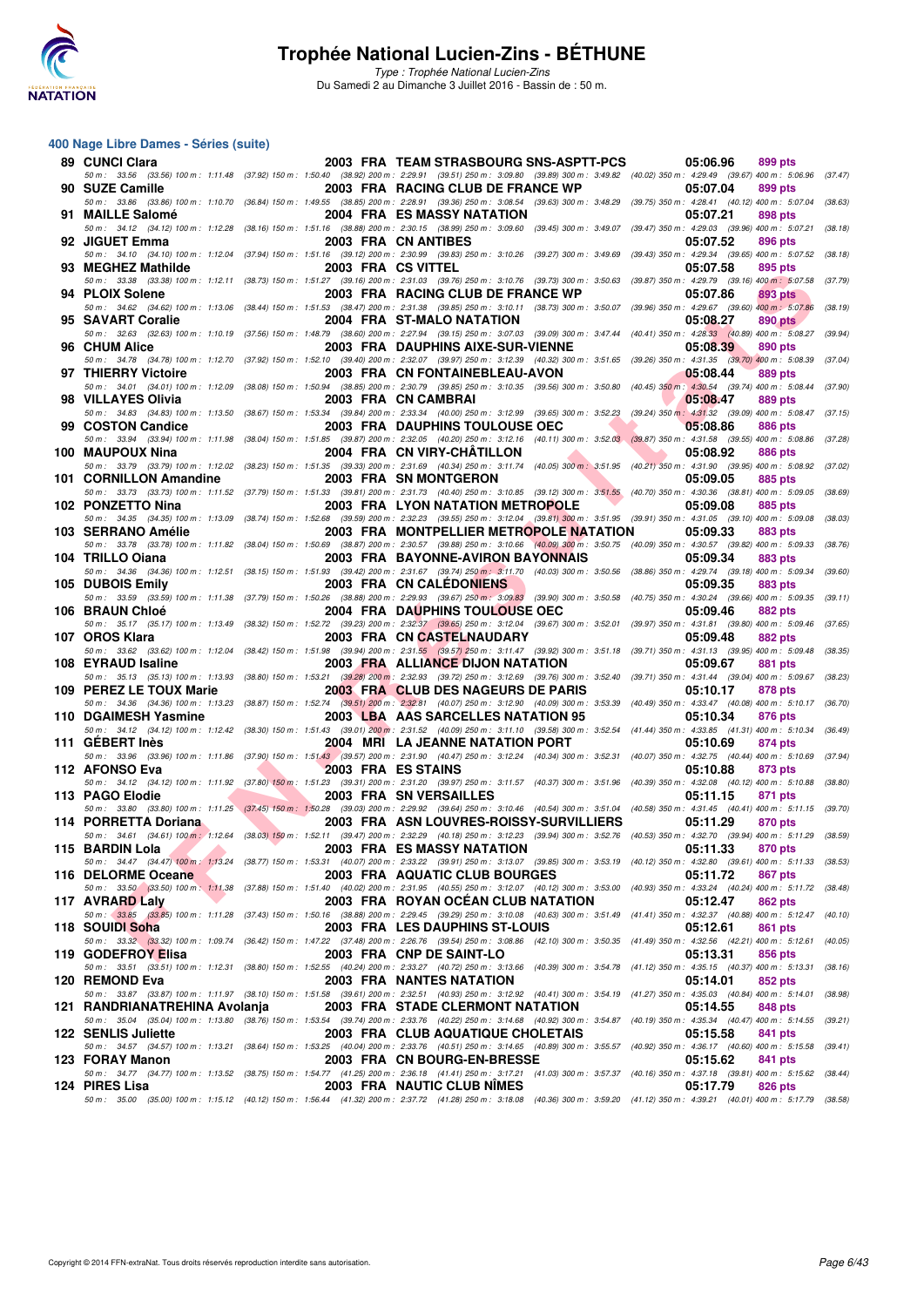# Trophée National Lucien-Zins - BÉTHUNE

*Type : Trophée National Lucien-Zins*
Du Samedi 2 au Dimanche 3 Juillet 2016 - Bassin de : 50 m.

## 400 Nage Libre Dames - Séries (suite)

| Rang | Nom | Année | Nat | Club | Temps | Points |
|---|---|---|---|---|---|---|
| 89 | CUNCI Clara | 2003 | FRA | TEAM STRASBOURG SNS-ASPTT-PCS | 05:06.96 | 899 pts |
| | 50 m : 33.56 (33.56) 100 m : 1:11.48 (37.92) 150 m : 1:50.40 (38.92) 200 m : 2:29.91 (39.51) 250 m : 3:09.80 (39.89) 300 m : 3:49.82 (40.02) 350 m : 4:29.49 (39.67) 400 m : 5:06.96 (37.47) | | | | | |
| 90 | SUZE Camille | 2003 | FRA | RACING CLUB DE FRANCE WP | 05:07.04 | 899 pts |
| | 50 m : 33.86 (33.86) 100 m : 1:10.70 (36.84) 150 m : 1:49.55 (38.85) 200 m : 2:28.91 (39.36) 250 m : 3:08.54 (39.63) 300 m : 3:48.29 (39.75) 350 m : 4:28.41 (40.12) 400 m : 5:07.04 (38.63) | | | | | |
| 91 | MAILLE Salomé | 2004 | FRA | ES MASSY NATATION | 05:07.21 | 898 pts |
| | 50 m : 34.12 (34.12) 100 m : 1:12.28 (38.16) 150 m : 1:51.16 (38.88) 200 m : 2:30.15 (38.99) 250 m : 3:09.60 (39.45) 300 m : 3:49.07 (39.47) 350 m : 4:29.03 (39.96) 400 m : 5:07.21 (38.18) | | | | | |
| 92 | JIGUET Emma | 2003 | FRA | CN ANTIBES | 05:07.52 | 896 pts |
| | 50 m : 34.10 (34.10) 100 m : 1:12.04 (37.94) 150 m : 1:51.16 (39.12) 200 m : 2:30.99 (39.83) 250 m : 3:10.26 (39.27) 300 m : 3:49.69 (39.43) 350 m : 4:29.34 (39.65) 400 m : 5:07.52 (38.18) | | | | | |
| 93 | MEGHEZ Mathilde | 2003 | FRA | CS VITTEL | 05:07.58 | 895 pts |
| | 50 m : 33.38 (33.38) 100 m : 1:12.11 (38.73) 150 m : 1:51.27 (39.16) 200 m : 2:31.03 (39.76) 250 m : 3:10.76 (39.73) 300 m : 3:50.63 (39.87) 350 m : 4:29.79 (39.16) 400 m : 5:07.58 (37.79) | | | | | |
| 94 | PLOIX Solene | 2003 | FRA | RACING CLUB DE FRANCE WP | 05:07.86 | 893 pts |
| | 50 m : 34.62 (34.62) 100 m : 1:13.06 (38.44) 150 m : 1:51.53 (38.47) 200 m : 2:31.38 (39.85) 250 m : 3:10.11 (38.73) 300 m : 3:50.07 (39.96) 350 m : 4:29.67 (39.60) 400 m : 5:07.86 (38.19) | | | | | |
| 95 | SAVART Coralie | 2004 | FRA | ST-MALO NATATION | 05:08.27 | 890 pts |
| | 50 m : 32.63 (32.63) 100 m : 1:10.19 (37.56) 150 m : 1:48.79 (38.60) 200 m : 2:27.94 (39.15) 250 m : 3:07.03 (39.09) 300 m : 3:47.44 (40.41) 350 m : 4:28.33 (40.89) 400 m : 5:08.27 (39.94) | | | | | |
| 96 | CHUM Alice | 2003 | FRA | DAUPHINS AIXE-SUR-VIENNE | 05:08.39 | 890 pts |
| | 50 m : 34.78 (34.78) 100 m : 1:12.70 (37.92) 150 m : 1:52.10 (39.40) 200 m : 2:32.07 (39.97) 250 m : 3:12.39 (40.32) 300 m : 3:51.65 (39.26) 350 m : 4:31.35 (39.70) 400 m : 5:08.39 (37.04) | | | | | |
| 97 | THIERRY Victoire | 2003 | FRA | CN FONTAINEBLEAU-AVON | 05:08.44 | 889 pts |
| | 50 m : 34.01 (34.01) 100 m : 1:12.09 (38.08) 150 m : 1:50.94 (38.85) 200 m : 2:30.79 (39.85) 250 m : 3:10.35 (39.56) 300 m : 3:50.80 (40.45) 350 m : 4:30.54 (39.74) 400 m : 5:08.44 (37.90) | | | | | |
| 98 | VILLAYES Olivia | 2003 | FRA | CN CAMBRAI | 05:08.47 | 889 pts |
| | 50 m : 34.83 (34.83) 100 m : 1:13.50 (38.67) 150 m : 1:53.34 (39.84) 200 m : 2:33.34 (40.00) 250 m : 3:12.99 (39.65) 300 m : 3:52.23 (39.24) 350 m : 4:31.32 (39.09) 400 m : 5:08.47 (37.15) | | | | | |
| 99 | COSTON Candice | 2003 | FRA | DAUPHINS TOULOUSE OEC | 05:08.86 | 886 pts |
| | 50 m : 33.94 (33.94) 100 m : 1:11.98 (38.04) 150 m : 1:51.85 (39.87) 200 m : 2:32.05 (40.20) 250 m : 3:12.16 (40.11) 300 m : 3:52.03 (39.87) 350 m : 4:31.58 (39.55) 400 m : 5:08.86 (37.28) | | | | | |
| 100 | MAUPOUX Nina | 2004 | FRA | CN VIRY-CHÂTILLON | 05:08.92 | 886 pts |
| | 50 m : 33.79 (33.79) 100 m : 1:12.02 (38.23) 150 m : 1:51.35 (39.33) 200 m : 2:31.69 (40.34) 250 m : 3:11.74 (40.05) 300 m : 3:51.95 (40.21) 350 m : 4:31.90 (39.95) 400 m : 5:08.92 (37.02) | | | | | |
| 101 | CORNILLON Amandine | 2003 | FRA | SN MONTGERON | 05:09.05 | 885 pts |
| | 50 m : 33.73 (33.73) 100 m : 1:11.52 (37.79) 150 m : 1:51.33 (39.81) 200 m : 2:31.73 (40.40) 250 m : 3:10.85 (39.12) 300 m : 3:51.55 (40.70) 350 m : 4:30.36 (38.81) 400 m : 5:09.05 (38.69) | | | | | |
| 102 | PONZETTO Nina | 2003 | FRA | LYON NATATION METROPOLE | 05:09.08 | 885 pts |
| | 50 m : 34.35 (34.35) 100 m : 1:13.09 (38.74) 150 m : 1:52.68 (39.59) 200 m : 2:32.23 (39.55) 250 m : 3:12.04 (39.81) 300 m : 3:51.95 (39.91) 350 m : 4:31.05 (39.10) 400 m : 5:09.08 (38.03) | | | | | |
| 103 | SERRANO Amélie | 2003 | FRA | MONTPELLIER METROPOLE NATATION | 05:09.33 | 883 pts |
| | 50 m : 33.78 (33.78) 100 m : 1:11.82 (38.04) 150 m : 1:50.69 (38.87) 200 m : 2:30.57 (39.88) 250 m : 3:10.66 (40.09) 300 m : 3:50.75 (40.09) 350 m : 4:30.57 (39.82) 400 m : 5:09.33 (38.76) | | | | | |
| 104 | TRILLO Oiana | 2003 | FRA | BAYONNE-AVIRON BAYONNAIS | 05:09.34 | 883 pts |
| | 50 m : 34.36 (34.36) 100 m : 1:12.51 (38.15) 150 m : 1:51.93 (39.42) 200 m : 2:31.67 (39.74) 250 m : 3:11.70 (40.03) 300 m : 3:50.56 (38.86) 350 m : 4:29.74 (39.18) 400 m : 5:09.34 (39.60) | | | | | |
| 105 | DUBOIS Emily | 2003 | FRA | CN CALÉDONIENS | 05:09.35 | 883 pts |
| | 50 m : 33.59 (33.59) 100 m : 1:11.38 (37.79) 150 m : 1:50.26 (38.88) 200 m : 2:29.93 (39.67) 250 m : 3:09.83 (39.90) 300 m : 3:50.58 (40.75) 350 m : 4:30.24 (39.66) 400 m : 5:09.35 (39.11) | | | | | |
| 106 | BRAUN Chloé | 2004 | FRA | DAUPHINS TOULOUSE OEC | 05:09.46 | 882 pts |
| | 50 m : 35.17 (35.17) 100 m : 1:13.49 (38.32) 150 m : 1:52.72 (39.23) 200 m : 2:32.37 (39.65) 250 m : 3:12.04 (39.67) 300 m : 3:52.01 (39.97) 350 m : 4:31.81 (39.80) 400 m : 5:09.46 (37.65) | | | | | |
| 107 | OROS Klara | 2003 | FRA | CN CASTELNAUDARY | 05:09.48 | 882 pts |
| | 50 m : 33.62 (33.62) 100 m : 1:12.04 (38.42) 150 m : 1:51.98 (39.94) 200 m : 2:31.55 (39.57) 250 m : 3:11.47 (39.92) 300 m : 3:51.18 (39.71) 350 m : 4:31.13 (39.95) 400 m : 5:09.48 (38.35) | | | | | |
| 108 | EYRAUD Isaline | 2003 | FRA | ALLIANCE DIJON NATATION | 05:09.67 | 881 pts |
| | 50 m : 35.13 (35.13) 100 m : 1:13.93 (38.80) 150 m : 1:53.21 (39.28) 200 m : 2:32.93 (39.72) 250 m : 3:12.69 (39.76) 300 m : 3:52.40 (39.71) 350 m : 4:31.44 (39.04) 400 m : 5:09.67 (38.23) | | | | | |
| 109 | PEREZ LE TOUX Marie | 2003 | FRA | CLUB DES NAGEURS DE PARIS | 05:10.17 | 878 pts |
| | 50 m : 34.36 (34.36) 100 m : 1:13.23 (38.87) 150 m : 1:52.74 (39.51) 200 m : 2:32.81 (40.07) 250 m : 3:12.90 (40.09) 300 m : 3:53.39 (40.49) 350 m : 4:33.47 (40.08) 400 m : 5:10.17 (36.70) | | | | | |
| 110 | DGAIMESH Yasmine | 2003 | LBA | AAS SARCELLES NATATION 95 | 05:10.34 | 876 pts |
| | 50 m : 34.12 (34.12) 100 m : 1:12.42 (38.30) 150 m : 1:51.43 (39.01) 200 m : 2:31.52 (40.09) 250 m : 3:11.10 (39.58) 300 m : 3:52.54 (41.44) 350 m : 4:33.85 (41.31) 400 m : 5:10.34 (36.49) | | | | | |
| 111 | GÉBERT Inès | 2004 | MRI | LA JEANNE NATATION PORT | 05:10.69 | 874 pts |
| | 50 m : 33.96 (33.96) 100 m : 1:11.86 (37.90) 150 m : 1:51.43 (39.57) 200 m : 2:31.90 (40.47) 250 m : 3:12.24 (40.34) 300 m : 3:52.31 (40.07) 350 m : 4:32.75 (40.44) 400 m : 5:10.69 (37.94) | | | | | |
| 112 | AFONSO Eva | 2003 | FRA | ES STAINS | 05:10.88 | 873 pts |
| | 50 m : 34.12 (34.12) 100 m : 1:11.92 (37.80) 150 m : 1:51.23 (39.31) 200 m : 2:31.20 (39.97) 250 m : 3:11.57 (40.37) 300 m : 3:51.96 (40.39) 350 m : 4:32.08 (40.12) 400 m : 5:10.88 (38.80) | | | | | |
| 113 | PAGO Elodie | 2003 | FRA | SN VERSAILLES | 05:11.15 | 871 pts |
| | 50 m : 33.80 (33.80) 100 m : 1:11.25 (37.45) 150 m : 1:50.28 (39.03) 200 m : 2:29.92 (39.64) 250 m : 3:10.46 (40.54) 300 m : 3:51.04 (40.58) 350 m : 4:31.45 (40.41) 400 m : 5:11.15 (39.70) | | | | | |
| 114 | PORRETTA Doriana | 2003 | FRA | ASN LOUVRES-ROISSY-SURVILLIERS | 05:11.29 | 870 pts |
| | 50 m : 34.61 (34.61) 100 m : 1:12.64 (38.03) 150 m : 1:52.11 (39.47) 200 m : 2:32.29 (40.18) 250 m : 3:12.23 (39.94) 300 m : 3:52.76 (40.53) 350 m : 4:32.70 (39.94) 400 m : 5:11.29 (38.59) | | | | | |
| 115 | BARDIN Lola | 2003 | FRA | ES MASSY NATATION | 05:11.33 | 870 pts |
| | 50 m : 34.47 (34.47) 100 m : 1:13.24 (38.77) 150 m : 1:53.31 (40.07) 200 m : 2:33.22 (39.91) 250 m : 3:13.07 (39.85) 300 m : 3:53.19 (40.12) 350 m : 4:32.80 (39.61) 400 m : 5:11.33 (38.53) | | | | | |
| 116 | DELORME Oceane | 2003 | FRA | AQUATIC CLUB BOURGES | 05:11.72 | 867 pts |
| | 50 m : 33.50 (33.50) 100 m : 1:11.38 (37.88) 150 m : 1:51.40 (40.02) 200 m : 2:31.95 (40.55) 250 m : 3:12.07 (40.12) 300 m : 3:53.00 (40.93) 350 m : 4:33.24 (40.24) 400 m : 5:11.72 (38.48) | | | | | |
| 117 | AVRARD Laly | 2003 | FRA | ROYAN OCÉAN CLUB NATATION | 05:12.47 | 862 pts |
| | 50 m : 33.85 (33.85) 100 m : 1:11.28 (37.43) 150 m : 1:50.16 (38.88) 200 m : 2:29.45 (39.29) 250 m : 3:10.08 (40.63) 300 m : 3:51.49 (41.41) 350 m : 4:32.37 (40.88) 400 m : 5:12.47 (40.10) | | | | | |
| 118 | SOUIDI Soha | 2003 | FRA | LES DAUPHINS ST-LOUIS | 05:12.61 | 861 pts |
| | 50 m : 33.32 (33.32) 100 m : 1:09.74 (36.42) 150 m : 1:47.22 (37.48) 200 m : 2:26.76 (39.54) 250 m : 3:08.86 (42.10) 300 m : 3:50.35 (41.49) 350 m : 4:32.56 (42.21) 400 m : 5:12.61 (40.05) | | | | | |
| 119 | GODEFROY Elisa | 2003 | FRA | CNP DE SAINT-LO | 05:13.31 | 856 pts |
| | 50 m : 33.51 (33.51) 100 m : 1:12.31 (38.80) 150 m : 1:52.55 (40.24) 200 m : 2:33.27 (40.72) 250 m : 3:13.66 (40.39) 300 m : 3:54.78 (41.12) 350 m : 4:35.15 (40.37) 400 m : 5:13.31 (38.16) | | | | | |
| 120 | REMOND Eva | 2003 | FRA | NANTES NATATION | 05:14.01 | 852 pts |
| | 50 m : 33.87 (33.87) 100 m : 1:11.97 (38.10) 150 m : 1:51.58 (39.61) 200 m : 2:32.51 (40.93) 250 m : 3:12.92 (40.41) 300 m : 3:54.19 (41.27) 350 m : 4:35.03 (40.84) 400 m : 5:14.01 (38.98) | | | | | |
| 121 | RANDRIANATREHINA Avolanja | 2003 | FRA | STADE CLERMONT NATATION | 05:14.55 | 848 pts |
| | 50 m : 35.04 (35.04) 100 m : 1:13.80 (38.76) 150 m : 1:53.54 (39.74) 200 m : 2:33.76 (40.22) 250 m : 3:14.68 (40.92) 300 m : 3:54.87 (40.19) 350 m : 4:35.34 (40.47) 400 m : 5:14.55 (39.21) | | | | | |
| 122 | SENLIS Juliette | 2003 | FRA | CLUB AQUATIQUE CHOLETAIS | 05:15.58 | 841 pts |
| | 50 m : 34.57 (34.57) 100 m : 1:13.21 (38.64) 150 m : 1:53.25 (40.04) 200 m : 2:33.76 (40.51) 250 m : 3:14.65 (40.89) 300 m : 3:55.57 (40.92) 350 m : 4:36.17 (40.60) 400 m : 5:15.58 (39.41) | | | | | |
| 123 | FORAY Manon | 2003 | FRA | CN BOURG-EN-BRESSE | 05:15.62 | 841 pts |
| | 50 m : 34.77 (34.77) 100 m : 1:13.52 (38.75) 150 m : 1:54.77 (41.25) 200 m : 2:36.18 (41.41) 250 m : 3:17.21 (41.03) 300 m : 3:57.37 (40.16) 350 m : 4:37.18 (39.81) 400 m : 5:15.62 (38.44) | | | | | |
| 124 | PIRES Lisa | 2003 | FRA | NAUTIC CLUB NÎMES | 05:17.79 | 826 pts |
| | 50 m : 35.00 (35.00) 100 m : 1:15.12 (40.12) 150 m : 1:56.44 (41.32) 200 m : 2:37.72 (41.28) 250 m : 3:18.08 (40.36) 300 m : 3:59.20 (41.12) 350 m : 4:39.21 (40.01) 400 m : 5:17.79 (38.58) | | | | | |

Copyright © 2014 FFN-extraNat. Tous droits réservés reproduction interdite sans autorisation.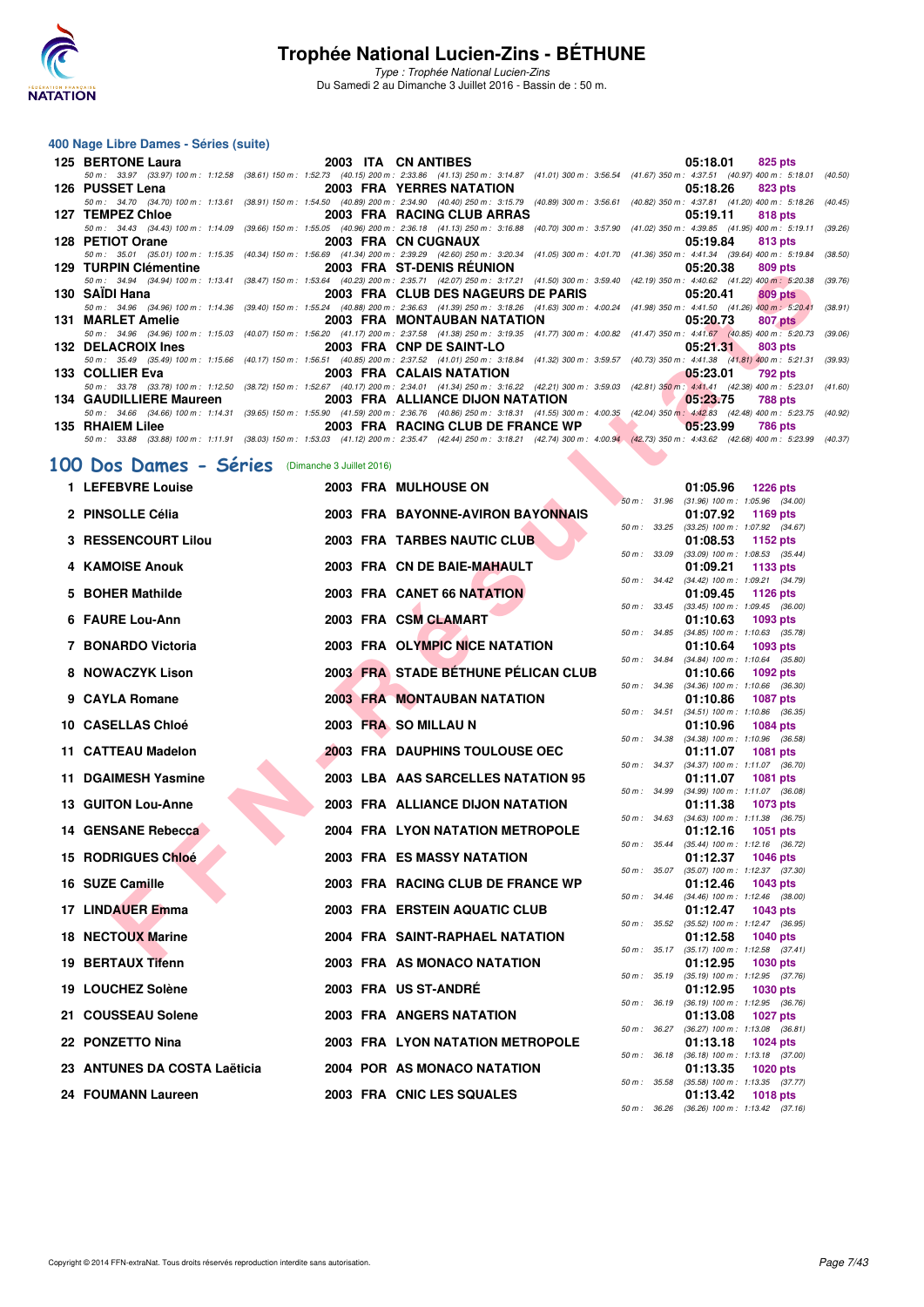# Trophée National Lucien-Zins - BÉTHUNE

*Type : Trophée National Lucien-Zins*
Du Samedi 2 au Dimanche 3 Juillet 2016 - Bassin de : 50 m.

### 400 Nage Libre Dames - Séries (suite)

| Rang | Nom | Année | Nat | Club | Temps | Points |
|---|---|---|---|---|---|---|
| 125 | BERTONE Laura | 2003 | ITA | CN ANTIBES | 05:18.01 | 825 pts |
| | 50 m : 33.97 (33.97) 100 m : 1:12.58 (38.61) 150 m : 1:52.73 (40.15) 200 m : 2:33.86 (41.13) 250 m : 3:14.87 (41.01) 300 m : 3:56.54 (41.67) 350 m : 4:37.51 (40.97) 400 m : 5:18.01 (40.50) | | | | | |
| 126 | PUSSET Lena | 2003 | FRA | YERRES NATATION | 05:18.26 | 823 pts |
| | 50 m : 34.70 (34.70) 100 m : 1:13.61 (38.91) 150 m : 1:54.50 (40.89) 200 m : 2:34.90 (40.40) 250 m : 3:15.79 (40.89) 300 m : 3:56.61 (40.82) 350 m : 4:37.81 (41.20) 400 m : 5:18.26 (40.45) | | | | | |
| 127 | TEMPEZ Chloe | 2003 | FRA | RACING CLUB ARRAS | 05:19.11 | 818 pts |
| | 50 m : 34.43 (34.43) 100 m : 1:14.09 (39.66) 150 m : 1:55.05 (40.96) 200 m : 2:36.18 (41.13) 250 m : 3:16.88 (40.70) 300 m : 3:57.90 (41.02) 350 m : 4:39.85 (41.95) 400 m : 5:19.11 (39.26) | | | | | |
| 128 | PETIOT Orane | 2003 | FRA | CN CUGNAUX | 05:19.84 | 813 pts |
| | 50 m : 35.01 (35.01) 100 m : 1:15.35 (40.34) 150 m : 1:56.69 (41.34) 200 m : 2:39.29 (42.60) 250 m : 3:20.34 (41.05) 300 m : 4:01.70 (41.36) 350 m : 4:41.34 (39.64) 400 m : 5:19.84 (38.50) | | | | | |
| 129 | TURPIN Clémentine | 2003 | FRA | ST-DENIS RÉUNION | 05:20.38 | 809 pts |
| | 50 m : 34.94 (34.94) 100 m : 1:13.41 (38.47) 150 m : 1:53.64 (40.23) 200 m : 2:35.71 (42.07) 250 m : 3:17.21 (41.50) 300 m : 3:59.40 (42.19) 350 m : 4:40.62 (41.22) 400 m : 5:20.38 (39.76) | | | | | |
| 130 | SAÏDI Hana | 2003 | FRA | CLUB DES NAGEURS DE PARIS | 05:20.41 | 809 pts |
| | 50 m : 34.96 (34.96) 100 m : 1:14.36 (39.40) 150 m : 1:55.24 (40.88) 200 m : 2:36.63 (41.39) 250 m : 3:18.26 (41.63) 300 m : 4:00.24 (41.98) 350 m : 4:41.50 (41.26) 400 m : 5:20.41 (38.91) | | | | | |
| 131 | MARLET Amelie | 2003 | FRA | MONTAUBAN NATATION | 05:20.73 | 807 pts |
| | 50 m : 34.96 (34.96) 100 m : 1:15.03 (40.07) 150 m : 1:56.20 (41.17) 200 m : 2:37.58 (41.38) 250 m : 3:19.35 (41.77) 300 m : 4:00.82 (41.47) 350 m : 4:41.67 (40.85) 400 m : 5:20.73 (39.06) | | | | | |
| 132 | DELACROIX Ines | 2003 | FRA | CNP DE SAINT-LO | 05:21.31 | 803 pts |
| | 50 m : 35.49 (35.49) 100 m : 1:15.66 (40.17) 150 m : 1:56.51 (40.85) 200 m : 2:37.52 (41.01) 250 m : 3:18.84 (41.32) 300 m : 3:59.57 (40.73) 350 m : 4:41.38 (41.81) 400 m : 5:21.31 (39.93) | | | | | |
| 133 | COLLIER Eva | 2003 | FRA | CALAIS NATATION | 05:23.01 | 792 pts |
| | 50 m : 33.78 (33.78) 100 m : 1:12.50 (38.72) 150 m : 1:52.67 (40.17) 200 m : 2:34.01 (41.34) 250 m : 3:16.22 (42.21) 300 m : 3:59.03 (42.81) 350 m : 4:41.41 (42.38) 400 m : 5:23.01 (41.60) | | | | | |
| 134 | GAUDILLIERE Maureen | 2003 | FRA | ALLIANCE DIJON NATATION | 05:23.75 | 788 pts |
| | 50 m : 34.66 (34.66) 100 m : 1:14.31 (39.65) 150 m : 1:55.90 (41.59) 200 m : 2:36.76 (40.86) 250 m : 3:18.31 (41.55) 300 m : 4:00.35 (42.04) 350 m : 4:42.83 (42.48) 400 m : 5:23.75 (40.92) | | | | | |
| 135 | RHAIEM Lilee | 2003 | FRA | RACING CLUB DE FRANCE WP | 05:23.99 | 786 pts |
| | 50 m : 33.88 (33.88) 100 m : 1:11.91 (38.03) 150 m : 1:53.03 (41.12) 200 m : 2:35.47 (42.44) 250 m : 3:18.21 (42.74) 300 m : 4:00.94 (42.73) 350 m : 4:43.62 (42.68) 400 m : 5:23.99 (40.37) | | | | | |

## 100 Dos Dames - Séries (Dimanche 3 Juillet 2016)

| Rang | Nom | Année | Nat | Club | Temps | Points | Intermédiaires |
|---|---|---|---|---|---|---|---|
| 1 | LEFEBVRE Louise | 2003 | FRA | MULHOUSE ON | 01:05.96 | 1226 pts | 50 m : 31.96 (31.96) 100 m : 1:05.96 (34.00) |
| 2 | PINSOLLE Célia | 2003 | FRA | BAYONNE-AVIRON BAYONNAIS | 01:07.92 | 1169 pts | 50 m : 33.25 (33.25) 100 m : 1:07.92 (34.67) |
| 3 | RESSENCOURT Lilou | 2003 | FRA | TARBES NAUTIC CLUB | 01:08.53 | 1152 pts | 50 m : 33.09 (33.09) 100 m : 1:08.53 (35.44) |
| 4 | KAMOISE Anouk | 2003 | FRA | CN DE BAIE-MAHAULT | 01:09.21 | 1133 pts | 50 m : 34.42 (34.42) 100 m : 1:09.21 (34.79) |
| 5 | BOHER Mathilde | 2003 | FRA | CANET 66 NATATION | 01:09.45 | 1126 pts | 50 m : 33.45 (33.45) 100 m : 1:09.45 (36.00) |
| 6 | FAURE Lou-Ann | 2003 | FRA | CSM CLAMART | 01:10.63 | 1093 pts | 50 m : 34.85 (34.85) 100 m : 1:10.63 (35.78) |
| 7 | BONARDO Victoria | 2003 | FRA | OLYMPIC NICE NATATION | 01:10.64 | 1093 pts | 50 m : 34.84 (34.84) 100 m : 1:10.64 (35.80) |
| 8 | NOWACZYK Lison | 2003 | FRA | STADE BÉTHUNE PÉLICAN CLUB | 01:10.66 | 1092 pts | 50 m : 34.36 (34.36) 100 m : 1:10.66 (36.30) |
| 9 | CAYLA Romane | 2003 | FRA | MONTAUBAN NATATION | 01:10.86 | 1087 pts | 50 m : 34.51 (34.51) 100 m : 1:10.86 (36.35) |
| 10 | CASELLAS Chloé | 2003 | FRA | SO MILLAU N | 01:10.96 | 1084 pts | 50 m : 34.38 (34.38) 100 m : 1:10.96 (36.58) |
| 11 | CATTEAU Madelon | 2003 | FRA | DAUPHINS TOULOUSE OEC | 01:11.07 | 1081 pts | 50 m : 34.37 (34.37) 100 m : 1:11.07 (36.70) |
| 11 | DGAIMESH Yasmine | 2003 | LBA | AAS SARCELLES NATATION 95 | 01:11.07 | 1081 pts | 50 m : 34.99 (34.99) 100 m : 1:11.07 (36.08) |
| 13 | GUITON Lou-Anne | 2003 | FRA | ALLIANCE DIJON NATATION | 01:11.38 | 1073 pts | 50 m : 34.63 (34.63) 100 m : 1:11.38 (36.75) |
| 14 | GENSANE Rebecca | 2004 | FRA | LYON NATATION METROPOLE | 01:12.16 | 1051 pts | 50 m : 35.44 (35.44) 100 m : 1:12.16 (36.72) |
| 15 | RODRIGUES Chloé | 2003 | FRA | ES MASSY NATATION | 01:12.37 | 1046 pts | 50 m : 35.07 (35.07) 100 m : 1:12.37 (37.30) |
| 16 | SUZE Camille | 2003 | FRA | RACING CLUB DE FRANCE WP | 01:12.46 | 1043 pts | 50 m : 34.46 (34.46) 100 m : 1:12.46 (38.00) |
| 17 | LINDAUER Emma | 2003 | FRA | ERSTEIN AQUATIC CLUB | 01:12.47 | 1043 pts | 50 m : 35.52 (35.52) 100 m : 1:12.47 (36.95) |
| 18 | NECTOUX Marine | 2004 | FRA | SAINT-RAPHAEL NATATION | 01:12.58 | 1040 pts | 50 m : 35.17 (35.17) 100 m : 1:12.58 (37.41) |
| 19 | BERTAUX Tifenn | 2003 | FRA | AS MONACO NATATION | 01:12.95 | 1030 pts | 50 m : 35.19 (35.19) 100 m : 1:12.95 (37.76) |
| 19 | LOUCHEZ Solène | 2003 | FRA | US ST-ANDRÉ | 01:12.95 | 1030 pts | 50 m : 36.19 (36.19) 100 m : 1:12.95 (36.76) |
| 21 | COUSSEAU Solene | 2003 | FRA | ANGERS NATATION | 01:13.08 | 1027 pts | 50 m : 36.27 (36.27) 100 m : 1:13.08 (36.81) |
| 22 | PONZETTO Nina | 2003 | FRA | LYON NATATION METROPOLE | 01:13.18 | 1024 pts | 50 m : 36.18 (36.18) 100 m : 1:13.18 (37.00) |
| 23 | ANTUNES DA COSTA Laëticia | 2004 | POR | AS MONACO NATATION | 01:13.35 | 1020 pts | 50 m : 35.58 (35.58) 100 m : 1:13.35 (37.77) |
| 24 | FOUMANN Laureen | 2003 | FRA | CNIC LES SQUALES | 01:13.42 | 1018 pts | 50 m : 36.26 (36.26) 100 m : 1:13.42 (37.16) |

Copyright © 2014 FFN-extraNat. Tous droits réservés reproduction interdite sans autorisation.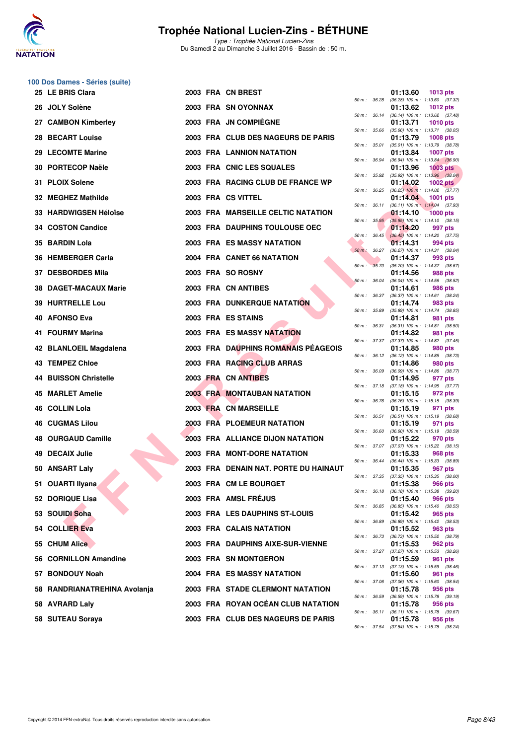# Trophée National Lucien-Zins - BÉTHUNE

*Type : Trophée National Lucien-Zins*
Du Samedi 2 au Dimanche 3 Juillet 2016 - Bassin de : 50 m.

## 100 Dos Dames - Séries (suite)

| Rang | Nom | Année | Nat. | Club | Temps | Points | 50 m | 100 m |
|---|---|---|---|---|---|---|---|---|
| 25 | LE BRIS Clara | 2003 | FRA | CN BREST | 01:13.60 | 1013 pts | 36.28 | (36.28) 100 m : 1:13.60 (37.32) |
| 26 | JOLY Solène | 2003 | FRA | SN OYONNAX | 01:13.62 | 1012 pts | 36.14 | (36.14) 100 m : 1:13.62 (37.48) |
| 27 | CAMBON Kimberley | 2003 | FRA | JN COMPIÈGNE | 01:13.71 | 1010 pts | 35.66 | (35.66) 100 m : 1:13.71 (38.05) |
| 28 | BECART Louise | 2003 | FRA | CLUB DES NAGEURS DE PARIS | 01:13.79 | 1008 pts | 35.01 | (35.01) 100 m : 1:13.79 (38.78) |
| 29 | LECOMTE Marine | 2003 | FRA | LANNION NATATION | 01:13.84 | 1007 pts | 36.94 | (36.94) 100 m : 1:13.84 (36.90) |
| 30 | PORTECOP Naële | 2003 | FRA | CNIC LES SQUALES | 01:13.96 | 1003 pts | 35.92 | (35.92) 100 m : 1:13.96 (38.04) |
| 31 | PLOIX Solene | 2003 | FRA | RACING CLUB DE FRANCE WP | 01:14.02 | 1002 pts | 36.25 | (36.25) 100 m : 1:14.02 (37.77) |
| 32 | MEGHEZ Mathilde | 2003 | FRA | CS VITTEL | 01:14.04 | 1001 pts | 36.11 | (36.11) 100 m : 1:14.04 (37.93) |
| 33 | HARDWIGSEN Héloïse | 2003 | FRA | MARSEILLE CELTIC NATATION | 01:14.10 | 1000 pts | 35.95 | (35.95) 100 m : 1:14.10 (38.15) |
| 34 | COSTON Candice | 2003 | FRA | DAUPHINS TOULOUSE OEC | 01:14.20 | 997 pts | 36.45 | (36.45) 100 m : 1:14.20 (37.75) |
| 35 | BARDIN Lola | 2003 | FRA | ES MASSY NATATION | 01:14.31 | 994 pts | 36.27 | (36.27) 100 m : 1:14.31 (38.04) |
| 36 | HEMBERGER Carla | 2004 | FRA | CANET 66 NATATION | 01:14.37 | 993 pts | 35.70 | (35.70) 100 m : 1:14.37 (38.67) |
| 37 | DESBORDES Mila | 2003 | FRA | SO ROSNY | 01:14.56 | 988 pts | 36.04 | (36.04) 100 m : 1:14.56 (38.52) |
| 38 | DAGET-MACAUX Marie | 2003 | FRA | CN ANTIBES | 01:14.61 | 986 pts | 36.37 | (36.37) 100 m : 1:14.61 (38.24) |
| 39 | HURTRELLE Lou | 2003 | FRA | DUNKERQUE NATATION | 01:14.74 | 983 pts | 35.89 | (35.89) 100 m : 1:14.74 (38.85) |
| 40 | AFONSO Eva | 2003 | FRA | ES STAINS | 01:14.81 | 981 pts | 36.31 | (36.31) 100 m : 1:14.81 (38.50) |
| 41 | FOURMY Marina | 2003 | FRA | ES MASSY NATATION | 01:14.82 | 981 pts | 37.37 | (37.37) 100 m : 1:14.82 (37.45) |
| 42 | BLANLOEIL Magdalena | 2003 | FRA | DAUPHINS ROMANAIS PÉAGEOIS | 01:14.85 | 980 pts | 36.12 | (36.12) 100 m : 1:14.85 (38.73) |
| 43 | TEMPEZ Chloe | 2003 | FRA | RACING CLUB ARRAS | 01:14.86 | 980 pts | 36.09 | (36.09) 100 m : 1:14.86 (38.77) |
| 44 | BUISSON Christelle | 2003 | FRA | CN ANTIBES | 01:14.95 | 977 pts | 37.18 | (37.18) 100 m : 1:14.95 (37.77) |
| 45 | MARLET Amelie | 2003 | FRA | MONTAUBAN NATATION | 01:15.15 | 972 pts | 36.76 | (36.76) 100 m : 1:15.15 (38.39) |
| 46 | COLLIN Lola | 2003 | FRA | CN MARSEILLE | 01:15.19 | 971 pts | 36.51 | (36.51) 100 m : 1:15.19 (38.68) |
| 46 | CUGMAS Lilou | 2003 | FRA | PLOEMEUR NATATION | 01:15.19 | 971 pts | 36.60 | (36.60) 100 m : 1:15.19 (38.59) |
| 48 | OURGAUD Camille | 2003 | FRA | ALLIANCE DIJON NATATION | 01:15.22 | 970 pts | 37.07 | (37.07) 100 m : 1:15.22 (38.15) |
| 49 | DECAIX Julie | 2003 | FRA | MONT-DORE NATATION | 01:15.33 | 968 pts | 36.44 | (36.44) 100 m : 1:15.33 (38.89) |
| 50 | ANSART Laly | 2003 | FRA | DENAIN NAT. PORTE DU HAINAUT | 01:15.35 | 967 pts | 37.35 | (37.35) 100 m : 1:15.35 (38.00) |
| 51 | OUARTI Ilyana | 2003 | FRA | CM LE BOURGET | 01:15.38 | 966 pts | 36.18 | (36.18) 100 m : 1:15.38 (39.20) |
| 52 | DORIQUE Lisa | 2003 | FRA | AMSL FRÉJUS | 01:15.40 | 966 pts | 36.85 | (36.85) 100 m : 1:15.40 (38.55) |
| 53 | SOUIDI Soha | 2003 | FRA | LES DAUPHINS ST-LOUIS | 01:15.42 | 965 pts | 36.89 | (36.89) 100 m : 1:15.42 (38.53) |
| 54 | COLLIER Eva | 2003 | FRA | CALAIS NATATION | 01:15.52 | 963 pts | 36.73 | (36.73) 100 m : 1:15.52 (38.79) |
| 55 | CHUM Alice | 2003 | FRA | DAUPHINS AIXE-SUR-VIENNE | 01:15.53 | 962 pts | 37.27 | (37.27) 100 m : 1:15.53 (38.26) |
| 56 | CORNILLON Amandine | 2003 | FRA | SN MONTGERON | 01:15.59 | 961 pts | 37.13 | (37.13) 100 m : 1:15.59 (38.46) |
| 57 | BONDOUY Noah | 2004 | FRA | ES MASSY NATATION | 01:15.60 | 961 pts | 37.06 | (37.06) 100 m : 1:15.60 (38.54) |
| 58 | RANDRIANATREHINA Avolanja | 2003 | FRA | STADE CLERMONT NATATION | 01:15.78 | 956 pts | 36.59 | (36.59) 100 m : 1:15.78 (39.19) |
| 58 | AVRARD Laly | 2003 | FRA | ROYAN OCÉAN CLUB NATATION | 01:15.78 | 956 pts | 36.11 | (36.11) 100 m : 1:15.78 (39.67) |
| 58 | SUTEAU Soraya | 2003 | FRA | CLUB DES NAGEURS DE PARIS | 01:15.78 | 956 pts | 37.54 | (37.54) 100 m : 1:15.78 (38.24) |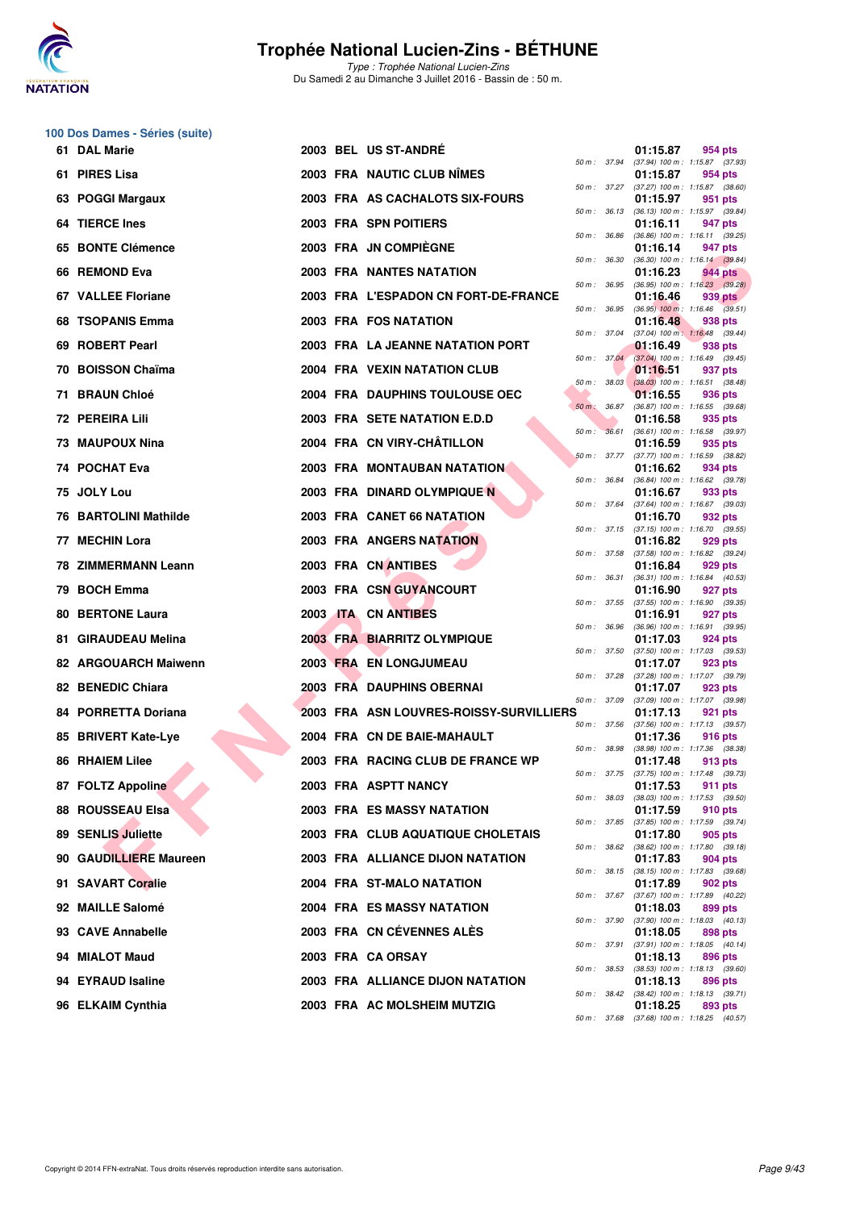# Trophée National Lucien-Zins - BÉTHUNE

*Type : Trophée National Lucien-Zins*
Du Samedi 2 au Dimanche 3 Juillet 2016 - Bassin de : 50 m.

## 100 Dos Dames - Séries (suite)

| Rang | Nom | Année | Nat | Club | Temps | Points | Splits |
|---|---|---|---|---|---|---|---|
| 61 | DAL Marie | 2003 | BEL | US ST-ANDRÉ | 01:15.87 | 954 pts | 50 m : 37.94 (37.94) 100 m : 1:15.87 (37.93) |
| 61 | PIRES Lisa | 2003 | FRA | NAUTIC CLUB NÎMES | 01:15.87 | 954 pts | 50 m : 37.27 (37.27) 100 m : 1:15.87 (38.60) |
| 63 | POGGI Margaux | 2003 | FRA | AS CACHALOTS SIX-FOURS | 01:15.97 | 951 pts | 50 m : 36.13 (36.13) 100 m : 1:15.97 (39.84) |
| 64 | TIERCE Ines | 2003 | FRA | SPN POITIERS | 01:16.11 | 947 pts | 50 m : 36.86 (36.86) 100 m : 1:16.11 (39.25) |
| 65 | BONTE Clémence | 2003 | FRA | JN COMPIÈGNE | 01:16.14 | 947 pts | 50 m : 36.30 (36.30) 100 m : 1:16.14 (39.84) |
| 66 | REMOND Eva | 2003 | FRA | NANTES NATATION | 01:16.23 | 944 pts | 50 m : 36.95 (36.95) 100 m : 1:16.23 (39.28) |
| 67 | VALLEE Floriane | 2003 | FRA | L'ESPADON CN FORT-DE-FRANCE | 01:16.46 | 939 pts | 50 m : 36.95 (36.95) 100 m : 1:16.46 (39.51) |
| 68 | TSOPANIS Emma | 2003 | FRA | FOS NATATION | 01:16.48 | 938 pts | 50 m : 37.04 (37.04) 100 m : 1:16.48 (39.44) |
| 69 | ROBERT Pearl | 2003 | FRA | LA JEANNE NATATION PORT | 01:16.49 | 938 pts | 50 m : 37.04 (37.04) 100 m : 1:16.49 (39.45) |
| 70 | BOISSON Chaïma | 2004 | FRA | VEXIN NATATION CLUB | 01:16.51 | 937 pts | 50 m : 38.03 (38.03) 100 m : 1:16.51 (38.48) |
| 71 | BRAUN Chloé | 2004 | FRA | DAUPHINS TOULOUSE OEC | 01:16.55 | 936 pts | 50 m : 36.87 (36.87) 100 m : 1:16.55 (39.68) |
| 72 | PEREIRA Lili | 2003 | FRA | SETE NATATION E.D.D | 01:16.58 | 935 pts | 50 m : 36.61 (36.61) 100 m : 1:16.58 (39.97) |
| 73 | MAUPOUX Nina | 2004 | FRA | CN VIRY-CHÂTILLON | 01:16.59 | 935 pts | 50 m : 37.77 (37.77) 100 m : 1:16.59 (38.82) |
| 74 | POCHAT Eva | 2003 | FRA | MONTAUBAN NATATION | 01:16.62 | 934 pts | 50 m : 36.84 (36.84) 100 m : 1:16.62 (39.78) |
| 75 | JOLY Lou | 2003 | FRA | DINARD OLYMPIQUE N | 01:16.67 | 933 pts | 50 m : 37.64 (37.64) 100 m : 1:16.67 (39.03) |
| 76 | BARTOLINI Mathilde | 2003 | FRA | CANET 66 NATATION | 01:16.70 | 932 pts | 50 m : 37.15 (37.15) 100 m : 1:16.70 (39.55) |
| 77 | MECHIN Lora | 2003 | FRA | ANGERS NATATION | 01:16.82 | 929 pts | 50 m : 37.58 (37.58) 100 m : 1:16.82 (39.24) |
| 78 | ZIMMERMANN Leann | 2003 | FRA | CN ANTIBES | 01:16.84 | 929 pts | 50 m : 36.31 (36.31) 100 m : 1:16.84 (40.53) |
| 79 | BOCH Emma | 2003 | FRA | CSN GUYANCOURT | 01:16.90 | 927 pts | 50 m : 37.55 (37.55) 100 m : 1:16.90 (39.35) |
| 80 | BERTONE Laura | 2003 | ITA | CN ANTIBES | 01:16.91 | 927 pts | 50 m : 36.96 (36.96) 100 m : 1:16.91 (39.95) |
| 81 | GIRAUDEAU Melina | 2003 | FRA | BIARRITZ OLYMPIQUE | 01:17.03 | 924 pts | 50 m : 37.50 (37.50) 100 m : 1:17.03 (39.53) |
| 82 | ARGOUARCH Maiwenn | 2003 | FRA | EN LONGJUMEAU | 01:17.07 | 923 pts | 50 m : 37.28 (37.28) 100 m : 1:17.07 (39.79) |
| 82 | BENEDIC Chiara | 2003 | FRA | DAUPHINS OBERNAI | 01:17.07 | 923 pts | 50 m : 37.09 (37.09) 100 m : 1:17.07 (39.98) |
| 84 | PORRETTA Doriana | 2003 | FRA | ASN LOUVRES-ROISSY-SURVILLIERS | 01:17.13 | 921 pts | 50 m : 37.56 (37.56) 100 m : 1:17.13 (39.57) |
| 85 | BRIVERT Kate-Lye | 2004 | FRA | CN DE BAIE-MAHAULT | 01:17.36 | 916 pts | 50 m : 38.98 (38.98) 100 m : 1:17.36 (38.38) |
| 86 | RHAIEM Lilee | 2003 | FRA | RACING CLUB DE FRANCE WP | 01:17.48 | 913 pts | 50 m : 37.75 (37.75) 100 m : 1:17.48 (39.73) |
| 87 | FOLTZ Appoline | 2003 | FRA | ASPTT NANCY | 01:17.53 | 911 pts | 50 m : 38.03 (38.03) 100 m : 1:17.53 (39.50) |
| 88 | ROUSSEAU Elsa | 2003 | FRA | ES MASSY NATATION | 01:17.59 | 910 pts | 50 m : 37.85 (37.85) 100 m : 1:17.59 (39.74) |
| 89 | SENLIS Juliette | 2003 | FRA | CLUB AQUATIQUE CHOLETAIS | 01:17.80 | 905 pts | 50 m : 38.62 (38.62) 100 m : 1:17.80 (39.18) |
| 90 | GAUDILLIERE Maureen | 2003 | FRA | ALLIANCE DIJON NATATION | 01:17.83 | 904 pts | 50 m : 38.15 (38.15) 100 m : 1:17.83 (39.68) |
| 91 | SAVART Coralie | 2004 | FRA | ST-MALO NATATION | 01:17.89 | 902 pts | 50 m : 37.67 (37.67) 100 m : 1:17.89 (40.22) |
| 92 | MAILLE Salomé | 2004 | FRA | ES MASSY NATATION | 01:18.03 | 899 pts | 50 m : 37.90 (37.90) 100 m : 1:18.03 (40.13) |
| 93 | CAVE Annabelle | 2003 | FRA | CN CÉVENNES ALÈS | 01:18.05 | 898 pts | 50 m : 37.91 (37.91) 100 m : 1:18.05 (40.14) |
| 94 | MIALOT Maud | 2003 | FRA | CA ORSAY | 01:18.13 | 896 pts | 50 m : 38.53 (38.53) 100 m : 1:18.13 (39.60) |
| 94 | EYRAUD Isaline | 2003 | FRA | ALLIANCE DIJON NATATION | 01:18.13 | 896 pts | 50 m : 38.42 (38.42) 100 m : 1:18.13 (39.71) |
| 96 | ELKAIM Cynthia | 2003 | FRA | AC MOLSHEIM MUTZIG | 01:18.25 | 893 pts | 50 m : 37.68 (37.68) 100 m : 1:18.25 (40.57) |

Copyright © 2014 FFN-extraNat. Tous droits réservés reproduction interdite sans autorisation.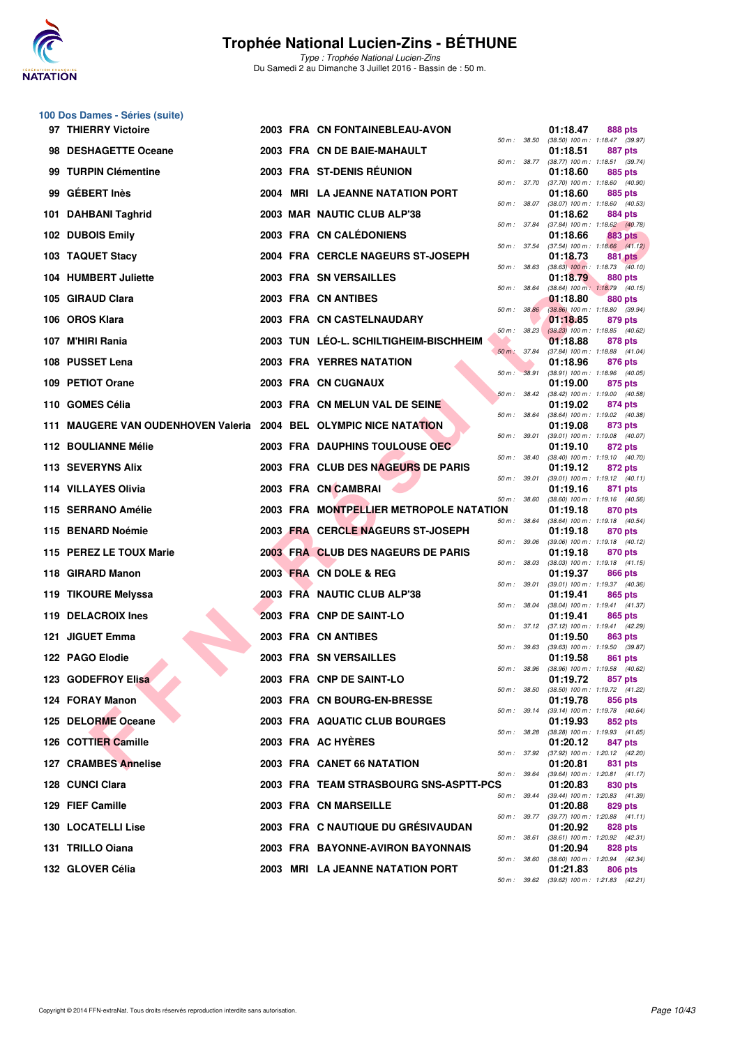# Trophée National Lucien-Zins - BÉTHUNE

*Type : Trophée National Lucien-Zins*
Du Samedi 2 au Dimanche 3 Juillet 2016 - Bassin de : 50 m.

## 100 Dos Dames - Séries (suite)

| Rang | Nom | Année | Nat. | Club | Temps | Points | Splits |
|---|---|---|---|---|---|---|---|
| 97 | THIERRY Victoire | 2003 | FRA | CN FONTAINEBLEAU-AVON | 01:18.47 | 888 pts | 50 m : 38.50 (38.50) 100 m : 1:18.47 (39.97) |
| 98 | DESHAGETTE Oceane | 2003 | FRA | CN DE BAIE-MAHAULT | 01:18.51 | 887 pts | 50 m : 38.77 (38.77) 100 m : 1:18.51 (39.74) |
| 99 | TURPIN Clémentine | 2003 | FRA | ST-DENIS RÉUNION | 01:18.60 | 885 pts | 50 m : 37.70 (37.70) 100 m : 1:18.60 (40.90) |
| 99 | GÉBERT Inès | 2004 | MRI | LA JEANNE NATATION PORT | 01:18.60 | 885 pts | 50 m : 38.07 (38.07) 100 m : 1:18.60 (40.53) |
| 101 | DAHBANI Taghrid | 2003 | MAR | NAUTIC CLUB ALP'38 | 01:18.62 | 884 pts | 50 m : 37.84 (37.84) 100 m : 1:18.62 (40.78) |
| 102 | DUBOIS Emily | 2003 | FRA | CN CALÉDONIENS | 01:18.66 | 883 pts | 50 m : 37.54 (37.54) 100 m : 1:18.66 (41.12) |
| 103 | TAQUET Stacy | 2004 | FRA | CERCLE NAGEURS ST-JOSEPH | 01:18.73 | 881 pts | 50 m : 38.63 (38.63) 100 m : 1:18.73 (40.10) |
| 104 | HUMBERT Juliette | 2003 | FRA | SN VERSAILLES | 01:18.79 | 880 pts | 50 m : 38.64 (38.64) 100 m : 1:18.79 (40.15) |
| 105 | GIRAUD Clara | 2003 | FRA | CN ANTIBES | 01:18.80 | 880 pts | 50 m : 38.86 (38.86) 100 m : 1:18.80 (39.94) |
| 106 | OROS Klara | 2003 | FRA | CN CASTELNAUDARY | 01:18.85 | 879 pts | 50 m : 38.23 (38.23) 100 m : 1:18.85 (40.62) |
| 107 | M'HIRI Rania | 2003 | TUN | LÉO-L. SCHILTIGHEIM-BISCHHEIM | 01:18.88 | 878 pts | 50 m : 37.84 (37.84) 100 m : 1:18.88 (41.04) |
| 108 | PUSSET Lena | 2003 | FRA | YERRES NATATION | 01:18.96 | 876 pts | 50 m : 38.91 (38.91) 100 m : 1:18.96 (40.05) |
| 109 | PETIOT Orane | 2003 | FRA | CN CUGNAUX | 01:19.00 | 875 pts | 50 m : 38.42 (38.42) 100 m : 1:19.00 (40.58) |
| 110 | GOMES Célia | 2003 | FRA | CN MELUN VAL DE SEINE | 01:19.02 | 874 pts | 50 m : 38.64 (38.64) 100 m : 1:19.02 (40.38) |
| 111 | MAUGERE VAN OUDENHOVEN Valeria | 2004 | BEL | OLYMPIC NICE NATATION | 01:19.08 | 873 pts | 50 m : 39.01 (39.01) 100 m : 1:19.08 (40.07) |
| 112 | BOULIANNE Mélie | 2003 | FRA | DAUPHINS TOULOUSE OEC | 01:19.10 | 872 pts | 50 m : 38.40 (38.40) 100 m : 1:19.10 (40.70) |
| 113 | SEVERYNS Alix | 2003 | FRA | CLUB DES NAGEURS DE PARIS | 01:19.12 | 872 pts | 50 m : 39.01 (39.01) 100 m : 1:19.12 (40.11) |
| 114 | VILLAYES Olivia | 2003 | FRA | CN CAMBRAI | 01:19.16 | 871 pts | 50 m : 38.60 (38.60) 100 m : 1:19.16 (40.56) |
| 115 | SERRANO Amélie | 2003 | FRA | MONTPELLIER METROPOLE NATATION | 01:19.18 | 870 pts | 50 m : 38.64 (38.64) 100 m : 1:19.18 (40.54) |
| 115 | BENARD Noémie | 2003 | FRA | CERCLE NAGEURS ST-JOSEPH | 01:19.18 | 870 pts | 50 m : 39.06 (39.06) 100 m : 1:19.18 (40.12) |
| 115 | PEREZ LE TOUX Marie | 2003 | FRA | CLUB DES NAGEURS DE PARIS | 01:19.18 | 870 pts | 50 m : 38.03 (38.03) 100 m : 1:19.18 (41.15) |
| 118 | GIRARD Manon | 2003 | FRA | CN DOLE & REG | 01:19.37 | 866 pts | 50 m : 39.01 (39.01) 100 m : 1:19.37 (40.36) |
| 119 | TIKOURE Melyssa | 2003 | FRA | NAUTIC CLUB ALP'38 | 01:19.41 | 865 pts | 50 m : 38.04 (38.04) 100 m : 1:19.41 (41.37) |
| 119 | DELACROIX Ines | 2003 | FRA | CNP DE SAINT-LO | 01:19.41 | 865 pts | 50 m : 37.12 (37.12) 100 m : 1:19.41 (42.29) |
| 121 | JIGUET Emma | 2003 | FRA | CN ANTIBES | 01:19.50 | 863 pts | 50 m : 39.63 (39.63) 100 m : 1:19.50 (39.87) |
| 122 | PAGO Elodie | 2003 | FRA | SN VERSAILLES | 01:19.58 | 861 pts | 50 m : 38.96 (38.96) 100 m : 1:19.58 (40.62) |
| 123 | GODEFROY Elisa | 2003 | FRA | CNP DE SAINT-LO | 01:19.72 | 857 pts | 50 m : 38.50 (38.50) 100 m : 1:19.72 (41.22) |
| 124 | FORAY Manon | 2003 | FRA | CN BOURG-EN-BRESSE | 01:19.78 | 856 pts | 50 m : 39.14 (39.14) 100 m : 1:19.78 (40.64) |
| 125 | DELORME Oceane | 2003 | FRA | AQUATIC CLUB BOURGES | 01:19.93 | 852 pts | 50 m : 38.28 (38.28) 100 m : 1:19.93 (41.65) |
| 126 | COTTIER Camille | 2003 | FRA | AC HYÈRES | 01:20.12 | 847 pts | 50 m : 37.92 (37.92) 100 m : 1:20.12 (42.20) |
| 127 | CRAMBES Annelise | 2003 | FRA | CANET 66 NATATION | 01:20.81 | 831 pts | 50 m : 39.64 (39.64) 100 m : 1:20.81 (41.17) |
| 128 | CUNCI Clara | 2003 | FRA | TEAM STRASBOURG SNS-ASPTT-PCS | 01:20.83 | 830 pts | 50 m : 39.44 (39.44) 100 m : 1:20.83 (41.39) |
| 129 | FIEF Camille | 2003 | FRA | CN MARSEILLE | 01:20.88 | 829 pts | 50 m : 39.77 (39.77) 100 m : 1:20.88 (41.11) |
| 130 | LOCATELLI Lise | 2003 | FRA | C NAUTIQUE DU GRÉSIVAUDAN | 01:20.92 | 828 pts | 50 m : 38.61 (38.61) 100 m : 1:20.92 (42.31) |
| 131 | TRILLO Oiana | 2003 | FRA | BAYONNE-AVIRON BAYONNAIS | 01:20.94 | 828 pts | 50 m : 38.60 (38.60) 100 m : 1:20.94 (42.34) |
| 132 | GLOVER Célia | 2003 | MRI | LA JEANNE NATATION PORT | 01:21.83 | 806 pts | 50 m : 39.62 (39.62) 100 m : 1:21.83 (42.21) |

Copyright © 2014 FFN-extraNat. Tous droits réservés reproduction interdite sans autorisation.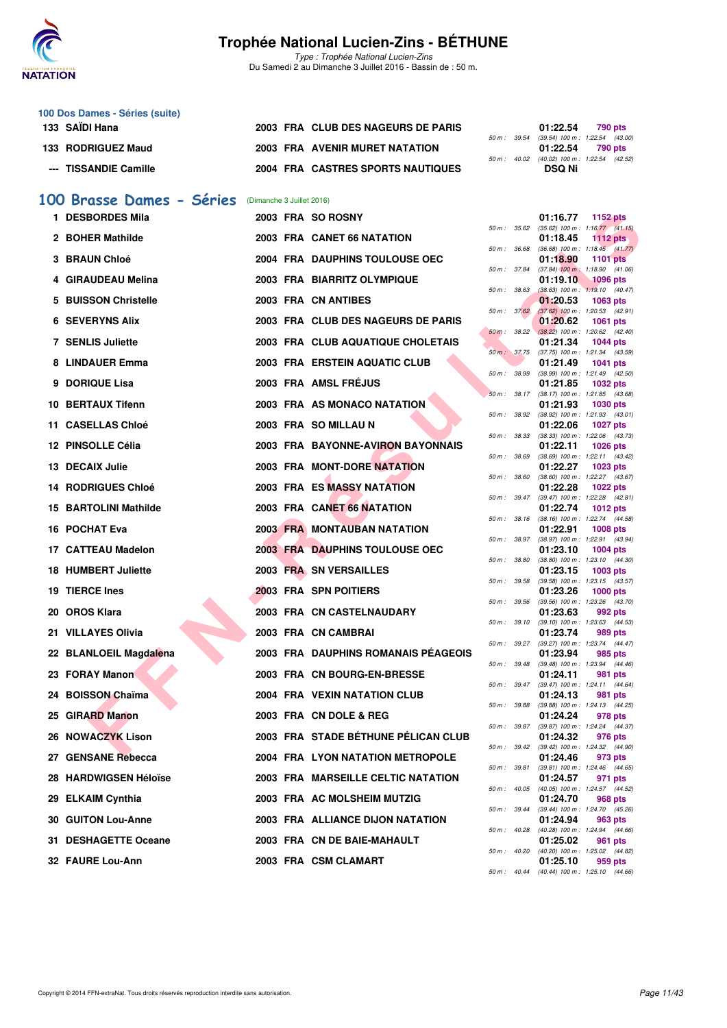# Trophée National Lucien-Zins - BÉTHUNE

*Type : Trophée National Lucien-Zins*
Du Samedi 2 au Dimanche 3 Juillet 2016 - Bassin de : 50 m.

### 100 Dos Dames - Séries (suite)

| Rang | Nom | Année | Nat | Club | 50 m | Temps | Points | Splits |
|---|---|---|---|---|---|---|---|---|
| 133 | SAÏDI Hana | 2003 | FRA | CLUB DES NAGEURS DE PARIS | 39.54 | 01:22.54 | 790 pts | (39.54) 100 m : 1:22.54 (43.00) |
| 133 | RODRIGUEZ Maud | 2003 | FRA | AVENIR MURET NATATION | 40.02 | 01:22.54 | 790 pts | (40.02) 100 m : 1:22.54 (42.52) |
| --- | TISSANDIE Camille | 2004 | FRA | CASTRES SPORTS NAUTIQUES | | DSQ Ni | | |

## 100 Brasse Dames - Séries (Dimanche 3 Juillet 2016)

| Rang | Nom | Année | Nat | Club | 50 m | Temps | Points | Splits |
|---|---|---|---|---|---|---|---|---|
| 1 | DESBORDES Mila | 2003 | FRA | SO ROSNY | 35.62 | 01:16.77 | 1152 pts | (35.62) 100 m : 1:16.77 (41.15) |
| 2 | BOHER Mathilde | 2003 | FRA | CANET 66 NATATION | 36.68 | 01:18.45 | 1112 pts | (36.68) 100 m : 1:18.45 (41.77) |
| 3 | BRAUN Chloé | 2004 | FRA | DAUPHINS TOULOUSE OEC | 37.84 | 01:18.90 | 1101 pts | (37.84) 100 m : 1:18.90 (41.06) |
| 4 | GIRAUDEAU Melina | 2003 | FRA | BIARRITZ OLYMPIQUE | 38.63 | 01:19.10 | 1096 pts | (38.63) 100 m : 1:19.10 (40.47) |
| 5 | BUISSON Christelle | 2003 | FRA | CN ANTIBES | 37.62 | 01:20.53 | 1063 pts | (37.62) 100 m : 1:20.53 (42.91) |
| 6 | SEVERYNS Alix | 2003 | FRA | CLUB DES NAGEURS DE PARIS | 38.22 | 01:20.62 | 1061 pts | (38.22) 100 m : 1:20.62 (42.40) |
| 7 | SENLIS Juliette | 2003 | FRA | CLUB AQUATIQUE CHOLETAIS | 37.75 | 01:21.34 | 1044 pts | (37.75) 100 m : 1:21.34 (43.59) |
| 8 | LINDAUER Emma | 2003 | FRA | ERSTEIN AQUATIC CLUB | 38.99 | 01:21.49 | 1041 pts | (38.99) 100 m : 1:21.49 (42.50) |
| 9 | DORIQUE Lisa | 2003 | FRA | AMSL FRÉJUS | 38.17 | 01:21.85 | 1032 pts | (38.17) 100 m : 1:21.85 (43.68) |
| 10 | BERTAUX Tifenn | 2003 | FRA | AS MONACO NATATION | 38.92 | 01:21.93 | 1030 pts | (38.92) 100 m : 1:21.93 (43.01) |
| 11 | CASELLAS Chloé | 2003 | FRA | SO MILLAU N | 38.33 | 01:22.06 | 1027 pts | (38.33) 100 m : 1:22.06 (43.73) |
| 12 | PINSOLLE Célia | 2003 | FRA | BAYONNE-AVIRON BAYONNAIS | 38.69 | 01:22.11 | 1026 pts | (38.69) 100 m : 1:22.11 (43.42) |
| 13 | DECAIX Julie | 2003 | FRA | MONT-DORE NATATION | 38.60 | 01:22.27 | 1023 pts | (38.60) 100 m : 1:22.27 (43.67) |
| 14 | RODRIGUES Chloé | 2003 | FRA | ES MASSY NATATION | 39.47 | 01:22.28 | 1022 pts | (39.47) 100 m : 1:22.28 (42.81) |
| 15 | BARTOLINI Mathilde | 2003 | FRA | CANET 66 NATATION | 38.16 | 01:22.74 | 1012 pts | (38.16) 100 m : 1:22.74 (44.58) |
| 16 | POCHAT Eva | 2003 | FRA | MONTAUBAN NATATION | 38.97 | 01:22.91 | 1008 pts | (38.97) 100 m : 1:22.91 (43.94) |
| 17 | CATTEAU Madelon | 2003 | FRA | DAUPHINS TOULOUSE OEC | 38.80 | 01:23.10 | 1004 pts | (38.80) 100 m : 1:23.10 (44.30) |
| 18 | HUMBERT Juliette | 2003 | FRA | SN VERSAILLES | 39.58 | 01:23.15 | 1003 pts | (39.58) 100 m : 1:23.15 (43.57) |
| 19 | TIERCE Ines | 2003 | FRA | SPN POITIERS | 39.56 | 01:23.26 | 1000 pts | (39.56) 100 m : 1:23.26 (43.70) |
| 20 | OROS Klara | 2003 | FRA | CN CASTELNAUDARY | 39.10 | 01:23.63 | 992 pts | (39.10) 100 m : 1:23.63 (44.53) |
| 21 | VILLAYES Olivia | 2003 | FRA | CN CAMBRAI | 39.27 | 01:23.74 | 989 pts | (39.27) 100 m : 1:23.74 (44.47) |
| 22 | BLANLOEIL Magdalena | 2003 | FRA | DAUPHINS ROMANAIS PÉAGEOIS | 39.48 | 01:23.94 | 985 pts | (39.48) 100 m : 1:23.94 (44.46) |
| 23 | FORAY Manon | 2003 | FRA | CN BOURG-EN-BRESSE | 39.47 | 01:24.11 | 981 pts | (39.47) 100 m : 1:24.11 (44.64) |
| 24 | BOISSON Chaïma | 2004 | FRA | VEXIN NATATION CLUB | 39.88 | 01:24.13 | 981 pts | (39.88) 100 m : 1:24.13 (44.25) |
| 25 | GIRARD Manon | 2003 | FRA | CN DOLE & REG | 39.87 | 01:24.24 | 978 pts | (39.87) 100 m : 1:24.24 (44.37) |
| 26 | NOWACZYK Lison | 2003 | FRA | STADE BÉTHUNE PÉLICAN CLUB | 39.42 | 01:24.32 | 976 pts | (39.42) 100 m : 1:24.32 (44.90) |
| 27 | GENSANE Rebecca | 2004 | FRA | LYON NATATION METROPOLE | 39.81 | 01:24.46 | 973 pts | (39.81) 100 m : 1:24.46 (44.65) |
| 28 | HARDWIGSEN Héloïse | 2003 | FRA | MARSEILLE CELTIC NATATION | 40.05 | 01:24.57 | 971 pts | (40.05) 100 m : 1:24.57 (44.52) |
| 29 | ELKAIM Cynthia | 2003 | FRA | AC MOLSHEIM MUTZIG | 39.44 | 01:24.70 | 968 pts | (39.44) 100 m : 1:24.70 (45.26) |
| 30 | GUITON Lou-Anne | 2003 | FRA | ALLIANCE DIJON NATATION | 40.28 | 01:24.94 | 963 pts | (40.28) 100 m : 1:24.94 (44.66) |
| 31 | DESHAGETTE Oceane | 2003 | FRA | CN DE BAIE-MAHAULT | 40.20 | 01:25.02 | 961 pts | (40.20) 100 m : 1:25.02 (44.82) |
| 32 | FAURE Lou-Ann | 2003 | FRA | CSM CLAMART | 40.44 | 01:25.10 | 959 pts | (40.44) 100 m : 1:25.10 (44.66) |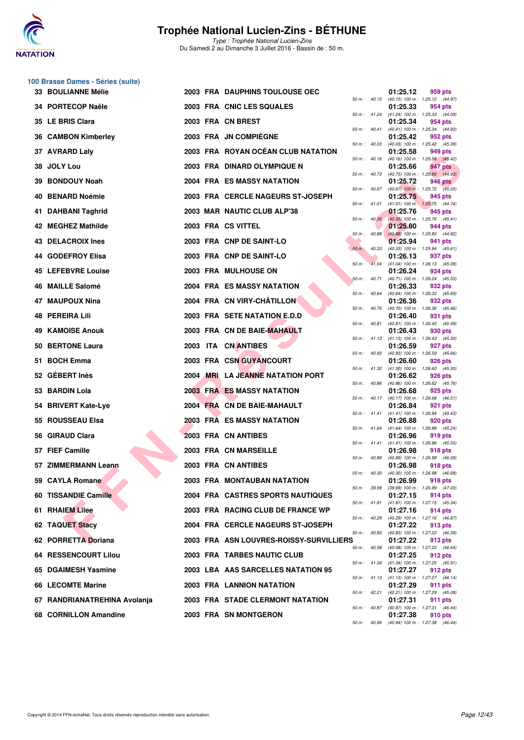# Trophée National Lucien-Zins - BÉTHUNE

*Type : Trophée National Lucien-Zins*
Du Samedi 2 au Dimanche 3 Juillet 2016 - Bassin de : 50 m.

## 100 Brasse Dames - Séries (suite)

| Rang | Nom | Année | Nat. | Club | Temps | Points | Splits |
|---|---|---|---|---|---|---|---|
| 33 | BOULIANNE Mélie | 2003 | FRA | DAUPHINS TOULOUSE OEC | 01:25.12 | 959 pts | 50 m : 40.15 (40.15) 100 m : 1:25.12 (44.97) |
| 34 | PORTECOP Naële | 2003 | FRA | CNIC LES SQUALES | 01:25.33 | 954 pts | 50 m : 41.24 (41.24) 100 m : 1:25.33 (44.09) |
| 35 | LE BRIS Clara | 2003 | FRA | CN BREST | 01:25.34 | 954 pts | 50 m : 40.41 (40.41) 100 m : 1:25.34 (44.93) |
| 36 | CAMBON Kimberley | 2003 | FRA | JN COMPIÈGNE | 01:25.42 | 952 pts | 50 m : 40.03 (40.03) 100 m : 1:25.42 (45.39) |
| 37 | AVRARD Laly | 2003 | FRA | ROYAN OCÉAN CLUB NATATION | 01:25.58 | 949 pts | 50 m : 40.16 (40.16) 100 m : 1:25.58 (45.42) |
| 38 | JOLY Lou | 2003 | FRA | DINARD OLYMPIQUE N | 01:25.66 | 947 pts | 50 m : 40.73 (40.73) 100 m : 1:25.66 (44.93) |
| 39 | BONDOUY Noah | 2004 | FRA | ES MASSY NATATION | 01:25.72 | 946 pts | 50 m : 40.67 (40.67) 100 m : 1:25.72 (45.05) |
| 40 | BENARD Noémie | 2003 | FRA | CERCLE NAGEURS ST-JOSEPH | 01:25.75 | 945 pts | 50 m : 41.01 (41.01) 100 m : 1:25.75 (44.74) |
| 41 | DAHBANI Taghrid | 2003 | MAR | NAUTIC CLUB ALP'38 | 01:25.76 | 945 pts | 50 m : 40.35 (40.35) 100 m : 1:25.76 (45.41) |
| 42 | MEGHEZ Mathilde | 2003 | FRA | CS VITTEL | 01:25.80 | 944 pts | 50 m : 40.88 (40.88) 100 m : 1:25.80 (44.92) |
| 43 | DELACROIX Ines | 2003 | FRA | CNP DE SAINT-LO | 01:25.94 | 941 pts | 50 m : 40.33 (40.33) 100 m : 1:25.94 (45.61) |
| 44 | GODEFROY Elisa | 2003 | FRA | CNP DE SAINT-LO | 01:26.13 | 937 pts | 50 m : 41.04 (41.04) 100 m : 1:26.13 (45.09) |
| 45 | LEFEBVRE Louise | 2003 | FRA | MULHOUSE ON | 01:26.24 | 934 pts | 50 m : 40.71 (40.71) 100 m : 1:26.24 (45.53) |
| 46 | MAILLE Salomé | 2004 | FRA | ES MASSY NATATION | 01:26.33 | 932 pts | 50 m : 40.64 (40.64) 100 m : 1:26.33 (45.69) |
| 47 | MAUPOUX Nina | 2004 | FRA | CN VIRY-CHÂTILLON | 01:26.36 | 932 pts | 50 m : 40.70 (40.70) 100 m : 1:26.36 (45.66) |
| 48 | PEREIRA Lili | 2003 | FRA | SETE NATATION E.D.D | 01:26.40 | 931 pts | 50 m : 40.81 (40.81) 100 m : 1:26.40 (45.59) |
| 49 | KAMOISE Anouk | 2003 | FRA | CN DE BAIE-MAHAULT | 01:26.43 | 930 pts | 50 m : 41.13 (41.13) 100 m : 1:26.43 (45.30) |
| 50 | BERTONE Laura | 2003 | ITA | CN ANTIBES | 01:26.59 | 927 pts | 50 m : 40.93 (40.93) 100 m : 1:26.59 (45.66) |
| 51 | BOCH Emma | 2003 | FRA | CSN GUYANCOURT | 01:26.60 | 926 pts | 50 m : 41.30 (41.30) 100 m : 1:26.60 (45.30) |
| 52 | GÉBERT Inès | 2004 | MRI | LA JEANNE NATATION PORT | 01:26.62 | 926 pts | 50 m : 40.86 (40.86) 100 m : 1:26.62 (45.76) |
| 53 | BARDIN Lola | 2003 | FRA | ES MASSY NATATION | 01:26.68 | 925 pts | 50 m : 40.17 (40.17) 100 m : 1:26.68 (46.51) |
| 54 | BRIVERT Kate-Lye | 2004 | FRA | CN DE BAIE-MAHAULT | 01:26.84 | 921 pts | 50 m : 41.41 (41.41) 100 m : 1:26.84 (45.43) |
| 55 | ROUSSEAU Elsa | 2003 | FRA | ES MASSY NATATION | 01:26.88 | 920 pts | 50 m : 41.64 (41.64) 100 m : 1:26.88 (45.24) |
| 56 | GIRAUD Clara | 2003 | FRA | CN ANTIBES | 01:26.96 | 919 pts | 50 m : 41.41 (41.41) 100 m : 1:26.96 (45.55) |
| 57 | FIEF Camille | 2003 | FRA | CN MARSEILLE | 01:26.98 | 918 pts | 50 m : 40.89 (40.89) 100 m : 1:26.98 (46.09) |
| 57 | ZIMMERMANN Leann | 2003 | FRA | CN ANTIBES | 01:26.98 | 918 pts | 50 m : 40.30 (40.30) 100 m : 1:26.98 (46.68) |
| 59 | CAYLA Romane | 2003 | FRA | MONTAUBAN NATATION | 01:26.99 | 918 pts | 50 m : 39.99 (39.99) 100 m : 1:26.99 (47.00) |
| 60 | TISSANDIE Camille | 2004 | FRA | CASTRES SPORTS NAUTIQUES | 01:27.15 | 914 pts | 50 m : 41.81 (41.81) 100 m : 1:27.15 (45.34) |
| 61 | RHAIEM Lilee | 2003 | FRA | RACING CLUB DE FRANCE WP | 01:27.16 | 914 pts | 50 m : 40.29 (40.29) 100 m : 1:27.16 (46.87) |
| 62 | TAQUET Stacy | 2004 | FRA | CERCLE NAGEURS ST-JOSEPH | 01:27.22 | 913 pts | 50 m : 40.83 (40.83) 100 m : 1:27.22 (46.39) |
| 62 | PORRETTA Doriana | 2003 | FRA | ASN LOUVRES-ROISSY-SURVILLIERS | 01:27.22 | 913 pts | 50 m : 40.58 (40.58) 100 m : 1:27.22 (46.64) |
| 64 | RESSENCOURT Lilou | 2003 | FRA | TARBES NAUTIC CLUB | 01:27.25 | 912 pts | 50 m : 41.34 (41.34) 100 m : 1:27.25 (45.91) |
| 65 | DGAIMESH Yasmine | 2003 | LBA | AAS SARCELLES NATATION 95 | 01:27.27 | 912 pts | 50 m : 41.13 (41.13) 100 m : 1:27.27 (46.14) |
| 66 | LECOMTE Marine | 2003 | FRA | LANNION NATATION | 01:27.29 | 911 pts | 50 m : 42.21 (42.21) 100 m : 1:27.29 (45.08) |
| 67 | RANDRIANATREHINA Avolanja | 2003 | FRA | STADE CLERMONT NATATION | 01:27.31 | 911 pts | 50 m : 40.87 (40.87) 100 m : 1:27.31 (46.44) |
| 68 | CORNILLON Amandine | 2003 | FRA | SN MONTGERON | 01:27.38 | 910 pts | 50 m : 40.94 (40.94) 100 m : 1:27.38 (46.44) |

Copyright © 2014 FFN-extraNat. Tous droits réservés reproduction interdite sans autorisation.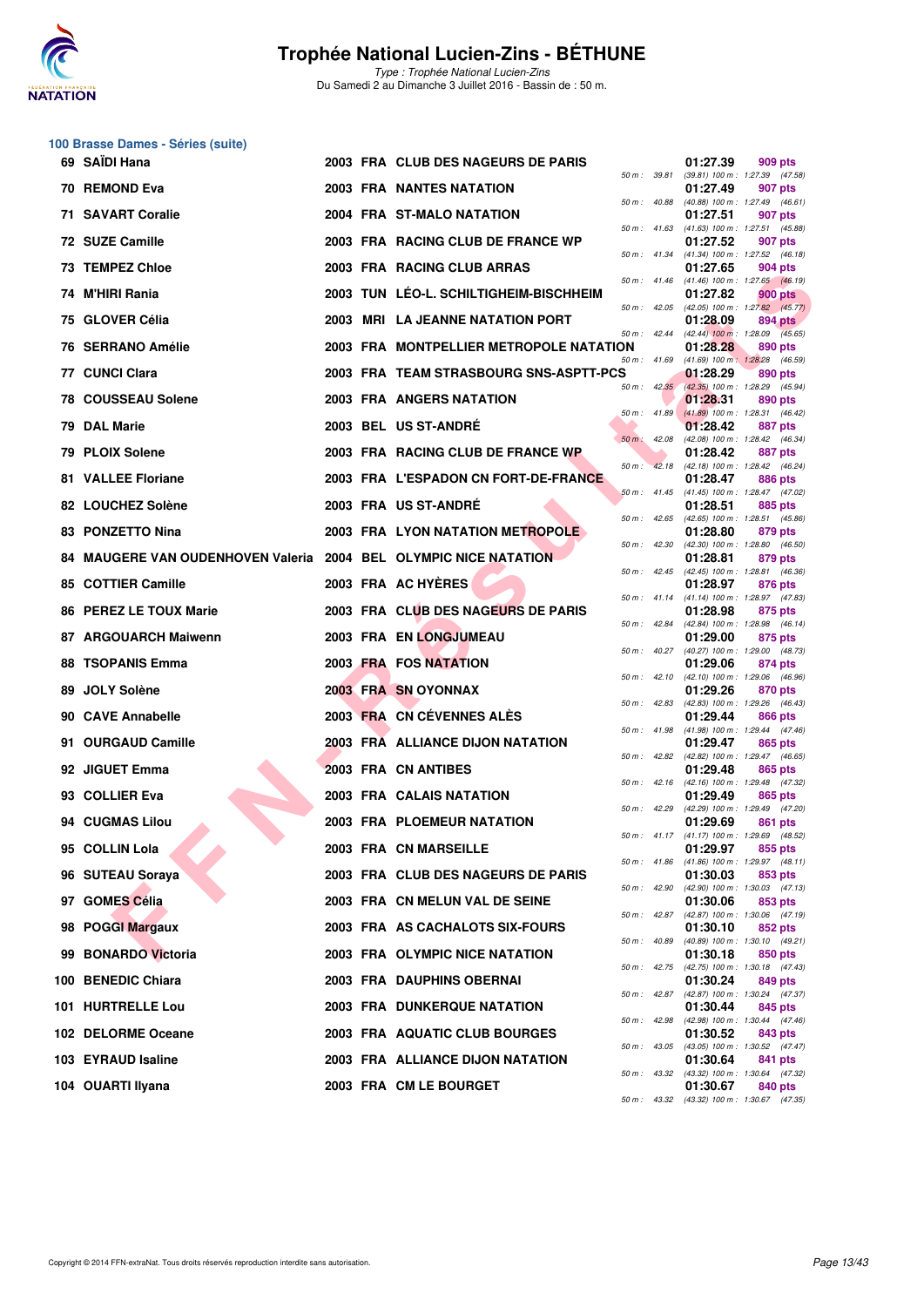# Trophée National Lucien-Zins - BÉTHUNE

*Type : Trophée National Lucien-Zins*
Du Samedi 2 au Dimanche 3 Juillet 2016 - Bassin de : 50 m.

## 100 Brasse Dames - Séries (suite)

| Rang | Nom | Année | Nat | Club | Temps | Points | 50 m | 100 m |
|---|---|---|---|---|---|---|---|---|
| 69 | SAÏDI Hana | 2003 | FRA | CLUB DES NAGEURS DE PARIS | 01:27.39 | 909 pts | 39.81 | (39.81) 1:27.39 (47.58) |
| 70 | REMOND Eva | 2003 | FRA | NANTES NATATION | 01:27.49 | 907 pts | 40.88 | (40.88) 1:27.49 (46.61) |
| 71 | SAVART Coralie | 2004 | FRA | ST-MALO NATATION | 01:27.51 | 907 pts | 41.63 | (41.63) 1:27.51 (45.88) |
| 72 | SUZE Camille | 2003 | FRA | RACING CLUB DE FRANCE WP | 01:27.52 | 907 pts | 41.34 | (41.34) 1:27.52 (46.18) |
| 73 | TEMPEZ Chloe | 2003 | FRA | RACING CLUB ARRAS | 01:27.65 | 904 pts | 41.46 | (41.46) 1:27.65 (46.19) |
| 74 | M'HIRI Rania | 2003 | TUN | LÉO-L. SCHILTIGHEIM-BISCHHEIM | 01:27.82 | 900 pts | 42.05 | (42.05) 1:27.82 (45.77) |
| 75 | GLOVER Célia | 2003 | MRI | LA JEANNE NATATION PORT | 01:28.09 | 894 pts | 42.44 | (42.44) 1:28.09 (45.65) |
| 76 | SERRANO Amélie | 2003 | FRA | MONTPELLIER METROPOLE NATATION | 01:28.28 | 890 pts | 41.69 | (41.69) 1:28.28 (46.59) |
| 77 | CUNCI Clara | 2003 | FRA | TEAM STRASBOURG SNS-ASPTT-PCS | 01:28.29 | 890 pts | 42.35 | (42.35) 1:28.29 (45.94) |
| 78 | COUSSEAU Solene | 2003 | FRA | ANGERS NATATION | 01:28.31 | 890 pts | 41.89 | (41.89) 1:28.31 (46.42) |
| 79 | DAL Marie | 2003 | BEL | US ST-ANDRÉ | 01:28.42 | 887 pts | 42.08 | (42.08) 1:28.42 (46.34) |
| 79 | PLOIX Solene | 2003 | FRA | RACING CLUB DE FRANCE WP | 01:28.42 | 887 pts | 42.18 | (42.18) 1:28.42 (46.24) |
| 81 | VALLEE Floriane | 2003 | FRA | L'ESPADON CN FORT-DE-FRANCE | 01:28.47 | 886 pts | 41.45 | (41.45) 1:28.47 (47.02) |
| 82 | LOUCHEZ Solène | 2003 | FRA | US ST-ANDRÉ | 01:28.51 | 885 pts | 42.65 | (42.65) 1:28.51 (45.86) |
| 83 | PONZETTO Nina | 2003 | FRA | LYON NATATION METROPOLE | 01:28.80 | 879 pts | 42.30 | (42.30) 1:28.80 (46.50) |
| 84 | MAUGERE VAN OUDENHOVEN Valeria | 2004 | BEL | OLYMPIC NICE NATATION | 01:28.81 | 879 pts | 42.45 | (42.45) 1:28.81 (46.36) |
| 85 | COTTIER Camille | 2003 | FRA | AC HYÈRES | 01:28.97 | 876 pts | 41.14 | (41.14) 1:28.97 (47.83) |
| 86 | PEREZ LE TOUX Marie | 2003 | FRA | CLUB DES NAGEURS DE PARIS | 01:28.98 | 875 pts | 42.84 | (42.84) 1:28.98 (46.14) |
| 87 | ARGOUARCH Maiwenn | 2003 | FRA | EN LONGJUMEAU | 01:29.00 | 875 pts | 40.27 | (40.27) 1:29.00 (48.73) |
| 88 | TSOPANIS Emma | 2003 | FRA | FOS NATATION | 01:29.06 | 874 pts | 42.10 | (42.10) 1:29.06 (46.96) |
| 89 | JOLY Solène | 2003 | FRA | SN OYONNAX | 01:29.26 | 870 pts | 42.83 | (42.83) 1:29.26 (46.43) |
| 90 | CAVE Annabelle | 2003 | FRA | CN CÉVENNES ALÈS | 01:29.44 | 866 pts | 41.98 | (41.98) 1:29.44 (47.46) |
| 91 | OURGAUD Camille | 2003 | FRA | ALLIANCE DIJON NATATION | 01:29.47 | 865 pts | 42.82 | (42.82) 1:29.47 (46.65) |
| 92 | JIGUET Emma | 2003 | FRA | CN ANTIBES | 01:29.48 | 865 pts | 42.16 | (42.16) 1:29.48 (47.32) |
| 93 | COLLIER Eva | 2003 | FRA | CALAIS NATATION | 01:29.49 | 865 pts | 42.29 | (42.29) 1:29.49 (47.20) |
| 94 | CUGMAS Lilou | 2003 | FRA | PLOEMEUR NATATION | 01:29.69 | 861 pts | 41.17 | (41.17) 1:29.69 (48.52) |
| 95 | COLLIN Lola | 2003 | FRA | CN MARSEILLE | 01:29.97 | 855 pts | 41.86 | (41.86) 1:29.97 (48.11) |
| 96 | SUTEAU Soraya | 2003 | FRA | CLUB DES NAGEURS DE PARIS | 01:30.03 | 853 pts | 42.90 | (42.90) 1:30.03 (47.13) |
| 97 | GOMES Célia | 2003 | FRA | CN MELUN VAL DE SEINE | 01:30.06 | 853 pts | 42.87 | (42.87) 1:30.06 (47.19) |
| 98 | POGGI Margaux | 2003 | FRA | AS CACHALOTS SIX-FOURS | 01:30.10 | 852 pts | 40.89 | (40.89) 1:30.10 (49.21) |
| 99 | BONARDO Victoria | 2003 | FRA | OLYMPIC NICE NATATION | 01:30.18 | 850 pts | 42.75 | (42.75) 1:30.18 (47.43) |
| 100 | BENEDIC Chiara | 2003 | FRA | DAUPHINS OBERNAI | 01:30.24 | 849 pts | 42.87 | (42.87) 1:30.24 (47.37) |
| 101 | HURTRELLE Lou | 2003 | FRA | DUNKERQUE NATATION | 01:30.44 | 845 pts | 42.98 | (42.98) 1:30.44 (47.46) |
| 102 | DELORME Oceane | 2003 | FRA | AQUATIC CLUB BOURGES | 01:30.52 | 843 pts | 43.05 | (43.05) 1:30.52 (47.47) |
| 103 | EYRAUD Isaline | 2003 | FRA | ALLIANCE DIJON NATATION | 01:30.64 | 841 pts | 43.32 | (43.32) 1:30.64 (47.32) |
| 104 | OUARTI Ilyana | 2003 | FRA | CM LE BOURGET | 01:30.67 | 840 pts | 43.32 | (43.32) 1:30.67 (47.35) |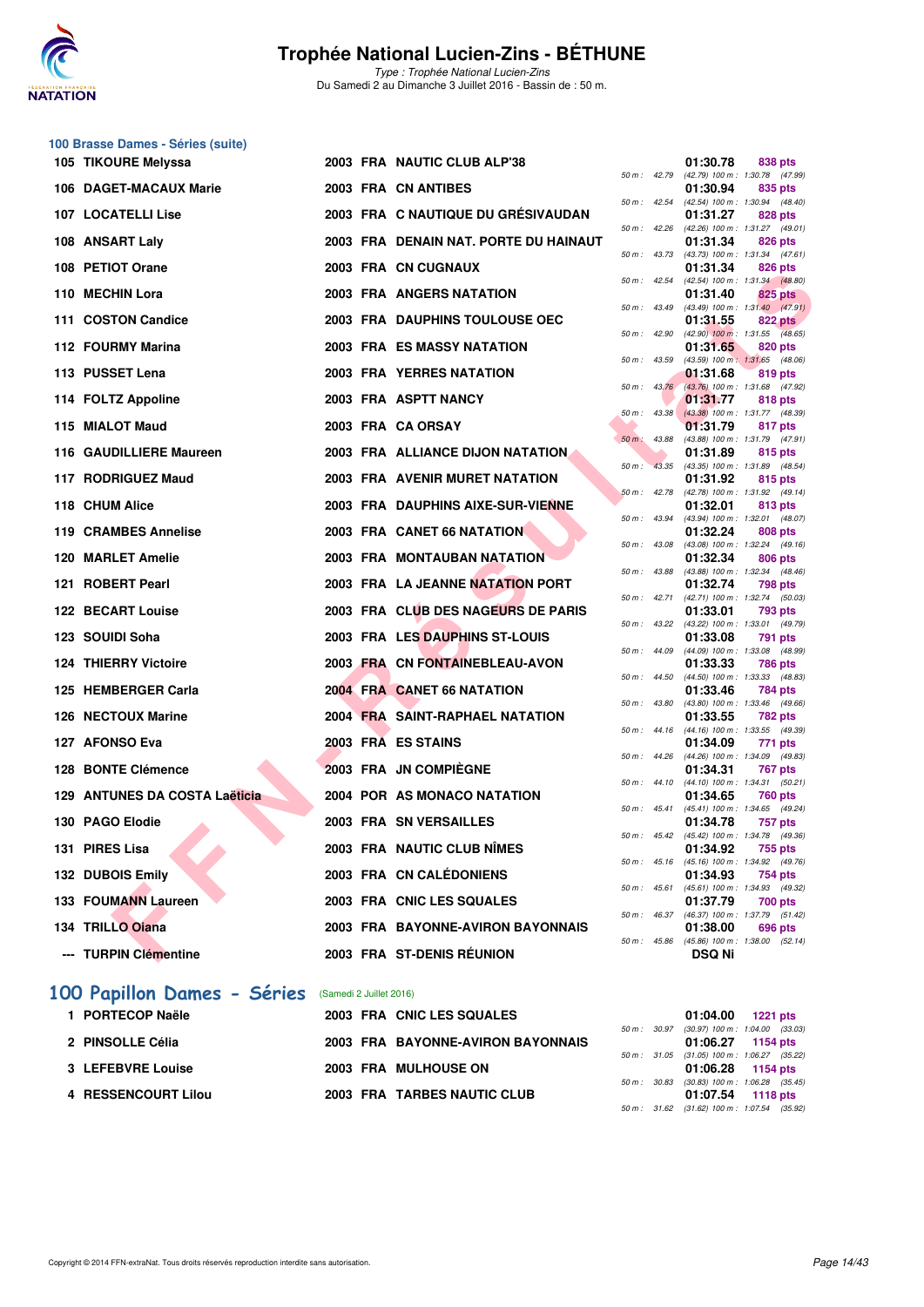# Trophée National Lucien-Zins - BÉTHUNE

*Type : Trophée National Lucien-Zins*
Du Samedi 2 au Dimanche 3 Juillet 2016 - Bassin de : 50 m.

### 100 Brasse Dames - Séries (suite)

| Rang | Nom | Année | Nat. | Club | 50 m | Temps | Points | Détail |
|---|---|---|---|---|---|---|---|---|
| 105 | TIKOURE Melyssa | 2003 | FRA | NAUTIC CLUB ALP'38 | 42.79 | 01:30.78 | 838 pts | (42.79) 100 m : 1:30.78 (47.99) |
| 106 | DAGET-MACAUX Marie | 2003 | FRA | CN ANTIBES | 42.54 | 01:30.94 | 835 pts | (42.54) 100 m : 1:30.94 (48.40) |
| 107 | LOCATELLI Lise | 2003 | FRA | C NAUTIQUE DU GRÉSIVAUDAN | 42.26 | 01:31.27 | 828 pts | (42.26) 100 m : 1:31.27 (49.01) |
| 108 | ANSART Laly | 2003 | FRA | DENAIN NAT. PORTE DU HAINAUT | 43.73 | 01:31.34 | 826 pts | (43.73) 100 m : 1:31.34 (47.61) |
| 108 | PETIOT Orane | 2003 | FRA | CN CUGNAUX | 42.54 | 01:31.34 | 826 pts | (42.54) 100 m : 1:31.34 (48.80) |
| 110 | MECHIN Lora | 2003 | FRA | ANGERS NATATION | 43.49 | 01:31.40 | 825 pts | (43.49) 100 m : 1:31.40 (47.91) |
| 111 | COSTON Candice | 2003 | FRA | DAUPHINS TOULOUSE OEC | 42.90 | 01:31.55 | 822 pts | (42.90) 100 m : 1:31.55 (48.65) |
| 112 | FOURMY Marina | 2003 | FRA | ES MASSY NATATION | 43.59 | 01:31.65 | 820 pts | (43.59) 100 m : 1:31.65 (48.06) |
| 113 | PUSSET Lena | 2003 | FRA | YERRES NATATION | 43.76 | 01:31.68 | 819 pts | (43.76) 100 m : 1:31.68 (47.92) |
| 114 | FOLTZ Appoline | 2003 | FRA | ASPTT NANCY | 43.38 | 01:31.77 | 818 pts | (43.38) 100 m : 1:31.77 (48.39) |
| 115 | MIALOT Maud | 2003 | FRA | CA ORSAY | 43.88 | 01:31.79 | 817 pts | (43.88) 100 m : 1:31.79 (47.91) |
| 116 | GAUDILLIERE Maureen | 2003 | FRA | ALLIANCE DIJON NATATION | 43.35 | 01:31.89 | 815 pts | (43.35) 100 m : 1:31.89 (48.54) |
| 117 | RODRIGUEZ Maud | 2003 | FRA | AVENIR MURET NATATION | 42.78 | 01:31.92 | 815 pts | (42.78) 100 m : 1:31.92 (49.14) |
| 118 | CHUM Alice | 2003 | FRA | DAUPHINS AIXE-SUR-VIENNE | 43.94 | 01:32.01 | 813 pts | (43.94) 100 m : 1:32.01 (48.07) |
| 119 | CRAMBES Annelise | 2003 | FRA | CANET 66 NATATION | 43.08 | 01:32.24 | 808 pts | (43.08) 100 m : 1:32.24 (49.16) |
| 120 | MARLET Amelie | 2003 | FRA | MONTAUBAN NATATION | 43.88 | 01:32.34 | 806 pts | (43.88) 100 m : 1:32.34 (48.46) |
| 121 | ROBERT Pearl | 2003 | FRA | LA JEANNE NATATION PORT | 42.71 | 01:32.74 | 798 pts | (42.71) 100 m : 1:32.74 (50.03) |
| 122 | BECART Louise | 2003 | FRA | CLUB DES NAGEURS DE PARIS | 43.22 | 01:33.01 | 793 pts | (43.22) 100 m : 1:33.01 (49.79) |
| 123 | SOUIDI Soha | 2003 | FRA | LES DAUPHINS ST-LOUIS | 44.09 | 01:33.08 | 791 pts | (44.09) 100 m : 1:33.08 (48.99) |
| 124 | THIERRY Victoire | 2003 | FRA | CN FONTAINEBLEAU-AVON | 44.50 | 01:33.33 | 786 pts | (44.50) 100 m : 1:33.33 (48.83) |
| 125 | HEMBERGER Carla | 2004 | FRA | CANET 66 NATATION | 43.80 | 01:33.46 | 784 pts | (43.80) 100 m : 1:33.46 (49.66) |
| 126 | NECTOUX Marine | 2004 | FRA | SAINT-RAPHAEL NATATION | 44.16 | 01:33.55 | 782 pts | (44.16) 100 m : 1:33.55 (49.39) |
| 127 | AFONSO Eva | 2003 | FRA | ES STAINS | 44.26 | 01:34.09 | 771 pts | (44.26) 100 m : 1:34.09 (49.83) |
| 128 | BONTE Clémence | 2003 | FRA | JN COMPIÈGNE | 44.10 | 01:34.31 | 767 pts | (44.10) 100 m : 1:34.31 (50.21) |
| 129 | ANTUNES DA COSTA Laëticia | 2004 | POR | AS MONACO NATATION | 45.41 | 01:34.65 | 760 pts | (45.41) 100 m : 1:34.65 (49.24) |
| 130 | PAGO Elodie | 2003 | FRA | SN VERSAILLES | 45.42 | 01:34.78 | 757 pts | (45.42) 100 m : 1:34.78 (49.36) |
| 131 | PIRES Lisa | 2003 | FRA | NAUTIC CLUB NÎMES | 45.16 | 01:34.92 | 755 pts | (45.16) 100 m : 1:34.92 (49.76) |
| 132 | DUBOIS Emily | 2003 | FRA | CN CALÉDONIENS | 45.61 | 01:34.93 | 754 pts | (45.61) 100 m : 1:34.93 (49.32) |
| 133 | FOUMANN Laureen | 2003 | FRA | CNIC LES SQUALES | 46.37 | 01:37.79 | 700 pts | (46.37) 100 m : 1:37.79 (51.42) |
| 134 | TRILLO Oiana | 2003 | FRA | BAYONNE-AVIRON BAYONNAIS | 45.86 | 01:38.00 | 696 pts | (45.86) 100 m : 1:38.00 (52.14) |
| --- | TURPIN Clémentine | 2003 | FRA | ST-DENIS RÉUNION | | DSQ Ni | | |

## 100 Papillon Dames - Séries (Samedi 2 Juillet 2016)

| Rang | Nom | Année | Nat. | Club | 50 m | Temps | Points | Détail |
|---|---|---|---|---|---|---|---|---|
| 1 | PORTECOP Naële | 2003 | FRA | CNIC LES SQUALES | 30.97 | 01:04.00 | 1221 pts | (30.97) 100 m : 1:04.00 (33.03) |
| 2 | PINSOLLE Célia | 2003 | FRA | BAYONNE-AVIRON BAYONNAIS | 31.05 | 01:06.27 | 1154 pts | (31.05) 100 m : 1:06.27 (35.22) |
| 3 | LEFEBVRE Louise | 2003 | FRA | MULHOUSE ON | 30.83 | 01:06.28 | 1154 pts | (30.83) 100 m : 1:06.28 (35.45) |
| 4 | RESSENCOURT Lilou | 2003 | FRA | TARBES NAUTIC CLUB | 31.62 | 01:07.54 | 1118 pts | (31.62) 100 m : 1:07.54 (35.92) |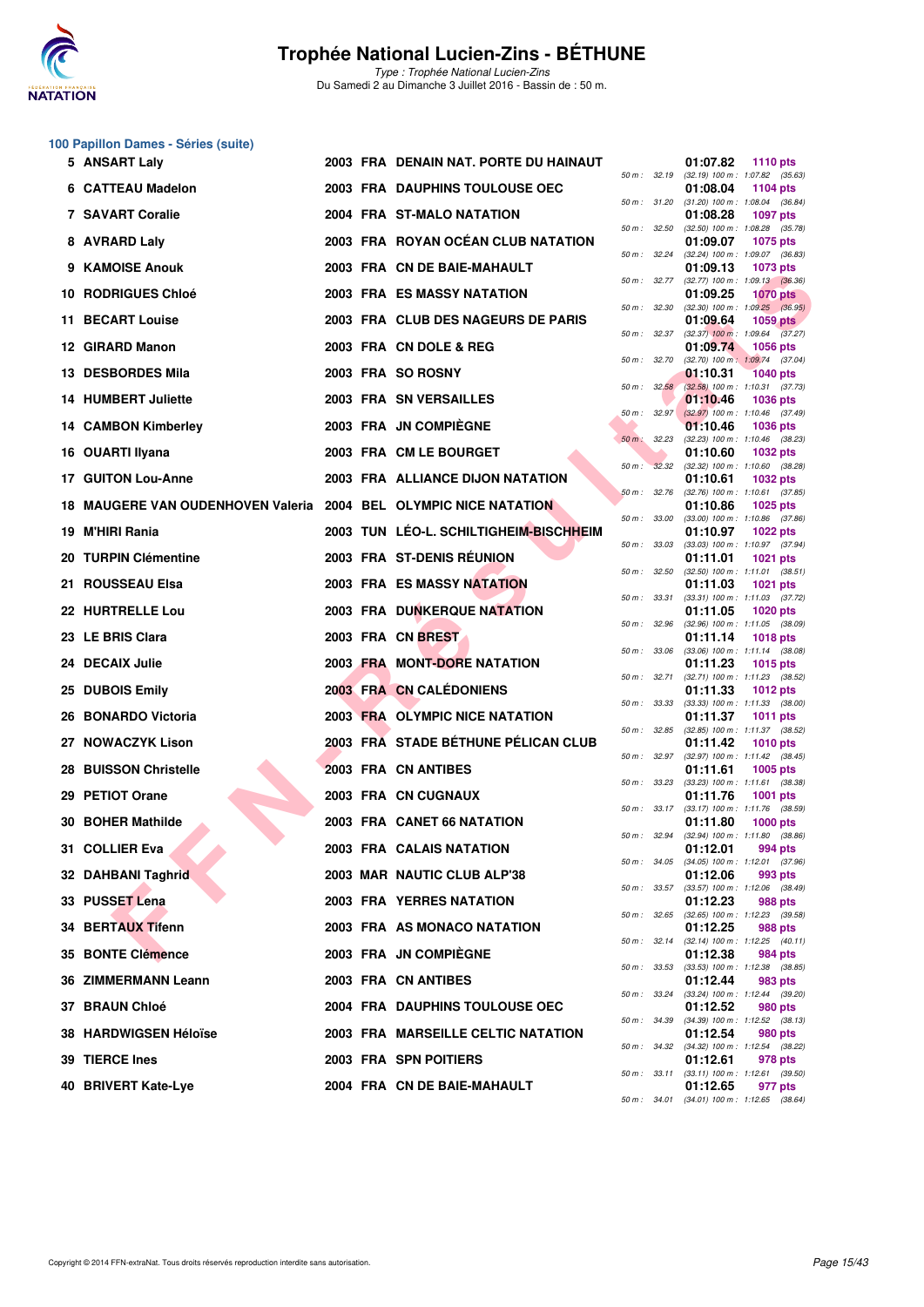# Trophée National Lucien-Zins - BÉTHUNE

*Type : Trophée National Lucien-Zins*
Du Samedi 2 au Dimanche 3 Juillet 2016 - Bassin de : 50 m.

## 100 Papillon Dames - Séries (suite)

| Rang | Nom | Année | Nat. | Club | Temps | Points | Splits |
|---|---|---|---|---|---|---|---|
| 5 | ANSART Laly | 2003 | FRA | DENAIN NAT. PORTE DU HAINAUT | 01:07.82 | 1110 pts | 50 m : 32.19 (32.19) 100 m : 1:07.82 (35.63) |
| 6 | CATTEAU Madelon | 2003 | FRA | DAUPHINS TOULOUSE OEC | 01:08.04 | 1104 pts | 50 m : 31.20 (31.20) 100 m : 1:08.04 (36.84) |
| 7 | SAVART Coralie | 2004 | FRA | ST-MALO NATATION | 01:08.28 | 1097 pts | 50 m : 32.50 (32.50) 100 m : 1:08.28 (35.78) |
| 8 | AVRARD Laly | 2003 | FRA | ROYAN OCÉAN CLUB NATATION | 01:09.07 | 1075 pts | 50 m : 32.24 (32.24) 100 m : 1:09.07 (36.83) |
| 9 | KAMOISE Anouk | 2003 | FRA | CN DE BAIE-MAHAULT | 01:09.13 | 1073 pts | 50 m : 32.77 (32.77) 100 m : 1:09.13 (36.36) |
| 10 | RODRIGUES Chloé | 2003 | FRA | ES MASSY NATATION | 01:09.25 | 1070 pts | 50 m : 32.30 (32.30) 100 m : 1:09.25 (36.95) |
| 11 | BECART Louise | 2003 | FRA | CLUB DES NAGEURS DE PARIS | 01:09.64 | 1059 pts | 50 m : 32.37 (32.37) 100 m : 1:09.64 (37.27) |
| 12 | GIRARD Manon | 2003 | FRA | CN DOLE & REG | 01:09.74 | 1056 pts | 50 m : 32.70 (32.70) 100 m : 1:09.74 (37.04) |
| 13 | DESBORDES Mila | 2003 | FRA | SO ROSNY | 01:10.31 | 1040 pts | 50 m : 32.58 (32.58) 100 m : 1:10.31 (37.73) |
| 14 | HUMBERT Juliette | 2003 | FRA | SN VERSAILLES | 01:10.46 | 1036 pts | 50 m : 32.97 (32.97) 100 m : 1:10.46 (37.49) |
| 14 | CAMBON Kimberley | 2003 | FRA | JN COMPIÈGNE | 01:10.46 | 1036 pts | 50 m : 32.23 (32.23) 100 m : 1:10.46 (38.23) |
| 16 | OUARTI Ilyana | 2003 | FRA | CM LE BOURGET | 01:10.60 | 1032 pts | 50 m : 32.32 (32.32) 100 m : 1:10.60 (38.28) |
| 17 | GUITON Lou-Anne | 2003 | FRA | ALLIANCE DIJON NATATION | 01:10.61 | 1032 pts | 50 m : 32.76 (32.76) 100 m : 1:10.61 (37.85) |
| 18 | MAUGERE VAN OUDENHOVEN Valeria | 2004 | BEL | OLYMPIC NICE NATATION | 01:10.86 | 1025 pts | 50 m : 33.00 (33.00) 100 m : 1:10.86 (37.86) |
| 19 | M'HIRI Rania | 2003 | TUN | LÉO-L. SCHILTIGHEIM-BISCHHEIM | 01:10.97 | 1022 pts | 50 m : 33.03 (33.03) 100 m : 1:10.97 (37.94) |
| 20 | TURPIN Clémentine | 2003 | FRA | ST-DENIS RÉUNION | 01:11.01 | 1021 pts | 50 m : 32.50 (32.50) 100 m : 1:11.01 (38.51) |
| 21 | ROUSSEAU Elsa | 2003 | FRA | ES MASSY NATATION | 01:11.03 | 1021 pts | 50 m : 33.31 (33.31) 100 m : 1:11.03 (37.72) |
| 22 | HURTRELLE Lou | 2003 | FRA | DUNKERQUE NATATION | 01:11.05 | 1020 pts | 50 m : 32.96 (32.96) 100 m : 1:11.05 (38.09) |
| 23 | LE BRIS Clara | 2003 | FRA | CN BREST | 01:11.14 | 1018 pts | 50 m : 33.06 (33.06) 100 m : 1:11.14 (38.08) |
| 24 | DECAIX Julie | 2003 | FRA | MONT-DORE NATATION | 01:11.23 | 1015 pts | 50 m : 32.71 (32.71) 100 m : 1:11.23 (38.52) |
| 25 | DUBOIS Emily | 2003 | FRA | CN CALÉDONIENS | 01:11.33 | 1012 pts | 50 m : 33.33 (33.33) 100 m : 1:11.33 (38.00) |
| 26 | BONARDO Victoria | 2003 | FRA | OLYMPIC NICE NATATION | 01:11.37 | 1011 pts | 50 m : 32.85 (32.85) 100 m : 1:11.37 (38.52) |
| 27 | NOWACZYK Lison | 2003 | FRA | STADE BÉTHUNE PÉLICAN CLUB | 01:11.42 | 1010 pts | 50 m : 32.97 (32.97) 100 m : 1:11.42 (38.45) |
| 28 | BUISSON Christelle | 2003 | FRA | CN ANTIBES | 01:11.61 | 1005 pts | 50 m : 33.23 (33.23) 100 m : 1:11.61 (38.38) |
| 29 | PETIOT Orane | 2003 | FRA | CN CUGNAUX | 01:11.76 | 1001 pts | 50 m : 33.17 (33.17) 100 m : 1:11.76 (38.59) |
| 30 | BOHER Mathilde | 2003 | FRA | CANET 66 NATATION | 01:11.80 | 1000 pts | 50 m : 32.94 (32.94) 100 m : 1:11.80 (38.86) |
| 31 | COLLIER Eva | 2003 | FRA | CALAIS NATATION | 01:12.01 | 994 pts | 50 m : 34.05 (34.05) 100 m : 1:12.01 (37.96) |
| 32 | DAHBANI Taghrid | 2003 | MAR | NAUTIC CLUB ALP'38 | 01:12.06 | 993 pts | 50 m : 33.57 (33.57) 100 m : 1:12.06 (38.49) |
| 33 | PUSSET Lena | 2003 | FRA | YERRES NATATION | 01:12.23 | 988 pts | 50 m : 32.65 (32.65) 100 m : 1:12.23 (39.58) |
| 34 | BERTAUX Tifenn | 2003 | FRA | AS MONACO NATATION | 01:12.25 | 988 pts | 50 m : 32.14 (32.14) 100 m : 1:12.25 (40.11) |
| 35 | BONTE Clémence | 2003 | FRA | JN COMPIÈGNE | 01:12.38 | 984 pts | 50 m : 33.53 (33.53) 100 m : 1:12.38 (38.85) |
| 36 | ZIMMERMANN Leann | 2003 | FRA | CN ANTIBES | 01:12.44 | 983 pts | 50 m : 33.24 (33.24) 100 m : 1:12.44 (39.20) |
| 37 | BRAUN Chloé | 2004 | FRA | DAUPHINS TOULOUSE OEC | 01:12.52 | 980 pts | 50 m : 34.39 (34.39) 100 m : 1:12.52 (38.13) |
| 38 | HARDWIGSEN Héloïse | 2003 | FRA | MARSEILLE CELTIC NATATION | 01:12.54 | 980 pts | 50 m : 34.32 (34.32) 100 m : 1:12.54 (38.22) |
| 39 | TIERCE Ines | 2003 | FRA | SPN POITIERS | 01:12.61 | 978 pts | 50 m : 33.11 (33.11) 100 m : 1:12.61 (39.50) |
| 40 | BRIVERT Kate-Lye | 2004 | FRA | CN DE BAIE-MAHAULT | 01:12.65 | 977 pts | 50 m : 34.01 (34.01) 100 m : 1:12.65 (38.64) |

Copyright © 2014 FFN-extraNat. Tous droits réservés reproduction interdite sans autorisation.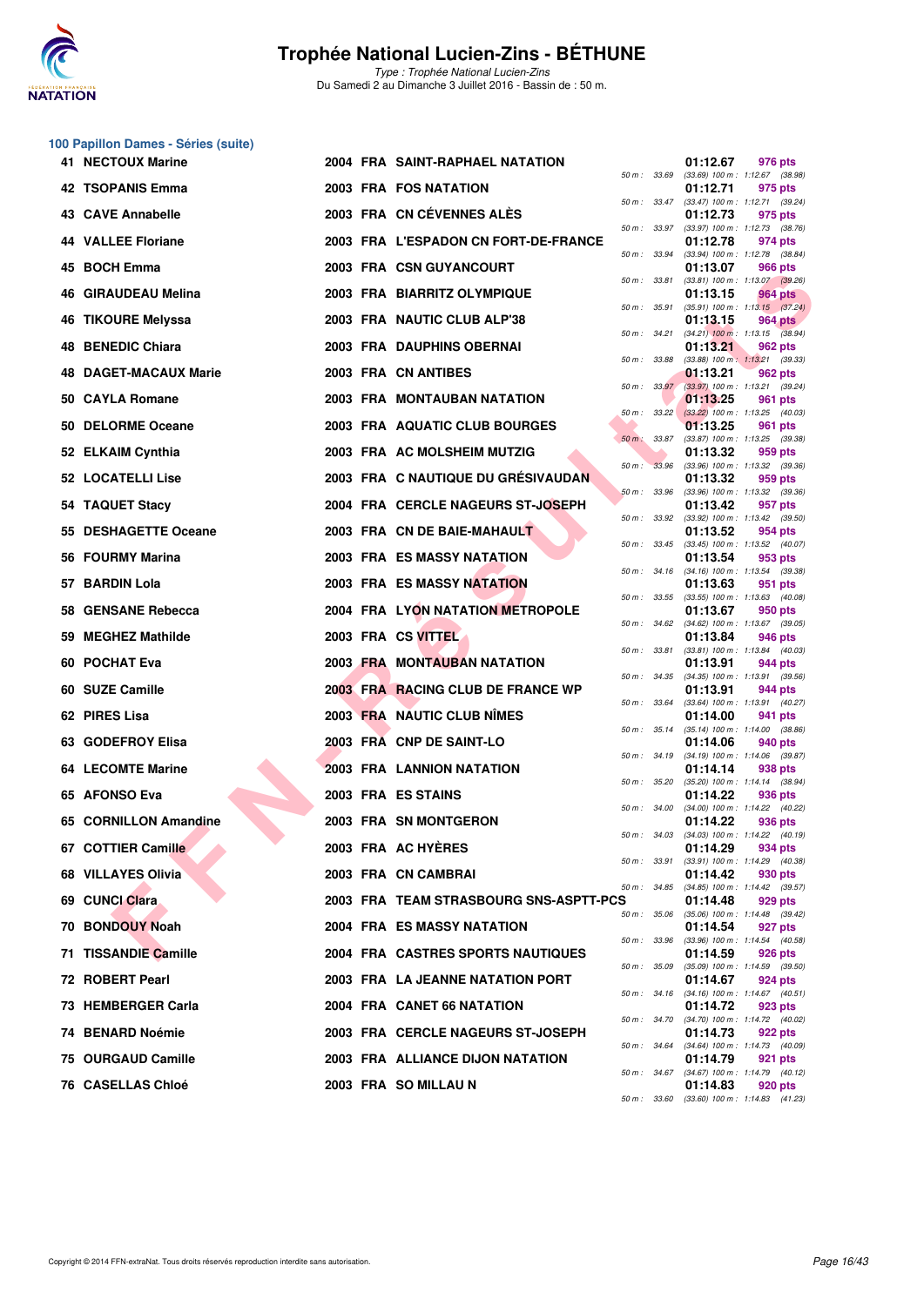# Trophée National Lucien-Zins - BÉTHUNE

*Type : Trophée National Lucien-Zins*
Du Samedi 2 au Dimanche 3 Juillet 2016 - Bassin de : 50 m.

## 100 Papillon Dames - Séries (suite)

| Place | Nom | Année | Nat. | Club | Temps | Points | Splits |
|---|---|---|---|---|---|---|---|
| 41 | NECTOUX Marine | 2004 | FRA | SAINT-RAPHAEL NATATION | 01:12.67 | 976 pts | 50 m : 33.69 (33.69) 100 m : 1:12.67 (38.98) |
| 42 | TSOPANIS Emma | 2003 | FRA | FOS NATATION | 01:12.71 | 975 pts | 50 m : 33.47 (33.47) 100 m : 1:12.71 (39.24) |
| 43 | CAVE Annabelle | 2003 | FRA | CN CÉVENNES ALÈS | 01:12.73 | 975 pts | 50 m : 33.97 (33.97) 100 m : 1:12.73 (38.76) |
| 44 | VALLEE Floriane | 2003 | FRA | L'ESPADON CN FORT-DE-FRANCE | 01:12.78 | 974 pts | 50 m : 33.94 (33.94) 100 m : 1:12.78 (38.84) |
| 45 | BOCH Emma | 2003 | FRA | CSN GUYANCOURT | 01:13.07 | 966 pts | 50 m : 33.81 (33.81) 100 m : 1:13.07 (39.26) |
| 46 | GIRAUDEAU Melina | 2003 | FRA | BIARRITZ OLYMPIQUE | 01:13.15 | 964 pts | 50 m : 35.91 (35.91) 100 m : 1:13.15 (37.24) |
| 46 | TIKOURE Melyssa | 2003 | FRA | NAUTIC CLUB ALP'38 | 01:13.15 | 964 pts | 50 m : 34.21 (34.21) 100 m : 1:13.15 (38.94) |
| 48 | BENEDIC Chiara | 2003 | FRA | DAUPHINS OBERNAI | 01:13.21 | 962 pts | 50 m : 33.88 (33.88) 100 m : 1:13.21 (39.33) |
| 48 | DAGET-MACAUX Marie | 2003 | FRA | CN ANTIBES | 01:13.21 | 962 pts | 50 m : 33.97 (33.97) 100 m : 1:13.21 (39.24) |
| 50 | CAYLA Romane | 2003 | FRA | MONTAUBAN NATATION | 01:13.25 | 961 pts | 50 m : 33.22 (33.22) 100 m : 1:13.25 (40.03) |
| 50 | DELORME Oceane | 2003 | FRA | AQUATIC CLUB BOURGES | 01:13.25 | 961 pts | 50 m : 33.87 (33.87) 100 m : 1:13.25 (39.38) |
| 52 | ELKAIM Cynthia | 2003 | FRA | AC MOLSHEIM MUTZIG | 01:13.32 | 959 pts | 50 m : 33.96 (33.96) 100 m : 1:13.32 (39.36) |
| 52 | LOCATELLI Lise | 2003 | FRA | C NAUTIQUE DU GRÉSIVAUDAN | 01:13.32 | 959 pts | 50 m : 33.96 (33.96) 100 m : 1:13.32 (39.36) |
| 54 | TAQUET Stacy | 2004 | FRA | CERCLE NAGEURS ST-JOSEPH | 01:13.42 | 957 pts | 50 m : 33.92 (33.92) 100 m : 1:13.42 (39.50) |
| 55 | DESHAGETTE Oceane | 2003 | FRA | CN DE BAIE-MAHAULT | 01:13.52 | 954 pts | 50 m : 33.45 (33.45) 100 m : 1:13.52 (40.07) |
| 56 | FOURMY Marina | 2003 | FRA | ES MASSY NATATION | 01:13.54 | 953 pts | 50 m : 34.16 (34.16) 100 m : 1:13.54 (39.38) |
| 57 | BARDIN Lola | 2003 | FRA | ES MASSY NATATION | 01:13.63 | 951 pts | 50 m : 33.55 (33.55) 100 m : 1:13.63 (40.08) |
| 58 | GENSANE Rebecca | 2004 | FRA | LYON NATATION METROPOLE | 01:13.67 | 950 pts | 50 m : 34.62 (34.62) 100 m : 1:13.67 (39.05) |
| 59 | MEGHEZ Mathilde | 2003 | FRA | CS VITTEL | 01:13.84 | 946 pts | 50 m : 33.81 (33.81) 100 m : 1:13.84 (40.03) |
| 60 | POCHAT Eva | 2003 | FRA | MONTAUBAN NATATION | 01:13.91 | 944 pts | 50 m : 34.35 (34.35) 100 m : 1:13.91 (39.56) |
| 60 | SUZE Camille | 2003 | FRA | RACING CLUB DE FRANCE WP | 01:13.91 | 944 pts | 50 m : 33.64 (33.64) 100 m : 1:13.91 (40.27) |
| 62 | PIRES Lisa | 2003 | FRA | NAUTIC CLUB NÎMES | 01:14.00 | 941 pts | 50 m : 35.14 (35.14) 100 m : 1:14.00 (38.86) |
| 63 | GODEFROY Elisa | 2003 | FRA | CNP DE SAINT-LO | 01:14.06 | 940 pts | 50 m : 34.19 (34.19) 100 m : 1:14.06 (39.87) |
| 64 | LECOMTE Marine | 2003 | FRA | LANNION NATATION | 01:14.14 | 938 pts | 50 m : 35.20 (35.20) 100 m : 1:14.14 (38.94) |
| 65 | AFONSO Eva | 2003 | FRA | ES STAINS | 01:14.22 | 936 pts | 50 m : 34.00 (34.00) 100 m : 1:14.22 (40.22) |
| 65 | CORNILLON Amandine | 2003 | FRA | SN MONTGERON | 01:14.22 | 936 pts | 50 m : 34.03 (34.03) 100 m : 1:14.22 (40.19) |
| 67 | COTTIER Camille | 2003 | FRA | AC HYÈRES | 01:14.29 | 934 pts | 50 m : 33.91 (33.91) 100 m : 1:14.29 (40.38) |
| 68 | VILLAYES Olivia | 2003 | FRA | CN CAMBRAI | 01:14.42 | 930 pts | 50 m : 34.85 (34.85) 100 m : 1:14.42 (39.57) |
| 69 | CUNCI Clara | 2003 | FRA | TEAM STRASBOURG SNS-ASPTT-PCS | 01:14.48 | 929 pts | 50 m : 35.06 (35.06) 100 m : 1:14.48 (39.42) |
| 70 | BONDOUY Noah | 2004 | FRA | ES MASSY NATATION | 01:14.54 | 927 pts | 50 m : 33.96 (33.96) 100 m : 1:14.54 (40.58) |
| 71 | TISSANDIE Camille | 2004 | FRA | CASTRES SPORTS NAUTIQUES | 01:14.59 | 926 pts | 50 m : 35.09 (35.09) 100 m : 1:14.59 (39.50) |
| 72 | ROBERT Pearl | 2003 | FRA | LA JEANNE NATATION PORT | 01:14.67 | 924 pts | 50 m : 34.16 (34.16) 100 m : 1:14.67 (40.51) |
| 73 | HEMBERGER Carla | 2004 | FRA | CANET 66 NATATION | 01:14.72 | 923 pts | 50 m : 34.70 (34.70) 100 m : 1:14.72 (40.02) |
| 74 | BENARD Noémie | 2003 | FRA | CERCLE NAGEURS ST-JOSEPH | 01:14.73 | 922 pts | 50 m : 34.64 (34.64) 100 m : 1:14.73 (40.09) |
| 75 | OURGAUD Camille | 2003 | FRA | ALLIANCE DIJON NATATION | 01:14.79 | 921 pts | 50 m : 34.67 (34.67) 100 m : 1:14.79 (40.12) |
| 76 | CASELLAS Chloé | 2003 | FRA | SO MILLAU N | 01:14.83 | 920 pts | 50 m : 33.60 (33.60) 100 m : 1:14.83 (41.23) |

Copyright © 2014 FFN-extraNat. Tous droits réservés reproduction interdite sans autorisation.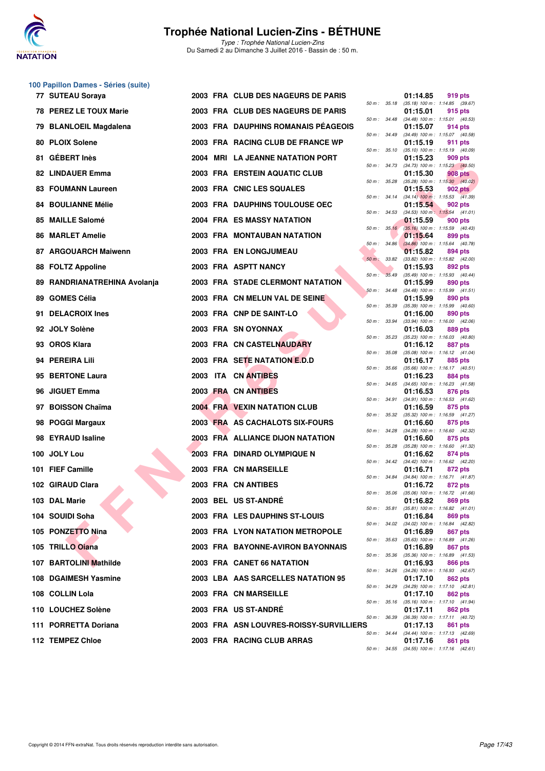# Trophée National Lucien-Zins - BÉTHUNE

*Type : Trophée National Lucien-Zins*
Du Samedi 2 au Dimanche 3 Juillet 2016 - Bassin de : 50 m.

## 100 Papillon Dames - Séries (suite)

| Rang | Nom | Année | Nat. | Club | Temps | Points | Splits |
|---|---|---|---|---|---|---|---|
| 77 | SUTEAU Soraya | 2003 | FRA | CLUB DES NAGEURS DE PARIS | 01:14.85 | 919 pts | 50 m : 35.18 (35.18) 100 m : 1:14.85 (39.67) |
| 78 | PEREZ LE TOUX Marie | 2003 | FRA | CLUB DES NAGEURS DE PARIS | 01:15.01 | 915 pts | 50 m : 34.48 (34.48) 100 m : 1:15.01 (40.53) |
| 79 | BLANLOEIL Magdalena | 2003 | FRA | DAUPHINS ROMANAIS PÉAGEOIS | 01:15.07 | 914 pts | 50 m : 34.49 (34.49) 100 m : 1:15.07 (40.58) |
| 80 | PLOIX Solene | 2003 | FRA | RACING CLUB DE FRANCE WP | 01:15.19 | 911 pts | 50 m : 35.10 (35.10) 100 m : 1:15.19 (40.09) |
| 81 | GÉBERT Inès | 2004 | MRI | LA JEANNE NATATION PORT | 01:15.23 | 909 pts | 50 m : 34.73 (34.73) 100 m : 1:15.23 (40.50) |
| 82 | LINDAUER Emma | 2003 | FRA | ERSTEIN AQUATIC CLUB | 01:15.30 | 908 pts | 50 m : 35.28 (35.28) 100 m : 1:15.30 (40.02) |
| 83 | FOUMANN Laureen | 2003 | FRA | CNIC LES SQUALES | 01:15.53 | 902 pts | 50 m : 34.14 (34.14) 100 m : 1:15.53 (41.39) |
| 84 | BOULIANNE Mélie | 2003 | FRA | DAUPHINS TOULOUSE OEC | 01:15.54 | 902 pts | 50 m : 34.53 (34.53) 100 m : 1:15.54 (41.01) |
| 85 | MAILLE Salomé | 2004 | FRA | ES MASSY NATATION | 01:15.59 | 900 pts | 50 m : 35.16 (35.16) 100 m : 1:15.59 (40.43) |
| 86 | MARLET Amelie | 2003 | FRA | MONTAUBAN NATATION | 01:15.64 | 899 pts | 50 m : 34.86 (34.86) 100 m : 1:15.64 (40.78) |
| 87 | ARGOUARCH Maiwenn | 2003 | FRA | EN LONGJUMEAU | 01:15.82 | 894 pts | 50 m : 33.82 (33.82) 100 m : 1:15.82 (42.00) |
| 88 | FOLTZ Appoline | 2003 | FRA | ASPTT NANCY | 01:15.93 | 892 pts | 50 m : 35.49 (35.49) 100 m : 1:15.93 (40.44) |
| 89 | RANDRIANATREHINA Avolanja | 2003 | FRA | STADE CLERMONT NATATION | 01:15.99 | 890 pts | 50 m : 34.48 (34.48) 100 m : 1:15.99 (41.51) |
| 89 | GOMES Célia | 2003 | FRA | CN MELUN VAL DE SEINE | 01:15.99 | 890 pts | 50 m : 35.39 (35.39) 100 m : 1:15.99 (40.60) |
| 91 | DELACROIX Ines | 2003 | FRA | CNP DE SAINT-LO | 01:16.00 | 890 pts | 50 m : 33.94 (33.94) 100 m : 1:16.00 (42.06) |
| 92 | JOLY Solène | 2003 | FRA | SN OYONNAX | 01:16.03 | 889 pts | 50 m : 35.23 (35.23) 100 m : 1:16.03 (40.80) |
| 93 | OROS Klara | 2003 | FRA | CN CASTELNAUDARY | 01:16.12 | 887 pts | 50 m : 35.08 (35.08) 100 m : 1:16.12 (41.04) |
| 94 | PEREIRA Lili | 2003 | FRA | SETE NATATION E.D.D | 01:16.17 | 885 pts | 50 m : 35.66 (35.66) 100 m : 1:16.17 (40.51) |
| 95 | BERTONE Laura | 2003 | ITA | CN ANTIBES | 01:16.23 | 884 pts | 50 m : 34.65 (34.65) 100 m : 1:16.23 (41.58) |
| 96 | JIGUET Emma | 2003 | FRA | CN ANTIBES | 01:16.53 | 876 pts | 50 m : 34.91 (34.91) 100 m : 1:16.53 (41.62) |
| 97 | BOISSON Chaïma | 2004 | FRA | VEXIN NATATION CLUB | 01:16.59 | 875 pts | 50 m : 35.32 (35.32) 100 m : 1:16.59 (41.27) |
| 98 | POGGI Margaux | 2003 | FRA | AS CACHALOTS SIX-FOURS | 01:16.60 | 875 pts | 50 m : 34.28 (34.28) 100 m : 1:16.60 (42.32) |
| 98 | EYRAUD Isaline | 2003 | FRA | ALLIANCE DIJON NATATION | 01:16.60 | 875 pts | 50 m : 35.28 (35.28) 100 m : 1:16.60 (41.32) |
| 100 | JOLY Lou | 2003 | FRA | DINARD OLYMPIQUE N | 01:16.62 | 874 pts | 50 m : 34.42 (34.42) 100 m : 1:16.62 (42.20) |
| 101 | FIEF Camille | 2003 | FRA | CN MARSEILLE | 01:16.71 | 872 pts | 50 m : 34.84 (34.84) 100 m : 1:16.71 (41.87) |
| 102 | GIRAUD Clara | 2003 | FRA | CN ANTIBES | 01:16.72 | 872 pts | 50 m : 35.06 (35.06) 100 m : 1:16.72 (41.66) |
| 103 | DAL Marie | 2003 | BEL | US ST-ANDRÉ | 01:16.82 | 869 pts | 50 m : 35.81 (35.81) 100 m : 1:16.82 (41.01) |
| 104 | SOUIDI Soha | 2003 | FRA | LES DAUPHINS ST-LOUIS | 01:16.84 | 869 pts | 50 m : 34.02 (34.02) 100 m : 1:16.84 (42.82) |
| 105 | PONZETTO Nina | 2003 | FRA | LYON NATATION METROPOLE | 01:16.89 | 867 pts | 50 m : 35.63 (35.63) 100 m : 1:16.89 (41.26) |
| 105 | TRILLO Oïana | 2003 | FRA | BAYONNE-AVIRON BAYONNAIS | 01:16.89 | 867 pts | 50 m : 35.36 (35.36) 100 m : 1:16.89 (41.53) |
| 107 | BARTOLINI Mathilde | 2003 | FRA | CANET 66 NATATION | 01:16.93 | 866 pts | 50 m : 34.26 (34.26) 100 m : 1:16.93 (42.67) |
| 108 | DGAIMESH Yasmine | 2003 | LBA | AAS SARCELLES NATATION 95 | 01:17.10 | 862 pts | 50 m : 34.29 (34.29) 100 m : 1:17.10 (42.81) |
| 108 | COLLIN Lola | 2003 | FRA | CN MARSEILLE | 01:17.10 | 862 pts | 50 m : 35.16 (35.16) 100 m : 1:17.10 (41.94) |
| 110 | LOUCHEZ Solène | 2003 | FRA | US ST-ANDRÉ | 01:17.11 | 862 pts | 50 m : 36.39 (36.39) 100 m : 1:17.11 (40.72) |
| 111 | PORRETTA Doriana | 2003 | FRA | ASN LOUVRES-ROISSY-SURVILLIERS | 01:17.13 | 861 pts | 50 m : 34.44 (34.44) 100 m : 1:17.13 (42.69) |
| 112 | TEMPEZ Chloe | 2003 | FRA | RACING CLUB ARRAS | 01:17.16 | 861 pts | 50 m : 34.55 (34.55) 100 m : 1:17.16 (42.61) |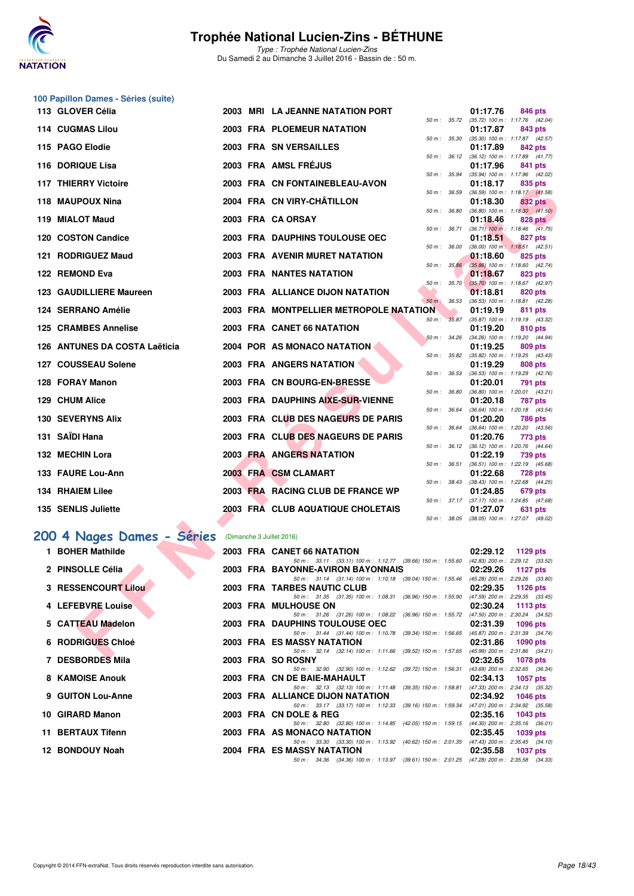# Trophée National Lucien-Zins - BÉTHUNE

*Type : Trophée National Lucien-Zins*
Du Samedi 2 au Dimanche 3 Juillet 2016 - Bassin de : 50 m.

## 100 Papillon Dames - Séries (suite)

| Rg | Nom | Année | Nat | Club | Temps | Points | Splits |
|---|---|---|---|---|---|---|---|
| 113 | GLOVER Célia | 2003 | MRI | LA JEANNE NATATION PORT | 01:17.76 | 846 pts | 50 m : 35.72 (35.72) 100 m : 1:17.76 (42.04) |
| 114 | CUGMAS Lilou | 2003 | FRA | PLOEMEUR NATATION | 01:17.87 | 843 pts | 50 m : 35.30 (35.30) 100 m : 1:17.87 (42.57) |
| 115 | PAGO Elodie | 2003 | FRA | SN VERSAILLES | 01:17.89 | 842 pts | 50 m : 36.12 (36.12) 100 m : 1:17.89 (41.77) |
| 116 | DORIQUE Lisa | 2003 | FRA | AMSL FRÉJUS | 01:17.96 | 841 pts | 50 m : 35.94 (35.94) 100 m : 1:17.96 (42.02) |
| 117 | THIERRY Victoire | 2003 | FRA | CN FONTAINEBLEAU-AVON | 01:18.17 | 835 pts | 50 m : 36.59 (36.59) 100 m : 1:18.17 (41.58) |
| 118 | MAUPOUX Nina | 2004 | FRA | CN VIRY-CHÂTILLON | 01:18.30 | 832 pts | 50 m : 36.80 (36.80) 100 m : 1:18.30 (41.50) |
| 119 | MIALOT Maud | 2003 | FRA | CA ORSAY | 01:18.46 | 828 pts | 50 m : 36.71 (36.71) 100 m : 1:18.46 (41.75) |
| 120 | COSTON Candice | 2003 | FRA | DAUPHINS TOULOUSE OEC | 01:18.51 | 827 pts | 50 m : 36.00 (36.00) 100 m : 1:18.51 (42.51) |
| 121 | RODRIGUEZ Maud | 2003 | FRA | AVENIR MURET NATATION | 01:18.60 | 825 pts | 50 m : 35.86 (35.86) 100 m : 1:18.60 (42.74) |
| 122 | REMOND Eva | 2003 | FRA | NANTES NATATION | 01:18.67 | 823 pts | 50 m : 35.70 (35.70) 100 m : 1:18.67 (42.97) |
| 123 | GAUDILLIERE Maureen | 2003 | FRA | ALLIANCE DIJON NATATION | 01:18.81 | 820 pts | 50 m : 36.53 (36.53) 100 m : 1:18.81 (42.28) |
| 124 | SERRANO Amélie | 2003 | FRA | MONTPELLIER METROPOLE NATATION | 01:19.19 | 811 pts | 50 m : 35.87 (35.87) 100 m : 1:19.19 (43.32) |
| 125 | CRAMBES Annelise | 2003 | FRA | CANET 66 NATATION | 01:19.20 | 810 pts | 50 m : 34.26 (34.26) 100 m : 1:19.20 (44.94) |
| 126 | ANTUNES DA COSTA Laëticia | 2004 | POR | AS MONACO NATATION | 01:19.25 | 809 pts | 50 m : 35.82 (35.82) 100 m : 1:19.25 (43.43) |
| 127 | COUSSEAU Solene | 2003 | FRA | ANGERS NATATION | 01:19.29 | 808 pts | 50 m : 36.53 (36.53) 100 m : 1:19.29 (42.76) |
| 128 | FORAY Manon | 2003 | FRA | CN BOURG-EN-BRESSE | 01:20.01 | 791 pts | 50 m : 36.80 (36.80) 100 m : 1:20.01 (43.21) |
| 129 | CHUM Alice | 2003 | FRA | DAUPHINS AIXE-SUR-VIENNE | 01:20.18 | 787 pts | 50 m : 36.64 (36.64) 100 m : 1:20.18 (43.54) |
| 130 | SEVERYNS Alix | 2003 | FRA | CLUB DES NAGEURS DE PARIS | 01:20.20 | 786 pts | 50 m : 36.64 (36.64) 100 m : 1:20.20 (43.56) |
| 131 | SAÏDI Hana | 2003 | FRA | CLUB DES NAGEURS DE PARIS | 01:20.76 | 773 pts | 50 m : 36.12 (36.12) 100 m : 1:20.76 (44.64) |
| 132 | MECHIN Lora | 2003 | FRA | ANGERS NATATION | 01:22.19 | 739 pts | 50 m : 36.51 (36.51) 100 m : 1:22.19 (45.68) |
| 133 | FAURE Lou-Ann | 2003 | FRA | CSM CLAMART | 01:22.68 | 728 pts | 50 m : 38.43 (38.43) 100 m : 1:22.68 (44.25) |
| 134 | RHAIEM Lilee | 2003 | FRA | RACING CLUB DE FRANCE WP | 01:24.85 | 679 pts | 50 m : 37.17 (37.17) 100 m : 1:24.85 (47.68) |
| 135 | SENLIS Juliette | 2003 | FRA | CLUB AQUATIQUE CHOLETAIS | 01:27.07 | 631 pts | 50 m : 38.05 (38.05) 100 m : 1:27.07 (49.02) |

## 200 4 Nages Dames - Séries (Dimanche 3 Juillet 2016)

| Rg | Nom | Année | Nat | Club | Temps | Points | Splits |
|---|---|---|---|---|---|---|---|
| 1 | BOHER Mathilde | 2003 | FRA | CANET 66 NATATION | 02:29.12 | 1129 pts | 50 m : 33.11 (33.11) 100 m : 1:12.77 (39.66) 150 m : 1:55.60 (42.83) 200 m : 2:29.12 (33.52) |
| 2 | PINSOLLE Célia | 2003 | FRA | BAYONNE-AVIRON BAYONNAIS | 02:29.26 | 1127 pts | 50 m : 31.14 (31.14) 100 m : 1:10.18 (39.04) 150 m : 1:55.46 (45.28) 200 m : 2:29.26 (33.80) |
| 3 | RESSENCOURT Lilou | 2003 | FRA | TARBES NAUTIC CLUB | 02:29.35 | 1126 pts | 50 m : 31.35 (31.35) 100 m : 1:08.31 (36.96) 150 m : 1:55.90 (47.59) 200 m : 2:29.35 (33.45) |
| 4 | LEFEBVRE Louise | 2003 | FRA | MULHOUSE ON | 02:30.24 | 1113 pts | 50 m : 31.26 (31.26) 100 m : 1:08.22 (36.96) 150 m : 1:55.72 (47.50) 200 m : 2:30.24 (34.52) |
| 5 | CATTEAU Madelon | 2003 | FRA | DAUPHINS TOULOUSE OEC | 02:31.39 | 1096 pts | 50 m : 31.44 (31.44) 100 m : 1:10.78 (39.34) 150 m : 1:56.65 (45.87) 200 m : 2:31.39 (34.74) |
| 6 | RODRIGUES Chloé | 2003 | FRA | ES MASSY NATATION | 02:31.86 | 1090 pts | 50 m : 32.14 (32.14) 100 m : 1:11.66 (39.52) 150 m : 1:57.65 (45.99) 200 m : 2:31.86 (34.21) |
| 7 | DESBORDES Mila | 2003 | FRA | SO ROSNY | 02:32.65 | 1078 pts | 50 m : 32.90 (32.90) 100 m : 1:12.62 (39.72) 150 m : 1:56.31 (43.69) 200 m : 2:32.65 (36.34) |
| 8 | KAMOISE Anouk | 2003 | FRA | CN DE BAIE-MAHAULT | 02:34.13 | 1057 pts | 50 m : 32.13 (32.13) 100 m : 1:11.48 (39.35) 150 m : 1:58.81 (47.33) 200 m : 2:34.13 (35.32) |
| 9 | GUITON Lou-Anne | 2003 | FRA | ALLIANCE DIJON NATATION | 02:34.92 | 1046 pts | 50 m : 33.17 (33.17) 100 m : 1:12.33 (39.16) 150 m : 1:59.34 (47.01) 200 m : 2:34.92 (35.58) |
| 10 | GIRARD Manon | 2003 | FRA | CN DOLE & REG | 02:35.16 | 1043 pts | 50 m : 32.80 (32.80) 100 m : 1:14.85 (42.05) 150 m : 1:59.15 (44.30) 200 m : 2:35.16 (36.01) |
| 11 | BERTAUX Tifenn | 2003 | FRA | AS MONACO NATATION | 02:35.45 | 1039 pts | 50 m : 33.30 (33.30) 100 m : 1:13.92 (40.62) 150 m : 2:01.35 (47.43) 200 m : 2:35.45 (34.10) |
| 12 | BONDOUY Noah | 2004 | FRA | ES MASSY NATATION | 02:35.58 | 1037 pts | 50 m : 34.36 (34.36) 100 m : 1:13.97 (39.61) 150 m : 2:01.25 (47.28) 200 m : 2:35.58 (34.33) |

Copyright © 2014 FFN-extraNat. Tous droits réservés reproduction interdite sans autorisation.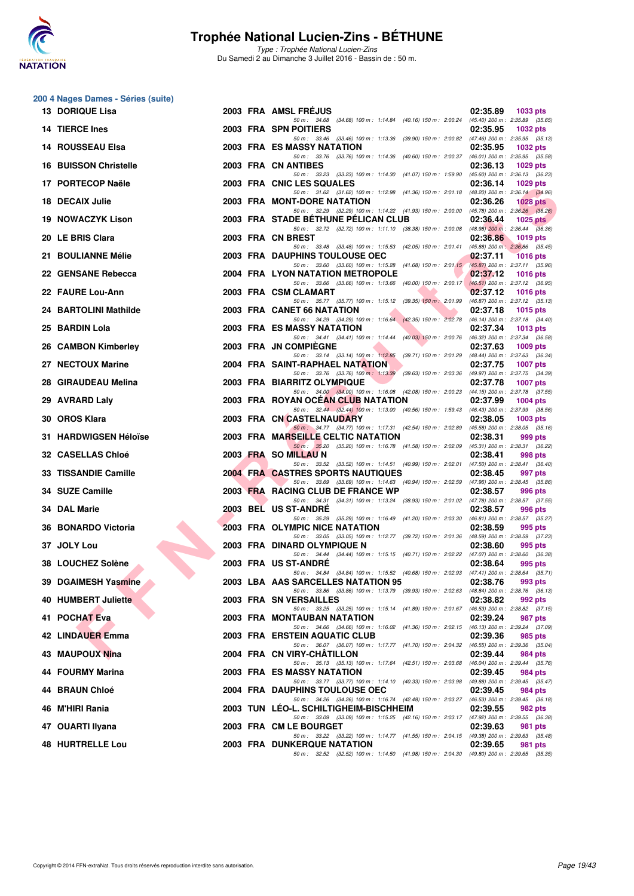# Trophée National Lucien-Zins - BÉTHUNE

*Type : Trophée National Lucien-Zins*

Du Samedi 2 au Dimanche 3 Juillet 2016 - Bassin de : 50 m.

## 200 4 Nages Dames - Séries (suite)

| Rang | Nom | Année | Nat. | Club | Temps | Points |
|---|---|---|---|---|---|---|
| 13 | DORIQUE Lisa | 2003 | FRA | AMSL FRÉJUS | 02:35.89 | 1033 pts |
| | 50 m : 34.68 (34.68) 100 m : 1:14.84 (40.16) 150 m : 2:00.24 (45.40) 200 m : 2:35.89 (35.65) | | | | | |
| 14 | TIERCE Ines | 2003 | FRA | SPN POITIERS | 02:35.95 | 1032 pts |
| | 50 m : 33.46 (33.46) 100 m : 1:13.36 (39.90) 150 m : 2:00.82 (47.46) 200 m : 2:35.95 (35.13) | | | | | |
| 14 | ROUSSEAU Elsa | 2003 | FRA | ES MASSY NATATION | 02:35.95 | 1032 pts |
| | 50 m : 33.76 (33.76) 100 m : 1:14.36 (40.60) 150 m : 2:00.37 (46.01) 200 m : 2:35.95 (35.58) | | | | | |
| 16 | BUISSON Christelle | 2003 | FRA | CN ANTIBES | 02:36.13 | 1029 pts |
| | 50 m : 33.23 (33.23) 100 m : 1:14.30 (41.07) 150 m : 1:59.90 (45.60) 200 m : 2:36.13 (36.23) | | | | | |
| 17 | PORTECOP Naële | 2003 | FRA | CNIC LES SQUALES | 02:36.14 | 1029 pts |
| | 50 m : 31.62 (31.62) 100 m : 1:12.98 (41.36) 150 m : 2:01.18 (48.20) 200 m : 2:36.14 (34.96) | | | | | |
| 18 | DECAIX Julie | 2003 | FRA | MONT-DORE NATATION | 02:36.26 | 1028 pts |
| | 50 m : 32.29 (32.29) 100 m : 1:14.22 (41.93) 150 m : 2:00.00 (45.78) 200 m : 2:36.26 (36.26) | | | | | |
| 19 | NOWACZYK Lison | 2003 | FRA | STADE BÉTHUNE PÉLICAN CLUB | 02:36.44 | 1025 pts |
| | 50 m : 32.72 (32.72) 100 m : 1:11.10 (38.38) 150 m : 2:00.08 (48.98) 200 m : 2:36.44 (36.36) | | | | | |
| 20 | LE BRIS Clara | 2003 | FRA | CN BREST | 02:36.86 | 1019 pts |
| | 50 m : 33.48 (33.48) 100 m : 1:15.53 (42.05) 150 m : 2:01.41 (45.88) 200 m : 2:36.86 (35.45) | | | | | |
| 21 | BOULIANNE Mélie | 2003 | FRA | DAUPHINS TOULOUSE OEC | 02:37.11 | 1016 pts |
| | 50 m : 33.60 (33.60) 100 m : 1:15.28 (41.68) 150 m : 2:01.15 (45.87) 200 m : 2:37.11 (35.96) | | | | | |
| 22 | GENSANE Rebecca | 2004 | FRA | LYON NATATION METROPOLE | 02:37.12 | 1016 pts |
| | 50 m : 33.66 (33.66) 100 m : 1:13.66 (40.00) 150 m : 2:00.17 (46.51) 200 m : 2:37.12 (36.95) | | | | | |
| 22 | FAURE Lou-Ann | 2003 | FRA | CSM CLAMART | 02:37.12 | 1016 pts |
| | 50 m : 35.77 (35.77) 100 m : 1:15.12 (39.35) 150 m : 2:01.99 (46.87) 200 m : 2:37.12 (35.13) | | | | | |
| 24 | BARTOLINI Mathilde | 2003 | FRA | CANET 66 NATATION | 02:37.18 | 1015 pts |
| | 50 m : 34.29 (34.29) 100 m : 1:16.64 (42.35) 150 m : 2:02.78 (46.14) 200 m : 2:37.18 (34.40) | | | | | |
| 25 | BARDIN Lola | 2003 | FRA | ES MASSY NATATION | 02:37.34 | 1013 pts |
| | 50 m : 34.41 (34.41) 100 m : 1:14.44 (40.03) 150 m : 2:00.76 (46.32) 200 m : 2:37.34 (36.58) | | | | | |
| 26 | CAMBON Kimberley | 2003 | FRA | JN COMPIÈGNE | 02:37.63 | 1009 pts |
| | 50 m : 33.14 (33.14) 100 m : 1:12.85 (39.71) 150 m : 2:01.29 (48.44) 200 m : 2:37.63 (36.34) | | | | | |
| 27 | NECTOUX Marine | 2004 | FRA | SAINT-RAPHAEL NATATION | 02:37.75 | 1007 pts |
| | 50 m : 33.76 (33.76) 100 m : 1:13.39 (39.63) 150 m : 2:03.36 (49.97) 200 m : 2:37.75 (34.39) | | | | | |
| 28 | GIRAUDEAU Melina | 2003 | FRA | BIARRITZ OLYMPIQUE | 02:37.78 | 1007 pts |
| | 50 m : 34.00 (34.00) 100 m : 1:16.08 (42.08) 150 m : 2:00.23 (44.15) 200 m : 2:37.78 (37.55) | | | | | |
| 29 | AVRARD Laly | 2003 | FRA | ROYAN OCÉAN CLUB NATATION | 02:37.99 | 1004 pts |
| | 50 m : 32.44 (32.44) 100 m : 1:13.00 (40.56) 150 m : 1:59.43 (46.43) 200 m : 2:37.99 (38.56) | | | | | |
| 30 | OROS Klara | 2003 | FRA | CN CASTELNAUDARY | 02:38.05 | 1003 pts |
| | 50 m : 34.77 (34.77) 100 m : 1:17.31 (42.54) 150 m : 2:02.89 (45.58) 200 m : 2:38.05 (35.16) | | | | | |
| 31 | HARDWIGSEN Héloïse | 2003 | FRA | MARSEILLE CELTIC NATATION | 02:38.31 | 999 pts |
| | 50 m : 35.20 (35.20) 100 m : 1:16.78 (41.58) 150 m : 2:02.09 (45.31) 200 m : 2:38.31 (36.22) | | | | | |
| 32 | CASELLAS Chloé | 2003 | FRA | SO MILLAU N | 02:38.41 | 998 pts |
| | 50 m : 33.52 (33.52) 100 m : 1:14.51 (40.99) 150 m : 2:02.01 (47.50) 200 m : 2:38.41 (36.40) | | | | | |
| 33 | TISSANDIE Camille | 2004 | FRA | CASTRES SPORTS NAUTIQUES | 02:38.45 | 997 pts |
| | 50 m : 33.69 (33.69) 100 m : 1:14.63 (40.94) 150 m : 2:02.59 (47.96) 200 m : 2:38.45 (35.86) | | | | | |
| 34 | SUZE Camille | 2003 | FRA | RACING CLUB DE FRANCE WP | 02:38.57 | 996 pts |
| | 50 m : 34.31 (34.31) 100 m : 1:13.24 (38.93) 150 m : 2:01.02 (47.78) 200 m : 2:38.57 (37.55) | | | | | |
| 34 | DAL Marie | 2003 | BEL | US ST-ANDRÉ | 02:38.57 | 996 pts |
| | 50 m : 35.29 (35.29) 100 m : 1:16.49 (41.20) 150 m : 2:03.30 (46.81) 200 m : 2:38.57 (35.27) | | | | | |
| 36 | BONARDO Victoria | 2003 | FRA | OLYMPIC NICE NATATION | 02:38.59 | 995 pts |
| | 50 m : 33.05 (33.05) 100 m : 1:12.77 (39.72) 150 m : 2:01.36 (48.59) 200 m : 2:38.59 (37.23) | | | | | |
| 37 | JOLY Lou | 2003 | FRA | DINARD OLYMPIQUE N | 02:38.60 | 995 pts |
| | 50 m : 34.44 (34.44) 100 m : 1:15.15 (40.71) 150 m : 2:02.22 (47.07) 200 m : 2:38.60 (36.38) | | | | | |
| 38 | LOUCHEZ Solène | 2003 | FRA | US ST-ANDRÉ | 02:38.64 | 995 pts |
| | 50 m : 34.84 (34.84) 100 m : 1:15.52 (40.68) 150 m : 2:02.93 (47.41) 200 m : 2:38.64 (35.71) | | | | | |
| 39 | DGAIMESH Yasmine | 2003 | LBA | AAS SARCELLES NATATION 95 | 02:38.76 | 993 pts |
| | 50 m : 33.86 (33.86) 100 m : 1:13.79 (39.93) 150 m : 2:02.63 (48.84) 200 m : 2:38.76 (36.13) | | | | | |
| 40 | HUMBERT Juliette | 2003 | FRA | SN VERSAILLES | 02:38.82 | 992 pts |
| | 50 m : 33.25 (33.25) 100 m : 1:15.14 (41.89) 150 m : 2:01.67 (46.53) 200 m : 2:38.82 (37.15) | | | | | |
| 41 | POCHAT Eva | 2003 | FRA | MONTAUBAN NATATION | 02:39.24 | 987 pts |
| | 50 m : 34.66 (34.66) 100 m : 1:16.02 (41.36) 150 m : 2:02.15 (46.13) 200 m : 2:39.24 (37.09) | | | | | |
| 42 | LINDAUER Emma | 2003 | FRA | ERSTEIN AQUATIC CLUB | 02:39.36 | 985 pts |
| | 50 m : 36.07 (36.07) 100 m : 1:17.77 (41.70) 150 m : 2:04.32 (46.55) 200 m : 2:39.36 (35.04) | | | | | |
| 43 | MAUPOUX Nina | 2004 | FRA | CN VIRY-CHÂTILLON | 02:39.44 | 984 pts |
| | 50 m : 35.13 (35.13) 100 m : 1:17.64 (42.51) 150 m : 2:03.68 (46.04) 200 m : 2:39.44 (35.76) | | | | | |
| 44 | FOURMY Marina | 2003 | FRA | ES MASSY NATATION | 02:39.45 | 984 pts |
| | 50 m : 33.77 (33.77) 100 m : 1:14.10 (40.33) 150 m : 2:03.98 (49.88) 200 m : 2:39.45 (35.47) | | | | | |
| 44 | BRAUN Chloé | 2004 | FRA | DAUPHINS TOULOUSE OEC | 02:39.45 | 984 pts |
| | 50 m : 34.26 (34.26) 100 m : 1:16.74 (42.48) 150 m : 2:03.27 (46.53) 200 m : 2:39.45 (36.18) | | | | | |
| 46 | M'HIRI Rania | 2003 | TUN | LÉO-L. SCHILTIGHEIM-BISCHHEIM | 02:39.55 | 982 pts |
| | 50 m : 33.09 (33.09) 100 m : 1:15.25 (42.16) 150 m : 2:03.17 (47.92) 200 m : 2:39.55 (36.38) | | | | | |
| 47 | OUARTI Ilyana | 2003 | FRA | CM LE BOURGET | 02:39.63 | 981 pts |
| | 50 m : 33.22 (33.22) 100 m : 1:14.77 (41.55) 150 m : 2:04.15 (49.38) 200 m : 2:39.63 (35.48) | | | | | |
| 48 | HURTRELLE Lou | 2003 | FRA | DUNKERQUE NATATION | 02:39.65 | 981 pts |
| | 50 m : 32.52 (32.52) 100 m : 1:14.50 (41.98) 150 m : 2:04.30 (49.80) 200 m : 2:39.65 (35.35) | | | | | |

Copyright © 2014 FFN-extraNat. Tous droits réservés reproduction interdite sans autorisation.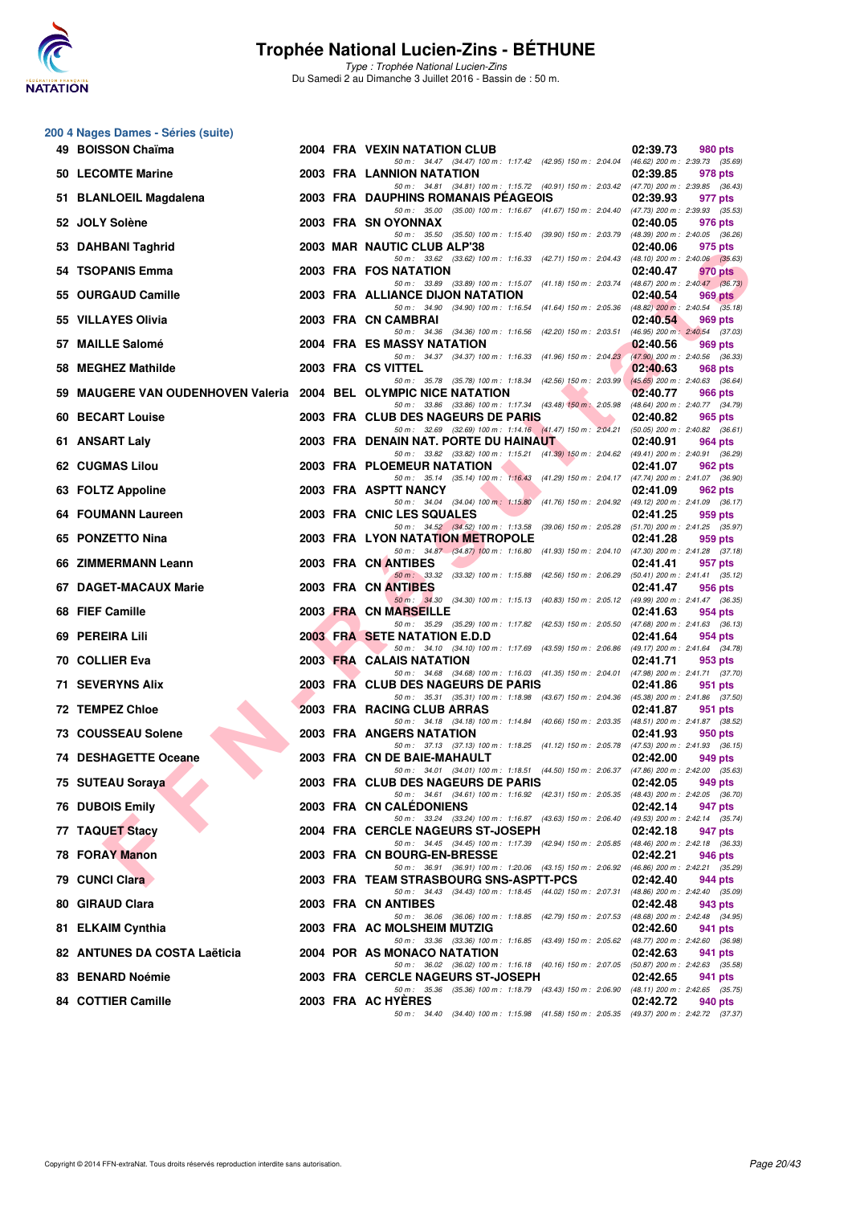# Trophée National Lucien-Zins - BÉTHUNE

*Type : Trophée National Lucien-Zins*

Du Samedi 2 au Dimanche 3 Juillet 2016 - Bassin de : 50 m.

## 200 4 Nages Dames - Séries (suite)

| Rang | Nom | Année | Nat. | Club | Temps | Points |
|---|---|---|---|---|---|---|
| 49 | BOISSON Chaïma | 2004 | FRA | VEXIN NATATION CLUB | 02:39.73 | 980 pts |
| | 50 m : 34.47 (34.47) 100 m : 1:17.42 (42.95) 150 m : 2:04.04 (46.62) 200 m : 2:39.73 (35.69) | | | | | |
| 50 | LECOMTE Marine | 2003 | FRA | LANNION NATATION | 02:39.85 | 978 pts |
| | 50 m : 34.81 (34.81) 100 m : 1:15.72 (40.91) 150 m : 2:03.42 (47.70) 200 m : 2:39.85 (36.43) | | | | | |
| 51 | BLANLOEIL Magdalena | 2003 | FRA | DAUPHINS ROMANAIS PÉAGEOIS | 02:39.93 | 977 pts |
| | 50 m : 35.00 (35.00) 100 m : 1:16.67 (41.67) 150 m : 2:04.40 (47.73) 200 m : 2:39.93 (35.53) | | | | | |
| 52 | JOLY Solène | 2003 | FRA | SN OYONNAX | 02:40.05 | 976 pts |
| | 50 m : 35.50 (35.50) 100 m : 1:15.40 (39.90) 150 m : 2:03.79 (48.39) 200 m : 2:40.05 (36.26) | | | | | |
| 53 | DAHBANI Taghrid | 2003 | MAR | NAUTIC CLUB ALP'38 | 02:40.06 | 975 pts |
| | 50 m : 33.62 (33.62) 100 m : 1:16.33 (42.71) 150 m : 2:04.43 (48.10) 200 m : 2:40.06 (35.63) | | | | | |
| 54 | TSOPANIS Emma | 2003 | FRA | FOS NATATION | 02:40.47 | 970 pts |
| | 50 m : 33.89 (33.89) 100 m : 1:15.07 (41.18) 150 m : 2:03.74 (48.67) 200 m : 2:40.47 (36.73) | | | | | |
| 55 | OURGAUD Camille | 2003 | FRA | ALLIANCE DIJON NATATION | 02:40.54 | 969 pts |
| | 50 m : 34.90 (34.90) 100 m : 1:16.54 (41.64) 150 m : 2:05.36 (48.82) 200 m : 2:40.54 (35.18) | | | | | |
| 55 | VILLAYES Olivia | 2003 | FRA | CN CAMBRAI | 02:40.54 | 969 pts |
| | 50 m : 34.36 (34.36) 100 m : 1:16.56 (42.20) 150 m : 2:03.51 (46.95) 200 m : 2:40.54 (37.03) | | | | | |
| 57 | MAILLE Salomé | 2004 | FRA | ES MASSY NATATION | 02:40.56 | 969 pts |
| | 50 m : 34.37 (34.37) 100 m : 1:16.33 (41.96) 150 m : 2:04.23 (47.90) 200 m : 2:40.56 (36.33) | | | | | |
| 58 | MEGHEZ Mathilde | 2003 | FRA | CS VITTEL | 02:40.63 | 968 pts |
| | 50 m : 35.78 (35.78) 100 m : 1:18.34 (42.56) 150 m : 2:03.99 (45.65) 200 m : 2:40.63 (36.64) | | | | | |
| 59 | MAUGERE VAN OUDENHOVEN Valeria | 2004 | BEL | OLYMPIC NICE NATATION | 02:40.77 | 966 pts |
| | 50 m : 33.86 (33.86) 100 m : 1:17.34 (43.48) 150 m : 2:05.98 (48.64) 200 m : 2:40.77 (34.79) | | | | | |
| 60 | BECART Louise | 2003 | FRA | CLUB DES NAGEURS DE PARIS | 02:40.82 | 965 pts |
| | 50 m : 32.69 (32.69) 100 m : 1:14.16 (41.47) 150 m : 2:04.21 (50.05) 200 m : 2:40.82 (36.61) | | | | | |
| 61 | ANSART Laly | 2003 | FRA | DENAIN NAT. PORTE DU HAINAUT | 02:40.91 | 964 pts |
| | 50 m : 33.82 (33.82) 100 m : 1:15.21 (41.39) 150 m : 2:04.62 (49.41) 200 m : 2:40.91 (36.29) | | | | | |
| 62 | CUGMAS Lilou | 2003 | FRA | PLOEMEUR NATATION | 02:41.07 | 962 pts |
| | 50 m : 35.14 (35.14) 100 m : 1:16.43 (41.29) 150 m : 2:04.17 (47.74) 200 m : 2:41.07 (36.90) | | | | | |
| 63 | FOLTZ Appoline | 2003 | FRA | ASPTT NANCY | 02:41.09 | 962 pts |
| | 50 m : 34.04 (34.04) 100 m : 1:15.80 (41.76) 150 m : 2:04.92 (49.12) 200 m : 2:41.09 (36.17) | | | | | |
| 64 | FOUMANN Laureen | 2003 | FRA | CNIC LES SQUALES | 02:41.25 | 959 pts |
| | 50 m : 34.52 (34.52) 100 m : 1:13.58 (39.06) 150 m : 2:05.28 (51.70) 200 m : 2:41.25 (35.97) | | | | | |
| 65 | PONZETTO Nina | 2003 | FRA | LYON NATATION METROPOLE | 02:41.28 | 959 pts |
| | 50 m : 34.87 (34.87) 100 m : 1:16.80 (41.93) 150 m : 2:04.10 (47.30) 200 m : 2:41.28 (37.18) | | | | | |
| 66 | ZIMMERMANN Leann | 2003 | FRA | CN ANTIBES | 02:41.41 | 957 pts |
| | 50 m : 33.32 (33.32) 100 m : 1:15.88 (42.56) 150 m : 2:06.29 (50.41) 200 m : 2:41.41 (35.12) | | | | | |
| 67 | DAGET-MACAUX Marie | 2003 | FRA | CN ANTIBES | 02:41.47 | 956 pts |
| | 50 m : 34.30 (34.30) 100 m : 1:15.13 (40.83) 150 m : 2:05.12 (49.99) 200 m : 2:41.47 (36.35) | | | | | |
| 68 | FIEF Camille | 2003 | FRA | CN MARSEILLE | 02:41.63 | 954 pts |
| | 50 m : 35.29 (35.29) 100 m : 1:17.82 (42.53) 150 m : 2:05.50 (47.68) 200 m : 2:41.63 (36.13) | | | | | |
| 69 | PEREIRA Lili | 2003 | FRA | SETE NATATION E.D.D | 02:41.64 | 954 pts |
| | 50 m : 34.10 (34.10) 100 m : 1:17.69 (43.59) 150 m : 2:06.86 (49.17) 200 m : 2:41.64 (34.78) | | | | | |
| 70 | COLLIER Eva | 2003 | FRA | CALAIS NATATION | 02:41.71 | 953 pts |
| | 50 m : 34.68 (34.68) 100 m : 1:16.03 (41.35) 150 m : 2:04.01 (47.98) 200 m : 2:41.71 (37.70) | | | | | |
| 71 | SEVERYNS Alix | 2003 | FRA | CLUB DES NAGEURS DE PARIS | 02:41.86 | 951 pts |
| | 50 m : 35.31 (35.31) 100 m : 1:18.98 (43.67) 150 m : 2:04.36 (45.38) 200 m : 2:41.86 (37.50) | | | | | |
| 72 | TEMPEZ Chloe | 2003 | FRA | RACING CLUB ARRAS | 02:41.87 | 951 pts |
| | 50 m : 34.18 (34.18) 100 m : 1:14.84 (40.66) 150 m : 2:03.35 (48.51) 200 m : 2:41.87 (38.52) | | | | | |
| 73 | COUSSEAU Solene | 2003 | FRA | ANGERS NATATION | 02:41.93 | 950 pts |
| | 50 m : 37.13 (37.13) 100 m : 1:18.25 (41.12) 150 m : 2:05.78 (47.53) 200 m : 2:41.93 (36.15) | | | | | |
| 74 | DESHAGETTE Oceane | 2003 | FRA | CN DE BAIE-MAHAULT | 02:42.00 | 949 pts |
| | 50 m : 34.01 (34.01) 100 m : 1:18.51 (44.50) 150 m : 2:06.37 (47.86) 200 m : 2:42.00 (35.63) | | | | | |
| 75 | SUTEAU Soraya | 2003 | FRA | CLUB DES NAGEURS DE PARIS | 02:42.05 | 949 pts |
| | 50 m : 34.61 (34.61) 100 m : 1:16.92 (42.31) 150 m : 2:05.35 (48.43) 200 m : 2:42.05 (36.70) | | | | | |
| 76 | DUBOIS Emily | 2003 | FRA | CN CALÉDONIENS | 02:42.14 | 947 pts |
| | 50 m : 33.24 (33.24) 100 m : 1:16.87 (43.63) 150 m : 2:06.40 (49.53) 200 m : 2:42.14 (35.74) | | | | | |
| 77 | TAQUET Stacy | 2004 | FRA | CERCLE NAGEURS ST-JOSEPH | 02:42.18 | 947 pts |
| | 50 m : 34.45 (34.45) 100 m : 1:17.39 (42.94) 150 m : 2:05.85 (48.46) 200 m : 2:42.18 (36.33) | | | | | |
| 78 | FORAY Manon | 2003 | FRA | CN BOURG-EN-BRESSE | 02:42.21 | 946 pts |
| | 50 m : 36.91 (36.91) 100 m : 1:20.06 (43.15) 150 m : 2:06.92 (46.86) 200 m : 2:42.21 (35.29) | | | | | |
| 79 | CUNCI Clara | 2003 | FRA | TEAM STRASBOURG SNS-ASPTT-PCS | 02:42.40 | 944 pts |
| | 50 m : 34.43 (34.43) 100 m : 1:18.45 (44.02) 150 m : 2:07.31 (48.86) 200 m : 2:42.40 (35.09) | | | | | |
| 80 | GIRAUD Clara | 2003 | FRA | CN ANTIBES | 02:42.48 | 943 pts |
| | 50 m : 36.06 (36.06) 100 m : 1:18.85 (42.79) 150 m : 2:07.53 (48.68) 200 m : 2:42.48 (34.95) | | | | | |
| 81 | ELKAIM Cynthia | 2003 | FRA | AC MOLSHEIM MUTZIG | 02:42.60 | 941 pts |
| | 50 m : 33.36 (33.36) 100 m : 1:16.85 (43.49) 150 m : 2:05.62 (48.77) 200 m : 2:42.60 (36.98) | | | | | |
| 82 | ANTUNES DA COSTA Laëticia | 2004 | POR | AS MONACO NATATION | 02:42.63 | 941 pts |
| | 50 m : 36.02 (36.02) 100 m : 1:16.18 (40.16) 150 m : 2:07.05 (50.87) 200 m : 2:42.63 (35.58) | | | | | |
| 83 | BENARD Noémie | 2003 | FRA | CERCLE NAGEURS ST-JOSEPH | 02:42.65 | 941 pts |
| | 50 m : 35.36 (35.36) 100 m : 1:18.79 (43.43) 150 m : 2:06.90 (48.11) 200 m : 2:42.65 (35.75) | | | | | |
| 84 | COTTIER Camille | 2003 | FRA | AC HYÈRES | 02:42.72 | 940 pts |
| | 50 m : 34.40 (34.40) 100 m : 1:15.98 (41.58) 150 m : 2:05.35 (49.37) 200 m : 2:42.72 (37.37) | | | | | |

Copyright © 2014 FFN-extraNat. Tous droits réservés reproduction interdite sans autorisation.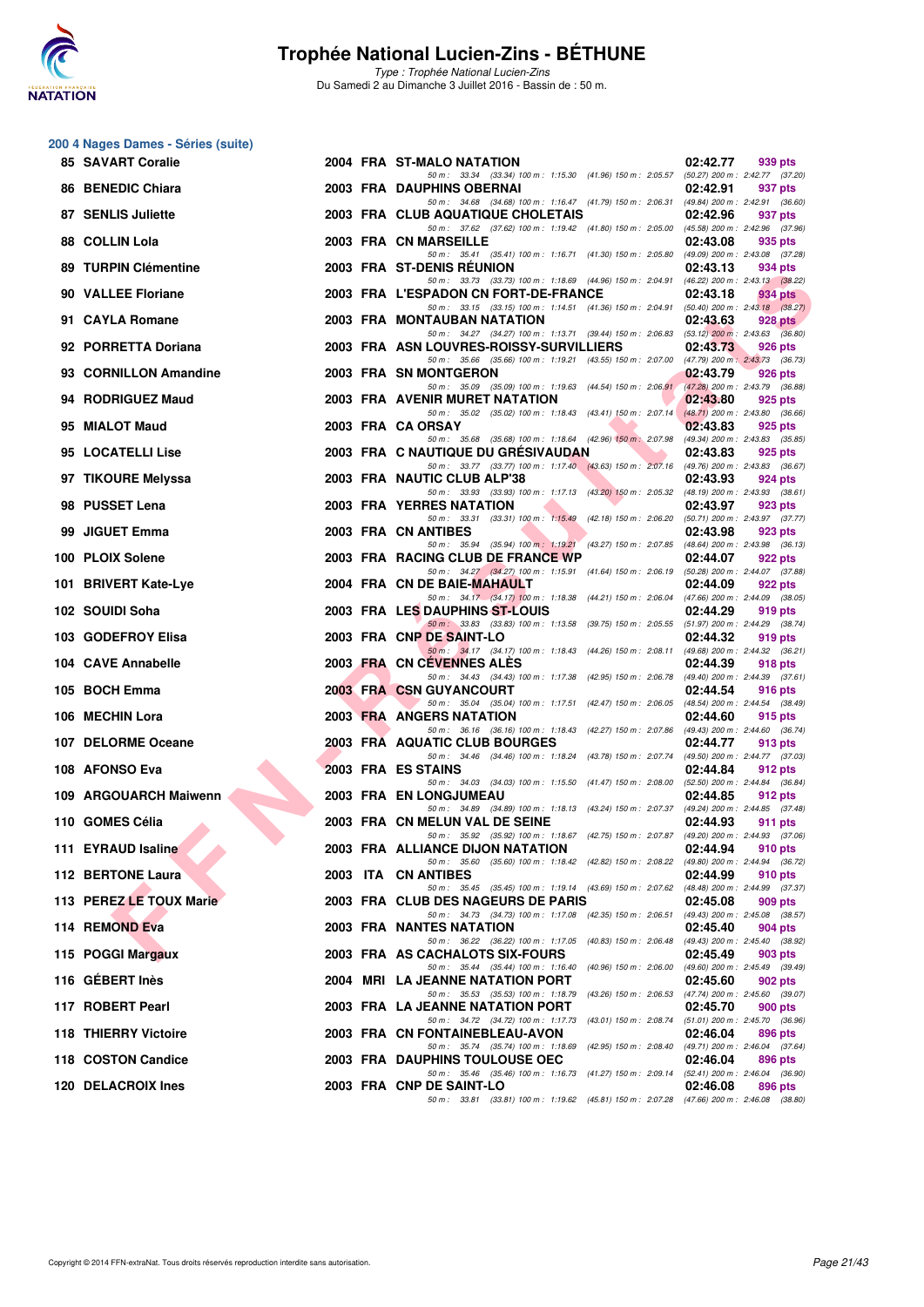# Trophée National Lucien-Zins - BÉTHUNE

*Type : Trophée National Lucien-Zins*
Du Samedi 2 au Dimanche 3 Juillet 2016 - Bassin de : 50 m.

## 200 4 Nages Dames - Séries (suite)

| Rang | Nom | Année | Nat | Club | Temps | Points |
|---|---|---|---|---|---|---|
| 85 | SAVART Coralie | 2004 | FRA | ST-MALO NATATION | 02:42.77 | 939 pts |
| | 50 m : 33.34 (33.34) 100 m : 1:15.30 (41.96) 150 m : 2:05.57 (50.27) 200 m : 2:42.77 (37.20) | | | | | |
| 86 | BENEDIC Chiara | 2003 | FRA | DAUPHINS OBERNAI | 02:42.91 | 937 pts |
| | 50 m : 34.68 (34.68) 100 m : 1:16.47 (41.79) 150 m : 2:06.31 (49.84) 200 m : 2:42.91 (36.60) | | | | | |
| 87 | SENLIS Juliette | 2003 | FRA | CLUB AQUATIQUE CHOLETAIS | 02:42.96 | 937 pts |
| | 50 m : 37.62 (37.62) 100 m : 1:19.42 (41.80) 150 m : 2:05.00 (45.58) 200 m : 2:42.96 (37.96) | | | | | |
| 88 | COLLIN Lola | 2003 | FRA | CN MARSEILLE | 02:43.08 | 935 pts |
| | 50 m : 35.41 (35.41) 100 m : 1:16.71 (41.30) 150 m : 2:05.80 (49.09) 200 m : 2:43.08 (37.28) | | | | | |
| 89 | TURPIN Clémentine | 2003 | FRA | ST-DENIS RÉUNION | 02:43.13 | 934 pts |
| | 50 m : 33.73 (33.73) 100 m : 1:18.69 (44.96) 150 m : 2:04.91 (46.22) 200 m : 2:43.13 (38.22) | | | | | |
| 90 | VALLEE Floriane | 2003 | FRA | L'ESPADON CN FORT-DE-FRANCE | 02:43.18 | 934 pts |
| | 50 m : 33.15 (33.15) 100 m : 1:14.51 (41.36) 150 m : 2:04.91 (50.40) 200 m : 2:43.18 (38.27) | | | | | |
| 91 | CAYLA Romane | 2003 | FRA | MONTAUBAN NATATION | 02:43.63 | 928 pts |
| | 50 m : 34.27 (34.27) 100 m : 1:13.71 (39.44) 150 m : 2:06.83 (53.12) 200 m : 2:43.63 (36.80) | | | | | |
| 92 | PORRETTA Doriana | 2003 | FRA | ASN LOUVRES-ROISSY-SURVILLIERS | 02:43.73 | 926 pts |
| | 50 m : 35.66 (35.66) 100 m : 1:19.21 (43.55) 150 m : 2:07.00 (47.79) 200 m : 2:43.73 (36.73) | | | | | |
| 93 | CORNILLON Amandine | 2003 | FRA | SN MONTGERON | 02:43.79 | 926 pts |
| | 50 m : 35.09 (35.09) 100 m : 1:19.63 (44.54) 150 m : 2:06.91 (47.28) 200 m : 2:43.79 (36.88) | | | | | |
| 94 | RODRIGUEZ Maud | 2003 | FRA | AVENIR MURET NATATION | 02:43.80 | 925 pts |
| | 50 m : 35.02 (35.02) 100 m : 1:18.43 (43.41) 150 m : 2:07.14 (48.71) 200 m : 2:43.80 (36.66) | | | | | |
| 95 | MIALOT Maud | 2003 | FRA | CA ORSAY | 02:43.83 | 925 pts |
| | 50 m : 35.68 (35.68) 100 m : 1:18.64 (42.96) 150 m : 2:07.98 (49.34) 200 m : 2:43.83 (35.85) | | | | | |
| 95 | LOCATELLI Lise | 2003 | FRA | C NAUTIQUE DU GRÉSIVAUDAN | 02:43.83 | 925 pts |
| | 50 m : 33.77 (33.77) 100 m : 1:17.40 (43.63) 150 m : 2:07.16 (49.76) 200 m : 2:43.83 (36.67) | | | | | |
| 97 | TIKOURE Melyssa | 2003 | FRA | NAUTIC CLUB ALP'38 | 02:43.93 | 924 pts |
| | 50 m : 33.93 (33.93) 100 m : 1:17.13 (43.20) 150 m : 2:05.32 (48.19) 200 m : 2:43.93 (38.61) | | | | | |
| 98 | PUSSET Lena | 2003 | FRA | YERRES NATATION | 02:43.97 | 923 pts |
| | 50 m : 33.31 (33.31) 100 m : 1:15.49 (42.18) 150 m : 2:06.20 (50.71) 200 m : 2:43.97 (37.77) | | | | | |
| 99 | JIGUET Emma | 2003 | FRA | CN ANTIBES | 02:43.98 | 923 pts |
| | 50 m : 35.94 (35.94) 100 m : 1:19.21 (43.27) 150 m : 2:07.85 (48.64) 200 m : 2:43.98 (36.13) | | | | | |
| 100 | PLOIX Solene | 2003 | FRA | RACING CLUB DE FRANCE WP | 02:44.07 | 922 pts |
| | 50 m : 34.27 (34.27) 100 m : 1:15.91 (41.64) 150 m : 2:06.19 (50.28) 200 m : 2:44.07 (37.88) | | | | | |
| 101 | BRIVERT Kate-Lye | 2004 | FRA | CN DE BAIE-MAHAULT | 02:44.09 | 922 pts |
| | 50 m : 34.17 (34.17) 100 m : 1:18.38 (44.21) 150 m : 2:06.04 (47.66) 200 m : 2:44.09 (38.05) | | | | | |
| 102 | SOUIDI Soha | 2003 | FRA | LES DAUPHINS ST-LOUIS | 02:44.29 | 919 pts |
| | 50 m : 33.83 (33.83) 100 m : 1:13.58 (39.75) 150 m : 2:05.55 (51.97) 200 m : 2:44.29 (38.74) | | | | | |
| 103 | GODEFROY Elisa | 2003 | FRA | CNP DE SAINT-LO | 02:44.32 | 919 pts |
| | 50 m : 34.17 (34.17) 100 m : 1:18.43 (44.26) 150 m : 2:08.11 (49.68) 200 m : 2:44.32 (36.21) | | | | | |
| 104 | CAVE Annabelle | 2003 | FRA | CN CÉVENNES ALÈS | 02:44.39 | 918 pts |
| | 50 m : 34.43 (34.43) 100 m : 1:17.38 (42.95) 150 m : 2:06.78 (49.40) 200 m : 2:44.39 (37.61) | | | | | |
| 105 | BOCH Emma | 2003 | FRA | CSN GUYANCOURT | 02:44.54 | 916 pts |
| | 50 m : 35.04 (35.04) 100 m : 1:17.51 (42.47) 150 m : 2:06.05 (48.54) 200 m : 2:44.54 (38.49) | | | | | |
| 106 | MECHIN Lora | 2003 | FRA | ANGERS NATATION | 02:44.60 | 915 pts |
| | 50 m : 36.16 (36.16) 100 m : 1:18.43 (42.27) 150 m : 2:07.86 (49.43) 200 m : 2:44.60 (36.74) | | | | | |
| 107 | DELORME Oceane | 2003 | FRA | AQUATIC CLUB BOURGES | 02:44.77 | 913 pts |
| | 50 m : 34.46 (34.46) 100 m : 1:18.24 (43.78) 150 m : 2:07.74 (49.50) 200 m : 2:44.77 (37.03) | | | | | |
| 108 | AFONSO Eva | 2003 | FRA | ES STAINS | 02:44.84 | 912 pts |
| | 50 m : 34.03 (34.03) 100 m : 1:15.50 (41.47) 150 m : 2:08.00 (52.50) 200 m : 2:44.84 (36.84) | | | | | |
| 109 | ARGOUARCH Maiwenn | 2003 | FRA | EN LONGJUMEAU | 02:44.85 | 912 pts |
| | 50 m : 34.89 (34.89) 100 m : 1:18.13 (43.24) 150 m : 2:07.37 (49.24) 200 m : 2:44.85 (37.48) | | | | | |
| 110 | GOMES Célia | 2003 | FRA | CN MELUN VAL DE SEINE | 02:44.93 | 911 pts |
| | 50 m : 35.92 (35.92) 100 m : 1:18.67 (42.75) 150 m : 2:07.87 (49.20) 200 m : 2:44.93 (37.06) | | | | | |
| 111 | EYRAUD Isaline | 2003 | FRA | ALLIANCE DIJON NATATION | 02:44.94 | 910 pts |
| | 50 m : 35.60 (35.60) 100 m : 1:18.42 (42.82) 150 m : 2:08.22 (49.80) 200 m : 2:44.94 (36.72) | | | | | |
| 112 | BERTONE Laura | 2003 | ITA | CN ANTIBES | 02:44.99 | 910 pts |
| | 50 m : 35.45 (35.45) 100 m : 1:19.14 (43.69) 150 m : 2:07.62 (48.48) 200 m : 2:44.99 (37.37) | | | | | |
| 113 | PEREZ LE TOUX Marie | 2003 | FRA | CLUB DES NAGEURS DE PARIS | 02:45.08 | 909 pts |
| | 50 m : 34.73 (34.73) 100 m : 1:17.08 (42.35) 150 m : 2:06.51 (49.43) 200 m : 2:45.08 (38.57) | | | | | |
| 114 | REMOND Eva | 2003 | FRA | NANTES NATATION | 02:45.40 | 904 pts |
| | 50 m : 36.22 (36.22) 100 m : 1:17.05 (40.83) 150 m : 2:06.48 (49.43) 200 m : 2:45.40 (38.92) | | | | | |
| 115 | POGGI Margaux | 2003 | FRA | AS CACHALOTS SIX-FOURS | 02:45.49 | 903 pts |
| | 50 m : 35.44 (35.44) 100 m : 1:16.40 (40.96) 150 m : 2:06.00 (49.60) 200 m : 2:45.49 (39.49) | | | | | |
| 116 | GÉBERT Inès | 2004 | MRI | LA JEANNE NATATION PORT | 02:45.60 | 902 pts |
| | 50 m : 35.53 (35.53) 100 m : 1:18.79 (43.26) 150 m : 2:06.53 (47.74) 200 m : 2:45.60 (39.07) | | | | | |
| 117 | ROBERT Pearl | 2003 | FRA | LA JEANNE NATATION PORT | 02:45.70 | 900 pts |
| | 50 m : 34.72 (34.72) 100 m : 1:17.73 (43.01) 150 m : 2:08.74 (51.01) 200 m : 2:45.70 (36.96) | | | | | |
| 118 | THIERRY Victoire | 2003 | FRA | CN FONTAINEBLEAU-AVON | 02:46.04 | 896 pts |
| | 50 m : 35.74 (35.74) 100 m : 1:18.69 (42.95) 150 m : 2:08.40 (49.71) 200 m : 2:46.04 (37.64) | | | | | |
| 118 | COSTON Candice | 2003 | FRA | DAUPHINS TOULOUSE OEC | 02:46.04 | 896 pts |
| | 50 m : 35.46 (35.46) 100 m : 1:16.73 (41.27) 150 m : 2:09.14 (52.41) 200 m : 2:46.04 (36.90) | | | | | |
| 120 | DELACROIX Ines | 2003 | FRA | CNP DE SAINT-LO | 02:46.08 | 896 pts |
| | 50 m : 33.81 (33.81) 100 m : 1:19.62 (45.81) 150 m : 2:07.28 (47.66) 200 m : 2:46.08 (38.80) | | | | | |

Copyright © 2014 FFN-extraNat. Tous droits réservés reproduction interdite sans autorisation.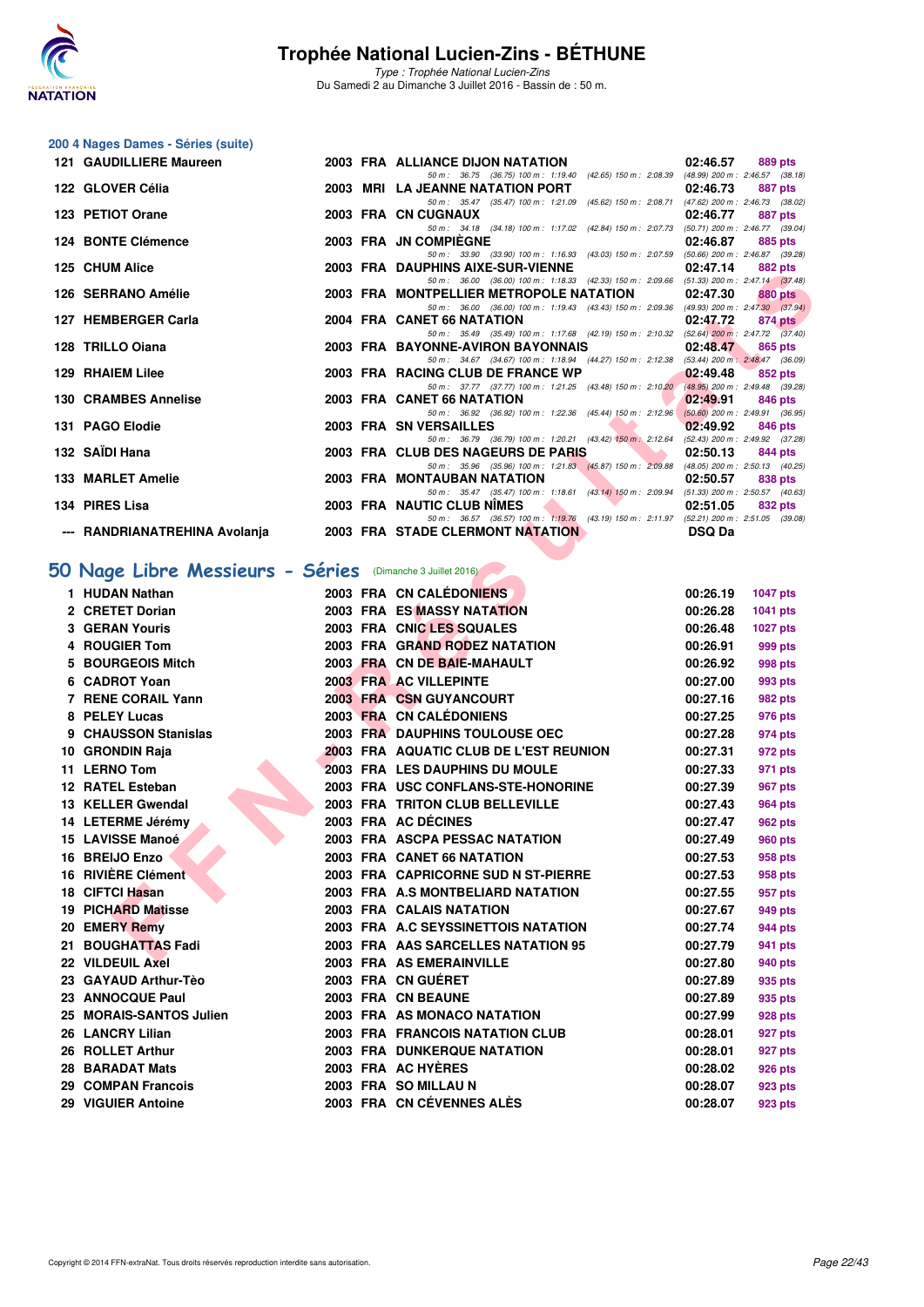# Trophée National Lucien-Zins - BÉTHUNE

*Type : Trophée National Lucien-Zins*
Du Samedi 2 au Dimanche 3 Juillet 2016 - Bassin de : 50 m.

## 200 4 Nages Dames - Séries (suite)

| Rang | Nom | Année | Nat. | Club | Temps | Points |
|---|---|---|---|---|---|---|
| 121 | GAUDILLIERE Maureen | 2003 | FRA | ALLIANCE DIJON NATATION | 02:46.57 | 889 pts |
| | 50 m : 36.75 (36.75) 100 m : 1:19.40 (42.65) 150 m : 2:08.39 (48.99) 200 m : 2:46.57 (38.18) | | | | | |
| 122 | GLOVER Célia | 2003 | MRI | LA JEANNE NATATION PORT | 02:46.73 | 887 pts |
| | 50 m : 35.47 (35.47) 100 m : 1:21.09 (45.62) 150 m : 2:08.71 (47.62) 200 m : 2:46.73 (38.02) | | | | | |
| 123 | PETIOT Orane | 2003 | FRA | CN CUGNAUX | 02:46.77 | 887 pts |
| | 50 m : 34.18 (34.18) 100 m : 1:17.02 (42.84) 150 m : 2:07.73 (50.71) 200 m : 2:46.77 (39.04) | | | | | |
| 124 | BONTE Clémence | 2003 | FRA | JN COMPIÈGNE | 02:46.87 | 885 pts |
| | 50 m : 33.90 (33.90) 100 m : 1:16.93 (43.03) 150 m : 2:07.59 (50.66) 200 m : 2:46.87 (39.28) | | | | | |
| 125 | CHUM Alice | 2003 | FRA | DAUPHINS AIXE-SUR-VIENNE | 02:47.14 | 882 pts |
| | 50 m : 36.00 (36.00) 100 m : 1:18.33 (42.33) 150 m : 2:09.66 (51.33) 200 m : 2:47.14 (37.48) | | | | | |
| 126 | SERRANO Amélie | 2003 | FRA | MONTPELLIER METROPOLE NATATION | 02:47.30 | 880 pts |
| | 50 m : 36.00 (36.00) 100 m : 1:19.43 (43.43) 150 m : 2:09.36 (49.93) 200 m : 2:47.30 (37.94) | | | | | |
| 127 | HEMBERGER Carla | 2004 | FRA | CANET 66 NATATION | 02:47.72 | 874 pts |
| | 50 m : 35.49 (35.49) 100 m : 1:17.68 (42.19) 150 m : 2:10.32 (52.64) 200 m : 2:47.72 (37.40) | | | | | |
| 128 | TRILLO Oiana | 2003 | FRA | BAYONNE-AVIRON BAYONNAIS | 02:48.47 | 865 pts |
| | 50 m : 34.67 (34.67) 100 m : 1:18.94 (44.27) 150 m : 2:12.38 (53.44) 200 m : 2:48.47 (36.09) | | | | | |
| 129 | RHAIEM Lilee | 2003 | FRA | RACING CLUB DE FRANCE WP | 02:49.48 | 852 pts |
| | 50 m : 37.77 (37.77) 100 m : 1:21.25 (43.48) 150 m : 2:10.20 (48.95) 200 m : 2:49.48 (39.28) | | | | | |
| 130 | CRAMBES Annelise | 2003 | FRA | CANET 66 NATATION | 02:49.91 | 846 pts |
| | 50 m : 36.92 (36.92) 100 m : 1:22.36 (45.44) 150 m : 2:12.96 (50.60) 200 m : 2:49.91 (36.95) | | | | | |
| 131 | PAGO Elodie | 2003 | FRA | SN VERSAILLES | 02:49.92 | 846 pts |
| | 50 m : 36.79 (36.79) 100 m : 1:20.21 (43.42) 150 m : 2:12.64 (52.43) 200 m : 2:49.92 (37.28) | | | | | |
| 132 | SAÏDI Hana | 2003 | FRA | CLUB DES NAGEURS DE PARIS | 02:50.13 | 844 pts |
| | 50 m : 35.96 (35.96) 100 m : 1:21.83 (45.87) 150 m : 2:09.88 (48.05) 200 m : 2:50.13 (40.25) | | | | | |
| 133 | MARLET Amelie | 2003 | FRA | MONTAUBAN NATATION | 02:50.57 | 838 pts |
| | 50 m : 35.47 (35.47) 100 m : 1:18.61 (43.14) 150 m : 2:09.94 (51.33) 200 m : 2:50.57 (40.63) | | | | | |
| 134 | PIRES Lisa | 2003 | FRA | NAUTIC CLUB NÎMES | 02:51.05 | 832 pts |
| | 50 m : 36.57 (36.57) 100 m : 1:19.76 (43.19) 150 m : 2:11.97 (52.21) 200 m : 2:51.05 (39.08) | | | | | |
| --- | RANDRIANATREHINA Avolanja | 2003 | FRA | STADE CLERMONT NATATION | DSQ Da | |

## 50 Nage Libre Messieurs - Séries (Dimanche 3 Juillet 2016)

| Rang | Nom | Année | Nat. | Club | Temps | Points |
|---|---|---|---|---|---|---|
| 1 | HUDAN Nathan | 2003 | FRA | CN CALÉDONIENS | 00:26.19 | 1047 pts |
| 2 | CRETET Dorian | 2003 | FRA | ES MASSY NATATION | 00:26.28 | 1041 pts |
| 3 | GERAN Youris | 2003 | FRA | CNIC LES SQUALES | 00:26.48 | 1027 pts |
| 4 | ROUGIER Tom | 2003 | FRA | GRAND RODEZ NATATION | 00:26.91 | 999 pts |
| 5 | BOURGEOIS Mitch | 2003 | FRA | CN DE BAIE-MAHAULT | 00:26.92 | 998 pts |
| 6 | CADROT Yoan | 2003 | FRA | AC VILLEPINTE | 00:27.00 | 993 pts |
| 7 | RENE CORAIL Yann | 2003 | FRA | CSN GUYANCOURT | 00:27.16 | 982 pts |
| 8 | PELEY Lucas | 2003 | FRA | CN CALÉDONIENS | 00:27.25 | 976 pts |
| 9 | CHAUSSON Stanislas | 2003 | FRA | DAUPHINS TOULOUSE OEC | 00:27.28 | 974 pts |
| 10 | GRONDIN Raja | 2003 | FRA | AQUATIC CLUB DE L'EST REUNION | 00:27.31 | 972 pts |
| 11 | LERNO Tom | 2003 | FRA | LES DAUPHINS DU MOULE | 00:27.33 | 971 pts |
| 12 | RATEL Esteban | 2003 | FRA | USC CONFLANS-STE-HONORINE | 00:27.39 | 967 pts |
| 13 | KELLER Gwendal | 2003 | FRA | TRITON CLUB BELLEVILLE | 00:27.43 | 964 pts |
| 14 | LETERME Jérémy | 2003 | FRA | AC DÉCINES | 00:27.47 | 962 pts |
| 15 | LAVISSE Manoé | 2003 | FRA | ASCPA PESSAC NATATION | 00:27.49 | 960 pts |
| 16 | BREIJO Enzo | 2003 | FRA | CANET 66 NATATION | 00:27.53 | 958 pts |
| 16 | RIVIÈRE Clément | 2003 | FRA | CAPRICORNE SUD N ST-PIERRE | 00:27.53 | 958 pts |
| 18 | CIFTCI Hasan | 2003 | FRA | A.S MONTBELIARD NATATION | 00:27.55 | 957 pts |
| 19 | PICHARD Matisse | 2003 | FRA | CALAIS NATATION | 00:27.67 | 949 pts |
| 20 | EMERY Remy | 2003 | FRA | A.C SEYSSINETTOIS NATATION | 00:27.74 | 944 pts |
| 21 | BOUGHATTAS Fadi | 2003 | FRA | AAS SARCELLES NATATION 95 | 00:27.79 | 941 pts |
| 22 | VILDEUIL Axel | 2003 | FRA | AS EMERAINVILLE | 00:27.80 | 940 pts |
| 23 | GAYAUD Arthur-Tèo | 2003 | FRA | CN GUÉRET | 00:27.89 | 935 pts |
| 23 | ANNOCQUE Paul | 2003 | FRA | CN BEAUNE | 00:27.89 | 935 pts |
| 25 | MORAIS-SANTOS Julien | 2003 | FRA | AS MONACO NATATION | 00:27.99 | 928 pts |
| 26 | LANCRY Lilian | 2003 | FRA | FRANCOIS NATATION CLUB | 00:28.01 | 927 pts |
| 26 | ROLLET Arthur | 2003 | FRA | DUNKERQUE NATATION | 00:28.01 | 927 pts |
| 28 | BARADAT Mats | 2003 | FRA | AC HYÈRES | 00:28.02 | 926 pts |
| 29 | COMPAN Francois | 2003 | FRA | SO MILLAU N | 00:28.07 | 923 pts |
| 29 | VIGUIER Antoine | 2003 | FRA | CN CÉVENNES ALÈS | 00:28.07 | 923 pts |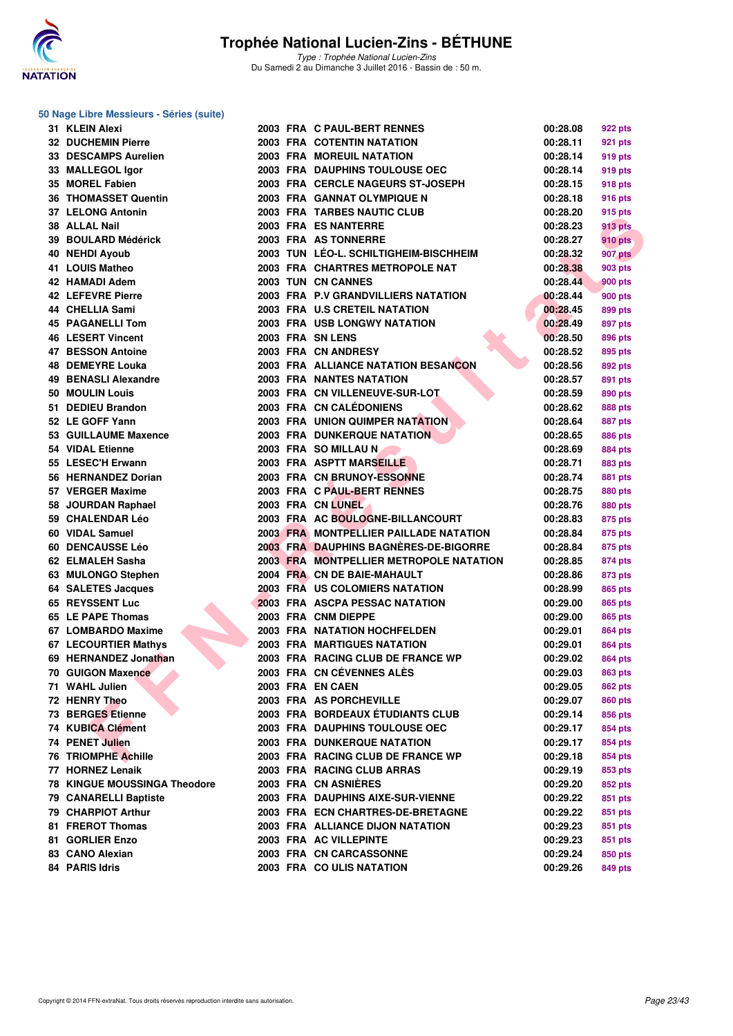# Trophée National Lucien-Zins - BÉTHUNE

*Type : Trophée National Lucien-Zins*
Du Samedi 2 au Dimanche 3 Juillet 2016 - Bassin de : 50 m.

## 50 Nage Libre Messieurs - Séries (suite)

| Rang | Nom | Année | Nat. | Club | Temps | Points |
|---|---|---|---|---|---|---|
| 31 | KLEIN Alexi | 2003 | FRA | C PAUL-BERT RENNES | 00:28.08 | 922 pts |
| 32 | DUCHEMIN Pierre | 2003 | FRA | COTENTIN NATATION | 00:28.11 | 921 pts |
| 33 | DESCAMPS Aurelien | 2003 | FRA | MOREUIL NATATION | 00:28.14 | 919 pts |
| 33 | MALLEGOL Igor | 2003 | FRA | DAUPHINS TOULOUSE OEC | 00:28.14 | 919 pts |
| 35 | MOREL Fabien | 2003 | FRA | CERCLE NAGEURS ST-JOSEPH | 00:28.15 | 918 pts |
| 36 | THOMASSET Quentin | 2003 | FRA | GANNAT OLYMPIQUE N | 00:28.18 | 916 pts |
| 37 | LELONG Antonin | 2003 | FRA | TARBES NAUTIC CLUB | 00:28.20 | 915 pts |
| 38 | ALLAL Nail | 2003 | FRA | ES NANTERRE | 00:28.23 | 913 pts |
| 39 | BOULARD Médérick | 2003 | FRA | AS TONNERRE | 00:28.27 | 910 pts |
| 40 | NEHDI Ayoub | 2003 | TUN | LÉO-L. SCHILTIGHEIM-BISCHHEIM | 00:28.32 | 907 pts |
| 41 | LOUIS Matheo | 2003 | FRA | CHARTRES METROPOLE NAT | 00:28.38 | 903 pts |
| 42 | HAMADI Adem | 2003 | TUN | CN CANNES | 00:28.44 | 900 pts |
| 42 | LEFEVRE Pierre | 2003 | FRA | P.V GRANDVILLIERS NATATION | 00:28.44 | 900 pts |
| 44 | CHELLIA Sami | 2003 | FRA | U.S CRETEIL NATATION | 00:28.45 | 899 pts |
| 45 | PAGANELLI Tom | 2003 | FRA | USB LONGWY NATATION | 00:28.49 | 897 pts |
| 46 | LESERT Vincent | 2003 | FRA | SN LENS | 00:28.50 | 896 pts |
| 47 | BESSON Antoine | 2003 | FRA | CN ANDRESY | 00:28.52 | 895 pts |
| 48 | DEMEYRE Louka | 2003 | FRA | ALLIANCE NATATION BESANCON | 00:28.56 | 892 pts |
| 49 | BENASLI Alexandre | 2003 | FRA | NANTES NATATION | 00:28.57 | 891 pts |
| 50 | MOULIN Louis | 2003 | FRA | CN VILLENEUVE-SUR-LOT | 00:28.59 | 890 pts |
| 51 | DEDIEU Brandon | 2003 | FRA | CN CALÉDONIENS | 00:28.62 | 888 pts |
| 52 | LE GOFF Yann | 2003 | FRA | UNION QUIMPER NATATION | 00:28.64 | 887 pts |
| 53 | GUILLAUME Maxence | 2003 | FRA | DUNKERQUE NATATION | 00:28.65 | 886 pts |
| 54 | VIDAL Etienne | 2003 | FRA | SO MILLAU N | 00:28.69 | 884 pts |
| 55 | LESEC'H Erwann | 2003 | FRA | ASPTT MARSEILLE | 00:28.71 | 883 pts |
| 56 | HERNANDEZ Dorian | 2003 | FRA | CN BRUNOY-ESSONNE | 00:28.74 | 881 pts |
| 57 | VERGER Maxime | 2003 | FRA | C PAUL-BERT RENNES | 00:28.75 | 880 pts |
| 58 | JOURDAN Raphael | 2003 | FRA | CN LUNEL | 00:28.76 | 880 pts |
| 59 | CHALENDAR Léo | 2003 | FRA | AC BOULOGNE-BILLANCOURT | 00:28.83 | 875 pts |
| 60 | VIDAL Samuel | 2003 | FRA | MONTPELLIER PAILLADE NATATION | 00:28.84 | 875 pts |
| 60 | DENCAUSSE Léo | 2003 | FRA | DAUPHINS BAGNÈRES-DE-BIGORRE | 00:28.84 | 875 pts |
| 62 | ELMALEH Sasha | 2003 | FRA | MONTPELLIER METROPOLE NATATION | 00:28.85 | 874 pts |
| 63 | MULONGO Stephen | 2004 | FRA | CN DE BAIE-MAHAULT | 00:28.86 | 873 pts |
| 64 | SALETES Jacques | 2003 | FRA | US COLOMIERS NATATION | 00:28.99 | 865 pts |
| 65 | REYSSENT Luc | 2003 | FRA | ASCPA PESSAC NATATION | 00:29.00 | 865 pts |
| 65 | LE PAPE Thomas | 2003 | FRA | CNM DIEPPE | 00:29.00 | 865 pts |
| 67 | LOMBARDO Maxime | 2003 | FRA | NATATION HOCHFELDEN | 00:29.01 | 864 pts |
| 67 | LECOURTIER Mathys | 2003 | FRA | MARTIGUES NATATION | 00:29.01 | 864 pts |
| 69 | HERNANDEZ Jonathan | 2003 | FRA | RACING CLUB DE FRANCE WP | 00:29.02 | 864 pts |
| 70 | GUIGON Maxence | 2003 | FRA | CN CÉVENNES ALÈS | 00:29.03 | 863 pts |
| 71 | WAHL Julien | 2003 | FRA | EN CAEN | 00:29.05 | 862 pts |
| 72 | HENRY Theo | 2003 | FRA | AS PORCHEVILLE | 00:29.07 | 860 pts |
| 73 | BERGES Etienne | 2003 | FRA | BORDEAUX ÉTUDIANTS CLUB | 00:29.14 | 856 pts |
| 74 | KUBICA Clément | 2003 | FRA | DAUPHINS TOULOUSE OEC | 00:29.17 | 854 pts |
| 74 | PENET Julien | 2003 | FRA | DUNKERQUE NATATION | 00:29.17 | 854 pts |
| 76 | TRIOMPHE Achille | 2003 | FRA | RACING CLUB DE FRANCE WP | 00:29.18 | 854 pts |
| 77 | HORNEZ Lenaik | 2003 | FRA | RACING CLUB ARRAS | 00:29.19 | 853 pts |
| 78 | KINGUE MOUSSINGA Theodore | 2003 | FRA | CN ASNIÈRES | 00:29.20 | 852 pts |
| 79 | CANARELLI Baptiste | 2003 | FRA | DAUPHINS AIXE-SUR-VIENNE | 00:29.22 | 851 pts |
| 79 | CHARPIOT Arthur | 2003 | FRA | ECN CHARTRES-DE-BRETAGNE | 00:29.22 | 851 pts |
| 81 | FREROT Thomas | 2003 | FRA | ALLIANCE DIJON NATATION | 00:29.23 | 851 pts |
| 81 | GORLIER Enzo | 2003 | FRA | AC VILLEPINTE | 00:29.23 | 851 pts |
| 83 | CANO Alexian | 2003 | FRA | CN CARCASSONNE | 00:29.24 | 850 pts |
| 84 | PARIS Idris | 2003 | FRA | CO ULIS NATATION | 00:29.26 | 849 pts |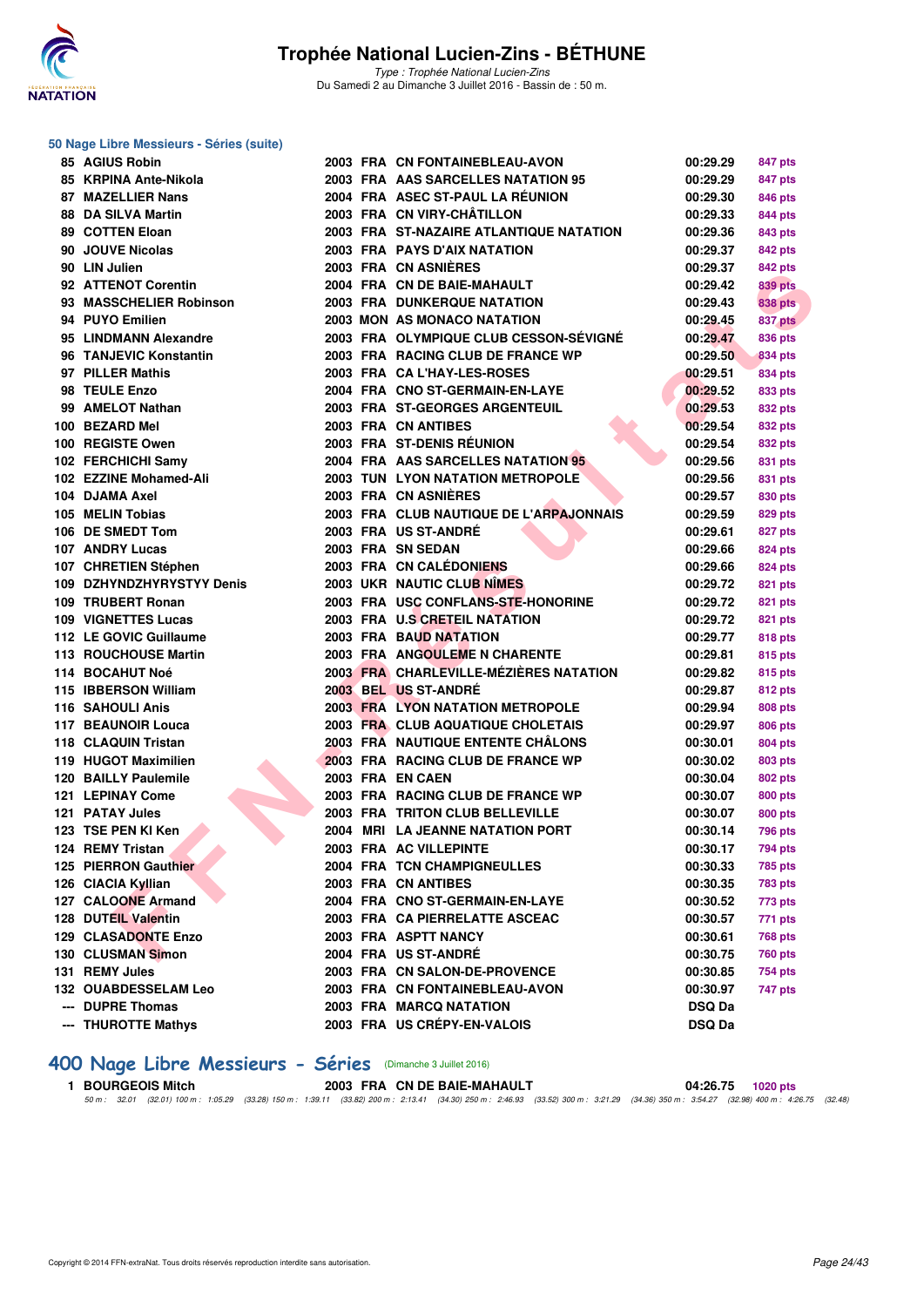### 50 Nage Libre Messieurs - Séries (suite)

| Rang | Nom | Année | Nat | Club | Temps | Points |
|---|---|---|---|---|---|---|
| 85 | AGIUS Robin | 2003 | FRA | CN FONTAINEBLEAU-AVON | 00:29.29 | 847 pts |
| 85 | KRPINA Ante-Nikola | 2003 | FRA | AAS SARCELLES NATATION 95 | 00:29.29 | 847 pts |
| 87 | MAZELLIER Nans | 2004 | FRA | ASEC ST-PAUL LA RÉUNION | 00:29.30 | 846 pts |
| 88 | DA SILVA Martin | 2003 | FRA | CN VIRY-CHÂTILLON | 00:29.33 | 844 pts |
| 89 | COTTEN Eloan | 2003 | FRA | ST-NAZAIRE ATLANTIQUE NATATION | 00:29.36 | 843 pts |
| 90 | JOUVE Nicolas | 2003 | FRA | PAYS D'AIX NATATION | 00:29.37 | 842 pts |
| 90 | LIN Julien | 2003 | FRA | CN ASNIÈRES | 00:29.37 | 842 pts |
| 92 | ATTENOT Corentin | 2004 | FRA | CN DE BAIE-MAHAULT | 00:29.42 | 839 pts |
| 93 | MASSCHELIER Robinson | 2003 | FRA | DUNKERQUE NATATION | 00:29.43 | 838 pts |
| 94 | PUYO Emilien | 2003 | MON | AS MONACO NATATION | 00:29.45 | 837 pts |
| 95 | LINDMANN Alexandre | 2003 | FRA | OLYMPIQUE CLUB CESSON-SÉVIGNÉ | 00:29.47 | 836 pts |
| 96 | TANJEVIC Konstantin | 2003 | FRA | RACING CLUB DE FRANCE WP | 00:29.50 | 834 pts |
| 97 | PILLER Mathis | 2003 | FRA | CA L'HAY-LES-ROSES | 00:29.51 | 834 pts |
| 98 | TEULE Enzo | 2004 | FRA | CNO ST-GERMAIN-EN-LAYE | 00:29.52 | 833 pts |
| 99 | AMELOT Nathan | 2003 | FRA | ST-GEORGES ARGENTEUIL | 00:29.53 | 832 pts |
| 100 | BEZARD Mel | 2003 | FRA | CN ANTIBES | 00:29.54 | 832 pts |
| 100 | REGISTE Owen | 2003 | FRA | ST-DENIS RÉUNION | 00:29.54 | 832 pts |
| 102 | FERCHICHI Samy | 2004 | FRA | AAS SARCELLES NATATION 95 | 00:29.56 | 831 pts |
| 102 | EZZINE Mohamed-Ali | 2003 | TUN | LYON NATATION METROPOLE | 00:29.56 | 831 pts |
| 104 | DJAMA Axel | 2003 | FRA | CN ASNIÈRES | 00:29.57 | 830 pts |
| 105 | MELIN Tobias | 2003 | FRA | CLUB NAUTIQUE DE L'ARPAJONNAIS | 00:29.59 | 829 pts |
| 106 | DE SMEDT Tom | 2003 | FRA | US ST-ANDRÉ | 00:29.61 | 827 pts |
| 107 | ANDRY Lucas | 2003 | FRA | SN SEDAN | 00:29.66 | 824 pts |
| 107 | CHRETIEN Stéphen | 2003 | FRA | CN CALÉDONIENS | 00:29.66 | 824 pts |
| 109 | DZHYNDZHYRYSTYY Denis | 2003 | UKR | NAUTIC CLUB NÎMES | 00:29.72 | 821 pts |
| 109 | TRUBERT Ronan | 2003 | FRA | USC CONFLANS-STE-HONORINE | 00:29.72 | 821 pts |
| 109 | VIGNETTES Lucas | 2003 | FRA | U.S CRETEIL NATATION | 00:29.72 | 821 pts |
| 112 | LE GOVIC Guillaume | 2003 | FRA | BAUD NATATION | 00:29.77 | 818 pts |
| 113 | ROUCHOUSE Martin | 2003 | FRA | ANGOULEME N CHARENTE | 00:29.81 | 815 pts |
| 114 | BOCAHUT Noé | 2003 | FRA | CHARLEVILLE-MÉZIÈRES NATATION | 00:29.82 | 815 pts |
| 115 | IBBERSON William | 2003 | BEL | US ST-ANDRÉ | 00:29.87 | 812 pts |
| 116 | SAHOULI Anis | 2003 | FRA | LYON NATATION METROPOLE | 00:29.94 | 808 pts |
| 117 | BEAUNOIR Louca | 2003 | FRA | CLUB AQUATIQUE CHOLETAIS | 00:29.97 | 806 pts |
| 118 | CLAQUIN Tristan | 2003 | FRA | NAUTIQUE ENTENTE CHÂLONS | 00:30.01 | 804 pts |
| 119 | HUGOT Maximilien | 2003 | FRA | RACING CLUB DE FRANCE WP | 00:30.02 | 803 pts |
| 120 | BAILLY Paulemile | 2003 | FRA | EN CAEN | 00:30.04 | 802 pts |
| 121 | LEPINAY Come | 2003 | FRA | RACING CLUB DE FRANCE WP | 00:30.07 | 800 pts |
| 121 | PATAY Jules | 2003 | FRA | TRITON CLUB BELLEVILLE | 00:30.07 | 800 pts |
| 123 | TSE PEN KI Ken | 2004 | MRI | LA JEANNE NATATION PORT | 00:30.14 | 796 pts |
| 124 | REMY Tristan | 2003 | FRA | AC VILLEPINTE | 00:30.17 | 794 pts |
| 125 | PIERRON Gauthier | 2004 | FRA | TCN CHAMPIGNEULLES | 00:30.33 | 785 pts |
| 126 | CIACIA Kyllian | 2003 | FRA | CN ANTIBES | 00:30.35 | 783 pts |
| 127 | CALOONE Armand | 2004 | FRA | CNO ST-GERMAIN-EN-LAYE | 00:30.52 | 773 pts |
| 128 | DUTEIL Valentin | 2003 | FRA | CA PIERRELATTE ASCEAC | 00:30.57 | 771 pts |
| 129 | CLASADONTE Enzo | 2003 | FRA | ASPTT NANCY | 00:30.61 | 768 pts |
| 130 | CLUSMAN Simon | 2004 | FRA | US ST-ANDRÉ | 00:30.75 | 760 pts |
| 131 | REMY Jules | 2003 | FRA | CN SALON-DE-PROVENCE | 00:30.85 | 754 pts |
| 132 | OUABDESSELAM Leo | 2003 | FRA | CN FONTAINEBLEAU-AVON | 00:30.97 | 747 pts |
| --- | DUPRE Thomas | 2003 | FRA | MARCQ NATATION | DSQ Da | |
| --- | THUROTTE Mathys | 2003 | FRA | US CRÉPY-EN-VALOIS | DSQ Da | |

## 400 Nage Libre Messieurs - Séries (Dimanche 3 Juillet 2016)

| Rang | Nom | Année | Nat | Club | Temps | Points |
|---|---|---|---|---|---|---|
| 1 | BOURGEOIS Mitch | 2003 | FRA | CN DE BAIE-MAHAULT | 04:26.75 | 1020 pts |

50 m : 32.01 (32.01) 100 m : 1:05.29 (33.28) 150 m : 1:39.11 (33.82) 200 m : 2:13.41 (34.30) 250 m : 2:46.93 (33.52) 300 m : 3:21.29 (34.36) 350 m : 3:54.27 (32.98) 400 m : 4:26.75 (32.48)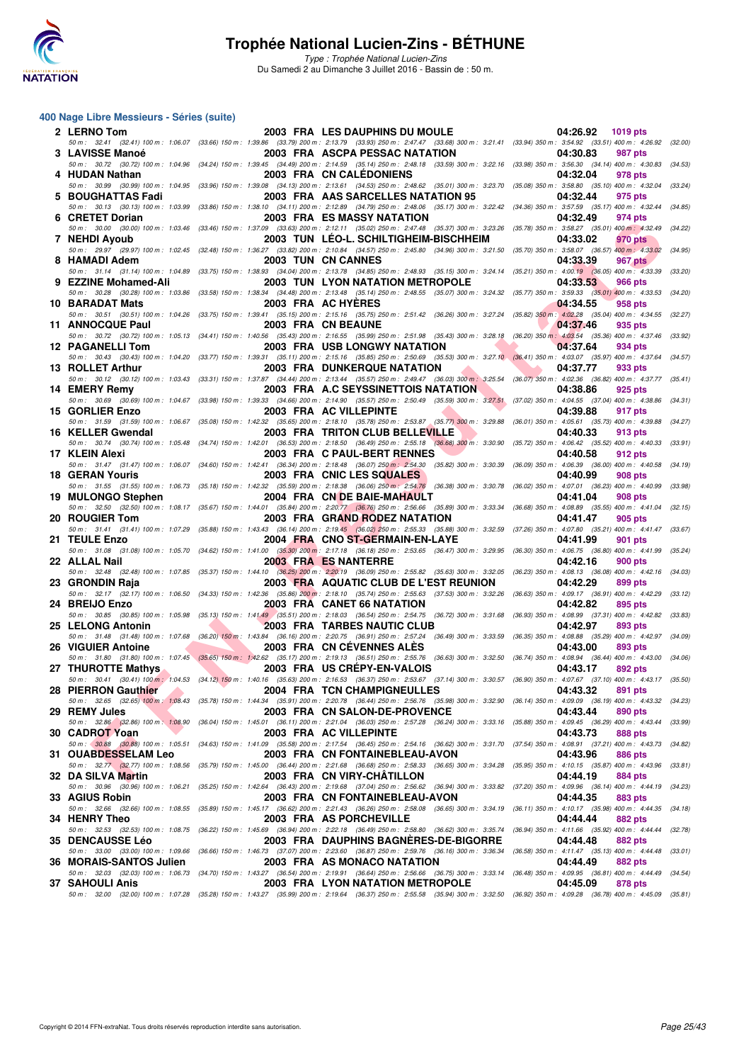# Trophée National Lucien-Zins - BÉTHUNE

Type : Trophée National Lucien-Zins
Du Samedi 2 au Dimanche 3 Juillet 2016 - Bassin de : 50 m.

## 400 Nage Libre Messieurs - Séries (suite)

| Rg | Nom | Année | Nat | Club | Temps | Points |
|---|---|---|---|---|---|---|
| 2 | LERNO Tom | 2003 | FRA | LES DAUPHINS DU MOULE | 04:26.92 | 1019 pts |
| | 50 m : 32.41 (32.41) 100 m : 1:06.07 (33.66) 150 m : 1:39.86 (33.79) 200 m : 2:13.79 (33.93) 250 m : 2:47.47 (33.68) 300 m : 3:21.41 (33.94) 350 m : 3:54.92 (33.51) 400 m : 4:26.92 (32.00) | | | | | |
| 3 | LAVISSE Manoé | 2003 | FRA | ASCPA PESSAC NATATION | 04:30.83 | 987 pts |
| | 50 m : 30.72 (30.72) 100 m : 1:04.96 (34.24) 150 m : 1:39.45 (34.49) 200 m : 2:14.59 (35.14) 250 m : 2:48.18 (33.59) 300 m : 3:22.16 (33.98) 350 m : 3:56.30 (34.14) 400 m : 4:30.83 (34.53) | | | | | |
| 4 | HUDAN Nathan | 2003 | FRA | CN CALÉDONIENS | 04:32.04 | 978 pts |
| | 50 m : 30.99 (30.99) 100 m : 1:04.95 (33.96) 150 m : 1:39.08 (34.13) 200 m : 2:13.61 (34.53) 250 m : 2:48.62 (35.01) 300 m : 3:23.70 (35.08) 350 m : 3:58.80 (35.10) 400 m : 4:32.04 (33.24) | | | | | |
| 5 | BOUGHATTAS Fadi | 2003 | FRA | AAS SARCELLES NATATION 95 | 04:32.44 | 975 pts |
| | 50 m : 30.13 (30.13) 100 m : 1:03.99 (33.86) 150 m : 1:38.10 (34.11) 200 m : 2:12.89 (34.79) 250 m : 2:48.06 (35.17) 300 m : 3:22.42 (34.36) 350 m : 3:57.59 (35.17) 400 m : 4:32.44 (34.85) | | | | | |
| 6 | CRETET Dorian | 2003 | FRA | ES MASSY NATATION | 04:32.49 | 974 pts |
| | 50 m : 30.00 (30.00) 100 m : 1:03.46 (33.46) 150 m : 1:37.09 (33.63) 200 m : 2:12.11 (35.02) 250 m : 2:47.48 (35.37) 300 m : 3:23.26 (35.78) 350 m : 3:58.27 (35.01) 400 m : 4:32.49 (34.22) | | | | | |
| 7 | NEHDI Ayoub | 2003 | TUN | LÉO-L. SCHILTIGHEIM-BISCHHEIM | 04:33.02 | 970 pts |
| | 50 m : 29.97 (29.97) 100 m : 1:02.45 (32.48) 150 m : 1:36.27 (33.82) 200 m : 2:10.84 (34.57) 250 m : 2:45.80 (34.96) 300 m : 3:21.50 (35.70) 350 m : 3:58.07 (36.57) 400 m : 4:33.02 (34.95) | | | | | |
| 8 | HAMADI Adem | 2003 | TUN | CN CANNES | 04:33.39 | 967 pts |
| | 50 m : 31.14 (31.14) 100 m : 1:04.89 (33.75) 150 m : 1:38.93 (34.04) 200 m : 2:13.78 (34.85) 250 m : 2:48.93 (35.15) 300 m : 3:24.14 (35.21) 350 m : 4:00.19 (36.05) 400 m : 4:33.39 (33.20) | | | | | |
| 9 | EZZINE Mohamed-Ali | 2003 | TUN | LYON NATATION METROPOLE | 04:33.53 | 966 pts |
| | 50 m : 30.28 (30.28) 100 m : 1:03.86 (33.58) 150 m : 1:38.34 (34.48) 200 m : 2:13.48 (35.14) 250 m : 2:48.55 (35.07) 300 m : 3:24.32 (35.77) 350 m : 3:59.33 (35.01) 400 m : 4:33.53 (34.20) | | | | | |
| 10 | BARADAT Mats | 2003 | FRA | AC HYÈRES | 04:34.55 | 958 pts |
| | 50 m : 30.51 (30.51) 100 m : 1:04.26 (33.75) 150 m : 1:39.41 (35.15) 200 m : 2:15.16 (35.75) 250 m : 2:51.42 (36.26) 300 m : 3:27.24 (35.82) 350 m : 4:02.28 (35.04) 400 m : 4:34.55 (32.27) | | | | | |
| 11 | ANNOCQUE Paul | 2003 | FRA | CN BEAUNE | 04:37.46 | 935 pts |
| | 50 m : 30.72 (30.72) 100 m : 1:05.13 (34.41) 150 m : 1:40.56 (35.43) 200 m : 2:16.55 (35.99) 250 m : 2:51.98 (35.43) 300 m : 3:28.18 (36.20) 350 m : 4:03.54 (35.36) 400 m : 4:37.46 (33.92) | | | | | |
| 12 | PAGANELLI Tom | 2003 | FRA | USB LONGWY NATATION | 04:37.64 | 934 pts |
| | 50 m : 30.43 (30.43) 100 m : 1:04.20 (33.77) 150 m : 1:39.31 (35.11) 200 m : 2:15.16 (35.85) 250 m : 2:50.69 (35.53) 300 m : 3:27.10 (36.41) 350 m : 4:03.07 (35.97) 400 m : 4:37.64 (34.57) | | | | | |
| 13 | ROLLET Arthur | 2003 | FRA | DUNKERQUE NATATION | 04:37.77 | 933 pts |
| | 50 m : 30.12 (30.12) 100 m : 1:03.43 (33.31) 150 m : 1:37.87 (34.44) 200 m : 2:13.44 (35.57) 250 m : 2:49.47 (36.03) 300 m : 3:25.54 (36.07) 350 m : 4:02.36 (36.82) 400 m : 4:37.77 (35.41) | | | | | |
| 14 | EMERY Remy | 2003 | FRA | A.C SEYSSINETTOIS NATATION | 04:38.86 | 925 pts |
| | 50 m : 30.69 (30.69) 100 m : 1:04.67 (33.98) 150 m : 1:39.33 (34.66) 200 m : 2:14.90 (35.57) 250 m : 2:50.49 (35.59) 300 m : 3:27.51 (37.02) 350 m : 4:04.55 (37.04) 400 m : 4:38.86 (34.31) | | | | | |
| 15 | GORLIER Enzo | 2003 | FRA | AC VILLEPINTE | 04:39.88 | 917 pts |
| | 50 m : 31.59 (31.59) 100 m : 1:06.67 (35.08) 150 m : 1:42.32 (35.65) 200 m : 2:18.10 (35.78) 250 m : 2:53.87 (35.77) 300 m : 3:29.88 (36.01) 350 m : 4:05.61 (35.73) 400 m : 4:39.88 (34.27) | | | | | |
| 16 | KELLER Gwendal | 2003 | FRA | TRITON CLUB BELLEVILLE | 04:40.33 | 913 pts |
| | 50 m : 30.74 (30.74) 100 m : 1:05.48 (34.74) 150 m : 1:42.01 (36.53) 200 m : 2:18.50 (36.49) 250 m : 2:55.18 (36.68) 300 m : 3:30.90 (35.72) 350 m : 4:06.42 (35.52) 400 m : 4:40.33 (33.91) | | | | | |
| 17 | KLEIN Alexi | 2003 | FRA | C PAUL-BERT RENNES | 04:40.58 | 912 pts |
| | 50 m : 31.47 (31.47) 100 m : 1:06.07 (34.60) 150 m : 1:42.41 (36.34) 200 m : 2:18.48 (36.07) 250 m : 2:54.30 (35.82) 300 m : 3:30.39 (36.09) 350 m : 4:06.39 (36.00) 400 m : 4:40.58 (34.19) | | | | | |
| 18 | GERAN Youris | 2003 | FRA | CNIC LES SQUALES | 04:40.99 | 908 pts |
| | 50 m : 31.55 (31.55) 100 m : 1:06.73 (35.18) 150 m : 1:42.32 (35.59) 200 m : 2:18.38 (36.06) 250 m : 2:54.76 (36.38) 300 m : 3:30.78 (36.02) 350 m : 4:07.01 (36.23) 400 m : 4:40.99 (33.98) | | | | | |
| 19 | MULONGO Stephen | 2004 | FRA | CN DE BAIE-MAHAULT | 04:41.04 | 908 pts |
| | 50 m : 32.50 (32.50) 100 m : 1:08.17 (35.67) 150 m : 1:44.01 (35.84) 200 m : 2:20.77 (36.76) 250 m : 2:56.66 (35.89) 300 m : 3:33.34 (36.68) 350 m : 4:08.89 (35.55) 400 m : 4:41.04 (32.15) | | | | | |
| 20 | ROUGIER Tom | 2003 | FRA | GRAND RODEZ NATATION | 04:41.47 | 905 pts |
| | 50 m : 31.41 (31.41) 100 m : 1:07.29 (35.88) 150 m : 1:43.43 (36.14) 200 m : 2:19.45 (36.02) 250 m : 2:55.33 (35.88) 300 m : 3:32.59 (37.26) 350 m : 4:07.80 (35.21) 400 m : 4:41.47 (33.67) | | | | | |
| 21 | TEULE Enzo | 2004 | FRA | CNO ST-GERMAIN-EN-LAYE | 04:41.99 | 901 pts |
| | 50 m : 31.08 (31.08) 100 m : 1:05.70 (34.62) 150 m : 1:41.00 (35.30) 200 m : 2:17.18 (36.18) 250 m : 2:53.65 (36.47) 300 m : 3:29.95 (36.30) 350 m : 4:06.75 (36.80) 400 m : 4:41.99 (35.24) | | | | | |
| 22 | ALLAL Nail | 2003 | FRA | ES NANTERRE | 04:42.16 | 900 pts |
| | 50 m : 32.48 (32.48) 100 m : 1:07.85 (35.37) 150 m : 1:44.10 (36.25) 200 m : 2:20.19 (36.09) 250 m : 2:55.82 (35.63) 300 m : 3:32.05 (36.23) 350 m : 4:08.13 (36.08) 400 m : 4:42.16 (34.03) | | | | | |
| 23 | GRONDIN Raja | 2003 | FRA | AQUATIC CLUB DE L'EST REUNION | 04:42.29 | 899 pts |
| | 50 m : 32.17 (32.17) 100 m : 1:06.50 (34.33) 150 m : 1:42.36 (35.86) 200 m : 2:18.10 (35.74) 250 m : 2:55.63 (37.53) 300 m : 3:32.26 (36.63) 350 m : 4:09.17 (36.91) 400 m : 4:42.29 (33.12) | | | | | |
| 24 | BREIJO Enzo | 2003 | FRA | CANET 66 NATATION | 04:42.82 | 895 pts |
| | 50 m : 30.85 (30.85) 100 m : 1:05.98 (35.13) 150 m : 1:41.49 (35.51) 200 m : 2:18.03 (36.54) 250 m : 2:54.75 (36.72) 300 m : 3:31.68 (36.93) 350 m : 4:08.99 (37.31) 400 m : 4:42.82 (33.83) | | | | | |
| 25 | LELONG Antonin | 2003 | FRA | TARBES NAUTIC CLUB | 04:42.97 | 893 pts |
| | 50 m : 31.48 (31.48) 100 m : 1:07.68 (36.20) 150 m : 1:43.84 (36.16) 200 m : 2:20.75 (36.91) 250 m : 2:57.24 (36.49) 300 m : 3:33.59 (36.35) 350 m : 4:08.88 (35.29) 400 m : 4:42.97 (34.09) | | | | | |
| 26 | VIGUIER Antoine | 2003 | FRA | CN CÉVENNES ALÈS | 04:43.00 | 893 pts |
| | 50 m : 31.80 (31.80) 100 m : 1:07.45 (35.65) 150 m : 1:42.62 (35.17) 200 m : 2:19.13 (36.51) 250 m : 2:55.76 (36.63) 300 m : 3:32.50 (36.74) 350 m : 4:08.94 (36.44) 400 m : 4:43.00 (34.06) | | | | | |
| 27 | THUROTTE Mathys | 2003 | FRA | US CRÉPY-EN-VALOIS | 04:43.17 | 892 pts |
| | 50 m : 30.41 (30.41) 100 m : 1:04.53 (34.12) 150 m : 1:40.16 (35.63) 200 m : 2:16.53 (36.37) 250 m : 2:53.67 (37.14) 300 m : 3:30.57 (36.90) 350 m : 4:07.67 (37.10) 400 m : 4:43.17 (35.50) | | | | | |
| 28 | PIERRON Gauthier | 2004 | FRA | TCN CHAMPIGNEULLES | 04:43.32 | 891 pts |
| | 50 m : 32.65 (32.65) 100 m : 1:08.43 (35.78) 150 m : 1:44.34 (35.91) 200 m : 2:20.78 (36.44) 250 m : 2:56.76 (35.98) 300 m : 3:32.90 (36.14) 350 m : 4:09.09 (36.19) 400 m : 4:43.32 (34.23) | | | | | |
| 29 | REMY Jules | 2003 | FRA | CN SALON-DE-PROVENCE | 04:43.44 | 890 pts |
| | 50 m : 32.86 (32.86) 100 m : 1:08.90 (36.04) 150 m : 1:45.01 (36.11) 200 m : 2:21.04 (36.03) 250 m : 2:57.28 (36.24) 300 m : 3:33.16 (35.88) 350 m : 4:09.45 (36.29) 400 m : 4:43.44 (33.99) | | | | | |
| 30 | CADROT Yoan | 2003 | FRA | AC VILLEPINTE | 04:43.73 | 888 pts |
| | 50 m : 30.88 (30.88) 100 m : 1:05.51 (34.63) 150 m : 1:41.09 (35.58) 200 m : 2:17.54 (36.45) 250 m : 2:54.16 (36.62) 300 m : 3:31.70 (37.54) 350 m : 4:08.91 (37.21) 400 m : 4:43.73 (34.82) | | | | | |
| 31 | OUABDESSELAM Leo | 2003 | FRA | CN FONTAINEBLEAU-AVON | 04:43.96 | 886 pts |
| | 50 m : 32.77 (32.77) 100 m : 1:08.56 (35.79) 150 m : 1:45.00 (36.44) 200 m : 2:21.68 (36.68) 250 m : 2:58.33 (36.65) 300 m : 3:34.28 (35.95) 350 m : 4:10.15 (35.87) 400 m : 4:43.96 (33.81) | | | | | |
| 32 | DA SILVA Martin | 2003 | FRA | CN VIRY-CHÂTILLON | 04:44.19 | 884 pts |
| | 50 m : 30.96 (30.96) 100 m : 1:06.21 (35.25) 150 m : 1:42.64 (36.43) 200 m : 2:19.68 (37.04) 250 m : 2:56.62 (36.94) 300 m : 3:33.82 (37.20) 350 m : 4:09.96 (36.14) 400 m : 4:44.19 (34.23) | | | | | |
| 33 | AGIUS Robin | 2003 | FRA | CN FONTAINEBLEAU-AVON | 04:44.35 | 883 pts |
| | 50 m : 32.66 (32.66) 100 m : 1:08.55 (35.89) 150 m : 1:45.17 (36.62) 200 m : 2:21.43 (36.26) 250 m : 2:58.08 (36.65) 300 m : 3:34.19 (36.11) 350 m : 4:10.17 (35.98) 400 m : 4:44.35 (34.18) | | | | | |
| 34 | HENRY Theo | 2003 | FRA | AS PORCHEVILLE | 04:44.44 | 882 pts |
| | 50 m : 32.53 (32.53) 100 m : 1:08.75 (36.22) 150 m : 1:45.69 (36.94) 200 m : 2:22.18 (36.49) 250 m : 2:58.80 (36.62) 300 m : 3:35.74 (36.94) 350 m : 4:11.66 (35.92) 400 m : 4:44.44 (32.78) | | | | | |
| 35 | DENCAUSSE Léo | 2003 | FRA | DAUPHINS BAGNÈRES-DE-BIGORRE | 04:44.48 | 882 pts |
| | 50 m : 33.00 (33.00) 100 m : 1:09.66 (36.66) 150 m : 1:46.73 (37.07) 200 m : 2:23.60 (36.87) 250 m : 2:59.76 (36.16) 300 m : 3:36.34 (36.58) 350 m : 4:11.47 (35.13) 400 m : 4:44.48 (33.01) | | | | | |
| 36 | MORAIS-SANTOS Julien | 2003 | FRA | AS MONACO NATATION | 04:44.49 | 882 pts |
| | 50 m : 32.03 (32.03) 100 m : 1:06.73 (34.70) 150 m : 1:43.27 (36.54) 200 m : 2:19.91 (36.64) 250 m : 2:56.66 (36.75) 300 m : 3:33.14 (36.48) 350 m : 4:09.95 (36.81) 400 m : 4:44.49 (34.54) | | | | | |
| 37 | SAHOULI Anis | 2003 | FRA | LYON NATATION METROPOLE | 04:45.09 | 878 pts |
| | 50 m : 32.00 (32.00) 100 m : 1:07.28 (35.28) 150 m : 1:43.27 (35.99) 200 m : 2:19.64 (36.37) 250 m : 2:55.58 (35.94) 300 m : 3:32.50 (36.92) 350 m : 4:09.28 (36.78) 400 m : 4:45.09 (35.81) | | | | | |

Copyright © 2014 FFN-extraNat. Tous droits réservés reproduction interdite sans autorisation.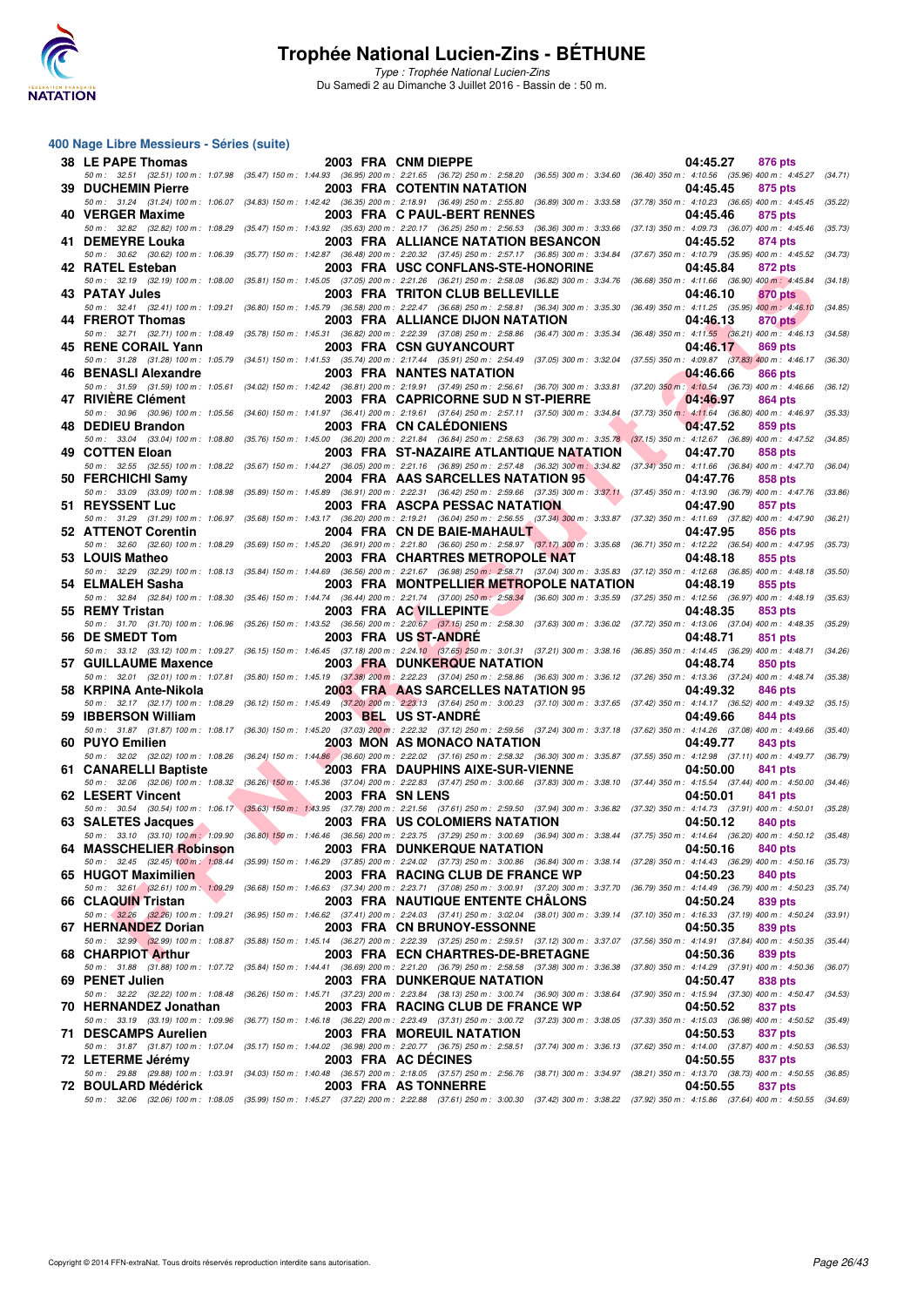# Trophée National Lucien-Zins - BÉTHUNE

*Type : Trophée National Lucien-Zins*
Du Samedi 2 au Dimanche 3 Juillet 2016 - Bassin de : 50 m.

## 400 Nage Libre Messieurs - Séries (suite)

| Rang | Nom | Année | Nat | Club | Temps | Points |
|---|---|---|---|---|---|---|
| 38 | LE PAPE Thomas | 2003 | FRA | CNM DIEPPE | 04:45.27 | 876 pts |
| | 50 m : 32.51 (32.51) 100 m : 1:07.98 (35.47) 150 m : 1:44.93 (36.95) 200 m : 2:21.65 (36.72) 250 m : 2:58.20 (36.55) 300 m : 3:34.60 (36.40) 350 m : 4:10.56 (35.96) 400 m : 4:45.27 (34.71) | | | | | |
| 39 | DUCHEMIN Pierre | 2003 | FRA | COTENTIN NATATION | 04:45.45 | 875 pts |
| | 50 m : 31.24 (31.24) 100 m : 1:06.07 (34.83) 150 m : 1:42.42 (36.35) 200 m : 2:18.91 (36.49) 250 m : 2:55.80 (36.89) 300 m : 3:33.58 (37.78) 350 m : 4:10.23 (36.65) 400 m : 4:45.45 (35.22) | | | | | |
| 40 | VERGER Maxime | 2003 | FRA | C PAUL-BERT RENNES | 04:45.46 | 875 pts |
| | 50 m : 32.82 (32.82) 100 m : 1:08.29 (35.47) 150 m : 1:43.92 (35.63) 200 m : 2:20.17 (36.25) 250 m : 2:56.53 (36.36) 300 m : 3:33.66 (37.13) 350 m : 4:09.73 (36.07) 400 m : 4:45.46 (35.73) | | | | | |
| 41 | DEMEYRE Louka | 2003 | FRA | ALLIANCE NATATION BESANCON | 04:45.52 | 874 pts |
| | 50 m : 30.62 (30.62) 100 m : 1:06.39 (35.77) 150 m : 1:42.87 (36.48) 200 m : 2:20.32 (37.45) 250 m : 2:57.17 (36.85) 300 m : 3:34.84 (37.67) 350 m : 4:10.79 (35.95) 400 m : 4:45.52 (34.73) | | | | | |
| 42 | RATEL Esteban | 2003 | FRA | USC CONFLANS-STE-HONORINE | 04:45.84 | 872 pts |
| | 50 m : 32.19 (32.19) 100 m : 1:08.00 (35.81) 150 m : 1:45.05 (37.05) 200 m : 2:21.26 (36.21) 250 m : 2:58.08 (36.82) 300 m : 3:34.76 (36.68) 350 m : 4:11.66 (36.90) 400 m : 4:45.84 (34.18) | | | | | |
| 43 | PATAY Jules | 2003 | FRA | TRITON CLUB BELLEVILLE | 04:46.10 | 870 pts |
| | 50 m : 32.41 (32.41) 100 m : 1:09.21 (36.80) 150 m : 1:45.79 (36.58) 200 m : 2:22.47 (36.68) 250 m : 2:58.81 (36.34) 300 m : 3:35.30 (36.49) 350 m : 4:11.25 (35.95) 400 m : 4:46.10 (34.85) | | | | | |
| 44 | FREROT Thomas | 2003 | FRA | ALLIANCE DIJON NATATION | 04:46.13 | 870 pts |
| | 50 m : 32.71 (32.71) 100 m : 1:08.49 (35.78) 150 m : 1:45.31 (36.82) 200 m : 2:22.39 (37.08) 250 m : 2:58.86 (36.47) 300 m : 3:35.34 (36.48) 350 m : 4:11.55 (36.21) 400 m : 4:46.13 (34.58) | | | | | |
| 45 | RENE CORAIL Yann | 2003 | FRA | CSN GUYANCOURT | 04:46.17 | 869 pts |
| | 50 m : 31.28 (31.28) 100 m : 1:05.79 (34.51) 150 m : 1:41.53 (35.74) 200 m : 2:17.44 (35.91) 250 m : 2:54.49 (37.05) 300 m : 3:32.04 (37.55) 350 m : 4:09.87 (37.83) 400 m : 4:46.17 (36.30) | | | | | |
| 46 | BENASLI Alexandre | 2003 | FRA | NANTES NATATION | 04:46.66 | 866 pts |
| | 50 m : 31.59 (31.59) 100 m : 1:05.61 (34.02) 150 m : 1:42.42 (36.81) 200 m : 2:19.91 (37.49) 250 m : 2:56.61 (36.70) 300 m : 3:33.81 (37.20) 350 m : 4:10.54 (36.73) 400 m : 4:46.66 (36.12) | | | | | |
| 47 | RIVIÈRE Clément | 2003 | FRA | CAPRICORNE SUD N ST-PIERRE | 04:46.97 | 864 pts |
| | 50 m : 30.96 (30.96) 100 m : 1:05.56 (34.60) 150 m : 1:41.97 (36.41) 200 m : 2:19.61 (37.64) 250 m : 2:57.11 (37.50) 300 m : 3:34.84 (37.73) 350 m : 4:11.64 (36.80) 400 m : 4:46.97 (35.33) | | | | | |
| 48 | DEDIEU Brandon | 2003 | FRA | CN CALÉDONIENS | 04:47.52 | 859 pts |
| | 50 m : 33.04 (33.04) 100 m : 1:08.80 (35.76) 150 m : 1:45.00 (36.20) 200 m : 2:21.84 (36.84) 250 m : 2:58.63 (36.79) 300 m : 3:35.78 (37.15) 350 m : 4:12.67 (36.89) 400 m : 4:47.52 (34.85) | | | | | |
| 49 | COTTEN Eloan | 2003 | FRA | ST-NAZAIRE ATLANTIQUE NATATION | 04:47.70 | 858 pts |
| | 50 m : 32.55 (32.55) 100 m : 1:08.22 (35.67) 150 m : 1:44.27 (36.05) 200 m : 2:21.16 (36.89) 250 m : 2:57.48 (36.32) 300 m : 3:34.82 (37.34) 350 m : 4:11.66 (36.84) 400 m : 4:47.70 (36.04) | | | | | |
| 50 | FERCHICHI Samy | 2004 | FRA | AAS SARCELLES NATATION 95 | 04:47.76 | 858 pts |
| | 50 m : 33.09 (33.09) 100 m : 1:08.98 (35.89) 150 m : 1:45.89 (36.91) 200 m : 2:22.31 (36.42) 250 m : 2:59.66 (37.35) 300 m : 3:37.11 (37.45) 350 m : 4:13.90 (36.79) 400 m : 4:47.76 (33.86) | | | | | |
| 51 | REYSSENT Luc | 2003 | FRA | ASCPA PESSAC NATATION | 04:47.90 | 857 pts |
| | 50 m : 31.29 (31.29) 100 m : 1:06.97 (35.68) 150 m : 1:43.17 (36.20) 200 m : 2:19.21 (36.04) 250 m : 2:56.55 (37.34) 300 m : 3:33.87 (37.32) 350 m : 4:11.69 (37.82) 400 m : 4:47.90 (36.21) | | | | | |
| 52 | ATTENOT Corentin | 2004 | FRA | CN DE BAIE-MAHAULT | 04:47.95 | 856 pts |
| | 50 m : 32.60 (32.60) 100 m : 1:08.29 (35.69) 150 m : 1:45.20 (36.91) 200 m : 2:21.80 (36.60) 250 m : 2:58.97 (37.17) 300 m : 3:35.68 (36.71) 350 m : 4:12.22 (36.54) 400 m : 4:47.95 (35.73) | | | | | |
| 53 | LOUIS Matheo | 2003 | FRA | CHARTRES METROPOLE NAT | 04:48.18 | 855 pts |
| | 50 m : 32.29 (32.29) 100 m : 1:08.13 (35.84) 150 m : 1:44.69 (36.56) 200 m : 2:21.67 (36.98) 250 m : 2:58.71 (37.04) 300 m : 3:35.83 (37.12) 350 m : 4:12.68 (36.85) 400 m : 4:48.18 (35.50) | | | | | |
| 54 | ELMALEH Sasha | 2003 | FRA | MONTPELLIER METROPOLE NATATION | 04:48.19 | 855 pts |
| | 50 m : 32.84 (32.84) 100 m : 1:08.30 (35.46) 150 m : 1:44.74 (36.44) 200 m : 2:21.74 (37.00) 250 m : 2:58.34 (36.60) 300 m : 3:35.59 (37.25) 350 m : 4:12.56 (36.97) 400 m : 4:48.19 (35.63) | | | | | |
| 55 | REMY Tristan | 2003 | FRA | AC VILLEPINTE | 04:48.35 | 853 pts |
| | 50 m : 31.70 (31.70) 100 m : 1:06.96 (35.26) 150 m : 1:43.52 (36.56) 200 m : 2:20.67 (37.15) 250 m : 2:58.30 (37.63) 300 m : 3:36.02 (37.72) 350 m : 4:13.06 (37.04) 400 m : 4:48.35 (35.29) | | | | | |
| 56 | DE SMEDT Tom | 2003 | FRA | US ST-ANDRÉ | 04:48.71 | 851 pts |
| | 50 m : 33.12 (33.12) 100 m : 1:09.27 (36.15) 150 m : 1:46.45 (37.18) 200 m : 2:24.10 (37.65) 250 m : 3:01.31 (37.21) 300 m : 3:38.16 (36.85) 350 m : 4:14.45 (36.29) 400 m : 4:48.71 (34.26) | | | | | |
| 57 | GUILLAUME Maxence | 2003 | FRA | DUNKERQUE NATATION | 04:48.74 | 850 pts |
| | 50 m : 32.01 (32.01) 100 m : 1:07.81 (35.80) 150 m : 1:45.19 (37.38) 200 m : 2:22.23 (37.04) 250 m : 2:58.86 (36.63) 300 m : 3:36.12 (37.26) 350 m : 4:13.36 (37.24) 400 m : 4:48.74 (35.38) | | | | | |
| 58 | KRPINA Ante-Nikola | 2003 | FRA | AAS SARCELLES NATATION 95 | 04:49.32 | 846 pts |
| | 50 m : 32.17 (32.17) 100 m : 1:08.29 (36.12) 150 m : 1:45.49 (37.20) 200 m : 2:23.13 (37.64) 250 m : 3:00.23 (37.10) 300 m : 3:37.65 (37.42) 350 m : 4:14.17 (36.52) 400 m : 4:49.32 (35.15) | | | | | |
| 59 | IBBERSON William | 2003 | BEL | US ST-ANDRÉ | 04:49.66 | 844 pts |
| | 50 m : 31.87 (31.87) 100 m : 1:08.17 (36.30) 150 m : 1:45.20 (37.03) 200 m : 2:22.32 (37.12) 250 m : 2:59.56 (37.24) 300 m : 3:37.18 (37.62) 350 m : 4:14.26 (37.08) 400 m : 4:49.66 (35.40) | | | | | |
| 60 | PUYO Emilien | 2003 | MON | AS MONACO NATATION | 04:49.77 | 843 pts |
| | 50 m : 32.02 (32.02) 100 m : 1:08.26 (36.24) 150 m : 1:44.86 (36.60) 200 m : 2:22.02 (37.16) 250 m : 2:58.32 (36.30) 300 m : 3:35.87 (37.55) 350 m : 4:12.98 (37.11) 400 m : 4:49.77 (36.79) | | | | | |
| 61 | CANARELLI Baptiste | 2003 | FRA | DAUPHINS AIXE-SUR-VIENNE | 04:50.00 | 841 pts |
| | 50 m : 32.06 (32.06) 100 m : 1:08.32 (36.26) 150 m : 1:45.36 (37.04) 200 m : 2:22.83 (37.47) 250 m : 3:00.66 (37.83) 300 m : 3:38.10 (37.44) 350 m : 4:15.54 (37.44) 400 m : 4:50.00 (34.46) | | | | | |
| 62 | LESERT Vincent | 2003 | FRA | SN LENS | 04:50.01 | 841 pts |
| | 50 m : 30.54 (30.54) 100 m : 1:06.17 (35.63) 150 m : 1:43.95 (37.78) 200 m : 2:21.56 (37.61) 250 m : 2:59.50 (37.94) 300 m : 3:36.82 (37.32) 350 m : 4:14.73 (37.91) 400 m : 4:50.01 (35.28) | | | | | |
| 63 | SALETES Jacques | 2003 | FRA | US COLOMIERS NATATION | 04:50.12 | 840 pts |
| | 50 m : 33.10 (33.10) 100 m : 1:09.90 (36.80) 150 m : 1:46.46 (36.56) 200 m : 2:23.75 (37.29) 250 m : 3:00.69 (36.94) 300 m : 3:38.44 (37.75) 350 m : 4:14.64 (36.20) 400 m : 4:50.12 (35.48) | | | | | |
| 64 | MASSCHELIER Robinson | 2003 | FRA | DUNKERQUE NATATION | 04:50.16 | 840 pts |
| | 50 m : 32.45 (32.45) 100 m : 1:08.44 (35.99) 150 m : 1:46.29 (37.85) 200 m : 2:24.02 (37.73) 250 m : 3:00.86 (36.84) 300 m : 3:38.14 (37.28) 350 m : 4:14.43 (36.29) 400 m : 4:50.16 (35.73) | | | | | |
| 65 | HUGOT Maximilien | 2003 | FRA | RACING CLUB DE FRANCE WP | 04:50.23 | 840 pts |
| | 50 m : 32.61 (32.61) 100 m : 1:09.29 (36.68) 150 m : 1:46.63 (37.34) 200 m : 2:23.71 (37.08) 250 m : 3:00.91 (37.20) 300 m : 3:37.70 (36.79) 350 m : 4:14.49 (36.79) 400 m : 4:50.23 (35.74) | | | | | |
| 66 | CLAQUIN Tristan | 2003 | FRA | NAUTIQUE ENTENTE CHÂLONS | 04:50.24 | 839 pts |
| | 50 m : 32.26 (32.26) 100 m : 1:09.21 (36.95) 150 m : 1:46.62 (37.41) 200 m : 2:24.03 (37.41) 250 m : 3:02.04 (38.01) 300 m : 3:39.14 (37.10) 350 m : 4:16.33 (37.19) 400 m : 4:50.24 (33.91) | | | | | |
| 67 | HERNANDEZ Dorian | 2003 | FRA | CN BRUNOY-ESSONNE | 04:50.35 | 839 pts |
| | 50 m : 32.99 (32.99) 100 m : 1:08.87 (35.88) 150 m : 1:45.14 (36.27) 200 m : 2:22.39 (37.25) 250 m : 2:59.51 (37.12) 300 m : 3:37.07 (37.56) 350 m : 4:14.91 (37.84) 400 m : 4:50.35 (35.44) | | | | | |
| 68 | CHARPIOT Arthur | 2003 | FRA | ECN CHARTRES-DE-BRETAGNE | 04:50.36 | 839 pts |
| | 50 m : 31.88 (31.88) 100 m : 1:07.72 (35.84) 150 m : 1:44.41 (36.69) 200 m : 2:21.20 (36.79) 250 m : 2:58.58 (37.38) 300 m : 3:36.38 (37.80) 350 m : 4:14.29 (37.91) 400 m : 4:50.36 (36.07) | | | | | |
| 69 | PENET Julien | 2003 | FRA | DUNKERQUE NATATION | 04:50.47 | 838 pts |
| | 50 m : 32.22 (32.22) 100 m : 1:08.48 (36.26) 150 m : 1:45.71 (37.23) 200 m : 2:23.84 (38.13) 250 m : 3:00.74 (36.90) 300 m : 3:38.64 (37.90) 350 m : 4:15.94 (37.30) 400 m : 4:50.47 (34.53) | | | | | |
| 70 | HERNANDEZ Jonathan | 2003 | FRA | RACING CLUB DE FRANCE WP | 04:50.52 | 837 pts |
| | 50 m : 33.19 (33.19) 100 m : 1:09.96 (36.77) 150 m : 1:46.18 (36.22) 200 m : 2:23.49 (37.31) 250 m : 3:00.72 (37.23) 300 m : 3:38.05 (37.33) 350 m : 4:15.03 (36.98) 400 m : 4:50.52 (35.49) | | | | | |
| 71 | DESCAMPS Aurelien | 2003 | FRA | MOREUIL NATATION | 04:50.53 | 837 pts |
| | 50 m : 31.87 (31.87) 100 m : 1:07.04 (35.17) 150 m : 1:44.02 (36.98) 200 m : 2:20.77 (36.75) 250 m : 2:58.51 (37.74) 300 m : 3:36.13 (37.62) 350 m : 4:14.00 (37.87) 400 m : 4:50.53 (36.53) | | | | | |
| 72 | LETERME Jérémy | 2003 | FRA | AC DÉCINES | 04:50.55 | 837 pts |
| | 50 m : 29.88 (29.88) 100 m : 1:03.91 (34.03) 150 m : 1:40.48 (36.57) 200 m : 2:18.05 (37.57) 250 m : 2:56.76 (38.71) 300 m : 3:34.97 (38.21) 350 m : 4:13.70 (38.73) 400 m : 4:50.55 (36.85) | | | | | |
| 72 | BOULARD Médérick | 2003 | FRA | AS TONNERRE | 04:50.55 | 837 pts |
| | 50 m : 32.06 (32.06) 100 m : 1:08.05 (35.99) 150 m : 1:45.27 (37.22) 200 m : 2:22.88 (37.61) 250 m : 3:00.30 (37.42) 300 m : 3:38.22 (37.92) 350 m : 4:15.86 (37.64) 400 m : 4:50.55 (34.69) | | | | | |

Copyright © 2014 FFN-extraNat. Tous droits réservés reproduction interdite sans autorisation.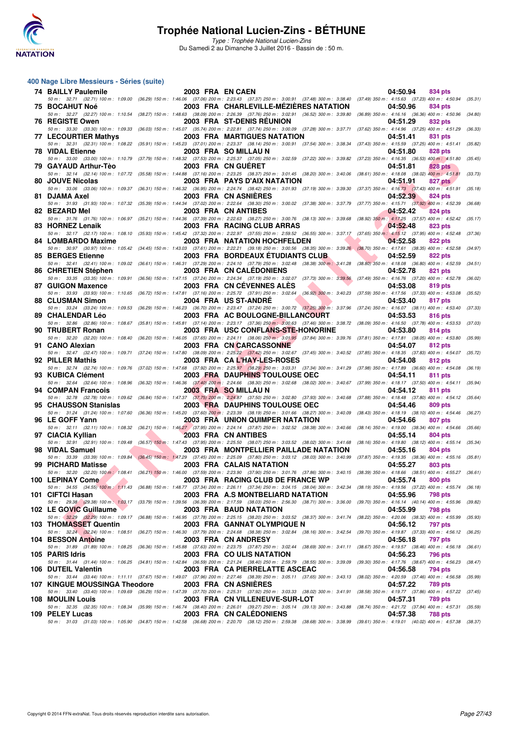# Trophée National Lucien-Zins - BÉTHUNE

*Type : Trophée National Lucien-Zins*

Du Samedi 2 au Dimanche 3 Juillet 2016 - Bassin de : 50 m.

## 400 Nage Libre Messieurs - Séries (suite)

| Rg | Nom | Année | Nat | Club | Temps | Points |
|---|---|---|---|---|---|---|
| 74 | BAILLY Paulemile | 2003 | FRA | EN CAEN | 04:50.94 | 834 pts |
| | 50 m : 32.71 (32.71) 100 m : 1:09.00 (36.29) 150 m : 1:46.06 (37.06) 200 m : 2:23.43 (37.37) 250 m : 3:00.91 (37.48) 300 m : 3:38.40 (37.49) 350 m : 4:15.63 (37.23) 400 m : 4:50.94 (35.31) | | | | | |
| 75 | BOCAHUT Noé | 2003 | FRA | CHARLEVILLE-MÉZIÈRES NATATION | 04:50.96 | 834 pts |
| | 50 m : 32.27 (32.27) 100 m : 1:10.54 (38.27) 150 m : 1:48.63 (38.09) 200 m : 2:26.39 (37.76) 250 m : 3:02.91 (36.52) 300 m : 3:39.80 (36.89) 350 m : 4:16.16 (36.36) 400 m : 4:50.96 (34.80) | | | | | |
| 76 | REGISTE Owen | 2003 | FRA | ST-DENIS RÉUNION | 04:51.29 | 832 pts |
| | 50 m : 33.30 (33.30) 100 m : 1:09.33 (36.03) 150 m : 1:45.07 (35.74) 200 m : 2:22.81 (37.74) 250 m : 3:00.09 (37.28) 300 m : 3:37.71 (37.62) 350 m : 4:14.96 (37.25) 400 m : 4:51.29 (36.33) | | | | | |
| 77 | LECOURTIER Mathys | 2003 | FRA | MARTIGUES NATATION | 04:51.41 | 831 pts |
| | 50 m : 32.31 (32.31) 100 m : 1:08.22 (35.91) 150 m : 1:45.23 (37.01) 200 m : 2:23.37 (38.14) 250 m : 3:00.91 (37.54) 300 m : 3:38.34 (37.43) 350 m : 4:15.59 (37.25) 400 m : 4:51.41 (35.82) | | | | | |
| 78 | VIDAL Etienne | 2003 | FRA | SO MILLAU N | 04:51.80 | 828 pts |
| | 50 m : 33.00 (33.00) 100 m : 1:10.79 (37.79) 150 m : 1:48.32 (37.53) 200 m : 2:25.37 (37.05) 250 m : 3:02.59 (37.22) 300 m : 3:39.82 (37.23) 350 m : 4:16.35 (36.53) 400 m : 4:51.80 (35.45) | | | | | |
| 79 | GAYAUD Arthur-Tèo | 2003 | FRA | CN GUÉRET | 04:51.81 | 828 pts |
| | 50 m : 32.14 (32.14) 100 m : 1:07.72 (35.58) 150 m : 1:44.88 (37.16) 200 m : 2:23.25 (38.37) 250 m : 3:01.45 (38.20) 300 m : 3:40.06 (38.61) 350 m : 4:18.08 (38.02) 400 m : 4:51.81 (33.73) | | | | | |
| 80 | JOUVE Nicolas | 2003 | FRA | PAYS D'AIX NATATION | 04:51.91 | 827 pts |
| | 50 m : 33.06 (33.06) 100 m : 1:09.37 (36.31) 150 m : 1:46.32 (36.95) 200 m : 2:24.74 (38.42) 250 m : 3:01.93 (37.19) 300 m : 3:39.30 (37.37) 350 m : 4:16.73 (37.43) 400 m : 4:51.91 (35.18) | | | | | |
| 81 | DJAMA Axel | 2003 | FRA | CN ASNIÈRES | 04:52.39 | 824 pts |
| | 50 m : 31.93 (31.93) 100 m : 1:07.32 (35.39) 150 m : 1:44.34 (37.02) 200 m : 2:22.64 (38.30) 250 m : 3:00.02 (37.38) 300 m : 3:37.79 (37.77) 350 m : 4:15.71 (37.92) 400 m : 4:52.39 (36.68) | | | | | |
| 82 | BEZARD Mel | 2003 | FRA | CN ASNIÈRES | 04:52.42 | 824 pts |
| | 50 m : 31.76 (31.76) 100 m : 1:06.97 (35.21) 150 m : 1:44.36 (37.39) 200 m : 2:22.63 (38.27) 250 m : 3:00.76 (38.13) 300 m : 3:39.68 (38.92) 350 m : 4:17.25 (37.57) 400 m : 4:52.42 (35.17) | | | | | |
| 83 | HORNEZ Lenaik | 2003 | FRA | RACING CLUB ARRAS | 04:52.48 | 823 pts |
| | 50 m : 32.17 (32.17) 100 m : 1:08.10 (35.93) 150 m : 1:45.42 (37.32) 200 m : 2:22.97 (37.55) 250 m : 2:59.52 (36.55) 300 m : 3:37.17 (37.65) 350 m : 4:15.12 (37.95) 400 m : 4:52.48 (37.36) | | | | | |
| 84 | LOMBARDO Maxime | 2003 | FRA | NATATION HOCHFELDEN | 04:52.58 | 822 pts |
| | 50 m : 30.97 (30.97) 100 m : 1:05.42 (34.45) 150 m : 1:43.03 (37.61) 200 m : 2:22.21 (39.18) 250 m : 3:00.56 (38.35) 300 m : 3:39.26 (38.70) 350 m : 4:17.61 (38.35) 400 m : 4:52.58 (34.97) | | | | | |
| 85 | BERGES Etienne | 2003 | FRA | BORDEAUX ÉTUDIANTS CLUB | 04:52.59 | 822 pts |
| | 50 m : 32.41 (32.41) 100 m : 1:09.02 (36.61) 150 m : 1:46.31 (37.29) 200 m : 2:24.10 (37.79) 250 m : 3:02.48 (38.38) 300 m : 3:41.28 (38.80) 350 m : 4:18.08 (36.80) 400 m : 4:52.59 (34.51) | | | | | |
| 86 | CHRETIEN Stéphen | 2003 | FRA | CN CALÉDONIENS | 04:52.78 | 821 pts |
| | 50 m : 33.35 (33.35) 100 m : 1:09.91 (36.56) 150 m : 1:47.15 (37.24) 200 m : 2:24.34 (37.19) 250 m : 3:02.07 (37.73) 300 m : 3:39.56 (37.49) 350 m : 4:16.76 (37.20) 400 m : 4:52.78 (36.02) | | | | | |
| 87 | GUIGON Maxence | 2003 | FRA | CN CÉVENNES ALÈS | 04:53.08 | 819 pts |
| | 50 m : 33.93 (33.93) 100 m : 1:10.65 (36.72) 150 m : 1:47.81 (37.16) 200 m : 2:25.72 (37.91) 250 m : 3:02.64 (36.92) 300 m : 3:40.23 (37.59) 350 m : 4:17.56 (37.33) 400 m : 4:53.08 (35.52) | | | | | |
| 88 | CLUSMAN Simon | 2004 | FRA | US ST-ANDRÉ | 04:53.40 | 817 pts |
| | 50 m : 33.24 (33.24) 100 m : 1:09.53 (36.29) 150 m : 1:46.23 (36.70) 200 m : 2:23.47 (37.24) 250 m : 3:00.72 (37.25) 300 m : 3:37.96 (37.24) 350 m : 4:16.07 (38.11) 400 m : 4:53.40 (37.33) | | | | | |
| 89 | CHALENDAR Léo | 2003 | FRA | AC BOULOGNE-BILLANCOURT | 04:53.53 | 816 pts |
| | 50 m : 32.86 (32.86) 100 m : 1:08.67 (35.81) 150 m : 1:45.81 (37.14) 200 m : 2:23.17 (37.36) 250 m : 3:00.63 (37.46) 300 m : 3:38.72 (38.09) 350 m : 4:16.50 (37.78) 400 m : 4:53.53 (37.03) | | | | | |
| 90 | TRUBERT Ronan | 2003 | FRA | USC CONFLANS-STE-HONORINE | 04:53.80 | 814 pts |
| | 50 m : 32.20 (32.20) 100 m : 1:08.40 (36.20) 150 m : 1:46.05 (37.65) 200 m : 2:24.11 (38.06) 250 m : 3:01.95 (37.84) 300 m : 3:39.76 (37.81) 350 m : 4:17.81 (38.05) 400 m : 4:53.80 (35.99) | | | | | |
| 91 | CANO Alexian | 2003 | FRA | CN CARCASSONNE | 04:54.07 | 812 pts |
| | 50 m : 32.47 (32.47) 100 m : 1:09.71 (37.24) 150 m : 1:47.80 (38.09) 200 m : 2:25.22 (37.42) 250 m : 3:02.67 (37.45) 300 m : 3:40.52 (37.85) 350 m : 4:18.35 (37.83) 400 m : 4:54.07 (35.72) | | | | | |
| 92 | PILLER Mathis | 2003 | FRA | CA L'HAY-LES-ROSES | 04:54.08 | 812 pts |
| | 50 m : 32.74 (32.74) 100 m : 1:09.76 (37.02) 150 m : 1:47.68 (37.92) 200 m : 2:25.97 (38.29) 250 m : 3:03.31 (37.34) 300 m : 3:41.29 (37.98) 350 m : 4:17.89 (36.60) 400 m : 4:54.08 (36.19) | | | | | |
| 93 | KUBICA Clément | 2003 | FRA | DAUPHINS TOULOUSE OEC | 04:54.11 | 811 pts |
| | 50 m : 32.64 (32.64) 100 m : 1:08.96 (36.32) 150 m : 1:46.36 (37.40) 200 m : 2:24.66 (38.30) 250 m : 3:02.68 (38.02) 300 m : 3:40.67 (37.99) 350 m : 4:18.17 (37.50) 400 m : 4:54.11 (35.94) | | | | | |
| 94 | COMPAN Francois | 2003 | FRA | SO MILLAU N | 04:54.12 | 811 pts |
| | 50 m : 32.78 (32.78) 100 m : 1:09.62 (36.84) 150 m : 1:47.37 (37.75) 200 m : 2:24.87 (37.50) 250 m : 3:02.80 (37.93) 300 m : 3:40.68 (37.88) 350 m : 4:18.48 (37.80) 400 m : 4:54.12 (35.64) | | | | | |
| 95 | CHAUSSON Stanislas | 2003 | FRA | DAUPHINS TOULOUSE OEC | 04:54.46 | 809 pts |
| | 50 m : 31.24 (31.24) 100 m : 1:07.60 (36.36) 150 m : 1:45.20 (37.60) 200 m : 2:23.39 (38.19) 250 m : 3:01.66 (38.27) 300 m : 3:40.09 (38.43) 350 m : 4:18.19 (38.10) 400 m : 4:54.46 (36.27) | | | | | |
| 96 | LE GOFF Yann | 2003 | FRA | UNION QUIMPER NATATION | 04:54.66 | 807 pts |
| | 50 m : 32.11 (32.11) 100 m : 1:08.32 (36.21) 150 m : 1:46.27 (37.95) 200 m : 2:24.14 (37.87) 250 m : 3:02.52 (38.38) 300 m : 3:40.66 (38.14) 350 m : 4:19.00 (38.34) 400 m : 4:54.66 (35.66) | | | | | |
| 97 | CIACIA Kyllian | 2003 | FRA | CN ANTIBES | 04:55.14 | 804 pts |
| | 50 m : 32.91 (32.91) 100 m : 1:09.48 (36.57) 150 m : 1:47.43 (37.95) 200 m : 2:25.50 (38.07) 250 m : 3:03.52 (38.02) 300 m : 3:41.68 (38.16) 350 m : 4:19.80 (38.12) 400 m : 4:55.14 (35.34) | | | | | |
| 98 | VIDAL Samuel | 2003 | FRA | MONTPELLIER PAILLADE NATATION | 04:55.16 | 804 pts |
| | 50 m : 33.39 (33.39) 100 m : 1:09.84 (36.45) 150 m : 1:47.29 (37.45) 200 m : 2:25.09 (37.80) 250 m : 3:03.12 (38.03) 300 m : 3:40.99 (37.87) 350 m : 4:19.35 (38.36) 400 m : 4:55.16 (35.81) | | | | | |
| 99 | PICHARD Matisse | 2003 | FRA | CALAIS NATATION | 04:55.27 | 803 pts |
| | 50 m : 32.20 (32.20) 100 m : 1:08.41 (36.21) 150 m : 1:46.00 (37.59) 200 m : 2:23.90 (37.90) 250 m : 3:01.76 (37.86) 300 m : 3:40.15 (38.39) 350 m : 4:18.66 (38.51) 400 m : 4:55.27 (36.61) | | | | | |
| 100 | LEPINAY Come | 2003 | FRA | RACING CLUB DE FRANCE WP | 04:55.74 | 800 pts |
| | 50 m : 34.55 (34.55) 100 m : 1:11.43 (36.88) 150 m : 1:48.77 (37.34) 200 m : 2:26.11 (37.34) 250 m : 3:04.15 (38.04) 300 m : 3:42.34 (38.19) 350 m : 4:19.56 (37.22) 400 m : 4:55.74 (36.18) | | | | | |
| 101 | CIFTCI Hasan | 2003 | FRA | A.S MONTBELIARD NATATION | 04:55.96 | 798 pts |
| | 50 m : 29.38 (29.38) 100 m : 1:03.17 (33.79) 150 m : 1:39.56 (36.39) 200 m : 2:17.59 (38.03) 250 m : 2:56.30 (38.71) 300 m : 3:36.00 (39.70) 350 m : 4:16.14 (40.14) 400 m : 4:55.96 (39.82) | | | | | |
| 102 | LE GOVIC Guillaume | 2003 | FRA | BAUD NATATION | 04:55.99 | 798 pts |
| | 50 m : 32.29 (32.29) 100 m : 1:09.17 (36.88) 150 m : 1:46.95 (37.78) 200 m : 2:25.15 (38.20) 250 m : 3:03.52 (38.37) 300 m : 3:41.74 (38.22) 350 m : 4:20.06 (38.32) 400 m : 4:55.99 (35.93) | | | | | |
| 103 | THOMASSET Quentin | 2003 | FRA | GANNAT OLYMPIQUE N | 04:56.12 | 797 pts |
| | 50 m : 32.24 (32.24) 100 m : 1:08.51 (36.27) 150 m : 1:46.30 (37.79) 200 m : 2:24.68 (38.38) 250 m : 3:02.84 (38.16) 300 m : 3:42.54 (39.70) 350 m : 4:19.87 (37.33) 400 m : 4:56.12 (36.25) | | | | | |
| 104 | BESSON Antoine | 2003 | FRA | CN ANDRESY | 04:56.18 | 797 pts |
| | 50 m : 31.89 (31.89) 100 m : 1:08.25 (36.36) 150 m : 1:45.88 (37.63) 200 m : 2:23.75 (37.87) 250 m : 3:02.44 (38.69) 300 m : 3:41.11 (38.67) 350 m : 4:19.57 (38.46) 400 m : 4:56.18 (36.61) | | | | | |
| 105 | PARIS Idris | 2003 | FRA | CO ULIS NATATION | 04:56.23 | 796 pts |
| | 50 m : 31.44 (31.44) 100 m : 1:06.25 (34.81) 150 m : 1:42.84 (36.59) 200 m : 2:21.24 (38.40) 250 m : 2:59.79 (38.55) 300 m : 3:39.09 (39.30) 350 m : 4:17.76 (38.67) 400 m : 4:56.23 (38.47) | | | | | |
| 106 | DUTEIL Valentin | 2003 | FRA | CA PIERRELATTE ASCEAC | 04:56.58 | 794 pts |
| | 50 m : 33.44 (33.44) 100 m : 1:11.11 (37.67) 150 m : 1:49.07 (37.96) 200 m : 2:27.46 (38.39) 250 m : 3:05.11 (37.65) 300 m : 3:43.13 (38.02) 350 m : 4:20.59 (37.46) 400 m : 4:56.58 (35.99) | | | | | |
| 107 | KINGUE MOUSSINGA Theodore | 2003 | FRA | CN ASNIÈRES | 04:57.22 | 789 pts |
| | 50 m : 33.40 (33.40) 100 m : 1:09.69 (36.29) 150 m : 1:47.39 (37.70) 200 m : 2:25.31 (37.92) 250 m : 3:03.33 (38.02) 300 m : 3:41.91 (38.58) 350 m : 4:19.77 (37.86) 400 m : 4:57.22 (37.45) | | | | | |
| 108 | MOULIN Louis | 2003 | FRA | CN VILLENEUVE-SUR-LOT | 04:57.31 | 789 pts |
| | 50 m : 32.35 (32.35) 100 m : 1:08.34 (35.99) 150 m : 1:46.74 (38.40) 200 m : 2:26.01 (39.27) 250 m : 3:05.14 (39.13) 300 m : 3:43.88 (38.74) 350 m : 4:21.72 (37.84) 400 m : 4:57.31 (35.59) | | | | | |
| 109 | PELEY Lucas | 2003 | FRA | CN CALÉDONIENS | 04:57.38 | 788 pts |
| | 50 m : 31.03 (31.03) 100 m : 1:05.90 (34.87) 150 m : 1:42.58 (36.68) 200 m : 2:20.70 (38.12) 250 m : 2:59.38 (38.68) 300 m : 3:38.99 (39.61) 350 m : 4:19.01 (40.02) 400 m : 4:57.38 (38.37) | | | | | |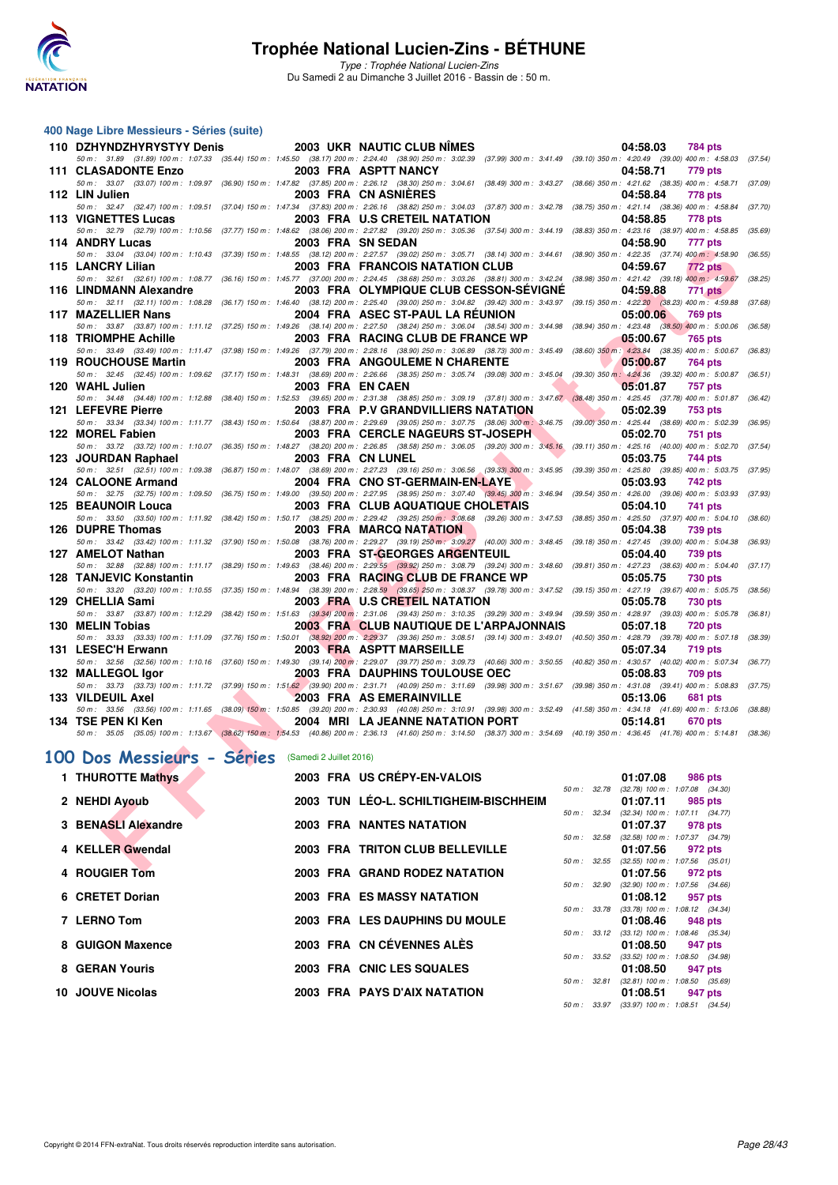# Trophée National Lucien-Zins - BÉTHUNE

*Type : Trophée National Lucien-Zins*
Du Samedi 2 au Dimanche 3 Juillet 2016 - Bassin de : 50 m.

## 400 Nage Libre Messieurs - Séries (suite)

| Rg | Nom | Année | Nat | Club | Temps | Points |
|---|---|---|---|---|---|---|
| 110 | DZHYNDZHYRYSTYY Denis | 2003 | UKR | NAUTIC CLUB NÎMES | 04:58.03 | 784 pts |
| | 50 m : 31.89 (31.89) 100 m : 1:07.33 (35.44) 150 m : 1:45.50 (38.17) 200 m : 2:24.40 (38.90) 250 m : 3:02.39 (37.99) 300 m : 3:41.49 (39.10) 350 m : 4:20.49 (39.00) 400 m : 4:58.03 (37.54) | | | | | |
| 111 | CLASADONTE Enzo | 2003 | FRA | ASPTT NANCY | 04:58.71 | 779 pts |
| | 50 m : 33.07 (33.07) 100 m : 1:09.97 (36.90) 150 m : 1:47.82 (37.85) 200 m : 2:26.12 (38.30) 250 m : 3:04.61 (38.49) 300 m : 3:43.27 (38.66) 350 m : 4:21.62 (38.35) 400 m : 4:58.71 (37.09) | | | | | |
| 112 | LIN Julien | 2003 | FRA | CN ASNIÈRES | 04:58.84 | 778 pts |
| | 50 m : 32.47 (32.47) 100 m : 1:09.51 (37.04) 150 m : 1:47.34 (37.83) 200 m : 2:26.16 (38.82) 250 m : 3:04.03 (37.87) 300 m : 3:42.78 (38.75) 350 m : 4:21.14 (38.36) 400 m : 4:58.84 (37.70) | | | | | |
| 113 | VIGNETTES Lucas | 2003 | FRA | U.S CRETEIL NATATION | 04:58.85 | 778 pts |
| | 50 m : 32.79 (32.79) 100 m : 1:10.56 (37.77) 150 m : 1:48.62 (38.06) 200 m : 2:27.82 (39.20) 250 m : 3:05.36 (37.54) 300 m : 3:44.19 (38.83) 350 m : 4:23.16 (38.97) 400 m : 4:58.85 (35.69) | | | | | |
| 114 | ANDRY Lucas | 2003 | FRA | SN SEDAN | 04:58.90 | 777 pts |
| | 50 m : 33.04 (33.04) 100 m : 1:10.43 (37.39) 150 m : 1:48.55 (38.12) 200 m : 2:27.57 (39.02) 250 m : 3:05.71 (38.14) 300 m : 3:44.61 (38.90) 350 m : 4:22.35 (37.74) 400 m : 4:58.90 (36.55) | | | | | |
| 115 | LANCRY Lilian | 2003 | FRA | FRANCOIS NATATION CLUB | 04:59.67 | 772 pts |
| | 50 m : 32.61 (32.61) 100 m : 1:08.77 (36.16) 150 m : 1:45.77 (37.00) 200 m : 2:24.45 (38.68) 250 m : 3:03.26 (38.81) 300 m : 3:42.24 (38.98) 350 m : 4:21.42 (39.18) 400 m : 4:59.67 (38.25) | | | | | |
| 116 | LINDMANN Alexandre | 2003 | FRA | OLYMPIQUE CLUB CESSON-SÉVIGNÉ | 04:59.88 | 771 pts |
| | 50 m : 32.11 (32.11) 100 m : 1:08.28 (36.17) 150 m : 1:46.40 (38.12) 200 m : 2:25.40 (39.00) 250 m : 3:04.82 (39.42) 300 m : 3:43.97 (39.15) 350 m : 4:22.20 (38.23) 400 m : 4:59.88 (37.68) | | | | | |
| 117 | MAZELLIER Nans | 2004 | FRA | ASEC ST-PAUL LA RÉUNION | 05:00.06 | 769 pts |
| | 50 m : 33.87 (33.87) 100 m : 1:11.12 (37.25) 150 m : 1:49.26 (38.14) 200 m : 2:27.50 (38.24) 250 m : 3:06.04 (38.54) 300 m : 3:44.98 (38.94) 350 m : 4:23.48 (38.50) 400 m : 5:00.06 (36.58) | | | | | |
| 118 | TRIOMPHE Achille | 2003 | FRA | RACING CLUB DE FRANCE WP | 05:00.67 | 765 pts |
| | 50 m : 33.49 (33.49) 100 m : 1:11.47 (37.98) 150 m : 1:49.26 (37.79) 200 m : 2:28.16 (38.90) 250 m : 3:06.89 (38.73) 300 m : 3:45.49 (38.60) 350 m : 4:23.84 (38.35) 400 m : 5:00.67 (36.83) | | | | | |
| 119 | ROUCHOUSE Martin | 2003 | FRA | ANGOULEME N CHARENTE | 05:00.87 | 764 pts |
| | 50 m : 32.45 (32.45) 100 m : 1:09.62 (37.17) 150 m : 1:48.31 (38.69) 200 m : 2:26.66 (38.35) 250 m : 3:05.74 (39.08) 300 m : 3:45.04 (39.30) 350 m : 4:24.36 (39.32) 400 m : 5:00.87 (36.51) | | | | | |
| 120 | WAHL Julien | 2003 | FRA | EN CAEN | 05:01.87 | 757 pts |
| | 50 m : 34.48 (34.48) 100 m : 1:12.88 (38.40) 150 m : 1:52.53 (39.65) 200 m : 2:31.38 (38.85) 250 m : 3:09.19 (37.81) 300 m : 3:47.67 (38.48) 350 m : 4:25.45 (37.78) 400 m : 5:01.87 (36.42) | | | | | |
| 121 | LEFEVRE Pierre | 2003 | FRA | P.V GRANDVILLIERS NATATION | 05:02.39 | 753 pts |
| | 50 m : 33.34 (33.34) 100 m : 1:11.77 (38.43) 150 m : 1:50.64 (38.87) 200 m : 2:29.69 (39.05) 250 m : 3:07.75 (38.06) 300 m : 3:46.75 (39.00) 350 m : 4:25.44 (38.69) 400 m : 5:02.39 (36.95) | | | | | |
| 122 | MOREL Fabien | 2003 | FRA | CERCLE NAGEURS ST-JOSEPH | 05:02.70 | 751 pts |
| | 50 m : 33.72 (33.72) 100 m : 1:10.07 (36.35) 150 m : 1:48.27 (38.20) 200 m : 2:26.85 (38.58) 250 m : 3:06.05 (39.20) 300 m : 3:45.16 (39.11) 350 m : 4:25.16 (40.00) 400 m : 5:02.70 (37.54) | | | | | |
| 123 | JOURDAN Raphael | 2003 | FRA | CN LUNEL | 05:03.75 | 744 pts |
| | 50 m : 32.51 (32.51) 100 m : 1:09.38 (36.87) 150 m : 1:48.07 (38.69) 200 m : 2:27.23 (39.16) 250 m : 3:06.56 (39.33) 300 m : 3:45.95 (39.39) 350 m : 4:25.80 (39.85) 400 m : 5:03.75 (37.95) | | | | | |
| 124 | CALOONE Armand | 2004 | FRA | CNO ST-GERMAIN-EN-LAYE | 05:03.93 | 742 pts |
| | 50 m : 32.75 (32.75) 100 m : 1:09.50 (36.75) 150 m : 1:49.00 (39.50) 200 m : 2:27.95 (38.95) 250 m : 3:07.40 (39.45) 300 m : 3:46.94 (39.54) 350 m : 4:26.00 (39.06) 400 m : 5:03.93 (37.93) | | | | | |
| 125 | BEAUNOIR Louca | 2003 | FRA | CLUB AQUATIQUE CHOLETAIS | 05:04.10 | 741 pts |
| | 50 m : 33.50 (33.50) 100 m : 1:11.92 (38.42) 150 m : 1:50.17 (38.25) 200 m : 2:29.42 (39.25) 250 m : 3:08.68 (39.26) 300 m : 3:47.53 (38.85) 350 m : 4:25.50 (37.97) 400 m : 5:04.10 (38.60) | | | | | |
| 126 | DUPRE Thomas | 2003 | FRA | MARCQ NATATION | 05:04.38 | 739 pts |
| | 50 m : 33.42 (33.42) 100 m : 1:11.32 (37.90) 150 m : 1:50.08 (38.76) 200 m : 2:29.27 (39.19) 250 m : 3:09.27 (40.00) 300 m : 3:48.45 (39.18) 350 m : 4:27.45 (39.00) 400 m : 5:04.38 (36.93) | | | | | |
| 127 | AMELOT Nathan | 2003 | FRA | ST-GEORGES ARGENTEUIL | 05:04.40 | 739 pts |
| | 50 m : 32.88 (32.88) 100 m : 1:11.17 (38.29) 150 m : 1:49.63 (38.46) 200 m : 2:29.55 (39.92) 250 m : 3:08.79 (39.24) 300 m : 3:48.60 (39.81) 350 m : 4:27.23 (38.63) 400 m : 5:04.40 (37.17) | | | | | |
| 128 | TANJEVIC Konstantin | 2003 | FRA | RACING CLUB DE FRANCE WP | 05:05.75 | 730 pts |
| | 50 m : 33.20 (33.20) 100 m : 1:10.55 (37.35) 150 m : 1:48.94 (38.39) 200 m : 2:28.59 (39.65) 250 m : 3:08.37 (39.78) 300 m : 3:47.52 (39.15) 350 m : 4:27.19 (39.67) 400 m : 5:05.75 (38.56) | | | | | |
| 129 | CHELLIA Sami | 2003 | FRA | U.S CRETEIL NATATION | 05:05.78 | 730 pts |
| | 50 m : 33.87 (33.87) 100 m : 1:12.29 (38.42) 150 m : 1:51.63 (39.34) 200 m : 2:31.06 (39.43) 250 m : 3:10.35 (39.29) 300 m : 3:49.94 (39.59) 350 m : 4:28.97 (39.03) 400 m : 5:05.78 (36.81) | | | | | |
| 130 | MELIN Tobias | 2003 | FRA | CLUB NAUTIQUE DE L'ARPAJONNAIS | 05:07.18 | 720 pts |
| | 50 m : 33.33 (33.33) 100 m : 1:11.09 (37.76) 150 m : 1:50.01 (38.92) 200 m : 2:29.37 (39.36) 250 m : 3:08.51 (39.14) 300 m : 3:49.01 (40.50) 350 m : 4:28.79 (39.78) 400 m : 5:07.18 (38.39) | | | | | |
| 131 | LESEC'H Erwann | 2003 | FRA | ASPTT MARSEILLE | 05:07.34 | 719 pts |
| | 50 m : 32.56 (32.56) 100 m : 1:10.16 (37.60) 150 m : 1:49.30 (39.14) 200 m : 2:29.07 (39.77) 250 m : 3:09.73 (40.66) 300 m : 3:50.55 (40.82) 350 m : 4:30.57 (40.02) 400 m : 5:07.34 (36.77) | | | | | |
| 132 | MALLEGOL Igor | 2003 | FRA | DAUPHINS TOULOUSE OEC | 05:08.83 | 709 pts |
| | 50 m : 33.73 (33.73) 100 m : 1:11.72 (37.99) 150 m : 1:51.62 (39.90) 200 m : 2:31.71 (40.09) 250 m : 3:11.69 (39.98) 300 m : 3:51.67 (39.98) 350 m : 4:31.08 (39.41) 400 m : 5:08.83 (37.75) | | | | | |
| 133 | VILDEUIL Axel | 2003 | FRA | AS EMERAINVILLE | 05:13.06 | 681 pts |
| | 50 m : 33.56 (33.56) 100 m : 1:11.65 (38.09) 150 m : 1:50.85 (39.20) 200 m : 2:30.93 (40.08) 250 m : 3:10.91 (39.98) 300 m : 3:52.49 (41.58) 350 m : 4:34.18 (41.69) 400 m : 5:13.06 (38.88) | | | | | |
| 134 | TSE PEN KI Ken | 2004 | MRI | LA JEANNE NATATION PORT | 05:14.81 | 670 pts |
| | 50 m : 35.05 (35.05) 100 m : 1:13.67 (38.62) 150 m : 1:54.53 (40.86) 200 m : 2:36.13 (41.60) 250 m : 3:14.50 (38.37) 300 m : 3:54.69 (40.19) 350 m : 4:36.45 (41.76) 400 m : 5:14.81 (38.36) | | | | | |

## 100 Dos Messieurs - Séries (Samedi 2 Juillet 2016)

| Rg | Nom | Année | Nat | Club | Temps | Points | Passages |
|---|---|---|---|---|---|---|---|
| 1 | THUROTTE Mathys | 2003 | FRA | US CRÉPY-EN-VALOIS | 01:07.08 | 986 pts | 50 m : 32.78 (32.78) 100 m : 1:07.08 (34.30) |
| 2 | NEHDI Ayoub | 2003 | TUN | LÉO-L. SCHILTIGHEIM-BISCHHEIM | 01:07.11 | 985 pts | 50 m : 32.34 (32.34) 100 m : 1:07.11 (34.77) |
| 3 | BENASLI Alexandre | 2003 | FRA | NANTES NATATION | 01:07.37 | 978 pts | 50 m : 32.58 (32.58) 100 m : 1:07.37 (34.79) |
| 4 | KELLER Gwendal | 2003 | FRA | TRITON CLUB BELLEVILLE | 01:07.56 | 972 pts | 50 m : 32.55 (32.55) 100 m : 1:07.56 (35.01) |
| 4 | ROUGIER Tom | 2003 | FRA | GRAND RODEZ NATATION | 01:07.56 | 972 pts | 50 m : 32.90 (32.90) 100 m : 1:07.56 (34.66) |
| 6 | CRETET Dorian | 2003 | FRA | ES MASSY NATATION | 01:08.12 | 957 pts | 50 m : 33.78 (33.78) 100 m : 1:08.12 (34.34) |
| 7 | LERNO Tom | 2003 | FRA | LES DAUPHINS DU MOULE | 01:08.46 | 948 pts | 50 m : 33.12 (33.12) 100 m : 1:08.46 (35.34) |
| 8 | GUIGON Maxence | 2003 | FRA | CN CÉVENNES ALÈS | 01:08.50 | 947 pts | 50 m : 33.52 (33.52) 100 m : 1:08.50 (34.98) |
| 8 | GERAN Youris | 2003 | FRA | CNIC LES SQUALES | 01:08.50 | 947 pts | 50 m : 32.81 (32.81) 100 m : 1:08.50 (35.69) |
| 10 | JOUVE Nicolas | 2003 | FRA | PAYS D'AIX NATATION | 01:08.51 | 947 pts | 50 m : 33.97 (33.97) 100 m : 1:08.51 (34.54) |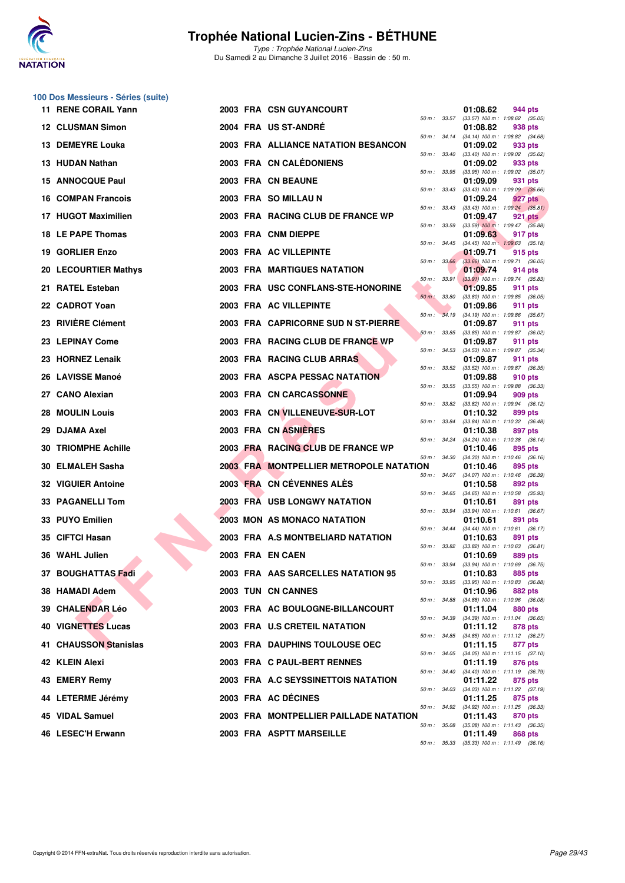# Trophée National Lucien-Zins - BÉTHUNE

*Type : Trophée National Lucien-Zins*
Du Samedi 2 au Dimanche 3 Juillet 2016 - Bassin de : 50 m.

## 100 Dos Messieurs - Séries (suite)

| Rang | Nom | Année | Nat | Club | Temps | Points | Splits |
|---|---|---|---|---|---|---|---|
| 11 | RENE CORAIL Yann | 2003 | FRA | CSN GUYANCOURT | 01:08.62 | 944 pts | 50 m : 33.57 (33.57) 100 m : 1:08.62 (35.05) |
| 12 | CLUSMAN Simon | 2004 | FRA | US ST-ANDRÉ | 01:08.82 | 938 pts | 50 m : 34.14 (34.14) 100 m : 1:08.82 (34.68) |
| 13 | DEMEYRE Louka | 2003 | FRA | ALLIANCE NATATION BESANCON | 01:09.02 | 933 pts | 50 m : 33.40 (33.40) 100 m : 1:09.02 (35.62) |
| 13 | HUDAN Nathan | 2003 | FRA | CN CALÉDONIENS | 01:09.02 | 933 pts | 50 m : 33.95 (33.95) 100 m : 1:09.02 (35.07) |
| 15 | ANNOCQUE Paul | 2003 | FRA | CN BEAUNE | 01:09.09 | 931 pts | 50 m : 33.43 (33.43) 100 m : 1:09.09 (35.66) |
| 16 | COMPAN Francois | 2003 | FRA | SO MILLAU N | 01:09.24 | 927 pts | 50 m : 33.43 (33.43) 100 m : 1:09.24 (35.81) |
| 17 | HUGOT Maximilien | 2003 | FRA | RACING CLUB DE FRANCE WP | 01:09.47 | 921 pts | 50 m : 33.59 (33.59) 100 m : 1:09.47 (35.88) |
| 18 | LE PAPE Thomas | 2003 | FRA | CNM DIEPPE | 01:09.63 | 917 pts | 50 m : 34.45 (34.45) 100 m : 1:09.63 (35.18) |
| 19 | GORLIER Enzo | 2003 | FRA | AC VILLEPINTE | 01:09.71 | 915 pts | 50 m : 33.66 (33.66) 100 m : 1:09.71 (36.05) |
| 20 | LECOURTIER Mathys | 2003 | FRA | MARTIGUES NATATION | 01:09.74 | 914 pts | 50 m : 33.91 (33.91) 100 m : 1:09.74 (35.83) |
| 21 | RATEL Esteban | 2003 | FRA | USC CONFLANS-STE-HONORINE | 01:09.85 | 911 pts | 50 m : 33.80 (33.80) 100 m : 1:09.85 (36.05) |
| 22 | CADROT Yoan | 2003 | FRA | AC VILLEPINTE | 01:09.86 | 911 pts | 50 m : 34.19 (34.19) 100 m : 1:09.86 (35.67) |
| 23 | RIVIÈRE Clément | 2003 | FRA | CAPRICORNE SUD N ST-PIERRE | 01:09.87 | 911 pts | 50 m : 33.85 (33.85) 100 m : 1:09.87 (36.02) |
| 23 | LEPINAY Come | 2003 | FRA | RACING CLUB DE FRANCE WP | 01:09.87 | 911 pts | 50 m : 34.53 (34.53) 100 m : 1:09.87 (35.34) |
| 23 | HORNEZ Lenaik | 2003 | FRA | RACING CLUB ARRAS | 01:09.87 | 911 pts | 50 m : 33.52 (33.52) 100 m : 1:09.87 (36.35) |
| 26 | LAVISSE Manoé | 2003 | FRA | ASCPA PESSAC NATATION | 01:09.88 | 910 pts | 50 m : 33.55 (33.55) 100 m : 1:09.88 (36.33) |
| 27 | CANO Alexian | 2003 | FRA | CN CARCASSONNE | 01:09.94 | 909 pts | 50 m : 33.82 (33.82) 100 m : 1:09.94 (36.12) |
| 28 | MOULIN Louis | 2003 | FRA | CN VILLENEUVE-SUR-LOT | 01:10.32 | 899 pts | 50 m : 33.84 (33.84) 100 m : 1:10.32 (36.48) |
| 29 | DJAMA Axel | 2003 | FRA | CN ASNIÈRES | 01:10.38 | 897 pts | 50 m : 34.24 (34.24) 100 m : 1:10.38 (36.14) |
| 30 | TRIOMPHE Achille | 2003 | FRA | RACING CLUB DE FRANCE WP | 01:10.46 | 895 pts | 50 m : 34.30 (34.30) 100 m : 1:10.46 (36.16) |
| 30 | ELMALEH Sasha | 2003 | FRA | MONTPELLIER METROPOLE NATATION | 01:10.46 | 895 pts | 50 m : 34.07 (34.07) 100 m : 1:10.46 (36.39) |
| 32 | VIGUIER Antoine | 2003 | FRA | CN CÉVENNES ALÈS | 01:10.58 | 892 pts | 50 m : 34.65 (34.65) 100 m : 1:10.58 (35.93) |
| 33 | PAGANELLI Tom | 2003 | FRA | USB LONGWY NATATION | 01:10.61 | 891 pts | 50 m : 33.94 (33.94) 100 m : 1:10.61 (36.67) |
| 33 | PUYO Emilien | 2003 | MON | AS MONACO NATATION | 01:10.61 | 891 pts | 50 m : 34.44 (34.44) 100 m : 1:10.61 (36.17) |
| 35 | CIFTCI Hasan | 2003 | FRA | A.S MONTBELIARD NATATION | 01:10.63 | 891 pts | 50 m : 33.82 (33.82) 100 m : 1:10.63 (36.81) |
| 36 | WAHL Julien | 2003 | FRA | EN CAEN | 01:10.69 | 889 pts | 50 m : 33.94 (33.94) 100 m : 1:10.69 (36.75) |
| 37 | BOUGHATTAS Fadi | 2003 | FRA | AAS SARCELLES NATATION 95 | 01:10.83 | 885 pts | 50 m : 33.95 (33.95) 100 m : 1:10.83 (36.88) |
| 38 | HAMADI Adem | 2003 | TUN | CN CANNES | 01:10.96 | 882 pts | 50 m : 34.88 (34.88) 100 m : 1:10.96 (36.08) |
| 39 | CHALENDAR Léo | 2003 | FRA | AC BOULOGNE-BILLANCOURT | 01:11.04 | 880 pts | 50 m : 34.39 (34.39) 100 m : 1:11.04 (36.65) |
| 40 | VIGNETTES Lucas | 2003 | FRA | U.S CRETEIL NATATION | 01:11.12 | 878 pts | 50 m : 34.85 (34.85) 100 m : 1:11.12 (36.27) |
| 41 | CHAUSSON Stanislas | 2003 | FRA | DAUPHINS TOULOUSE OEC | 01:11.15 | 877 pts | 50 m : 34.05 (34.05) 100 m : 1:11.15 (37.10) |
| 42 | KLEIN Alexi | 2003 | FRA | C PAUL-BERT RENNES | 01:11.19 | 876 pts | 50 m : 34.40 (34.40) 100 m : 1:11.19 (36.79) |
| 43 | EMERY Remy | 2003 | FRA | A.C SEYSSINETTOIS NATATION | 01:11.22 | 875 pts | 50 m : 34.03 (34.03) 100 m : 1:11.22 (37.19) |
| 44 | LETERME Jérémy | 2003 | FRA | AC DÉCINES | 01:11.25 | 875 pts | 50 m : 34.92 (34.92) 100 m : 1:11.25 (36.33) |
| 45 | VIDAL Samuel | 2003 | FRA | MONTPELLIER PAILLADE NATATION | 01:11.43 | 870 pts | 50 m : 35.08 (35.08) 100 m : 1:11.43 (36.35) |
| 46 | LESEC'H Erwann | 2003 | FRA | ASPTT MARSEILLE | 01:11.49 | 868 pts | 50 m : 35.33 (35.33) 100 m : 1:11.49 (36.16) |

Copyright © 2014 FFN-extraNat. Tous droits réservés reproduction interdite sans autorisation.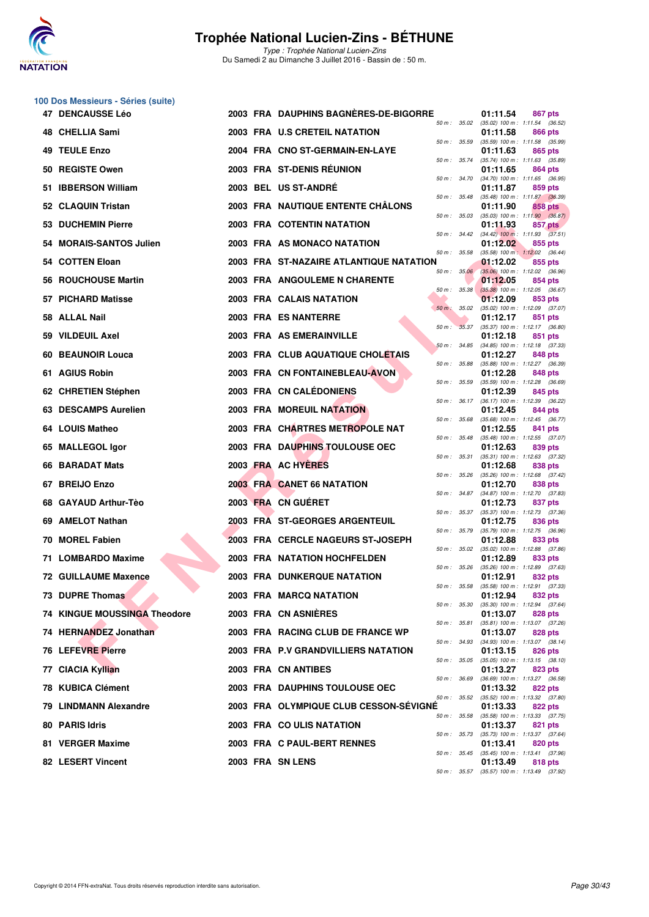# Trophée National Lucien-Zins - BÉTHUNE

*Type : Trophée National Lucien-Zins*
Du Samedi 2 au Dimanche 3 Juillet 2016 - Bassin de : 50 m.

## 100 Dos Messieurs - Séries (suite)

| Rang | Nom | Année | Nat. | Club | Temps | Points | Splits |
|---|---|---|---|---|---|---|---|
| 47 | DENCAUSSE Léo | 2003 | FRA | DAUPHINS BAGNÈRES-DE-BIGORRE | 01:11.54 | 867 pts | 50 m : 35.02 (35.02) 100 m : 1:11.54 (36.52) |
| 48 | CHELLIA Sami | 2003 | FRA | U.S CRETEIL NATATION | 01:11.58 | 866 pts | 50 m : 35.59 (35.59) 100 m : 1:11.58 (35.99) |
| 49 | TEULE Enzo | 2004 | FRA | CNO ST-GERMAIN-EN-LAYE | 01:11.63 | 865 pts | 50 m : 35.74 (35.74) 100 m : 1:11.63 (35.89) |
| 50 | REGISTE Owen | 2003 | FRA | ST-DENIS RÉUNION | 01:11.65 | 864 pts | 50 m : 34.70 (34.70) 100 m : 1:11.65 (36.95) |
| 51 | IBBERSON William | 2003 | BEL | US ST-ANDRÉ | 01:11.87 | 859 pts | 50 m : 35.48 (35.48) 100 m : 1:11.87 (36.39) |
| 52 | CLAQUIN Tristan | 2003 | FRA | NAUTIQUE ENTENTE CHÂLONS | 01:11.90 | 858 pts | 50 m : 35.03 (35.03) 100 m : 1:11.90 (36.87) |
| 53 | DUCHEMIN Pierre | 2003 | FRA | COTENTIN NATATION | 01:11.93 | 857 pts | 50 m : 34.42 (34.42) 100 m : 1:11.93 (37.51) |
| 54 | MORAIS-SANTOS Julien | 2003 | FRA | AS MONACO NATATION | 01:12.02 | 855 pts | 50 m : 35.58 (35.58) 100 m : 1:12.02 (36.44) |
| 54 | COTTEN Eloan | 2003 | FRA | ST-NAZAIRE ATLANTIQUE NATATION | 01:12.02 | 855 pts | 50 m : 35.06 (35.06) 100 m : 1:12.02 (36.96) |
| 56 | ROUCHOUSE Martin | 2003 | FRA | ANGOULEME N CHARENTE | 01:12.05 | 854 pts | 50 m : 35.38 (35.38) 100 m : 1:12.05 (36.67) |
| 57 | PICHARD Matisse | 2003 | FRA | CALAIS NATATION | 01:12.09 | 853 pts | 50 m : 35.02 (35.02) 100 m : 1:12.09 (37.07) |
| 58 | ALLAL Nail | 2003 | FRA | ES NANTERRE | 01:12.17 | 851 pts | 50 m : 35.37 (35.37) 100 m : 1:12.17 (36.80) |
| 59 | VILDEUIL Axel | 2003 | FRA | AS EMERAINVILLE | 01:12.18 | 851 pts | 50 m : 34.85 (34.85) 100 m : 1:12.18 (37.33) |
| 60 | BEAUNOIR Louca | 2003 | FRA | CLUB AQUATIQUE CHOLETAIS | 01:12.27 | 848 pts | 50 m : 35.88 (35.88) 100 m : 1:12.27 (36.39) |
| 61 | AGIUS Robin | 2003 | FRA | CN FONTAINEBLEAU-AVON | 01:12.28 | 848 pts | 50 m : 35.59 (35.59) 100 m : 1:12.28 (36.69) |
| 62 | CHRETIEN Stéphen | 2003 | FRA | CN CALÉDONIENS | 01:12.39 | 845 pts | 50 m : 36.17 (36.17) 100 m : 1:12.39 (36.22) |
| 63 | DESCAMPS Aurelien | 2003 | FRA | MOREUIL NATATION | 01:12.45 | 844 pts | 50 m : 35.68 (35.68) 100 m : 1:12.45 (36.77) |
| 64 | LOUIS Matheo | 2003 | FRA | CHARTRES METROPOLE NAT | 01:12.55 | 841 pts | 50 m : 35.48 (35.48) 100 m : 1:12.55 (37.07) |
| 65 | MALLEGOL Igor | 2003 | FRA | DAUPHINS TOULOUSE OEC | 01:12.63 | 839 pts | 50 m : 35.31 (35.31) 100 m : 1:12.63 (37.32) |
| 66 | BARADAT Mats | 2003 | FRA | AC HYÈRES | 01:12.68 | 838 pts | 50 m : 35.26 (35.26) 100 m : 1:12.68 (37.42) |
| 67 | BREIJO Enzo | 2003 | FRA | CANET 66 NATATION | 01:12.70 | 838 pts | 50 m : 34.87 (34.87) 100 m : 1:12.70 (37.83) |
| 68 | GAYAUD Arthur-Tèo | 2003 | FRA | CN GUÉRET | 01:12.73 | 837 pts | 50 m : 35.37 (35.37) 100 m : 1:12.73 (37.36) |
| 69 | AMELOT Nathan | 2003 | FRA | ST-GEORGES ARGENTEUIL | 01:12.75 | 836 pts | 50 m : 35.79 (35.79) 100 m : 1:12.75 (36.96) |
| 70 | MOREL Fabien | 2003 | FRA | CERCLE NAGEURS ST-JOSEPH | 01:12.88 | 833 pts | 50 m : 35.02 (35.02) 100 m : 1:12.88 (37.86) |
| 71 | LOMBARDO Maxime | 2003 | FRA | NATATION HOCHFELDEN | 01:12.89 | 833 pts | 50 m : 35.26 (35.26) 100 m : 1:12.89 (37.63) |
| 72 | GUILLAUME Maxence | 2003 | FRA | DUNKERQUE NATATION | 01:12.91 | 832 pts | 50 m : 35.58 (35.58) 100 m : 1:12.91 (37.33) |
| 73 | DUPRE Thomas | 2003 | FRA | MARCQ NATATION | 01:12.94 | 832 pts | 50 m : 35.30 (35.30) 100 m : 1:12.94 (37.64) |
| 74 | KINGUE MOUSSINGA Theodore | 2003 | FRA | CN ASNIÈRES | 01:13.07 | 828 pts | 50 m : 35.81 (35.81) 100 m : 1:13.07 (37.26) |
| 74 | HERNANDEZ Jonathan | 2003 | FRA | RACING CLUB DE FRANCE WP | 01:13.07 | 828 pts | 50 m : 34.93 (34.93) 100 m : 1:13.07 (38.14) |
| 76 | LEFEVRE Pierre | 2003 | FRA | P.V GRANDVILLIERS NATATION | 01:13.15 | 826 pts | 50 m : 35.05 (35.05) 100 m : 1:13.15 (38.10) |
| 77 | CIACIA Kyllian | 2003 | FRA | CN ANTIBES | 01:13.27 | 823 pts | 50 m : 36.69 (36.69) 100 m : 1:13.27 (36.58) |
| 78 | KUBICA Clément | 2003 | FRA | DAUPHINS TOULOUSE OEC | 01:13.32 | 822 pts | 50 m : 35.52 (35.52) 100 m : 1:13.32 (37.80) |
| 79 | LINDMANN Alexandre | 2003 | FRA | OLYMPIQUE CLUB CESSON-SÉVIGNÉ | 01:13.33 | 822 pts | 50 m : 35.58 (35.58) 100 m : 1:13.33 (37.75) |
| 80 | PARIS Idris | 2003 | FRA | CO ULIS NATATION | 01:13.37 | 821 pts | 50 m : 35.73 (35.73) 100 m : 1:13.37 (37.64) |
| 81 | VERGER Maxime | 2003 | FRA | C PAUL-BERT RENNES | 01:13.41 | 820 pts | 50 m : 35.45 (35.45) 100 m : 1:13.41 (37.96) |
| 82 | LESERT Vincent | 2003 | FRA | SN LENS | 01:13.49 | 818 pts | 50 m : 35.57 (35.57) 100 m : 1:13.49 (37.92) |

Copyright © 2014 FFN-extraNat. Tous droits réservés reproduction interdite sans autorisation.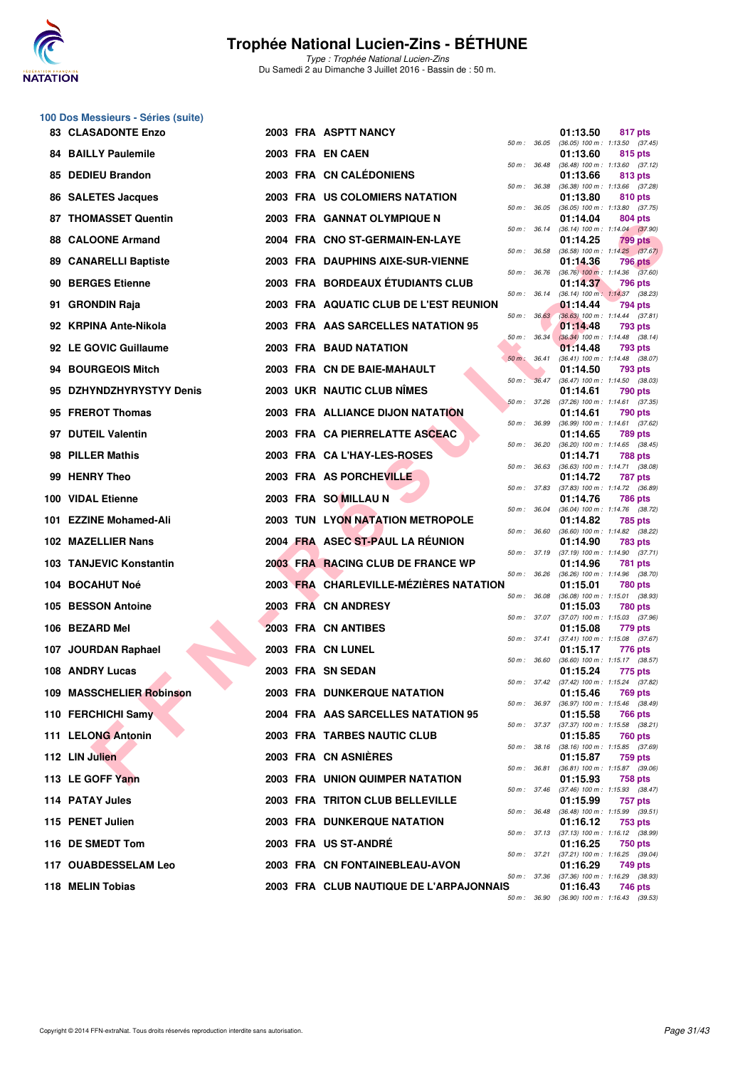# Trophée National Lucien-Zins - BÉTHUNE

*Type : Trophée National Lucien-Zins*
Du Samedi 2 au Dimanche 3 Juillet 2016 - Bassin de : 50 m.

## 100 Dos Messieurs - Séries (suite)

| Place | Nom | Année | Nat | Club | 50 m | Temps | Points | Splits |
|---|---|---|---|---|---|---|---|---|
| 83 | CLASADONTE Enzo | 2003 | FRA | ASPTT NANCY | 36.05 | 01:13.50 | 817 pts | (36.05) 100 m : 1:13.50 (37.45) |
| 84 | BAILLY Paulemile | 2003 | FRA | EN CAEN | 36.48 | 01:13.60 | 815 pts | (36.48) 100 m : 1:13.60 (37.12) |
| 85 | DEDIEU Brandon | 2003 | FRA | CN CALÉDONIENS | 36.38 | 01:13.66 | 813 pts | (36.38) 100 m : 1:13.66 (37.28) |
| 86 | SALETES Jacques | 2003 | FRA | US COLOMIERS NATATION | 36.05 | 01:13.80 | 810 pts | (36.05) 100 m : 1:13.80 (37.75) |
| 87 | THOMASSET Quentin | 2003 | FRA | GANNAT OLYMPIQUE N | 36.14 | 01:14.04 | 804 pts | (36.14) 100 m : 1:14.04 (37.90) |
| 88 | CALOONE Armand | 2004 | FRA | CNO ST-GERMAIN-EN-LAYE | 36.58 | 01:14.25 | 799 pts | (36.58) 100 m : 1:14.25 (37.67) |
| 89 | CANARELLI Baptiste | 2003 | FRA | DAUPHINS AIXE-SUR-VIENNE | 36.76 | 01:14.36 | 796 pts | (36.76) 100 m : 1:14.36 (37.60) |
| 90 | BERGES Etienne | 2003 | FRA | BORDEAUX ÉTUDIANTS CLUB | 36.14 | 01:14.37 | 796 pts | (36.14) 100 m : 1:14.37 (38.23) |
| 91 | GRONDIN Raja | 2003 | FRA | AQUATIC CLUB DE L'EST REUNION | 36.63 | 01:14.44 | 794 pts | (36.63) 100 m : 1:14.44 (37.81) |
| 92 | KRPINA Ante-Nikola | 2003 | FRA | AAS SARCELLES NATATION 95 | 36.34 | 01:14.48 | 793 pts | (36.34) 100 m : 1:14.48 (38.14) |
| 92 | LE GOVIC Guillaume | 2003 | FRA | BAUD NATATION | 36.41 | 01:14.48 | 793 pts | (36.41) 100 m : 1:14.48 (38.07) |
| 94 | BOURGEOIS Mitch | 2003 | FRA | CN DE BAIE-MAHAULT | 36.47 | 01:14.50 | 793 pts | (36.47) 100 m : 1:14.50 (38.03) |
| 95 | DZHYNDZHYRYSTYY Denis | 2003 | UKR | NAUTIC CLUB NÎMES | 37.26 | 01:14.61 | 790 pts | (37.26) 100 m : 1:14.61 (37.35) |
| 95 | FREROT Thomas | 2003 | FRA | ALLIANCE DIJON NATATION | 36.99 | 01:14.61 | 790 pts | (36.99) 100 m : 1:14.61 (37.62) |
| 97 | DUTEIL Valentin | 2003 | FRA | CA PIERRELATTE ASCEAC | 36.20 | 01:14.65 | 789 pts | (36.20) 100 m : 1:14.65 (38.45) |
| 98 | PILLER Mathis | 2003 | FRA | CA L'HAY-LES-ROSES | 36.63 | 01:14.71 | 788 pts | (36.63) 100 m : 1:14.71 (38.08) |
| 99 | HENRY Theo | 2003 | FRA | AS PORCHEVILLE | 37.83 | 01:14.72 | 787 pts | (37.83) 100 m : 1:14.72 (36.89) |
| 100 | VIDAL Etienne | 2003 | FRA | SO MILLAU N | 36.04 | 01:14.76 | 786 pts | (36.04) 100 m : 1:14.76 (38.72) |
| 101 | EZZINE Mohamed-Ali | 2003 | TUN | LYON NATATION METROPOLE | 36.60 | 01:14.82 | 785 pts | (36.60) 100 m : 1:14.82 (38.22) |
| 102 | MAZELLIER Nans | 2004 | FRA | ASEC ST-PAUL LA RÉUNION | 37.19 | 01:14.90 | 783 pts | (37.19) 100 m : 1:14.90 (37.71) |
| 103 | TANJEVIC Konstantin | 2003 | FRA | RACING CLUB DE FRANCE WP | 36.26 | 01:14.96 | 781 pts | (36.26) 100 m : 1:14.96 (38.70) |
| 104 | BOCAHUT Noé | 2003 | FRA | CHARLEVILLE-MÉZIÈRES NATATION | 36.08 | 01:15.01 | 780 pts | (36.08) 100 m : 1:15.01 (38.93) |
| 105 | BESSON Antoine | 2003 | FRA | CN ANDRESY | 37.07 | 01:15.03 | 780 pts | (37.07) 100 m : 1:15.03 (37.96) |
| 106 | BEZARD Mel | 2003 | FRA | CN ANTIBES | 37.41 | 01:15.08 | 779 pts | (37.41) 100 m : 1:15.08 (37.67) |
| 107 | JOURDAN Raphael | 2003 | FRA | CN LUNEL | 36.60 | 01:15.17 | 776 pts | (36.60) 100 m : 1:15.17 (38.57) |
| 108 | ANDRY Lucas | 2003 | FRA | SN SEDAN | 37.42 | 01:15.24 | 775 pts | (37.42) 100 m : 1:15.24 (37.82) |
| 109 | MASSCHELIER Robinson | 2003 | FRA | DUNKERQUE NATATION | 36.97 | 01:15.46 | 769 pts | (36.97) 100 m : 1:15.46 (38.49) |
| 110 | FERCHICHI Samy | 2004 | FRA | AAS SARCELLES NATATION 95 | 37.37 | 01:15.58 | 766 pts | (37.37) 100 m : 1:15.58 (38.21) |
| 111 | LELONG Antonin | 2003 | FRA | TARBES NAUTIC CLUB | 38.16 | 01:15.85 | 760 pts | (38.16) 100 m : 1:15.85 (37.69) |
| 112 | LIN Julien | 2003 | FRA | CN ASNIÈRES | 36.81 | 01:15.87 | 759 pts | (36.81) 100 m : 1:15.87 (39.06) |
| 113 | LE GOFF Yann | 2003 | FRA | UNION QUIMPER NATATION | 37.46 | 01:15.93 | 758 pts | (37.46) 100 m : 1:15.93 (38.47) |
| 114 | PATAY Jules | 2003 | FRA | TRITON CLUB BELLEVILLE | 36.48 | 01:15.99 | 757 pts | (36.48) 100 m : 1:15.99 (39.51) |
| 115 | PENET Julien | 2003 | FRA | DUNKERQUE NATATION | 37.13 | 01:16.12 | 753 pts | (37.13) 100 m : 1:16.12 (38.99) |
| 116 | DE SMEDT Tom | 2003 | FRA | US ST-ANDRÉ | 37.21 | 01:16.25 | 750 pts | (37.21) 100 m : 1:16.25 (39.04) |
| 117 | OUABDESSELAM Leo | 2003 | FRA | CN FONTAINEBLEAU-AVON | 37.36 | 01:16.29 | 749 pts | (37.36) 100 m : 1:16.29 (38.93) |
| 118 | MELIN Tobias | 2003 | FRA | CLUB NAUTIQUE DE L'ARPAJONNAIS | 36.90 | 01:16.43 | 746 pts | (36.90) 100 m : 1:16.43 (39.53) |

Copyright © 2014 FFN-extraNat. Tous droits réservés reproduction interdite sans autorisation.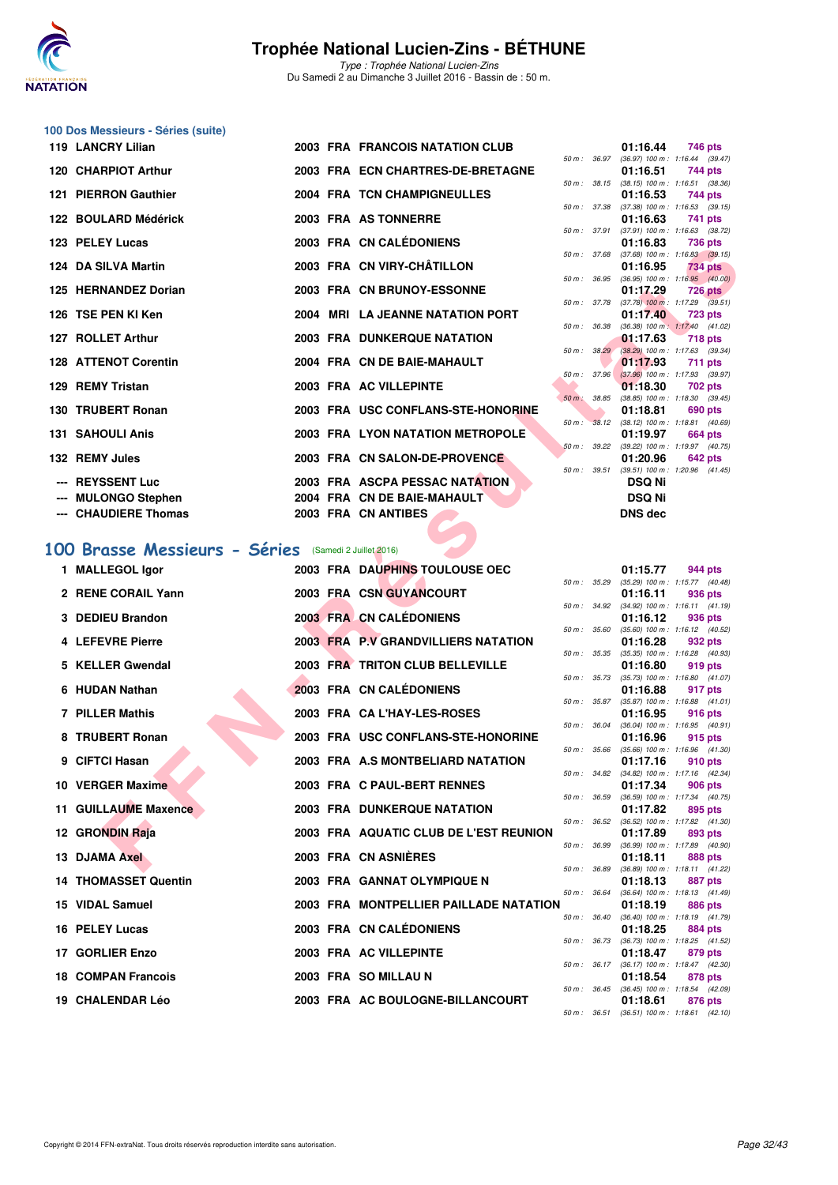# Trophée National Lucien-Zins - BÉTHUNE

*Type : Trophée National Lucien-Zins*
Du Samedi 2 au Dimanche 3 Juillet 2016 - Bassin de : 50 m.

## 100 Dos Messieurs - Séries (suite)

| Pl. | Nom | Année | Nat. | Club | Temps | Points | Splits |
|---|---|---|---|---|---|---|---|
| 119 | LANCRY Lilian | 2003 | FRA | FRANCOIS NATATION CLUB | 01:16.44 | 746 pts | 50 m : 36.97 (36.97) 100 m : 1:16.44 (39.47) |
| 120 | CHARPIOT Arthur | 2003 | FRA | ECN CHARTRES-DE-BRETAGNE | 01:16.51 | 744 pts | 50 m : 38.15 (38.15) 100 m : 1:16.51 (38.36) |
| 121 | PIERRON Gauthier | 2004 | FRA | TCN CHAMPIGNEULLES | 01:16.53 | 744 pts | 50 m : 37.38 (37.38) 100 m : 1:16.53 (39.15) |
| 122 | BOULARD Médérick | 2003 | FRA | AS TONNERRE | 01:16.63 | 741 pts | 50 m : 37.91 (37.91) 100 m : 1:16.63 (38.72) |
| 123 | PELEY Lucas | 2003 | FRA | CN CALÉDONIENS | 01:16.83 | 736 pts | 50 m : 37.68 (37.68) 100 m : 1:16.83 (39.15) |
| 124 | DA SILVA Martin | 2003 | FRA | CN VIRY-CHÂTILLON | 01:16.95 | 734 pts | 50 m : 36.95 (36.95) 100 m : 1:16.95 (40.00) |
| 125 | HERNANDEZ Dorian | 2003 | FRA | CN BRUNOY-ESSONNE | 01:17.29 | 726 pts | 50 m : 37.78 (37.78) 100 m : 1:17.29 (39.51) |
| 126 | TSE PEN KI Ken | 2004 | MRI | LA JEANNE NATATION PORT | 01:17.40 | 723 pts | 50 m : 36.38 (36.38) 100 m : 1:17.40 (41.02) |
| 127 | ROLLET Arthur | 2003 | FRA | DUNKERQUE NATATION | 01:17.63 | 718 pts | 50 m : 38.29 (38.29) 100 m : 1:17.63 (39.34) |
| 128 | ATTENOT Corentin | 2004 | FRA | CN DE BAIE-MAHAULT | 01:17.93 | 711 pts | 50 m : 37.96 (37.96) 100 m : 1:17.93 (39.97) |
| 129 | REMY Tristan | 2003 | FRA | AC VILLEPINTE | 01:18.30 | 702 pts | 50 m : 38.85 (38.85) 100 m : 1:18.30 (39.45) |
| 130 | TRUBERT Ronan | 2003 | FRA | USC CONFLANS-STE-HONORINE | 01:18.81 | 690 pts | 50 m : 38.12 (38.12) 100 m : 1:18.81 (40.69) |
| 131 | SAHOULI Anis | 2003 | FRA | LYON NATATION METROPOLE | 01:19.97 | 664 pts | 50 m : 39.22 (39.22) 100 m : 1:19.97 (40.75) |
| 132 | REMY Jules | 2003 | FRA | CN SALON-DE-PROVENCE | 01:20.96 | 642 pts | 50 m : 39.51 (39.51) 100 m : 1:20.96 (41.45) |
| --- | REYSSENT Luc | 2003 | FRA | ASCPA PESSAC NATATION | DSQ Ni | | |
| --- | MULONGO Stephen | 2004 | FRA | CN DE BAIE-MAHAULT | DSQ Ni | | |
| --- | CHAUDIERE Thomas | 2003 | FRA | CN ANTIBES | DNS dec | | |

## 100 Brasse Messieurs - Séries (Samedi 2 Juillet 2016)

| Pl. | Nom | Année | Nat. | Club | Temps | Points | Splits |
|---|---|---|---|---|---|---|---|
| 1 | MALLEGOL Igor | 2003 | FRA | DAUPHINS TOULOUSE OEC | 01:15.77 | 944 pts | 50 m : 35.29 (35.29) 100 m : 1:15.77 (40.48) |
| 2 | RENE CORAIL Yann | 2003 | FRA | CSN GUYANCOURT | 01:16.11 | 936 pts | 50 m : 34.92 (34.92) 100 m : 1:16.11 (41.19) |
| 3 | DEDIEU Brandon | 2003 | FRA | CN CALÉDONIENS | 01:16.12 | 936 pts | 50 m : 35.60 (35.60) 100 m : 1:16.12 (40.52) |
| 4 | LEFEVRE Pierre | 2003 | FRA | P.V GRANDVILLIERS NATATION | 01:16.28 | 932 pts | 50 m : 35.35 (35.35) 100 m : 1:16.28 (40.93) |
| 5 | KELLER Gwendal | 2003 | FRA | TRITON CLUB BELLEVILLE | 01:16.80 | 919 pts | 50 m : 35.73 (35.73) 100 m : 1:16.80 (41.07) |
| 6 | HUDAN Nathan | 2003 | FRA | CN CALÉDONIENS | 01:16.88 | 917 pts | 50 m : 35.87 (35.87) 100 m : 1:16.88 (41.01) |
| 7 | PILLER Mathis | 2003 | FRA | CA L'HAY-LES-ROSES | 01:16.95 | 916 pts | 50 m : 36.04 (36.04) 100 m : 1:16.95 (40.91) |
| 8 | TRUBERT Ronan | 2003 | FRA | USC CONFLANS-STE-HONORINE | 01:16.96 | 915 pts | 50 m : 35.66 (35.66) 100 m : 1:16.96 (41.30) |
| 9 | CIFTCI Hasan | 2003 | FRA | A.S MONTBELIARD NATATION | 01:17.16 | 910 pts | 50 m : 34.82 (34.82) 100 m : 1:17.16 (42.34) |
| 10 | VERGER Maxime | 2003 | FRA | C PAUL-BERT RENNES | 01:17.34 | 906 pts | 50 m : 36.59 (36.59) 100 m : 1:17.34 (40.75) |
| 11 | GUILLAUME Maxence | 2003 | FRA | DUNKERQUE NATATION | 01:17.82 | 895 pts | 50 m : 36.52 (36.52) 100 m : 1:17.82 (41.30) |
| 12 | GRONDIN Raja | 2003 | FRA | AQUATIC CLUB DE L'EST REUNION | 01:17.89 | 893 pts | 50 m : 36.99 (36.99) 100 m : 1:17.89 (40.90) |
| 13 | DJAMA Axel | 2003 | FRA | CN ASNIÈRES | 01:18.11 | 888 pts | 50 m : 36.89 (36.89) 100 m : 1:18.11 (41.22) |
| 14 | THOMASSET Quentin | 2003 | FRA | GANNAT OLYMPIQUE N | 01:18.13 | 887 pts | 50 m : 36.64 (36.64) 100 m : 1:18.13 (41.49) |
| 15 | VIDAL Samuel | 2003 | FRA | MONTPELLIER PAILLADE NATATION | 01:18.19 | 886 pts | 50 m : 36.40 (36.40) 100 m : 1:18.19 (41.79) |
| 16 | PELEY Lucas | 2003 | FRA | CN CALÉDONIENS | 01:18.25 | 884 pts | 50 m : 36.73 (36.73) 100 m : 1:18.25 (41.52) |
| 17 | GORLIER Enzo | 2003 | FRA | AC VILLEPINTE | 01:18.47 | 879 pts | 50 m : 36.17 (36.17) 100 m : 1:18.47 (42.30) |
| 18 | COMPAN Francois | 2003 | FRA | SO MILLAU N | 01:18.54 | 878 pts | 50 m : 36.45 (36.45) 100 m : 1:18.54 (42.09) |
| 19 | CHALENDAR Léo | 2003 | FRA | AC BOULOGNE-BILLANCOURT | 01:18.61 | 876 pts | 50 m : 36.51 (36.51) 100 m : 1:18.61 (42.10) |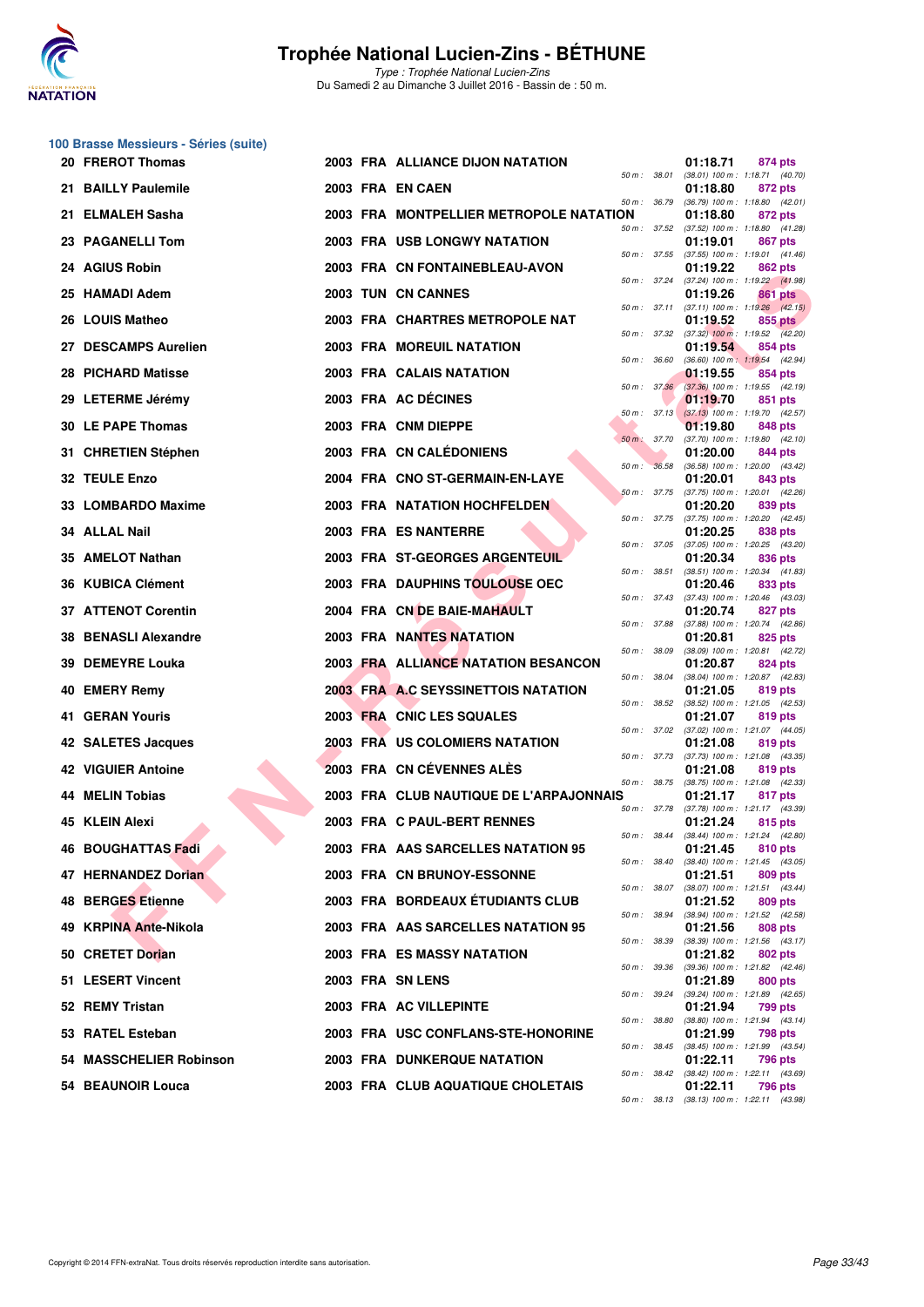# Trophée National Lucien-Zins - BÉTHUNE

*Type : Trophée National Lucien-Zins*
Du Samedi 2 au Dimanche 3 Juillet 2016 - Bassin de : 50 m.

### 100 Brasse Messieurs - Séries (suite)

| Rang | Nom | Année | Nat. | Club | Temps | Points | 50 m | 100 m |
|---|---|---|---|---|---|---|---|---|
| 20 | FREROT Thomas | 2003 | FRA | ALLIANCE DIJON NATATION | 01:18.71 | 874 pts | 38.01 | (38.01) 1:18.71 (40.70) |
| 21 | BAILLY Paulemile | 2003 | FRA | EN CAEN | 01:18.80 | 872 pts | 36.79 | (36.79) 1:18.80 (42.01) |
| 21 | ELMALEH Sasha | 2003 | FRA | MONTPELLIER METROPOLE NATATION | 01:18.80 | 872 pts | 37.52 | (37.52) 1:18.80 (41.28) |
| 23 | PAGANELLI Tom | 2003 | FRA | USB LONGWY NATATION | 01:19.01 | 867 pts | 37.55 | (37.55) 1:19.01 (41.46) |
| 24 | AGIUS Robin | 2003 | FRA | CN FONTAINEBLEAU-AVON | 01:19.22 | 862 pts | 37.24 | (37.24) 1:19.22 (41.98) |
| 25 | HAMADI Adem | 2003 | TUN | CN CANNES | 01:19.26 | 861 pts | 37.11 | (37.11) 1:19.26 (42.15) |
| 26 | LOUIS Matheo | 2003 | FRA | CHARTRES METROPOLE NAT | 01:19.52 | 855 pts | 37.32 | (37.32) 1:19.52 (42.20) |
| 27 | DESCAMPS Aurelien | 2003 | FRA | MOREUIL NATATION | 01:19.54 | 854 pts | 36.60 | (36.60) 1:19.54 (42.94) |
| 28 | PICHARD Matisse | 2003 | FRA | CALAIS NATATION | 01:19.55 | 854 pts | 37.36 | (37.36) 1:19.55 (42.19) |
| 29 | LETERME Jérémy | 2003 | FRA | AC DÉCINES | 01:19.70 | 851 pts | 37.13 | (37.13) 1:19.70 (42.57) |
| 30 | LE PAPE Thomas | 2003 | FRA | CNM DIEPPE | 01:19.80 | 848 pts | 37.70 | (37.70) 1:19.80 (42.10) |
| 31 | CHRETIEN Stéphen | 2003 | FRA | CN CALÉDONIENS | 01:20.00 | 844 pts | 36.58 | (36.58) 1:20.00 (43.42) |
| 32 | TEULE Enzo | 2004 | FRA | CNO ST-GERMAIN-EN-LAYE | 01:20.01 | 843 pts | 37.75 | (37.75) 1:20.01 (42.26) |
| 33 | LOMBARDO Maxime | 2003 | FRA | NATATION HOCHFELDEN | 01:20.20 | 839 pts | 37.75 | (37.75) 1:20.20 (42.45) |
| 34 | ALLAL Nail | 2003 | FRA | ES NANTERRE | 01:20.25 | 838 pts | 37.05 | (37.05) 1:20.25 (43.20) |
| 35 | AMELOT Nathan | 2003 | FRA | ST-GEORGES ARGENTEUIL | 01:20.34 | 836 pts | 38.51 | (38.51) 1:20.34 (41.83) |
| 36 | KUBICA Clément | 2003 | FRA | DAUPHINS TOULOUSE OEC | 01:20.46 | 833 pts | 37.43 | (37.43) 1:20.46 (43.03) |
| 37 | ATTENOT Corentin | 2004 | FRA | CN DE BAIE-MAHAULT | 01:20.74 | 827 pts | 37.88 | (37.88) 1:20.74 (42.86) |
| 38 | BENASLI Alexandre | 2003 | FRA | NANTES NATATION | 01:20.81 | 825 pts | 38.09 | (38.09) 1:20.81 (42.72) |
| 39 | DEMEYRE Louka | 2003 | FRA | ALLIANCE NATATION BESANCON | 01:20.87 | 824 pts | 38.04 | (38.04) 1:20.87 (42.83) |
| 40 | EMERY Remy | 2003 | FRA | A.C SEYSSINETTOIS NATATION | 01:21.05 | 819 pts | 38.52 | (38.52) 1:21.05 (42.53) |
| 41 | GERAN Youris | 2003 | FRA | CNIC LES SQUALES | 01:21.07 | 819 pts | 37.02 | (37.02) 1:21.07 (44.05) |
| 42 | SALETES Jacques | 2003 | FRA | US COLOMIERS NATATION | 01:21.08 | 819 pts | 37.73 | (37.73) 1:21.08 (43.35) |
| 42 | VIGUIER Antoine | 2003 | FRA | CN CÉVENNES ALÈS | 01:21.08 | 819 pts | 38.75 | (38.75) 1:21.08 (42.33) |
| 44 | MELIN Tobias | 2003 | FRA | CLUB NAUTIQUE DE L'ARPAJONNAIS | 01:21.17 | 817 pts | 37.78 | (37.78) 1:21.17 (43.39) |
| 45 | KLEIN Alexi | 2003 | FRA | C PAUL-BERT RENNES | 01:21.24 | 815 pts | 38.44 | (38.44) 1:21.24 (42.80) |
| 46 | BOUGHATTAS Fadi | 2003 | FRA | AAS SARCELLES NATATION 95 | 01:21.45 | 810 pts | 38.40 | (38.40) 1:21.45 (43.05) |
| 47 | HERNANDEZ Dorian | 2003 | FRA | CN BRUNOY-ESSONNE | 01:21.51 | 809 pts | 38.07 | (38.07) 1:21.51 (43.44) |
| 48 | BERGES Etienne | 2003 | FRA | BORDEAUX ÉTUDIANTS CLUB | 01:21.52 | 809 pts | 38.94 | (38.94) 1:21.52 (42.58) |
| 49 | KRPINA Ante-Nikola | 2003 | FRA | AAS SARCELLES NATATION 95 | 01:21.56 | 808 pts | 38.39 | (38.39) 1:21.56 (43.17) |
| 50 | CRETET Dorian | 2003 | FRA | ES MASSY NATATION | 01:21.82 | 802 pts | 39.36 | (39.36) 1:21.82 (42.46) |
| 51 | LESERT Vincent | 2003 | FRA | SN LENS | 01:21.89 | 800 pts | 39.24 | (39.24) 1:21.89 (42.65) |
| 52 | REMY Tristan | 2003 | FRA | AC VILLEPINTE | 01:21.94 | 799 pts | 38.80 | (38.80) 1:21.94 (43.14) |
| 53 | RATEL Esteban | 2003 | FRA | USC CONFLANS-STE-HONORINE | 01:21.99 | 798 pts | 38.45 | (38.45) 1:21.99 (43.54) |
| 54 | MASSCHELIER Robinson | 2003 | FRA | DUNKERQUE NATATION | 01:22.11 | 796 pts | 38.42 | (38.42) 1:22.11 (43.69) |
| 54 | BEAUNOIR Louca | 2003 | FRA | CLUB AQUATIQUE CHOLETAIS | 01:22.11 | 796 pts | 38.13 | (38.13) 1:22.11 (43.98) |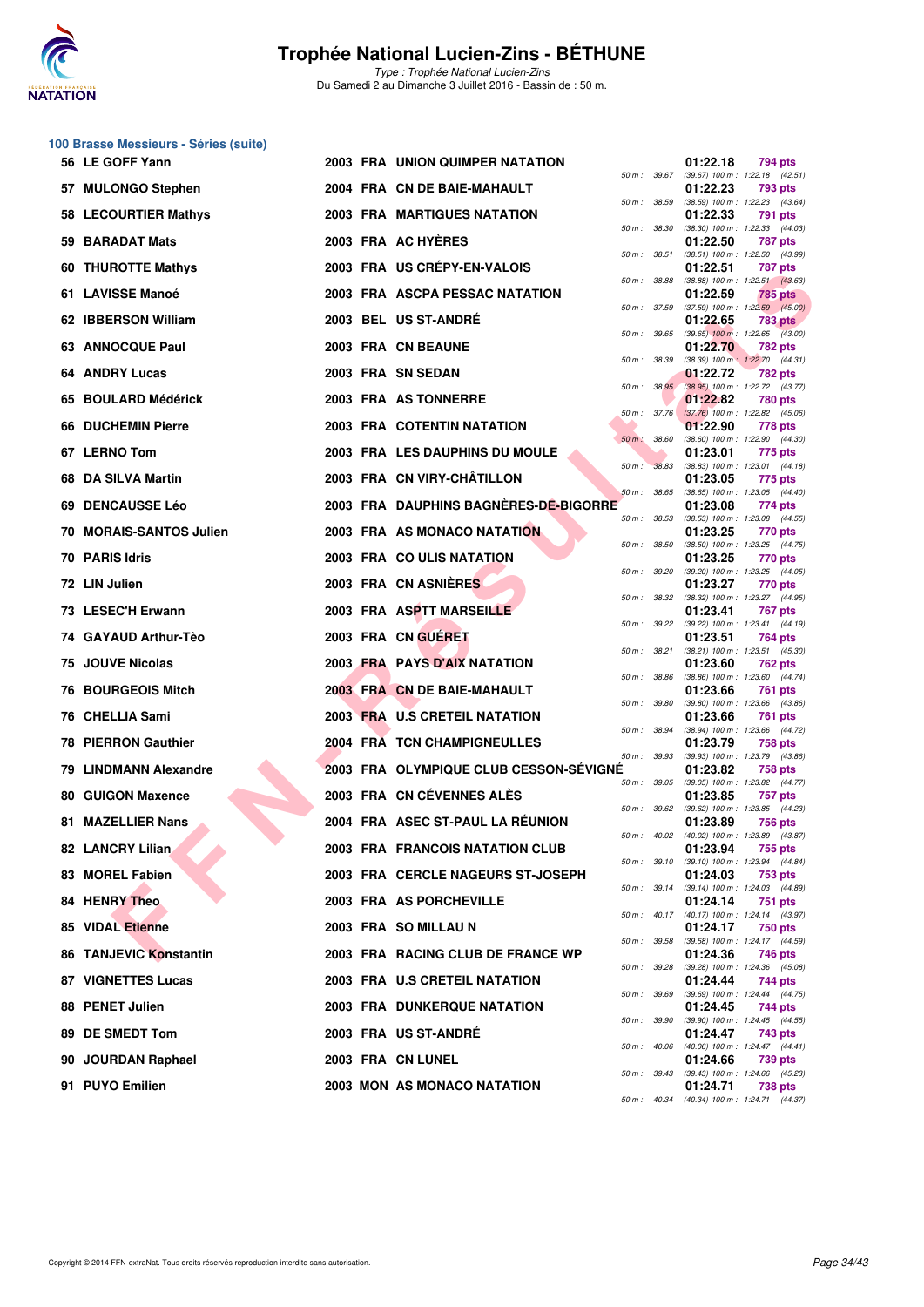# Trophée National Lucien-Zins - BÉTHUNE

*Type : Trophée National Lucien-Zins*
Du Samedi 2 au Dimanche 3 Juillet 2016 - Bassin de : 50 m.

## 100 Brasse Messieurs - Séries (suite)

| Place | Nom | Année | Nat. | Club | Temps | Points | 50 m | 100 m |
|---|---|---|---|---|---|---|---|---|
| 56 | LE GOFF Yann | 2003 | FRA | UNION QUIMPER NATATION | 01:22.18 | 794 pts | 39.67 | (39.67) 1:22.18 (42.51) |
| 57 | MULONGO Stephen | 2004 | FRA | CN DE BAIE-MAHAULT | 01:22.23 | 793 pts | 38.59 | (38.59) 1:22.23 (43.64) |
| 58 | LECOURTIER Mathys | 2003 | FRA | MARTIGUES NATATION | 01:22.33 | 791 pts | 38.30 | (38.30) 1:22.33 (44.03) |
| 59 | BARADAT Mats | 2003 | FRA | AC HYÈRES | 01:22.50 | 787 pts | 38.51 | (38.51) 1:22.50 (43.99) |
| 60 | THUROTTE Mathys | 2003 | FRA | US CRÉPY-EN-VALOIS | 01:22.51 | 787 pts | 38.88 | (38.88) 1:22.51 (43.63) |
| 61 | LAVISSE Manoé | 2003 | FRA | ASCPA PESSAC NATATION | 01:22.59 | 785 pts | 37.59 | (37.59) 1:22.59 (45.00) |
| 62 | IBBERSON William | 2003 | BEL | US ST-ANDRÉ | 01:22.65 | 783 pts | 39.65 | (39.65) 1:22.65 (43.00) |
| 63 | ANNOCQUE Paul | 2003 | FRA | CN BEAUNE | 01:22.70 | 782 pts | 38.39 | (38.39) 1:22.70 (44.31) |
| 64 | ANDRY Lucas | 2003 | FRA | SN SEDAN | 01:22.72 | 782 pts | 38.95 | (38.95) 1:22.72 (43.77) |
| 65 | BOULARD Médérick | 2003 | FRA | AS TONNERRE | 01:22.82 | 780 pts | 37.76 | (37.76) 1:22.82 (45.06) |
| 66 | DUCHEMIN Pierre | 2003 | FRA | COTENTIN NATATION | 01:22.90 | 778 pts | 38.60 | (38.60) 1:22.90 (44.30) |
| 67 | LERNO Tom | 2003 | FRA | LES DAUPHINS DU MOULE | 01:23.01 | 775 pts | 38.83 | (38.83) 1:23.01 (44.18) |
| 68 | DA SILVA Martin | 2003 | FRA | CN VIRY-CHÂTILLON | 01:23.05 | 775 pts | 38.65 | (38.65) 1:23.05 (44.40) |
| 69 | DENCAUSSE Léo | 2003 | FRA | DAUPHINS BAGNÈRES-DE-BIGORRE | 01:23.08 | 774 pts | 38.53 | (38.53) 1:23.08 (44.55) |
| 70 | MORAIS-SANTOS Julien | 2003 | FRA | AS MONACO NATATION | 01:23.25 | 770 pts | 38.50 | (38.50) 1:23.25 (44.75) |
| 70 | PARIS Idris | 2003 | FRA | CO ULIS NATATION | 01:23.25 | 770 pts | 39.20 | (39.20) 1:23.25 (44.05) |
| 72 | LIN Julien | 2003 | FRA | CN ASNIÈRES | 01:23.27 | 770 pts | 38.32 | (38.32) 1:23.27 (44.95) |
| 73 | LESEC'H Erwann | 2003 | FRA | ASPTT MARSEILLE | 01:23.41 | 767 pts | 39.22 | (39.22) 1:23.41 (44.19) |
| 74 | GAYAUD Arthur-Tèo | 2003 | FRA | CN GUÉRET | 01:23.51 | 764 pts | 38.21 | (38.21) 1:23.51 (45.30) |
| 75 | JOUVE Nicolas | 2003 | FRA | PAYS D'AIX NATATION | 01:23.60 | 762 pts | 38.86 | (38.86) 1:23.60 (44.74) |
| 76 | BOURGEOIS Mitch | 2003 | FRA | CN DE BAIE-MAHAULT | 01:23.66 | 761 pts | 39.80 | (39.80) 1:23.66 (43.86) |
| 76 | CHELLIA Sami | 2003 | FRA | U.S CRETEIL NATATION | 01:23.66 | 761 pts | 38.94 | (38.94) 1:23.66 (44.72) |
| 78 | PIERRON Gauthier | 2004 | FRA | TCN CHAMPIGNEULLES | 01:23.79 | 758 pts | 39.93 | (39.93) 1:23.79 (43.86) |
| 79 | LINDMANN Alexandre | 2003 | FRA | OLYMPIQUE CLUB CESSON-SÉVIGNÉ | 01:23.82 | 758 pts | 39.05 | (39.05) 1:23.82 (44.77) |
| 80 | GUIGON Maxence | 2003 | FRA | CN CÉVENNES ALÈS | 01:23.85 | 757 pts | 39.62 | (39.62) 1:23.85 (44.23) |
| 81 | MAZELLIER Nans | 2004 | FRA | ASEC ST-PAUL LA RÉUNION | 01:23.89 | 756 pts | 40.02 | (40.02) 1:23.89 (43.87) |
| 82 | LANCRY Lilian | 2003 | FRA | FRANCOIS NATATION CLUB | 01:23.94 | 755 pts | 39.10 | (39.10) 1:23.94 (44.84) |
| 83 | MOREL Fabien | 2003 | FRA | CERCLE NAGEURS ST-JOSEPH | 01:24.03 | 753 pts | 39.14 | (39.14) 1:24.03 (44.89) |
| 84 | HENRY Theo | 2003 | FRA | AS PORCHEVILLE | 01:24.14 | 751 pts | 40.17 | (40.17) 1:24.14 (43.97) |
| 85 | VIDAL Etienne | 2003 | FRA | SO MILLAU N | 01:24.17 | 750 pts | 39.58 | (39.58) 1:24.17 (44.59) |
| 86 | TANJEVIC Konstantin | 2003 | FRA | RACING CLUB DE FRANCE WP | 01:24.36 | 746 pts | 39.28 | (39.28) 1:24.36 (45.08) |
| 87 | VIGNETTES Lucas | 2003 | FRA | U.S CRETEIL NATATION | 01:24.44 | 744 pts | 39.69 | (39.69) 1:24.44 (44.75) |
| 88 | PENET Julien | 2003 | FRA | DUNKERQUE NATATION | 01:24.45 | 744 pts | 39.90 | (39.90) 1:24.45 (44.55) |
| 89 | DE SMEDT Tom | 2003 | FRA | US ST-ANDRÉ | 01:24.47 | 743 pts | 40.06 | (40.06) 1:24.47 (44.41) |
| 90 | JOURDAN Raphael | 2003 | FRA | CN LUNEL | 01:24.66 | 739 pts | 39.43 | (39.43) 1:24.66 (45.23) |
| 91 | PUYO Emilien | 2003 | MON | AS MONACO NATATION | 01:24.71 | 738 pts | 40.34 | (40.34) 1:24.71 (44.37) |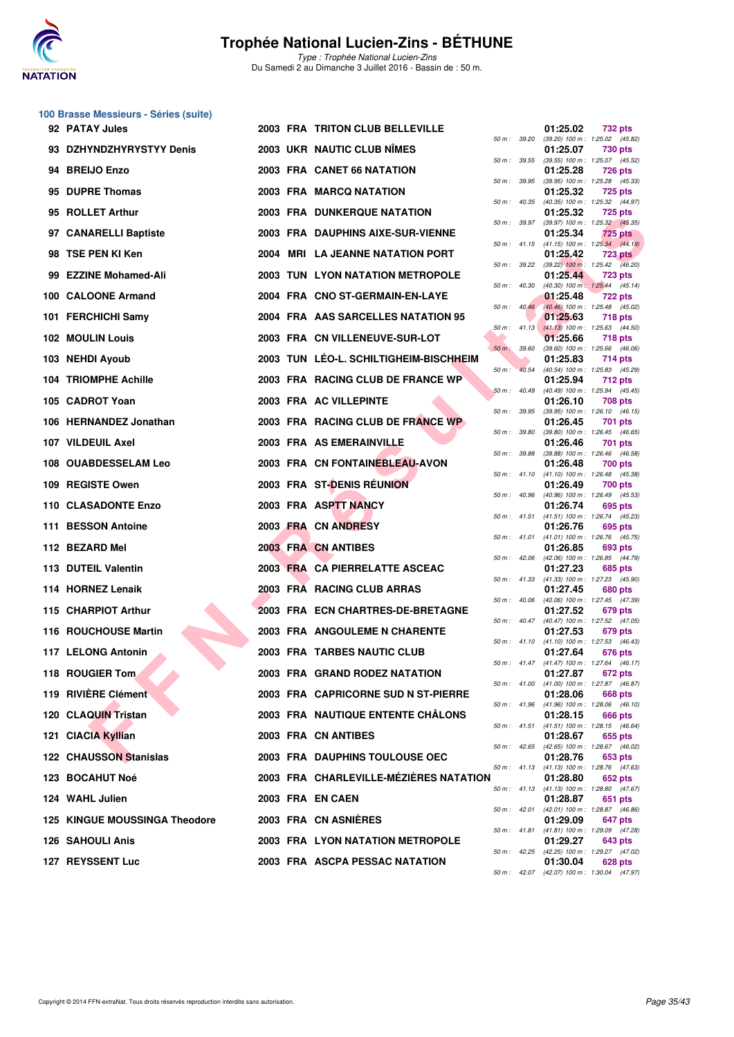# Trophée National Lucien-Zins - BÉTHUNE

*Type : Trophée National Lucien-Zins*
Du Samedi 2 au Dimanche 3 Juillet 2016 - Bassin de : 50 m.

## 100 Brasse Messieurs - Séries (suite)

| Rang | Nom | Année | Nat. | Club | Temps | Points | Splits |
|---|---|---|---|---|---|---|---|
| 92 | PATAY Jules | 2003 | FRA | TRITON CLUB BELLEVILLE | 01:25.02 | 732 pts | 50 m : 39.20 (39.20) 100 m : 1:25.02 (45.82) |
| 93 | DZHYNDZHYRYSTYY Denis | 2003 | UKR | NAUTIC CLUB NÎMES | 01:25.07 | 730 pts | 50 m : 39.55 (39.55) 100 m : 1:25.07 (45.52) |
| 94 | BREIJO Enzo | 2003 | FRA | CANET 66 NATATION | 01:25.28 | 726 pts | 50 m : 39.95 (39.95) 100 m : 1:25.28 (45.33) |
| 95 | DUPRE Thomas | 2003 | FRA | MARCQ NATATION | 01:25.32 | 725 pts | 50 m : 40.35 (40.35) 100 m : 1:25.32 (44.97) |
| 95 | ROLLET Arthur | 2003 | FRA | DUNKERQUE NATATION | 01:25.32 | 725 pts | 50 m : 39.97 (39.97) 100 m : 1:25.32 (45.35) |
| 97 | CANARELLI Baptiste | 2003 | FRA | DAUPHINS AIXE-SUR-VIENNE | 01:25.34 | 725 pts | 50 m : 41.15 (41.15) 100 m : 1:25.34 (44.19) |
| 98 | TSE PEN KI Ken | 2004 | MRI | LA JEANNE NATATION PORT | 01:25.42 | 723 pts | 50 m : 39.22 (39.22) 100 m : 1:25.42 (46.20) |
| 99 | EZZINE Mohamed-Ali | 2003 | TUN | LYON NATATION METROPOLE | 01:25.44 | 723 pts | 50 m : 40.30 (40.30) 100 m : 1:25.44 (45.14) |
| 100 | CALOONE Armand | 2004 | FRA | CNO ST-GERMAIN-EN-LAYE | 01:25.48 | 722 pts | 50 m : 40.46 (40.46) 100 m : 1:25.48 (45.02) |
| 101 | FERCHICHI Samy | 2004 | FRA | AAS SARCELLES NATATION 95 | 01:25.63 | 718 pts | 50 m : 41.13 (41.13) 100 m : 1:25.63 (44.50) |
| 102 | MOULIN Louis | 2003 | FRA | CN VILLENEUVE-SUR-LOT | 01:25.66 | 718 pts | 50 m : 39.60 (39.60) 100 m : 1:25.66 (46.06) |
| 103 | NEHDI Ayoub | 2003 | TUN | LÉO-L. SCHILTIGHEIM-BISCHHEIM | 01:25.83 | 714 pts | 50 m : 40.54 (40.54) 100 m : 1:25.83 (45.29) |
| 104 | TRIOMPHE Achille | 2003 | FRA | RACING CLUB DE FRANCE WP | 01:25.94 | 712 pts | 50 m : 40.49 (40.49) 100 m : 1:25.94 (45.45) |
| 105 | CADROT Yoan | 2003 | FRA | AC VILLEPINTE | 01:26.10 | 708 pts | 50 m : 39.95 (39.95) 100 m : 1:26.10 (46.15) |
| 106 | HERNANDEZ Jonathan | 2003 | FRA | RACING CLUB DE FRANCE WP | 01:26.45 | 701 pts | 50 m : 39.80 (39.80) 100 m : 1:26.45 (46.65) |
| 107 | VILDEUIL Axel | 2003 | FRA | AS EMERAINVILLE | 01:26.46 | 701 pts | 50 m : 39.88 (39.88) 100 m : 1:26.46 (46.58) |
| 108 | OUABDESSELAM Leo | 2003 | FRA | CN FONTAINEBLEAU-AVON | 01:26.48 | 700 pts | 50 m : 41.10 (41.10) 100 m : 1:26.48 (45.38) |
| 109 | REGISTE Owen | 2003 | FRA | ST-DENIS RÉUNION | 01:26.49 | 700 pts | 50 m : 40.96 (40.96) 100 m : 1:26.49 (45.53) |
| 110 | CLASADONTE Enzo | 2003 | FRA | ASPTT NANCY | 01:26.74 | 695 pts | 50 m : 41.51 (41.51) 100 m : 1:26.74 (45.23) |
| 111 | BESSON Antoine | 2003 | FRA | CN ANDRESY | 01:26.76 | 695 pts | 50 m : 41.01 (41.01) 100 m : 1:26.76 (45.75) |
| 112 | BEZARD Mel | 2003 | FRA | CN ANTIBES | 01:26.85 | 693 pts | 50 m : 42.06 (42.06) 100 m : 1:26.85 (44.79) |
| 113 | DUTEIL Valentin | 2003 | FRA | CA PIERRELATTE ASCEAC | 01:27.23 | 685 pts | 50 m : 41.33 (41.33) 100 m : 1:27.23 (45.90) |
| 114 | HORNEZ Lenaik | 2003 | FRA | RACING CLUB ARRAS | 01:27.45 | 680 pts | 50 m : 40.06 (40.06) 100 m : 1:27.45 (47.39) |
| 115 | CHARPIOT Arthur | 2003 | FRA | ECN CHARTRES-DE-BRETAGNE | 01:27.52 | 679 pts | 50 m : 40.47 (40.47) 100 m : 1:27.52 (47.05) |
| 116 | ROUCHOUSE Martin | 2003 | FRA | ANGOULEME N CHARENTE | 01:27.53 | 679 pts | 50 m : 41.10 (41.10) 100 m : 1:27.53 (46.43) |
| 117 | LELONG Antonin | 2003 | FRA | TARBES NAUTIC CLUB | 01:27.64 | 676 pts | 50 m : 41.47 (41.47) 100 m : 1:27.64 (46.17) |
| 118 | ROUGIER Tom | 2003 | FRA | GRAND RODEZ NATATION | 01:27.87 | 672 pts | 50 m : 41.00 (41.00) 100 m : 1:27.87 (46.87) |
| 119 | RIVIÈRE Clément | 2003 | FRA | CAPRICORNE SUD N ST-PIERRE | 01:28.06 | 668 pts | 50 m : 41.96 (41.96) 100 m : 1:28.06 (46.10) |
| 120 | CLAQUIN Tristan | 2003 | FRA | NAUTIQUE ENTENTE CHÂLONS | 01:28.15 | 666 pts | 50 m : 41.51 (41.51) 100 m : 1:28.15 (46.64) |
| 121 | CIACIA Kyllian | 2003 | FRA | CN ANTIBES | 01:28.67 | 655 pts | 50 m : 42.65 (42.65) 100 m : 1:28.67 (46.02) |
| 122 | CHAUSSON Stanislas | 2003 | FRA | DAUPHINS TOULOUSE OEC | 01:28.76 | 653 pts | 50 m : 41.13 (41.13) 100 m : 1:28.76 (47.63) |
| 123 | BOCAHUT Noé | 2003 | FRA | CHARLEVILLE-MÉZIÈRES NATATION | 01:28.80 | 652 pts | 50 m : 41.13 (41.13) 100 m : 1:28.80 (47.67) |
| 124 | WAHL Julien | 2003 | FRA | EN CAEN | 01:28.87 | 651 pts | 50 m : 42.01 (42.01) 100 m : 1:28.87 (46.86) |
| 125 | KINGUE MOUSSINGA Theodore | 2003 | FRA | CN ASNIÈRES | 01:29.09 | 647 pts | 50 m : 41.81 (41.81) 100 m : 1:29.09 (47.28) |
| 126 | SAHOULI Anis | 2003 | FRA | LYON NATATION METROPOLE | 01:29.27 | 643 pts | 50 m : 42.25 (42.25) 100 m : 1:29.27 (47.02) |
| 127 | REYSSENT Luc | 2003 | FRA | ASCPA PESSAC NATATION | 01:30.04 | 628 pts | 50 m : 42.07 (42.07) 100 m : 1:30.04 (47.97) |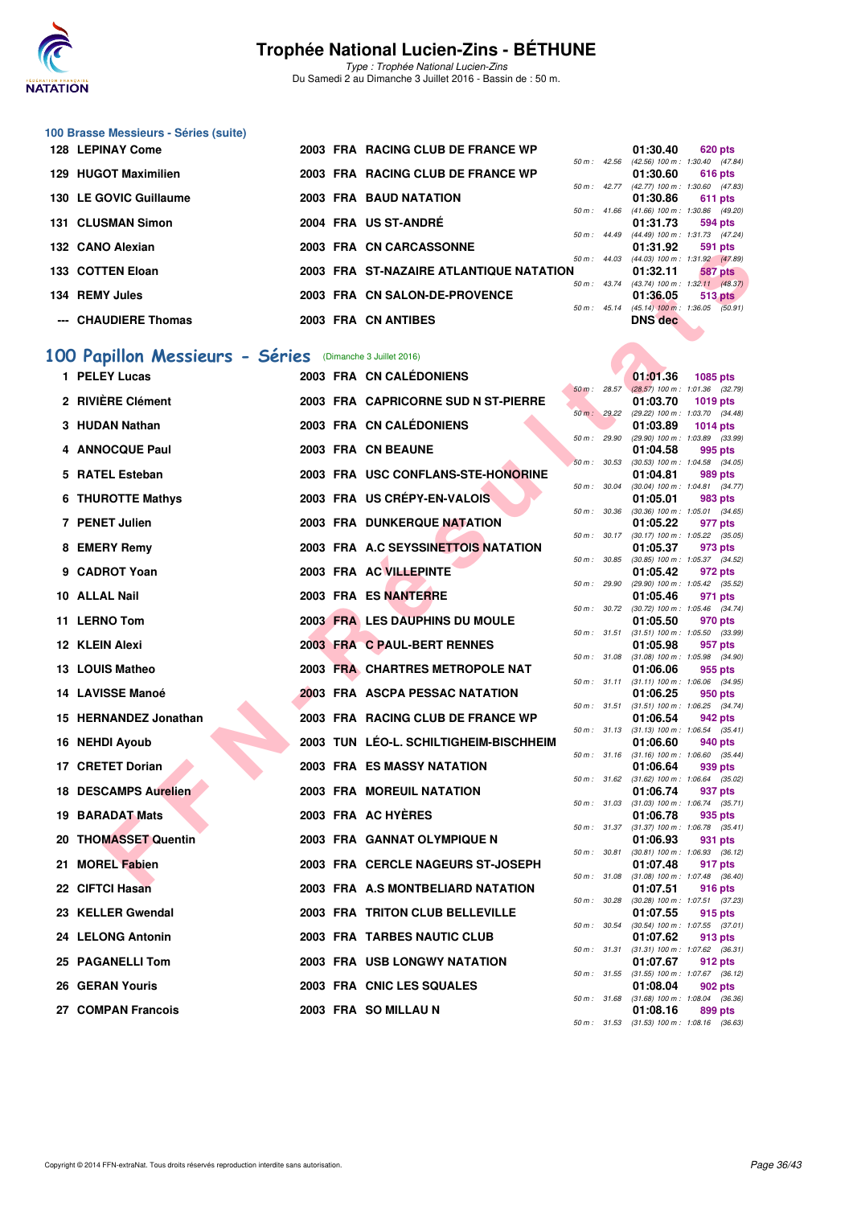# Trophée National Lucien-Zins - BÉTHUNE

*Type : Trophée National Lucien-Zins*
Du Samedi 2 au Dimanche 3 Juillet 2016 - Bassin de : 50 m.

### 100 Brasse Messieurs - Séries (suite)

| Rang | Nom | Année | Nat | Club | Temps | Points | Splits |
|---|---|---|---|---|---|---|---|
| 128 | LEPINAY Come | 2003 | FRA | RACING CLUB DE FRANCE WP | 01:30.40 | 620 pts | 50 m : 42.56 (42.56) 100 m : 1:30.40 (47.84) |
| 129 | HUGOT Maximilien | 2003 | FRA | RACING CLUB DE FRANCE WP | 01:30.60 | 616 pts | 50 m : 42.77 (42.77) 100 m : 1:30.60 (47.83) |
| 130 | LE GOVIC Guillaume | 2003 | FRA | BAUD NATATION | 01:30.86 | 611 pts | 50 m : 41.66 (41.66) 100 m : 1:30.86 (49.20) |
| 131 | CLUSMAN Simon | 2004 | FRA | US ST-ANDRÉ | 01:31.73 | 594 pts | 50 m : 44.49 (44.49) 100 m : 1:31.73 (47.24) |
| 132 | CANO Alexian | 2003 | FRA | CN CARCASSONNE | 01:31.92 | 591 pts | 50 m : 44.03 (44.03) 100 m : 1:31.92 (47.89) |
| 133 | COTTEN Eloan | 2003 | FRA | ST-NAZAIRE ATLANTIQUE NATATION | 01:32.11 | 587 pts | 50 m : 43.74 (43.74) 100 m : 1:32.11 (48.37) |
| 134 | REMY Jules | 2003 | FRA | CN SALON-DE-PROVENCE | 01:36.05 | 513 pts | 50 m : 45.14 (45.14) 100 m : 1:36.05 (50.91) |
| --- | CHAUDIERE Thomas | 2003 | FRA | CN ANTIBES | DNS dec | | |

## 100 Papillon Messieurs - Séries (Dimanche 3 Juillet 2016)

| Rang | Nom | Année | Nat | Club | Temps | Points | Splits |
|---|---|---|---|---|---|---|---|
| 1 | PELEY Lucas | 2003 | FRA | CN CALÉDONIENS | 01:01.36 | 1085 pts | 50 m : 28.57 (28.57) 100 m : 1:01.36 (32.79) |
| 2 | RIVIÈRE Clément | 2003 | FRA | CAPRICORNE SUD N ST-PIERRE | 01:03.70 | 1019 pts | 50 m : 29.22 (29.22) 100 m : 1:03.70 (34.48) |
| 3 | HUDAN Nathan | 2003 | FRA | CN CALÉDONIENS | 01:03.89 | 1014 pts | 50 m : 29.90 (29.90) 100 m : 1:03.89 (33.99) |
| 4 | ANNOCQUE Paul | 2003 | FRA | CN BEAUNE | 01:04.58 | 995 pts | 50 m : 30.53 (30.53) 100 m : 1:04.58 (34.05) |
| 5 | RATEL Esteban | 2003 | FRA | USC CONFLANS-STE-HONORINE | 01:04.81 | 989 pts | 50 m : 30.04 (30.04) 100 m : 1:04.81 (34.77) |
| 6 | THUROTTE Mathys | 2003 | FRA | US CRÉPY-EN-VALOIS | 01:05.01 | 983 pts | 50 m : 30.36 (30.36) 100 m : 1:05.01 (34.65) |
| 7 | PENET Julien | 2003 | FRA | DUNKERQUE NATATION | 01:05.22 | 977 pts | 50 m : 30.17 (30.17) 100 m : 1:05.22 (35.05) |
| 8 | EMERY Remy | 2003 | FRA | A.C SEYSSINETTOIS NATATION | 01:05.37 | 973 pts | 50 m : 30.85 (30.85) 100 m : 1:05.37 (34.52) |
| 9 | CADROT Yoan | 2003 | FRA | AC VILLEPINTE | 01:05.42 | 972 pts | 50 m : 29.90 (29.90) 100 m : 1:05.42 (35.52) |
| 10 | ALLAL Nail | 2003 | FRA | ES NANTERRE | 01:05.46 | 971 pts | 50 m : 30.72 (30.72) 100 m : 1:05.46 (34.74) |
| 11 | LERNO Tom | 2003 | FRA | LES DAUPHINS DU MOULE | 01:05.50 | 970 pts | 50 m : 31.51 (31.51) 100 m : 1:05.50 (33.99) |
| 12 | KLEIN Alexi | 2003 | FRA | C PAUL-BERT RENNES | 01:05.98 | 957 pts | 50 m : 31.08 (31.08) 100 m : 1:05.98 (34.90) |
| 13 | LOUIS Matheo | 2003 | FRA | CHARTRES METROPOLE NAT | 01:06.06 | 955 pts | 50 m : 31.11 (31.11) 100 m : 1:06.06 (34.95) |
| 14 | LAVISSE Manoé | 2003 | FRA | ASCPA PESSAC NATATION | 01:06.25 | 950 pts | 50 m : 31.51 (31.51) 100 m : 1:06.25 (34.74) |
| 15 | HERNANDEZ Jonathan | 2003 | FRA | RACING CLUB DE FRANCE WP | 01:06.54 | 942 pts | 50 m : 31.13 (31.13) 100 m : 1:06.54 (35.41) |
| 16 | NEHDI Ayoub | 2003 | TUN | LÉO-L. SCHILTIGHEIM-BISCHHEIM | 01:06.60 | 940 pts | 50 m : 31.16 (31.16) 100 m : 1:06.60 (35.44) |
| 17 | CRETET Dorian | 2003 | FRA | ES MASSY NATATION | 01:06.64 | 939 pts | 50 m : 31.62 (31.62) 100 m : 1:06.64 (35.02) |
| 18 | DESCAMPS Aurelien | 2003 | FRA | MOREUIL NATATION | 01:06.74 | 937 pts | 50 m : 31.03 (31.03) 100 m : 1:06.74 (35.71) |
| 19 | BARADAT Mats | 2003 | FRA | AC HYÈRES | 01:06.78 | 935 pts | 50 m : 31.37 (31.37) 100 m : 1:06.78 (35.41) |
| 20 | THOMASSET Quentin | 2003 | FRA | GANNAT OLYMPIQUE N | 01:06.93 | 931 pts | 50 m : 30.81 (30.81) 100 m : 1:06.93 (36.12) |
| 21 | MOREL Fabien | 2003 | FRA | CERCLE NAGEURS ST-JOSEPH | 01:07.48 | 917 pts | 50 m : 31.08 (31.08) 100 m : 1:07.48 (36.40) |
| 22 | CIFTCI Hasan | 2003 | FRA | A.S MONTBELIARD NATATION | 01:07.51 | 916 pts | 50 m : 30.28 (30.28) 100 m : 1:07.51 (37.23) |
| 23 | KELLER Gwendal | 2003 | FRA | TRITON CLUB BELLEVILLE | 01:07.55 | 915 pts | 50 m : 30.54 (30.54) 100 m : 1:07.55 (37.01) |
| 24 | LELONG Antonin | 2003 | FRA | TARBES NAUTIC CLUB | 01:07.62 | 913 pts | 50 m : 31.31 (31.31) 100 m : 1:07.62 (36.31) |
| 25 | PAGANELLI Tom | 2003 | FRA | USB LONGWY NATATION | 01:07.67 | 912 pts | 50 m : 31.55 (31.55) 100 m : 1:07.67 (36.12) |
| 26 | GERAN Youris | 2003 | FRA | CNIC LES SQUALES | 01:08.04 | 902 pts | 50 m : 31.68 (31.68) 100 m : 1:08.04 (36.36) |
| 27 | COMPAN Francois | 2003 | FRA | SO MILLAU N | 01:08.16 | 899 pts | 50 m : 31.53 (31.53) 100 m : 1:08.16 (36.63) |

Copyright © 2014 FFN-extraNat. Tous droits réservés reproduction interdite sans autorisation.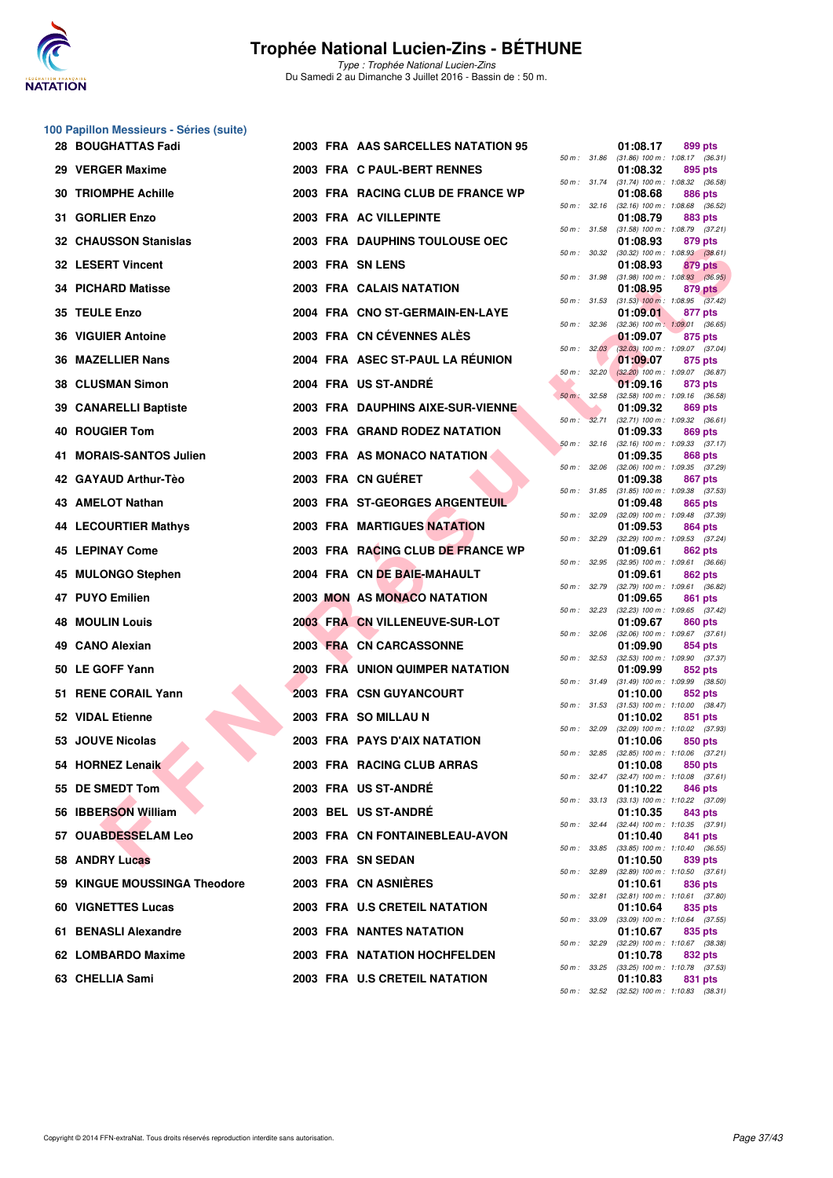# Trophée National Lucien-Zins - BÉTHUNE

*Type : Trophée National Lucien-Zins*
Du Samedi 2 au Dimanche 3 Juillet 2016 - Bassin de : 50 m.

## 100 Papillon Messieurs - Séries (suite)

| Rang | Nom | Année | Nat. | Club | Temps | Points | 50 m | 100 m |
|---|---|---|---|---|---|---|---|---|
| 28 | BOUGHATTAS Fadi | 2003 | FRA | AAS SARCELLES NATATION 95 | 01:08.17 | 899 pts | 31.86 | (31.86) 1:08.17 (36.31) |
| 29 | VERGER Maxime | 2003 | FRA | C PAUL-BERT RENNES | 01:08.32 | 895 pts | 31.74 | (31.74) 1:08.32 (36.58) |
| 30 | TRIOMPHE Achille | 2003 | FRA | RACING CLUB DE FRANCE WP | 01:08.68 | 886 pts | 32.16 | (32.16) 1:08.68 (36.52) |
| 31 | GORLIER Enzo | 2003 | FRA | AC VILLEPINTE | 01:08.79 | 883 pts | 31.58 | (31.58) 1:08.79 (37.21) |
| 32 | CHAUSSON Stanislas | 2003 | FRA | DAUPHINS TOULOUSE OEC | 01:08.93 | 879 pts | 30.32 | (30.32) 1:08.93 (38.61) |
| 32 | LESERT Vincent | 2003 | FRA | SN LENS | 01:08.93 | 879 pts | 31.98 | (31.98) 1:08.93 (36.95) |
| 34 | PICHARD Matisse | 2003 | FRA | CALAIS NATATION | 01:08.95 | 879 pts | 31.53 | (31.53) 1:08.95 (37.42) |
| 35 | TEULE Enzo | 2004 | FRA | CNO ST-GERMAIN-EN-LAYE | 01:09.01 | 877 pts | 32.36 | (32.36) 1:09.01 (36.65) |
| 36 | VIGUIER Antoine | 2003 | FRA | CN CÉVENNES ALÈS | 01:09.07 | 875 pts | 32.03 | (32.03) 1:09.07 (37.04) |
| 36 | MAZELLIER Nans | 2004 | FRA | ASEC ST-PAUL LA RÉUNION | 01:09.07 | 875 pts | 32.20 | (32.20) 1:09.07 (36.87) |
| 38 | CLUSMAN Simon | 2004 | FRA | US ST-ANDRÉ | 01:09.16 | 873 pts | 32.58 | (32.58) 1:09.16 (36.58) |
| 39 | CANARELLI Baptiste | 2003 | FRA | DAUPHINS AIXE-SUR-VIENNE | 01:09.32 | 869 pts | 32.71 | (32.71) 1:09.32 (36.61) |
| 40 | ROUGIER Tom | 2003 | FRA | GRAND RODEZ NATATION | 01:09.33 | 869 pts | 32.16 | (32.16) 1:09.33 (37.17) |
| 41 | MORAIS-SANTOS Julien | 2003 | FRA | AS MONACO NATATION | 01:09.35 | 868 pts | 32.06 | (32.06) 1:09.35 (37.29) |
| 42 | GAYAUD Arthur-Tèo | 2003 | FRA | CN GUÉRET | 01:09.38 | 867 pts | 31.85 | (31.85) 1:09.38 (37.53) |
| 43 | AMELOT Nathan | 2003 | FRA | ST-GEORGES ARGENTEUIL | 01:09.48 | 865 pts | 32.09 | (32.09) 1:09.48 (37.39) |
| 44 | LECOURTIER Mathys | 2003 | FRA | MARTIGUES NATATION | 01:09.53 | 864 pts | 32.29 | (32.29) 1:09.53 (37.24) |
| 45 | LEPINAY Come | 2003 | FRA | RACING CLUB DE FRANCE WP | 01:09.61 | 862 pts | 32.95 | (32.95) 1:09.61 (36.66) |
| 45 | MULONGO Stephen | 2004 | FRA | CN DE BAIE-MAHAULT | 01:09.61 | 862 pts | 32.79 | (32.79) 1:09.61 (36.82) |
| 47 | PUYO Emilien | 2003 | MON | AS MONACO NATATION | 01:09.65 | 861 pts | 32.23 | (32.23) 1:09.65 (37.42) |
| 48 | MOULIN Louis | 2003 | FRA | CN VILLENEUVE-SUR-LOT | 01:09.67 | 860 pts | 32.06 | (32.06) 1:09.67 (37.61) |
| 49 | CANO Alexian | 2003 | FRA | CN CARCASSONNE | 01:09.90 | 854 pts | 32.53 | (32.53) 1:09.90 (37.37) |
| 50 | LE GOFF Yann | 2003 | FRA | UNION QUIMPER NATATION | 01:09.99 | 852 pts | 31.49 | (31.49) 1:09.99 (38.50) |
| 51 | RENE CORAIL Yann | 2003 | FRA | CSN GUYANCOURT | 01:10.00 | 852 pts | 31.53 | (31.53) 1:10.00 (38.47) |
| 52 | VIDAL Etienne | 2003 | FRA | SO MILLAU N | 01:10.02 | 851 pts | 32.09 | (32.09) 1:10.02 (37.93) |
| 53 | JOUVE Nicolas | 2003 | FRA | PAYS D'AIX NATATION | 01:10.06 | 850 pts | 32.85 | (32.85) 1:10.06 (37.21) |
| 54 | HORNEZ Lenaik | 2003 | FRA | RACING CLUB ARRAS | 01:10.08 | 850 pts | 32.47 | (32.47) 1:10.08 (37.61) |
| 55 | DE SMEDT Tom | 2003 | FRA | US ST-ANDRÉ | 01:10.22 | 846 pts | 33.13 | (33.13) 1:10.22 (37.09) |
| 56 | IBBERSON William | 2003 | BEL | US ST-ANDRÉ | 01:10.35 | 843 pts | 32.44 | (32.44) 1:10.35 (37.91) |
| 57 | OUABDESSELAM Leo | 2003 | FRA | CN FONTAINEBLEAU-AVON | 01:10.40 | 841 pts | 33.85 | (33.85) 1:10.40 (36.55) |
| 58 | ANDRY Lucas | 2003 | FRA | SN SEDAN | 01:10.50 | 839 pts | 32.89 | (32.89) 1:10.50 (37.61) |
| 59 | KINGUE MOUSSINGA Theodore | 2003 | FRA | CN ASNIÈRES | 01:10.61 | 836 pts | 32.81 | (32.81) 1:10.61 (37.80) |
| 60 | VIGNETTES Lucas | 2003 | FRA | U.S CRETEIL NATATION | 01:10.64 | 835 pts | 33.09 | (33.09) 1:10.64 (37.55) |
| 61 | BENASLI Alexandre | 2003 | FRA | NANTES NATATION | 01:10.67 | 835 pts | 32.29 | (32.29) 1:10.67 (38.38) |
| 62 | LOMBARDO Maxime | 2003 | FRA | NATATION HOCHFELDEN | 01:10.78 | 832 pts | 33.25 | (33.25) 1:10.78 (37.53) |
| 63 | CHELLIA Sami | 2003 | FRA | U.S CRETEIL NATATION | 01:10.83 | 831 pts | 32.52 | (32.52) 1:10.83 (38.31) |

Copyright © 2014 FFN-extraNat. Tous droits réservés reproduction interdite sans autorisation.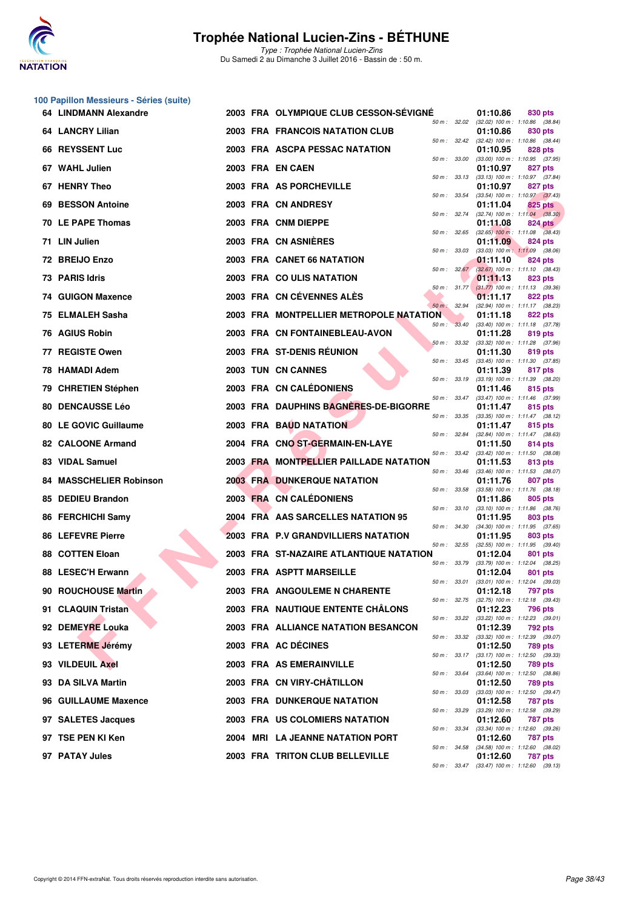## 100 Papillon Messieurs - Séries (suite)

| Rang | Nom | Année | Nat. | Club | Temps | Points | Intermédiaires |
|---|---|---|---|---|---|---|---|
| 64 | LINDMANN Alexandre | 2003 | FRA | OLYMPIQUE CLUB CESSON-SÉVIGNÉ | 01:10.86 | 830 pts | 50 m : 32.02 (32.02) 100 m : 1:10.86 (38.84) |
| 64 | LANCRY Lilian | 2003 | FRA | FRANCOIS NATATION CLUB | 01:10.86 | 830 pts | 50 m : 32.42 (32.42) 100 m : 1:10.86 (38.44) |
| 66 | REYSSENT Luc | 2003 | FRA | ASCPA PESSAC NATATION | 01:10.95 | 828 pts | 50 m : 33.00 (33.00) 100 m : 1:10.95 (37.95) |
| 67 | WAHL Julien | 2003 | FRA | EN CAEN | 01:10.97 | 827 pts | 50 m : 33.13 (33.13) 100 m : 1:10.97 (37.84) |
| 67 | HENRY Theo | 2003 | FRA | AS PORCHEVILLE | 01:10.97 | 827 pts | 50 m : 33.54 (33.54) 100 m : 1:10.97 (37.43) |
| 69 | BESSON Antoine | 2003 | FRA | CN ANDRESY | 01:11.04 | 825 pts | 50 m : 32.74 (32.74) 100 m : 1:11.04 (38.30) |
| 70 | LE PAPE Thomas | 2003 | FRA | CNM DIEPPE | 01:11.08 | 824 pts | 50 m : 32.65 (32.65) 100 m : 1:11.08 (38.43) |
| 71 | LIN Julien | 2003 | FRA | CN ASNIÈRES | 01:11.09 | 824 pts | 50 m : 33.03 (33.03) 100 m : 1:11.09 (38.06) |
| 72 | BREIJO Enzo | 2003 | FRA | CANET 66 NATATION | 01:11.10 | 824 pts | 50 m : 32.67 (32.67) 100 m : 1:11.10 (38.43) |
| 73 | PARIS Idris | 2003 | FRA | CO ULIS NATATION | 01:11.13 | 823 pts | 50 m : 31.77 (31.77) 100 m : 1:11.13 (39.36) |
| 74 | GUIGON Maxence | 2003 | FRA | CN CÉVENNES ALÈS | 01:11.17 | 822 pts | 50 m : 32.94 (32.94) 100 m : 1:11.17 (38.23) |
| 75 | ELMALEH Sasha | 2003 | FRA | MONTPELLIER METROPOLE NATATION | 01:11.18 | 822 pts | 50 m : 33.40 (33.40) 100 m : 1:11.18 (37.78) |
| 76 | AGIUS Robin | 2003 | FRA | CN FONTAINEBLEAU-AVON | 01:11.28 | 819 pts | 50 m : 33.32 (33.32) 100 m : 1:11.28 (37.96) |
| 77 | REGISTE Owen | 2003 | FRA | ST-DENIS RÉUNION | 01:11.30 | 819 pts | 50 m : 33.45 (33.45) 100 m : 1:11.30 (37.85) |
| 78 | HAMADI Adem | 2003 | TUN | CN CANNES | 01:11.39 | 817 pts | 50 m : 33.19 (33.19) 100 m : 1:11.39 (38.20) |
| 79 | CHRETIEN Stéphen | 2003 | FRA | CN CALÉDONIENS | 01:11.46 | 815 pts | 50 m : 33.47 (33.47) 100 m : 1:11.46 (37.99) |
| 80 | DENCAUSSE Léo | 2003 | FRA | DAUPHINS BAGNÈRES-DE-BIGORRE | 01:11.47 | 815 pts | 50 m : 33.35 (33.35) 100 m : 1:11.47 (38.12) |
| 80 | LE GOVIC Guillaume | 2003 | FRA | BAUD NATATION | 01:11.47 | 815 pts | 50 m : 32.84 (32.84) 100 m : 1:11.47 (38.63) |
| 82 | CALOONE Armand | 2004 | FRA | CNO ST-GERMAIN-EN-LAYE | 01:11.50 | 814 pts | 50 m : 33.42 (33.42) 100 m : 1:11.50 (38.08) |
| 83 | VIDAL Samuel | 2003 | FRA | MONTPELLIER PAILLADE NATATION | 01:11.53 | 813 pts | 50 m : 33.46 (33.46) 100 m : 1:11.53 (38.07) |
| 84 | MASSCHELIER Robinson | 2003 | FRA | DUNKERQUE NATATION | 01:11.76 | 807 pts | 50 m : 33.58 (33.58) 100 m : 1:11.76 (38.18) |
| 85 | DEDIEU Brandon | 2003 | FRA | CN CALÉDONIENS | 01:11.86 | 805 pts | 50 m : 33.10 (33.10) 100 m : 1:11.86 (38.76) |
| 86 | FERCHICHI Samy | 2004 | FRA | AAS SARCELLES NATATION 95 | 01:11.95 | 803 pts | 50 m : 34.30 (34.30) 100 m : 1:11.95 (37.65) |
| 86 | LEFEVRE Pierre | 2003 | FRA | P.V GRANDVILLIERS NATATION | 01:11.95 | 803 pts | 50 m : 32.55 (32.55) 100 m : 1:11.95 (39.40) |
| 88 | COTTEN Eloan | 2003 | FRA | ST-NAZAIRE ATLANTIQUE NATATION | 01:12.04 | 801 pts | 50 m : 33.79 (33.79) 100 m : 1:12.04 (38.25) |
| 88 | LESEC'H Erwann | 2003 | FRA | ASPTT MARSEILLE | 01:12.04 | 801 pts | 50 m : 33.01 (33.01) 100 m : 1:12.04 (39.03) |
| 90 | ROUCHOUSE Martin | 2003 | FRA | ANGOULEME N CHARENTE | 01:12.18 | 797 pts | 50 m : 32.75 (32.75) 100 m : 1:12.18 (39.43) |
| 91 | CLAQUIN Tristan | 2003 | FRA | NAUTIQUE ENTENTE CHÂLONS | 01:12.23 | 796 pts | 50 m : 33.22 (33.22) 100 m : 1:12.23 (39.01) |
| 92 | DEMEYRE Louka | 2003 | FRA | ALLIANCE NATATION BESANCON | 01:12.39 | 792 pts | 50 m : 33.32 (33.32) 100 m : 1:12.39 (39.07) |
| 93 | LETERME Jérémy | 2003 | FRA | AC DÉCINES | 01:12.50 | 789 pts | 50 m : 33.17 (33.17) 100 m : 1:12.50 (39.33) |
| 93 | VILDEUIL Axel | 2003 | FRA | AS EMERAINVILLE | 01:12.50 | 789 pts | 50 m : 33.64 (33.64) 100 m : 1:12.50 (38.86) |
| 93 | DA SILVA Martin | 2003 | FRA | CN VIRY-CHÂTILLON | 01:12.50 | 789 pts | 50 m : 33.03 (33.03) 100 m : 1:12.50 (39.47) |
| 96 | GUILLAUME Maxence | 2003 | FRA | DUNKERQUE NATATION | 01:12.58 | 787 pts | 50 m : 33.29 (33.29) 100 m : 1:12.58 (39.29) |
| 97 | SALETES Jacques | 2003 | FRA | US COLOMIERS NATATION | 01:12.60 | 787 pts | 50 m : 33.34 (33.34) 100 m : 1:12.60 (39.26) |
| 97 | TSE PEN KI Ken | 2004 | MRI | LA JEANNE NATATION PORT | 01:12.60 | 787 pts | 50 m : 34.58 (34.58) 100 m : 1:12.60 (38.02) |
| 97 | PATAY Jules | 2003 | FRA | TRITON CLUB BELLEVILLE | 01:12.60 | 787 pts | 50 m : 33.47 (33.47) 100 m : 1:12.60 (39.13) |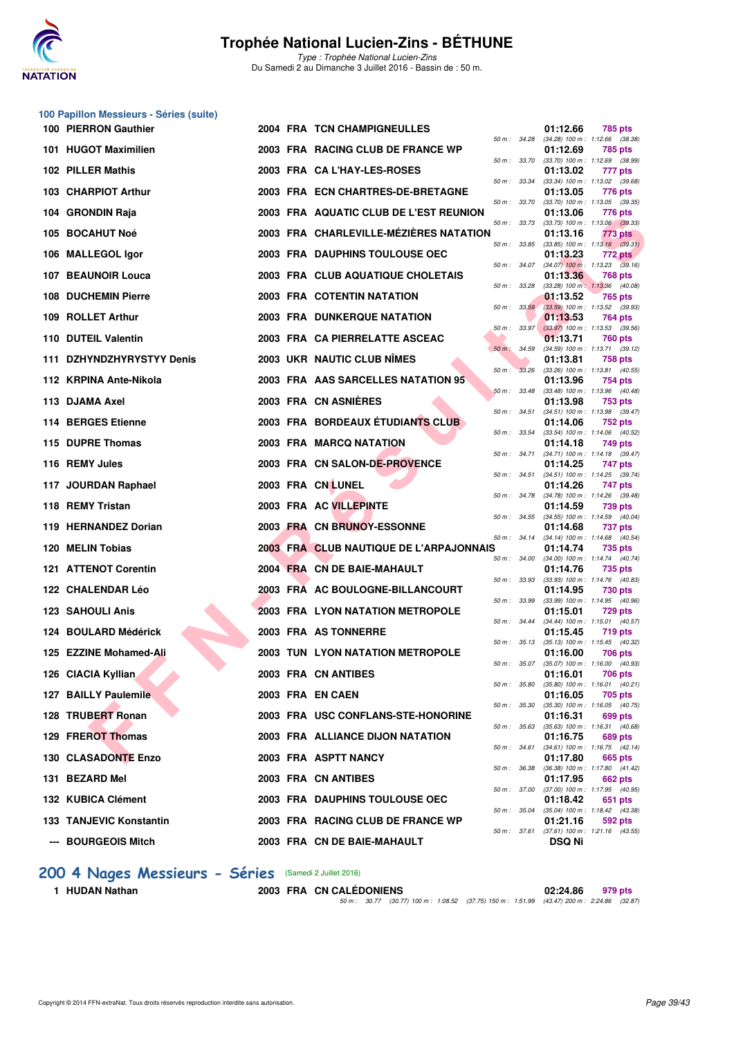# Trophée National Lucien-Zins - BÉTHUNE

*Type : Trophée National Lucien-Zins*
Du Samedi 2 au Dimanche 3 Juillet 2016 - Bassin de : 50 m.

## 100 Papillon Messieurs - Séries (suite)

| Rang | Nom | Année | Nat | Club | Temps | Points | Intermédiaires |
|---|---|---|---|---|---|---|---|
| 100 | PIERRON Gauthier | 2004 | FRA | TCN CHAMPIGNEULLES | 01:12.66 | 785 pts | 50 m : 34.28 (34.28) 100 m : 1:12.66 (38.38) |
| 101 | HUGOT Maximilien | 2003 | FRA | RACING CLUB DE FRANCE WP | 01:12.69 | 785 pts | 50 m : 33.70 (33.70) 100 m : 1:12.69 (38.99) |
| 102 | PILLER Mathis | 2003 | FRA | CA L'HAY-LES-ROSES | 01:13.02 | 777 pts | 50 m : 33.34 (33.34) 100 m : 1:13.02 (39.68) |
| 103 | CHARPIOT Arthur | 2003 | FRA | ECN CHARTRES-DE-BRETAGNE | 01:13.05 | 776 pts | 50 m : 33.70 (33.70) 100 m : 1:13.05 (39.35) |
| 104 | GRONDIN Raja | 2003 | FRA | AQUATIC CLUB DE L'EST REUNION | 01:13.06 | 776 pts | 50 m : 33.73 (33.73) 100 m : 1:13.06 (39.33) |
| 105 | BOCAHUT Noé | 2003 | FRA | CHARLEVILLE-MÉZIÈRES NATATION | 01:13.16 | 773 pts | 50 m : 33.85 (33.85) 100 m : 1:13.16 (39.31) |
| 106 | MALLEGOL Igor | 2003 | FRA | DAUPHINS TOULOUSE OEC | 01:13.23 | 772 pts | 50 m : 34.07 (34.07) 100 m : 1:13.23 (39.16) |
| 107 | BEAUNOIR Louca | 2003 | FRA | CLUB AQUATIQUE CHOLETAIS | 01:13.36 | 768 pts | 50 m : 33.28 (33.28) 100 m : 1:13.36 (40.08) |
| 108 | DUCHEMIN Pierre | 2003 | FRA | COTENTIN NATATION | 01:13.52 | 765 pts | 50 m : 33.59 (33.59) 100 m : 1:13.52 (39.93) |
| 109 | ROLLET Arthur | 2003 | FRA | DUNKERQUE NATATION | 01:13.53 | 764 pts | 50 m : 33.97 (33.97) 100 m : 1:13.53 (39.56) |
| 110 | DUTEIL Valentin | 2003 | FRA | CA PIERRELATTE ASCEAC | 01:13.71 | 760 pts | 50 m : 34.59 (34.59) 100 m : 1:13.71 (39.12) |
| 111 | DZHYNDZHYRYSTYY Denis | 2003 | UKR | NAUTIC CLUB NÎMES | 01:13.81 | 758 pts | 50 m : 33.26 (33.26) 100 m : 1:13.81 (40.55) |
| 112 | KRPINA Ante-Nikola | 2003 | FRA | AAS SARCELLES NATATION 95 | 01:13.96 | 754 pts | 50 m : 33.48 (33.48) 100 m : 1:13.96 (40.48) |
| 113 | DJAMA Axel | 2003 | FRA | CN ASNIÈRES | 01:13.98 | 753 pts | 50 m : 34.51 (34.51) 100 m : 1:13.98 (39.47) |
| 114 | BERGES Etienne | 2003 | FRA | BORDEAUX ÉTUDIANTS CLUB | 01:14.06 | 752 pts | 50 m : 33.54 (33.54) 100 m : 1:14.06 (40.52) |
| 115 | DUPRE Thomas | 2003 | FRA | MARCQ NATATION | 01:14.18 | 749 pts | 50 m : 34.71 (34.71) 100 m : 1:14.18 (39.47) |
| 116 | REMY Jules | 2003 | FRA | CN SALON-DE-PROVENCE | 01:14.25 | 747 pts | 50 m : 34.51 (34.51) 100 m : 1:14.25 (39.74) |
| 117 | JOURDAN Raphael | 2003 | FRA | CN LUNEL | 01:14.26 | 747 pts | 50 m : 34.78 (34.78) 100 m : 1:14.26 (39.48) |
| 118 | REMY Tristan | 2003 | FRA | AC VILLEPINTE | 01:14.59 | 739 pts | 50 m : 34.55 (34.55) 100 m : 1:14.59 (40.04) |
| 119 | HERNANDEZ Dorian | 2003 | FRA | CN BRUNOY-ESSONNE | 01:14.68 | 737 pts | 50 m : 34.14 (34.14) 100 m : 1:14.68 (40.54) |
| 120 | MELIN Tobias | 2003 | FRA | CLUB NAUTIQUE DE L'ARPAJONNAIS | 01:14.74 | 735 pts | 50 m : 34.00 (34.00) 100 m : 1:14.74 (40.74) |
| 121 | ATTENOT Corentin | 2004 | FRA | CN DE BAIE-MAHAULT | 01:14.76 | 735 pts | 50 m : 33.93 (33.93) 100 m : 1:14.76 (40.83) |
| 122 | CHALENDAR Léo | 2003 | FRA | AC BOULOGNE-BILLANCOURT | 01:14.95 | 730 pts | 50 m : 33.99 (33.99) 100 m : 1:14.95 (40.96) |
| 123 | SAHOULI Anis | 2003 | FRA | LYON NATATION METROPOLE | 01:15.01 | 729 pts | 50 m : 34.44 (34.44) 100 m : 1:15.01 (40.57) |
| 124 | BOULARD Médérick | 2003 | FRA | AS TONNERRE | 01:15.45 | 719 pts | 50 m : 35.13 (35.13) 100 m : 1:15.45 (40.32) |
| 125 | EZZINE Mohamed-Ali | 2003 | TUN | LYON NATATION METROPOLE | 01:16.00 | 706 pts | 50 m : 35.07 (35.07) 100 m : 1:16.00 (40.93) |
| 126 | CIACIA Kyllian | 2003 | FRA | CN ANTIBES | 01:16.01 | 706 pts | 50 m : 35.80 (35.80) 100 m : 1:16.01 (40.21) |
| 127 | BAILLY Paulemile | 2003 | FRA | EN CAEN | 01:16.05 | 705 pts | 50 m : 35.30 (35.30) 100 m : 1:16.05 (40.75) |
| 128 | TRUBERT Ronan | 2003 | FRA | USC CONFLANS-STE-HONORINE | 01:16.31 | 699 pts | 50 m : 35.63 (35.63) 100 m : 1:16.31 (40.68) |
| 129 | FREROT Thomas | 2003 | FRA | ALLIANCE DIJON NATATION | 01:16.75 | 689 pts | 50 m : 34.61 (34.61) 100 m : 1:16.75 (42.14) |
| 130 | CLASADONTE Enzo | 2003 | FRA | ASPTT NANCY | 01:17.80 | 665 pts | 50 m : 36.38 (36.38) 100 m : 1:17.80 (41.42) |
| 131 | BEZARD Mel | 2003 | FRA | CN ANTIBES | 01:17.95 | 662 pts | 50 m : 37.00 (37.00) 100 m : 1:17.95 (40.95) |
| 132 | KUBICA Clément | 2003 | FRA | DAUPHINS TOULOUSE OEC | 01:18.42 | 651 pts | 50 m : 35.04 (35.04) 100 m : 1:18.42 (43.38) |
| 133 | TANJEVIC Konstantin | 2003 | FRA | RACING CLUB DE FRANCE WP | 01:21.16 | 592 pts | 50 m : 37.61 (37.61) 100 m : 1:21.16 (43.55) |
| --- | BOURGEOIS Mitch | 2003 | FRA | CN DE BAIE-MAHAULT | DSQ Ni | | |

## 200 4 Nages Messieurs - Séries (Samedi 2 Juillet 2016)

| Rang | Nom | Année | Nat | Club | Temps | Points | Intermédiaires |
|---|---|---|---|---|---|---|---|
| 1 | HUDAN Nathan | 2003 | FRA | CN CALÉDONIENS | 02:24.86 | 979 pts | 50 m : 30.77 (30.77) 100 m : 1:08.52 (37.75) 150 m : 1:51.99 (43.47) 200 m : 2:24.86 (32.87) |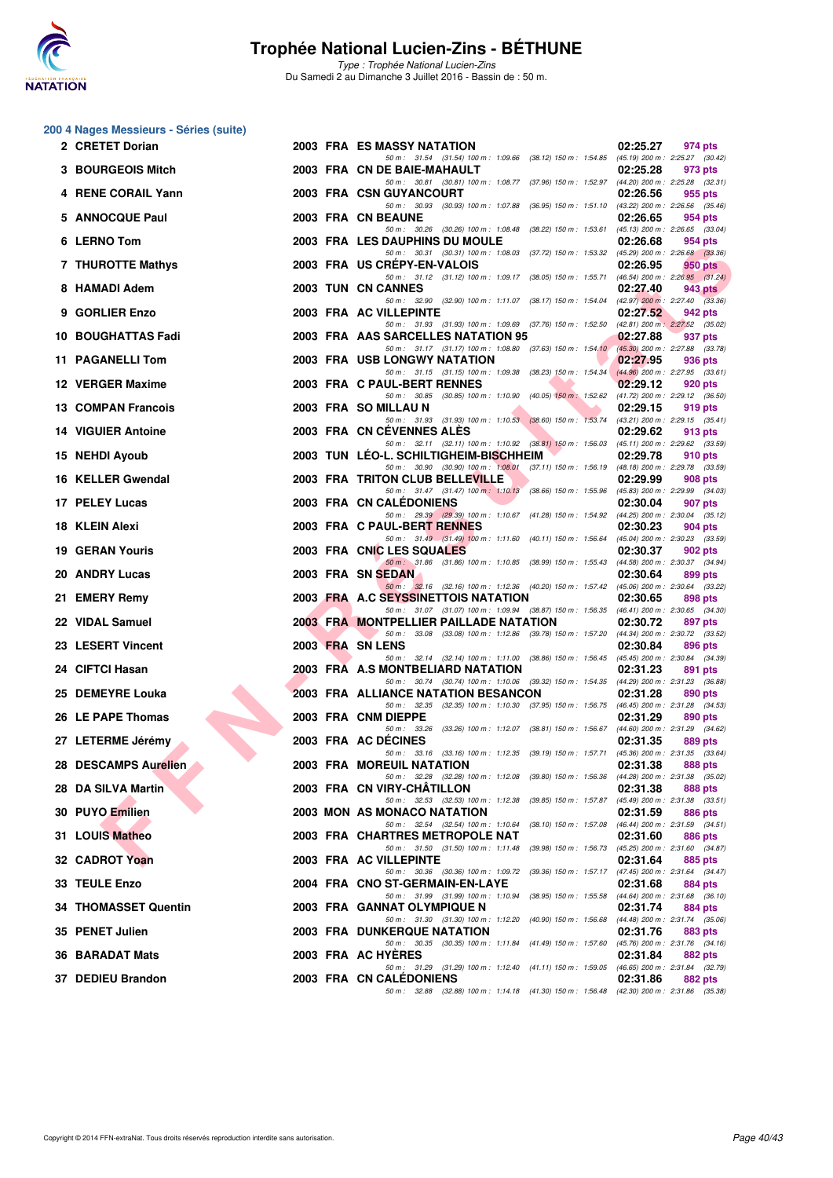# Trophée National Lucien-Zins - BÉTHUNE

*Type : Trophée National Lucien-Zins*
Du Samedi 2 au Dimanche 3 Juillet 2016 - Bassin de : 50 m.

## 200 4 Nages Messieurs - Séries (suite)

| Rang | Nom | Année | Nat | Club | Temps | Points |
|---|---|---|---|---|---|---|
| 2 | CRETET Dorian | 2003 | FRA | ES MASSY NATATION | 02:25.27 | 974 pts |
| | 50 m : 31.54 (31.54) 100 m : 1:09.66 (38.12) 150 m : 1:54.85 (45.19) 200 m : 2:25.27 (30.42) | | | | | |
| 3 | BOURGEOIS Mitch | 2003 | FRA | CN DE BAIE-MAHAULT | 02:25.28 | 973 pts |
| | 50 m : 30.81 (30.81) 100 m : 1:08.77 (37.96) 150 m : 1:52.97 (44.20) 200 m : 2:25.28 (32.31) | | | | | |
| 4 | RENE CORAIL Yann | 2003 | FRA | CSN GUYANCOURT | 02:26.56 | 955 pts |
| | 50 m : 30.93 (30.93) 100 m : 1:07.88 (36.95) 150 m : 1:51.10 (43.22) 200 m : 2:26.56 (35.46) | | | | | |
| 5 | ANNOCQUE Paul | 2003 | FRA | CN BEAUNE | 02:26.65 | 954 pts |
| | 50 m : 30.26 (30.26) 100 m : 1:08.48 (38.22) 150 m : 1:53.61 (45.13) 200 m : 2:26.65 (33.04) | | | | | |
| 6 | LERNO Tom | 2003 | FRA | LES DAUPHINS DU MOULE | 02:26.68 | 954 pts |
| | 50 m : 30.31 (30.31) 100 m : 1:08.03 (37.72) 150 m : 1:53.32 (45.29) 200 m : 2:26.68 (33.36) | | | | | |
| 7 | THUROTTE Mathys | 2003 | FRA | US CRÉPY-EN-VALOIS | 02:26.95 | 950 pts |
| | 50 m : 31.12 (31.12) 100 m : 1:09.17 (38.05) 150 m : 1:55.71 (46.54) 200 m : 2:26.95 (31.24) | | | | | |
| 8 | HAMADI Adem | 2003 | TUN | CN CANNES | 02:27.40 | 943 pts |
| | 50 m : 32.90 (32.90) 100 m : 1:11.07 (38.17) 150 m : 1:54.04 (42.97) 200 m : 2:27.40 (33.36) | | | | | |
| 9 | GORLIER Enzo | 2003 | FRA | AC VILLEPINTE | 02:27.52 | 942 pts |
| | 50 m : 31.93 (31.93) 100 m : 1:09.69 (37.76) 150 m : 1:52.50 (42.81) 200 m : 2:27.52 (35.02) | | | | | |
| 10 | BOUGHATTAS Fadi | 2003 | FRA | AAS SARCELLES NATATION 95 | 02:27.88 | 937 pts |
| | 50 m : 31.17 (31.17) 100 m : 1:08.80 (37.63) 150 m : 1:54.10 (45.30) 200 m : 2:27.88 (33.78) | | | | | |
| 11 | PAGANELLI Tom | 2003 | FRA | USB LONGWY NATATION | 02:27.95 | 936 pts |
| | 50 m : 31.15 (31.15) 100 m : 1:09.38 (38.23) 150 m : 1:54.34 (44.96) 200 m : 2:27.95 (33.61) | | | | | |
| 12 | VERGER Maxime | 2003 | FRA | C PAUL-BERT RENNES | 02:29.12 | 920 pts |
| | 50 m : 30.85 (30.85) 100 m : 1:10.90 (40.05) 150 m : 1:52.62 (41.72) 200 m : 2:29.12 (36.50) | | | | | |
| 13 | COMPAN Francois | 2003 | FRA | SO MILLAU N | 02:29.15 | 919 pts |
| | 50 m : 31.93 (31.93) 100 m : 1:10.53 (38.60) 150 m : 1:53.74 (43.21) 200 m : 2:29.15 (35.41) | | | | | |
| 14 | VIGUIER Antoine | 2003 | FRA | CN CÉVENNES ALÈS | 02:29.62 | 913 pts |
| | 50 m : 32.11 (32.11) 100 m : 1:10.92 (38.81) 150 m : 1:56.03 (45.11) 200 m : 2:29.62 (33.59) | | | | | |
| 15 | NEHDI Ayoub | 2003 | TUN | LÉO-L. SCHILTIGHEIM-BISCHHEIM | 02:29.78 | 910 pts |
| | 50 m : 30.90 (30.90) 100 m : 1:08.01 (37.11) 150 m : 1:56.19 (48.18) 200 m : 2:29.78 (33.59) | | | | | |
| 16 | KELLER Gwendal | 2003 | FRA | TRITON CLUB BELLEVILLE | 02:29.99 | 908 pts |
| | 50 m : 31.47 (31.47) 100 m : 1:10.13 (38.66) 150 m : 1:55.96 (45.83) 200 m : 2:29.99 (34.03) | | | | | |
| 17 | PELEY Lucas | 2003 | FRA | CN CALÉDONIENS | 02:30.04 | 907 pts |
| | 50 m : 29.39 (29.39) 100 m : 1:10.67 (41.28) 150 m : 1:54.92 (44.25) 200 m : 2:30.04 (35.12) | | | | | |
| 18 | KLEIN Alexi | 2003 | FRA | C PAUL-BERT RENNES | 02:30.23 | 904 pts |
| | 50 m : 31.49 (31.49) 100 m : 1:11.60 (40.11) 150 m : 1:56.64 (45.04) 200 m : 2:30.23 (33.59) | | | | | |
| 19 | GERAN Youris | 2003 | FRA | CNIC LES SQUALES | 02:30.37 | 902 pts |
| | 50 m : 31.86 (31.86) 100 m : 1:10.85 (38.99) 150 m : 1:55.43 (44.58) 200 m : 2:30.37 (34.94) | | | | | |
| 20 | ANDRY Lucas | 2003 | FRA | SN SEDAN | 02:30.64 | 899 pts |
| | 50 m : 32.16 (32.16) 100 m : 1:12.36 (40.20) 150 m : 1:57.42 (45.06) 200 m : 2:30.64 (33.22) | | | | | |
| 21 | EMERY Remy | 2003 | FRA | A.C SEYSSINETTOIS NATATION | 02:30.65 | 898 pts |
| | 50 m : 31.07 (31.07) 100 m : 1:09.94 (38.87) 150 m : 1:56.35 (46.41) 200 m : 2:30.65 (34.30) | | | | | |
| 22 | VIDAL Samuel | 2003 | FRA | MONTPELLIER PAILLADE NATATION | 02:30.72 | 897 pts |
| | 50 m : 33.08 (33.08) 100 m : 1:12.86 (39.78) 150 m : 1:57.20 (44.34) 200 m : 2:30.72 (33.52) | | | | | |
| 23 | LESERT Vincent | 2003 | FRA | SN LENS | 02:30.84 | 896 pts |
| | 50 m : 32.14 (32.14) 100 m : 1:11.00 (38.86) 150 m : 1:56.45 (45.45) 200 m : 2:30.84 (34.39) | | | | | |
| 24 | CIFTCI Hasan | 2003 | FRA | A.S MONTBELIARD NATATION | 02:31.23 | 891 pts |
| | 50 m : 30.74 (30.74) 100 m : 1:10.06 (39.32) 150 m : 1:54.35 (44.29) 200 m : 2:31.23 (36.88) | | | | | |
| 25 | DEMEYRE Louka | 2003 | FRA | ALLIANCE NATATION BESANCON | 02:31.28 | 890 pts |
| | 50 m : 32.35 (32.35) 100 m : 1:10.30 (37.95) 150 m : 1:56.75 (46.45) 200 m : 2:31.28 (34.53) | | | | | |
| 26 | LE PAPE Thomas | 2003 | FRA | CNM DIEPPE | 02:31.29 | 890 pts |
| | 50 m : 33.26 (33.26) 100 m : 1:12.07 (38.81) 150 m : 1:56.67 (44.60) 200 m : 2:31.29 (34.62) | | | | | |
| 27 | LETERME Jérémy | 2003 | FRA | AC DÉCINES | 02:31.35 | 889 pts |
| | 50 m : 33.16 (33.16) 100 m : 1:12.35 (39.19) 150 m : 1:57.71 (45.36) 200 m : 2:31.35 (33.64) | | | | | |
| 28 | DESCAMPS Aurelien | 2003 | FRA | MOREUIL NATATION | 02:31.38 | 888 pts |
| | 50 m : 32.28 (32.28) 100 m : 1:12.08 (39.80) 150 m : 1:56.36 (44.28) 200 m : 2:31.38 (35.02) | | | | | |
| 28 | DA SILVA Martin | 2003 | FRA | CN VIRY-CHÂTILLON | 02:31.38 | 888 pts |
| | 50 m : 32.53 (32.53) 100 m : 1:12.38 (39.85) 150 m : 1:57.87 (45.49) 200 m : 2:31.38 (33.51) | | | | | |
| 30 | PUYO Emilien | 2003 | MON | AS MONACO NATATION | 02:31.59 | 886 pts |
| | 50 m : 32.54 (32.54) 100 m : 1:10.64 (38.10) 150 m : 1:57.08 (46.44) 200 m : 2:31.59 (34.51) | | | | | |
| 31 | LOUIS Matheo | 2003 | FRA | CHARTRES METROPOLE NAT | 02:31.60 | 886 pts |
| | 50 m : 31.50 (31.50) 100 m : 1:11.48 (39.98) 150 m : 1:56.73 (45.25) 200 m : 2:31.60 (34.87) | | | | | |
| 32 | CADROT Yoan | 2003 | FRA | AC VILLEPINTE | 02:31.64 | 885 pts |
| | 50 m : 30.36 (30.36) 100 m : 1:09.72 (39.36) 150 m : 1:57.17 (47.45) 200 m : 2:31.64 (34.47) | | | | | |
| 33 | TEULE Enzo | 2004 | FRA | CNO ST-GERMAIN-EN-LAYE | 02:31.68 | 884 pts |
| | 50 m : 31.99 (31.99) 100 m : 1:10.94 (38.95) 150 m : 1:55.58 (44.64) 200 m : 2:31.68 (36.10) | | | | | |
| 34 | THOMASSET Quentin | 2003 | FRA | GANNAT OLYMPIQUE N | 02:31.74 | 884 pts |
| | 50 m : 31.30 (31.30) 100 m : 1:12.20 (40.90) 150 m : 1:56.68 (44.48) 200 m : 2:31.74 (35.06) | | | | | |
| 35 | PENET Julien | 2003 | FRA | DUNKERQUE NATATION | 02:31.76 | 883 pts |
| | 50 m : 30.35 (30.35) 100 m : 1:11.84 (41.49) 150 m : 1:57.60 (45.76) 200 m : 2:31.76 (34.16) | | | | | |
| 36 | BARADAT Mats | 2003 | FRA | AC HYÈRES | 02:31.84 | 882 pts |
| | 50 m : 31.29 (31.29) 100 m : 1:12.40 (41.11) 150 m : 1:59.05 (46.65) 200 m : 2:31.84 (32.79) | | | | | |
| 37 | DEDIEU Brandon | 2003 | FRA | CN CALÉDONIENS | 02:31.86 | 882 pts |
| | 50 m : 32.88 (32.88) 100 m : 1:14.18 (41.30) 150 m : 1:56.48 (42.30) 200 m : 2:31.86 (35.38) | | | | | |

Copyright © 2014 FFN-extraNat. Tous droits réservés reproduction interdite sans autorisation.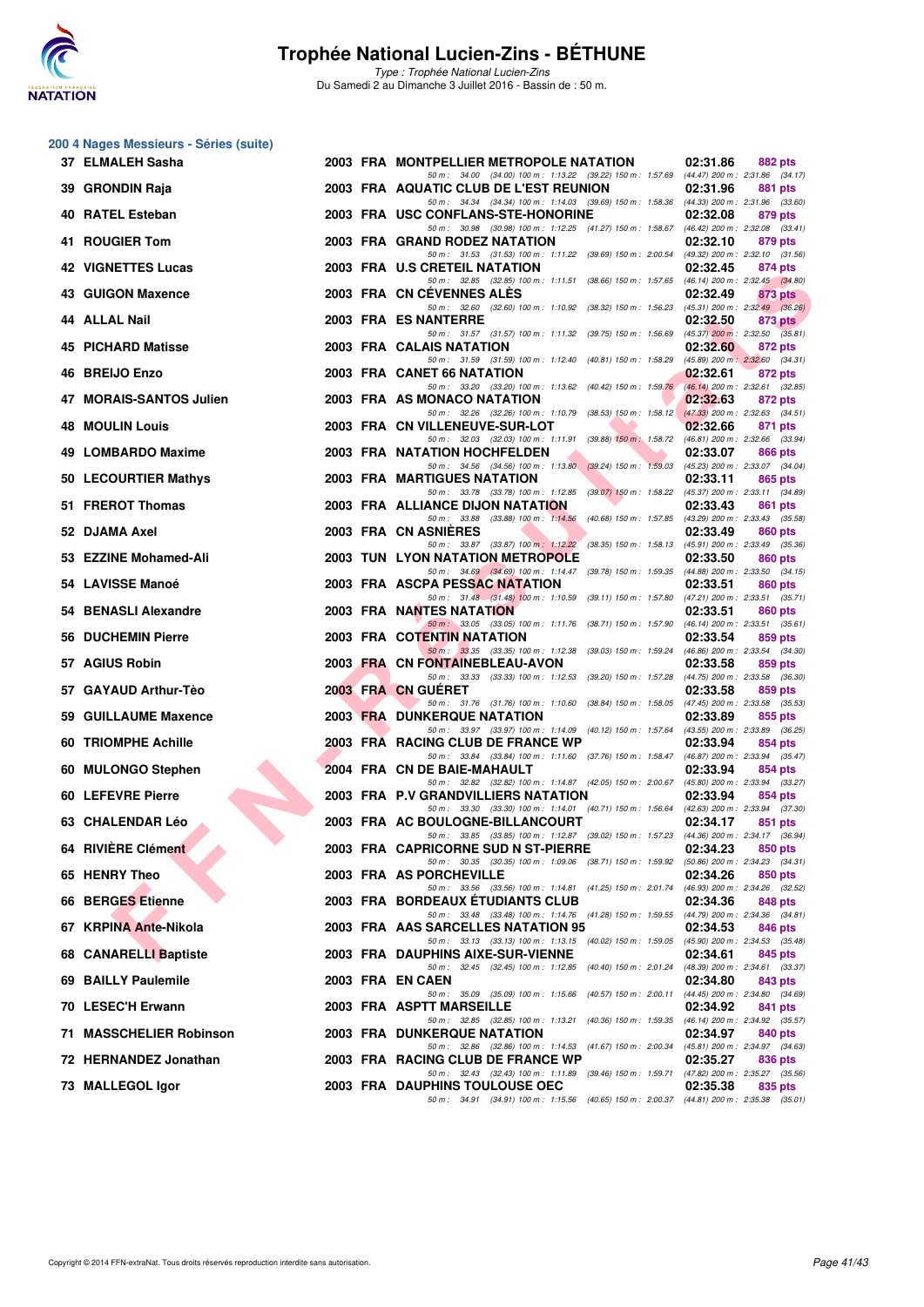# Trophée National Lucien-Zins - BÉTHUNE

*Type : Trophée National Lucien-Zins*

Du Samedi 2 au Dimanche 3 Juillet 2016 - Bassin de : 50 m.

## 200 4 Nages Messieurs - Séries (suite)

| Rang | Nom | Année | Nat. | Club | Temps | Points |
|---|---|---|---|---|---|---|
| 37 | ELMALEH Sasha | 2003 | FRA | MONTPELLIER METROPOLE NATATION | 02:31.86 | 882 pts |
| | 50 m : 34.00 (34.00) 100 m : 1:13.22 (39.22) 150 m : 1:57.69 (44.47) 200 m : 2:31.86 (34.17) | | | | | |
| 39 | GRONDIN Raja | 2003 | FRA | AQUATIC CLUB DE L'EST REUNION | 02:31.96 | 881 pts |
| | 50 m : 34.34 (34.34) 100 m : 1:14.03 (39.69) 150 m : 1:58.36 (44.33) 200 m : 2:31.96 (33.60) | | | | | |
| 40 | RATEL Esteban | 2003 | FRA | USC CONFLANS-STE-HONORINE | 02:32.08 | 879 pts |
| | 50 m : 30.98 (30.98) 100 m : 1:12.25 (41.27) 150 m : 1:58.67 (46.42) 200 m : 2:32.08 (33.41) | | | | | |
| 41 | ROUGIER Tom | 2003 | FRA | GRAND RODEZ NATATION | 02:32.10 | 879 pts |
| | 50 m : 31.53 (31.53) 100 m : 1:11.22 (39.69) 150 m : 2:00.54 (49.32) 200 m : 2:32.10 (31.56) | | | | | |
| 42 | VIGNETTES Lucas | 2003 | FRA | U.S CRETEIL NATATION | 02:32.45 | 874 pts |
| | 50 m : 32.85 (32.85) 100 m : 1:11.51 (38.66) 150 m : 1:57.65 (46.14) 200 m : 2:32.45 (34.80) | | | | | |
| 43 | GUIGON Maxence | 2003 | FRA | CN CÉVENNES ALÈS | 02:32.49 | 873 pts |
| | 50 m : 32.60 (32.60) 100 m : 1:10.92 (38.32) 150 m : 1:56.23 (45.31) 200 m : 2:32.49 (36.26) | | | | | |
| 44 | ALLAL Nail | 2003 | FRA | ES NANTERRE | 02:32.50 | 873 pts |
| | 50 m : 31.57 (31.57) 100 m : 1:11.32 (39.75) 150 m : 1:56.69 (45.37) 200 m : 2:32.50 (35.81) | | | | | |
| 45 | PICHARD Matisse | 2003 | FRA | CALAIS NATATION | 02:32.60 | 872 pts |
| | 50 m : 31.59 (31.59) 100 m : 1:12.40 (40.81) 150 m : 1:58.29 (45.89) 200 m : 2:32.60 (34.31) | | | | | |
| 46 | BREIJO Enzo | 2003 | FRA | CANET 66 NATATION | 02:32.61 | 872 pts |
| | 50 m : 33.20 (33.20) 100 m : 1:13.62 (40.42) 150 m : 1:59.76 (46.14) 200 m : 2:32.61 (32.85) | | | | | |
| 47 | MORAIS-SANTOS Julien | 2003 | FRA | AS MONACO NATATION | 02:32.63 | 872 pts |
| | 50 m : 32.26 (32.26) 100 m : 1:10.79 (38.53) 150 m : 1:58.12 (47.33) 200 m : 2:32.63 (34.51) | | | | | |
| 48 | MOULIN Louis | 2003 | FRA | CN VILLENEUVE-ST-LOT | 02:32.66 | 871 pts |
| | 50 m : 32.03 (32.03) 100 m : 1:11.91 (39.88) 150 m : 1:58.72 (46.81) 200 m : 2:32.66 (33.94) | | | | | |
| 49 | LOMBARDO Maxime | 2003 | FRA | NATATION HOCHFELDEN | 02:33.07 | 866 pts |
| | 50 m : 34.56 (34.56) 100 m : 1:13.80 (39.24) 150 m : 1:59.03 (45.23) 200 m : 2:33.07 (34.04) | | | | | |
| 50 | LECOURTIER Mathys | 2003 | FRA | MARTIGUES NATATION | 02:33.11 | 865 pts |
| | 50 m : 33.78 (33.78) 100 m : 1:12.85 (39.07) 150 m : 1:58.22 (45.37) 200 m : 2:33.11 (34.89) | | | | | |
| 51 | FREROT Thomas | 2003 | FRA | ALLIANCE DIJON NATATION | 02:33.43 | 861 pts |
| | 50 m : 33.88 (33.88) 100 m : 1:14.56 (40.68) 150 m : 1:57.85 (43.29) 200 m : 2:33.43 (35.58) | | | | | |
| 52 | DJAMA Axel | 2003 | FRA | CN ASNIÈRES | 02:33.49 | 860 pts |
| | 50 m : 33.87 (33.87) 100 m : 1:12.22 (38.35) 150 m : 1:58.13 (45.91) 200 m : 2:33.49 (35.36) | | | | | |
| 53 | EZZINE Mohamed-Ali | 2003 | TUN | LYON NATATION METROPOLE | 02:33.50 | 860 pts |
| | 50 m : 34.69 (34.69) 100 m : 1:14.47 (39.78) 150 m : 1:59.35 (44.88) 200 m : 2:33.50 (34.15) | | | | | |
| 54 | LAVISSE Manoé | 2003 | FRA | ASCPA PESSAC NATATION | 02:33.51 | 860 pts |
| | 50 m : 31.48 (31.48) 100 m : 1:10.59 (39.11) 150 m : 1:57.80 (47.21) 200 m : 2:33.51 (35.71) | | | | | |
| 54 | BENASLI Alexandre | 2003 | FRA | NANTES NATATION | 02:33.51 | 860 pts |
| | 50 m : 33.05 (33.05) 100 m : 1:11.76 (38.71) 150 m : 1:57.90 (46.14) 200 m : 2:33.51 (35.61) | | | | | |
| 56 | DUCHEMIN Pierre | 2003 | FRA | COTENTIN NATATION | 02:33.54 | 859 pts |
| | 50 m : 33.35 (33.35) 100 m : 1:12.38 (39.03) 150 m : 1:59.24 (46.86) 200 m : 2:33.54 (34.30) | | | | | |
| 57 | AGIUS Robin | 2003 | FRA | CN FONTAINEBLEAU-AVON | 02:33.58 | 859 pts |
| | 50 m : 33.33 (33.33) 100 m : 1:12.53 (39.20) 150 m : 1:57.28 (44.75) 200 m : 2:33.58 (36.30) | | | | | |
| 57 | GAYAUD Arthur-Tèo | 2003 | FRA | CN GUÉRET | 02:33.58 | 859 pts |
| | 50 m : 31.76 (31.76) 100 m : 1:10.60 (38.84) 150 m : 1:58.05 (47.45) 200 m : 2:33.58 (35.53) | | | | | |
| 59 | GUILLAUME Maxence | 2003 | FRA | DUNKERQUE NATATION | 02:33.89 | 855 pts |
| | 50 m : 33.97 (33.97) 100 m : 1:14.09 (40.12) 150 m : 1:57.64 (43.55) 200 m : 2:33.89 (36.25) | | | | | |
| 60 | TRIOMPHE Achille | 2003 | FRA | RACING CLUB DE FRANCE WP | 02:33.94 | 854 pts |
| | 50 m : 33.84 (33.84) 100 m : 1:11.60 (37.76) 150 m : 1:58.47 (46.87) 200 m : 2:33.94 (35.47) | | | | | |
| 60 | MULONGO Stephen | 2004 | FRA | CN DE BAIE-MAHAULT | 02:33.94 | 854 pts |
| | 50 m : 32.82 (32.82) 100 m : 1:14.87 (42.05) 150 m : 2:00.67 (45.80) 200 m : 2:33.94 (33.27) | | | | | |
| 60 | LEFEVRE Pierre | 2003 | FRA | P.V GRANDVILLIERS NATATION | 02:33.94 | 854 pts |
| | 50 m : 33.30 (33.30) 100 m : 1:14.01 (40.71) 150 m : 1:56.64 (42.63) 200 m : 2:33.94 (37.30) | | | | | |
| 63 | CHALENDAR Léo | 2003 | FRA | AC BOULOGNE-BILLANCOURT | 02:34.17 | 851 pts |
| | 50 m : 33.85 (33.85) 100 m : 1:12.87 (39.02) 150 m : 1:57.23 (44.36) 200 m : 2:34.17 (36.94) | | | | | |
| 64 | RIVIÈRE Clément | 2003 | FRA | CAPRICORNE SUD N ST-PIERRE | 02:34.23 | 850 pts |
| | 50 m : 30.35 (30.35) 100 m : 1:09.06 (38.71) 150 m : 1:59.92 (50.86) 200 m : 2:34.23 (34.31) | | | | | |
| 65 | HENRY Theo | 2003 | FRA | AS PORCHEVILLE | 02:34.26 | 850 pts |
| | 50 m : 33.56 (33.56) 100 m : 1:14.81 (41.25) 150 m : 2:01.74 (46.93) 200 m : 2:34.26 (32.52) | | | | | |
| 66 | BERGES Etienne | 2003 | FRA | BORDEAUX ÉTUDIANTS CLUB | 02:34.36 | 848 pts |
| | 50 m : 33.48 (33.48) 100 m : 1:14.76 (41.28) 150 m : 1:59.55 (44.79) 200 m : 2:34.36 (34.81) | | | | | |
| 67 | KRPINA Ante-Nikola | 2003 | FRA | AAS SARCELLES NATATION 95 | 02:34.53 | 846 pts |
| | 50 m : 33.13 (33.13) 100 m : 1:13.15 (40.02) 150 m : 1:59.05 (45.90) 200 m : 2:34.53 (35.48) | | | | | |
| 68 | CANARELLI Baptiste | 2003 | FRA | DAUPHINS AIXE-SUR-VIENNE | 02:34.61 | 845 pts |
| | 50 m : 32.45 (32.45) 100 m : 1:12.85 (40.40) 150 m : 2:01.24 (48.39) 200 m : 2:34.61 (33.37) | | | | | |
| 69 | BAILLY Paulemile | 2003 | FRA | EN CAEN | 02:34.80 | 843 pts |
| | 50 m : 35.09 (35.09) 100 m : 1:15.66 (40.57) 150 m : 2:00.11 (44.45) 200 m : 2:34.80 (34.69) | | | | | |
| 70 | LESEC'H Erwann | 2003 | FRA | ASPTT MARSEILLE | 02:34.92 | 841 pts |
| | 50 m : 32.85 (32.85) 100 m : 1:13.21 (40.36) 150 m : 1:59.35 (46.14) 200 m : 2:34.92 (35.57) | | | | | |
| 71 | MASSCHELIER Robinson | 2003 | FRA | DUNKERQUE NATATION | 02:34.97 | 840 pts |
| | 50 m : 32.86 (32.86) 100 m : 1:14.53 (41.67) 150 m : 2:00.34 (45.81) 200 m : 2:34.97 (34.63) | | | | | |
| 72 | HERNANDEZ Jonathan | 2003 | FRA | RACING CLUB DE FRANCE WP | 02:35.27 | 836 pts |
| | 50 m : 32.43 (32.43) 100 m : 1:11.89 (39.46) 150 m : 1:59.71 (47.82) 200 m : 2:35.27 (35.56) | | | | | |
| 73 | MALLEGOL Igor | 2003 | FRA | DAUPHINS TOULOUSE OEC | 02:35.38 | 835 pts |
| | 50 m : 34.91 (34.91) 100 m : 1:15.56 (40.65) 150 m : 2:00.37 (44.81) 200 m : 2:35.38 (35.01) | | | | | |

Copyright © 2014 FFN-extraNat. Tous droits réservés reproduction interdite sans autorisation.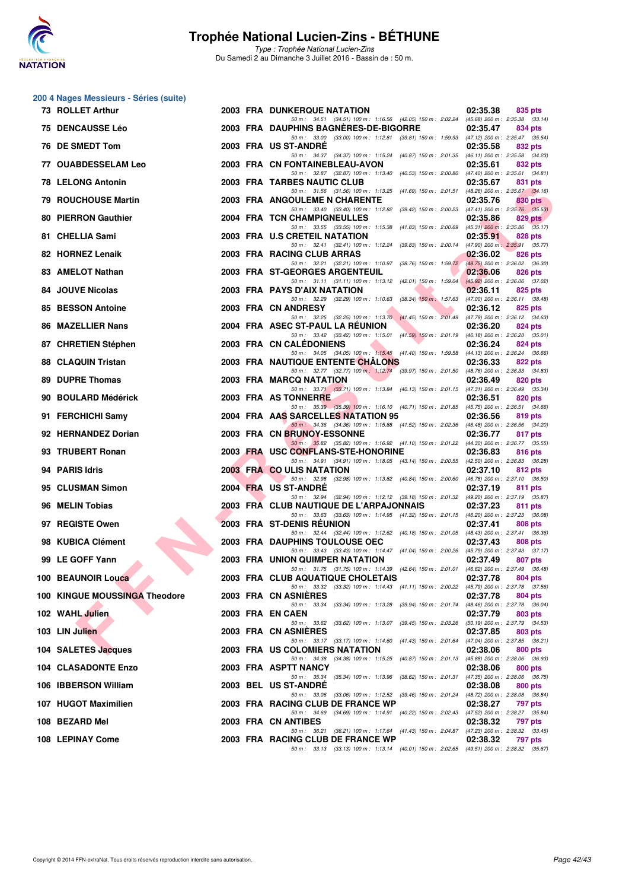# Trophée National Lucien-Zins - BÉTHUNE

*Type : Trophée National Lucien-Zins*
Du Samedi 2 au Dimanche 3 Juillet 2016 - Bassin de : 50 m.

## 200 4 Nages Messieurs - Séries (suite)

| Rang | Nom | Année | Nat. | Club | Temps | Points |
|---|---|---|---|---|---|---|
| 73 | ROLLET Arthur | 2003 | FRA | DUNKERQUE NATATION | 02:35.38 | 835 pts |
| | 50 m : 34.51 (34.51) 100 m : 1:16.56 (42.05) 150 m : 2:02.24 (45.68) 200 m : 2:35.38 (33.14) | | | | | |
| 75 | DENCAUSSE Léo | 2003 | FRA | DAUPHINS BAGNÈRES-DE-BIGORRE | 02:35.47 | 834 pts |
| | 50 m : 33.00 (33.00) 100 m : 1:12.81 (39.81) 150 m : 1:59.93 (47.12) 200 m : 2:35.47 (35.54) | | | | | |
| 76 | DE SMEDT Tom | 2003 | FRA | US ST-ANDRÉ | 02:35.58 | 832 pts |
| | 50 m : 34.37 (34.37) 100 m : 1:15.24 (40.87) 150 m : 2:01.35 (46.11) 200 m : 2:35.58 (34.23) | | | | | |
| 77 | OUABDESSELAM Leo | 2003 | FRA | CN FONTAINEBLEAU-AVON | 02:35.61 | 832 pts |
| | 50 m : 32.87 (32.87) 100 m : 1:13.40 (40.53) 150 m : 2:00.80 (47.40) 200 m : 2:35.61 (34.81) | | | | | |
| 78 | LELONG Antonin | 2003 | FRA | TARBES NAUTIC CLUB | 02:35.67 | 831 pts |
| | 50 m : 31.56 (31.56) 100 m : 1:13.25 (41.69) 150 m : 2:01.51 (48.26) 200 m : 2:35.67 (34.16) | | | | | |
| 79 | ROUCHOUSE Martin | 2003 | FRA | ANGOULEME N CHARENTE | 02:35.76 | 830 pts |
| | 50 m : 33.40 (33.40) 100 m : 1:12.82 (39.42) 150 m : 2:00.23 (47.41) 200 m : 2:35.76 (35.53) | | | | | |
| 80 | PIERRON Gauthier | 2004 | FRA | TCN CHAMPIGNEULLES | 02:35.86 | 829 pts |
| | 50 m : 33.55 (33.55) 100 m : 1:15.38 (41.83) 150 m : 2:00.69 (45.31) 200 m : 2:35.86 (35.17) | | | | | |
| 81 | CHELLIA Sami | 2003 | FRA | U.S CRETEIL NATATION | 02:35.91 | 828 pts |
| | 50 m : 32.41 (32.41) 100 m : 1:12.24 (39.83) 150 m : 2:00.14 (47.90) 200 m : 2:35.91 (35.77) | | | | | |
| 82 | HORNEZ Lenaik | 2003 | FRA | RACING CLUB ARRAS | 02:36.02 | 826 pts |
| | 50 m : 32.21 (32.21) 100 m : 1:10.97 (38.76) 150 m : 1:59.72 (48.75) 200 m : 2:36.02 (36.30) | | | | | |
| 83 | AMELOT Nathan | 2003 | FRA | ST-GEORGES ARGENTEUIL | 02:36.06 | 826 pts |
| | 50 m : 31.11 (31.11) 100 m : 1:13.12 (42.01) 150 m : 1:59.04 (45.92) 200 m : 2:36.06 (37.02) | | | | | |
| 84 | JOUVE Nicolas | 2003 | FRA | PAYS D'AIX NATATION | 02:36.11 | 825 pts |
| | 50 m : 32.29 (32.29) 100 m : 1:10.63 (38.34) 150 m : 1:57.63 (47.00) 200 m : 2:36.11 (38.48) | | | | | |
| 85 | BESSON Antoine | 2003 | FRA | CN ANDRESY | 02:36.12 | 825 pts |
| | 50 m : 32.25 (32.25) 100 m : 1:13.70 (41.45) 150 m : 2:01.49 (47.79) 200 m : 2:36.12 (34.63) | | | | | |
| 86 | MAZELLIER Nans | 2004 | FRA | ASEC ST-PAUL LA RÉUNION | 02:36.20 | 824 pts |
| | 50 m : 33.42 (33.42) 100 m : 1:15.01 (41.59) 150 m : 2:01.19 (46.18) 200 m : 2:36.20 (35.01) | | | | | |
| 87 | CHRETIEN Stéphen | 2003 | FRA | CN CALÉDONIENS | 02:36.24 | 824 pts |
| | 50 m : 34.05 (34.05) 100 m : 1:15.45 (41.40) 150 m : 1:59.58 (44.13) 200 m : 2:36.24 (36.66) | | | | | |
| 88 | CLAQUIN Tristan | 2003 | FRA | NAUTIQUE ENTENTE CHÂLONS | 02:36.33 | 822 pts |
| | 50 m : 32.77 (32.77) 100 m : 1:12.74 (39.97) 150 m : 2:01.50 (48.76) 200 m : 2:36.33 (34.83) | | | | | |
| 89 | DUPRE Thomas | 2003 | FRA | MARCQ NATATION | 02:36.49 | 820 pts |
| | 50 m : 33.71 (33.71) 100 m : 1:13.84 (40.13) 150 m : 2:01.15 (47.31) 200 m : 2:36.49 (35.34) | | | | | |
| 90 | BOULARD Médérick | 2003 | FRA | AS TONNERRE | 02:36.51 | 820 pts |
| | 50 m : 35.39 (35.39) 100 m : 1:16.10 (40.71) 150 m : 2:01.85 (45.75) 200 m : 2:36.51 (34.66) | | | | | |
| 91 | FERCHICHI Samy | 2004 | FRA | AAS SARCELLES NATATION 95 | 02:36.56 | 819 pts |
| | 50 m : 34.36 (34.36) 100 m : 1:15.88 (41.52) 150 m : 2:02.36 (46.48) 200 m : 2:36.56 (34.20) | | | | | |
| 92 | HERNANDEZ Dorian | 2003 | FRA | CN BRUNOY-ESSONNE | 02:36.77 | 817 pts |
| | 50 m : 35.82 (35.82) 100 m : 1:16.92 (41.10) 150 m : 2:01.22 (44.30) 200 m : 2:36.77 (35.55) | | | | | |
| 93 | TRUBERT Ronan | 2003 | FRA | USC CONFLANS-STE-HONORINE | 02:36.83 | 816 pts |
| | 50 m : 34.91 (34.91) 100 m : 1:18.05 (43.14) 150 m : 2:00.55 (42.50) 200 m : 2:36.83 (36.28) | | | | | |
| 94 | PARIS Idris | 2003 | FRA | CO ULIS NATATION | 02:37.10 | 812 pts |
| | 50 m : 32.98 (32.98) 100 m : 1:13.82 (40.84) 150 m : 2:00.60 (46.78) 200 m : 2:37.10 (36.50) | | | | | |
| 95 | CLUSMAN Simon | 2004 | FRA | US ST-ANDRÉ | 02:37.19 | 811 pts |
| | 50 m : 32.94 (32.94) 100 m : 1:12.12 (39.18) 150 m : 2:01.32 (49.20) 200 m : 2:37.19 (35.87) | | | | | |
| 96 | MELIN Tobias | 2003 | FRA | CLUB NAUTIQUE DE L'ARPAJONNAIS | 02:37.23 | 811 pts |
| | 50 m : 33.63 (33.63) 100 m : 1:14.95 (41.32) 150 m : 2:01.15 (46.20) 200 m : 2:37.23 (36.08) | | | | | |
| 97 | REGISTE Owen | 2003 | FRA | ST-DENIS RÉUNION | 02:37.41 | 808 pts |
| | 50 m : 32.44 (32.44) 100 m : 1:12.62 (40.18) 150 m : 2:01.05 (48.43) 200 m : 2:37.41 (36.36) | | | | | |
| 98 | KUBICA Clément | 2003 | FRA | DAUPHINS TOULOUSE OEC | 02:37.43 | 808 pts |
| | 50 m : 33.43 (33.43) 100 m : 1:14.47 (41.04) 150 m : 2:00.26 (45.79) 200 m : 2:37.43 (37.17) | | | | | |
| 99 | LE GOFF Yann | 2003 | FRA | UNION QUIMPER NATATION | 02:37.49 | 807 pts |
| | 50 m : 31.75 (31.75) 100 m : 1:14.39 (42.64) 150 m : 2:01.01 (46.62) 200 m : 2:37.49 (36.48) | | | | | |
| 100 | BEAUNOIR Louca | 2003 | FRA | CLUB AQUATIQUE CHOLETAIS | 02:37.78 | 804 pts |
| | 50 m : 33.32 (33.32) 100 m : 1:14.43 (41.11) 150 m : 2:00.22 (45.79) 200 m : 2:37.78 (37.56) | | | | | |
| 100 | KINGUE MOUSSINGA Theodore | 2003 | FRA | CN ASNIÈRES | 02:37.78 | 804 pts |
| | 50 m : 33.34 (33.34) 100 m : 1:13.28 (39.94) 150 m : 2:01.74 (48.46) 200 m : 2:37.78 (36.04) | | | | | |
| 102 | WAHL Julien | 2003 | FRA | EN CAEN | 02:37.79 | 803 pts |
| | 50 m : 33.62 (33.62) 100 m : 1:13.07 (39.45) 150 m : 2:03.26 (50.19) 200 m : 2:37.79 (34.53) | | | | | |
| 103 | LIN Julien | 2003 | FRA | CN ASNIÈRES | 02:37.85 | 803 pts |
| | 50 m : 33.17 (33.17) 100 m : 1:14.60 (41.43) 150 m : 2:01.64 (47.04) 200 m : 2:37.85 (36.21) | | | | | |
| 104 | SALETES Jacques | 2003 | FRA | US COLOMIERS NATATION | 02:38.06 | 800 pts |
| | 50 m : 34.38 (34.38) 100 m : 1:15.25 (40.87) 150 m : 2:01.13 (45.88) 200 m : 2:38.06 (36.93) | | | | | |
| 104 | CLASADONTE Enzo | 2003 | FRA | ASPTT NANCY | 02:38.06 | 800 pts |
| | 50 m : 35.34 (35.34) 100 m : 1:13.96 (38.62) 150 m : 2:01.31 (47.35) 200 m : 2:38.06 (36.75) | | | | | |
| 106 | IBBERSON William | 2003 | BEL | US ST-ANDRÉ | 02:38.08 | 800 pts |
| | 50 m : 33.06 (33.06) 100 m : 1:12.52 (39.46) 150 m : 2:01.24 (48.72) 200 m : 2:38.08 (36.84) | | | | | |
| 107 | HUGOT Maximilien | 2003 | FRA | RACING CLUB DE FRANCE WP | 02:38.27 | 797 pts |
| | 50 m : 34.69 (34.69) 100 m : 1:14.91 (40.22) 150 m : 2:02.43 (47.52) 200 m : 2:38.27 (35.84) | | | | | |
| 108 | BEZARD Mel | 2003 | FRA | CN ANTIBES | 02:38.32 | 797 pts |
| | 50 m : 36.21 (36.21) 100 m : 1:17.64 (41.43) 150 m : 2:04.87 (47.23) 200 m : 2:38.32 (33.45) | | | | | |
| 108 | LEPINAY Come | 2003 | FRA | RACING CLUB DE FRANCE WP | 02:38.32 | 797 pts |
| | 50 m : 33.13 (33.13) 100 m : 1:13.14 (40.01) 150 m : 2:02.65 (49.51) 200 m : 2:38.32 (35.67) | | | | | |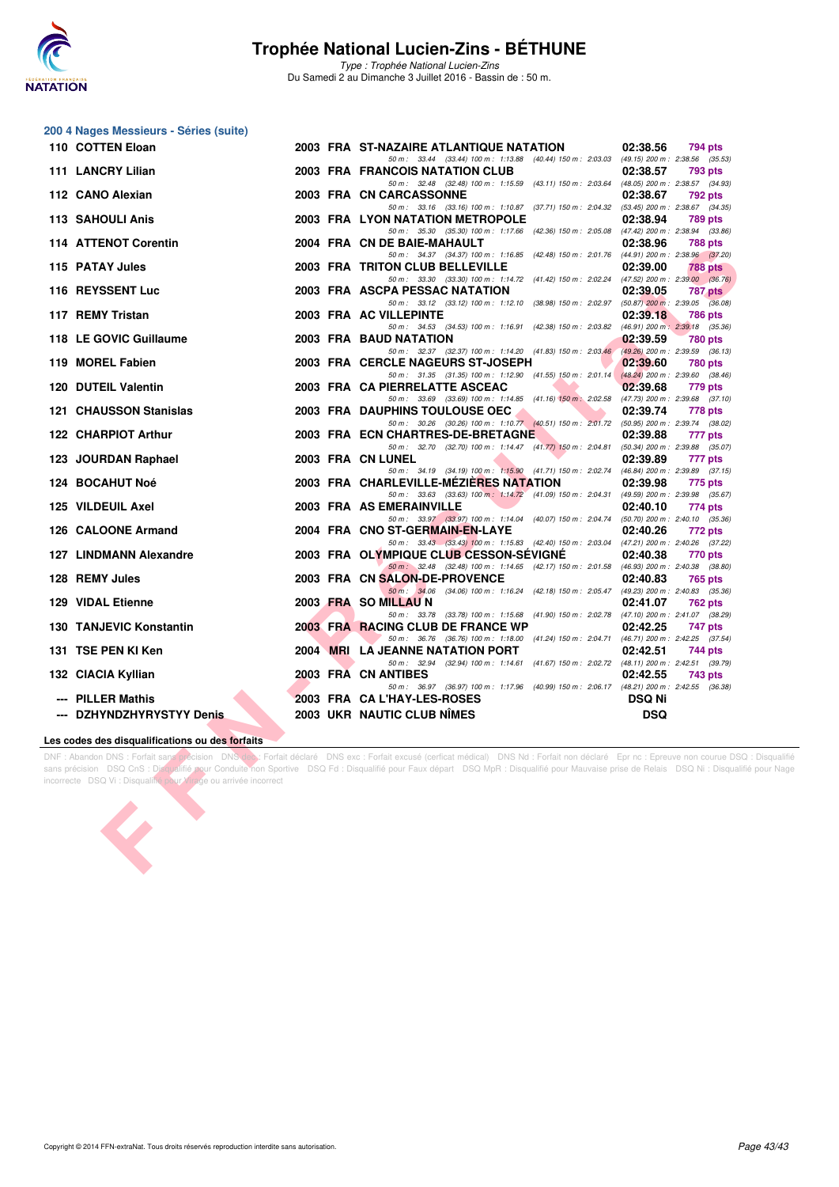# Trophée National Lucien-Zins - BÉTHUNE

*Type : Trophée National Lucien-Zins*
Du Samedi 2 au Dimanche 3 Juillet 2016 - Bassin de : 50 m.

## 200 4 Nages Messieurs - Séries (suite)

| | | | | | | |
|---|---|---|---|---|---|---|
| 110 | COTTEN Eloan | 2003 | FRA | ST-NAZAIRE ATLANTIQUE NATATION | 02:38.56 | 794 pts |
| | | | | 50 m : 33.44 (33.44) 100 m : 1:13.88 (40.44) 150 m : 2:03.03 (49.15) 200 m : 2:38.56 (35.53) | | |
| 111 | LANCRY Lilian | 2003 | FRA | FRANCOIS NATATION CLUB | 02:38.57 | 793 pts |
| | | | | 50 m : 32.48 (32.48) 100 m : 1:15.59 (43.11) 150 m : 2:03.64 (48.05) 200 m : 2:38.57 (34.93) | | |
| 112 | CANO Alexian | 2003 | FRA | CN CARCASSONNE | 02:38.67 | 792 pts |
| | | | | 50 m : 33.16 (33.16) 100 m : 1:10.87 (37.71) 150 m : 2:04.32 (53.45) 200 m : 2:38.67 (34.35) | | |
| 113 | SAHOULI Anis | 2003 | FRA | LYON NATATION METROPOLE | 02:38.94 | 789 pts |
| | | | | 50 m : 35.30 (35.30) 100 m : 1:17.66 (42.36) 150 m : 2:05.08 (47.42) 200 m : 2:38.94 (33.86) | | |
| 114 | ATTENOT Corentin | 2004 | FRA | CN DE BAIE-MAHAULT | 02:38.96 | 788 pts |
| | | | | 50 m : 34.37 (34.37) 100 m : 1:16.85 (42.48) 150 m : 2:01.76 (44.91) 200 m : 2:38.96 (37.20) | | |
| 115 | PATAY Jules | 2003 | FRA | TRITON CLUB BELLEVILLE | 02:39.00 | 788 pts |
| | | | | 50 m : 33.30 (33.30) 100 m : 1:14.72 (41.42) 150 m : 2:02.24 (47.52) 200 m : 2:39.00 (36.76) | | |
| 116 | REYSSENT Luc | 2003 | FRA | ASCPA PESSAC NATATION | 02:39.05 | 787 pts |
| | | | | 50 m : 33.12 (33.12) 100 m : 1:12.10 (38.98) 150 m : 2:02.97 (50.87) 200 m : 2:39.05 (36.08) | | |
| 117 | REMY Tristan | 2003 | FRA | AC VILLEPINTE | 02:39.18 | 786 pts |
| | | | | 50 m : 34.53 (34.53) 100 m : 1:16.91 (42.38) 150 m : 2:03.82 (46.91) 200 m : 2:39.18 (35.36) | | |
| 118 | LE GOVIC Guillaume | 2003 | FRA | BAUD NATATION | 02:39.59 | 780 pts |
| | | | | 50 m : 32.37 (32.37) 100 m : 1:14.20 (41.83) 150 m : 2:03.46 (49.26) 200 m : 2:39.59 (36.13) | | |
| 119 | MOREL Fabien | 2003 | FRA | CERCLE NAGEURS ST-JOSEPH | 02:39.60 | 780 pts |
| | | | | 50 m : 31.35 (31.35) 100 m : 1:12.90 (41.55) 150 m : 2:01.14 (48.24) 200 m : 2:39.60 (38.46) | | |
| 120 | DUTEIL Valentin | 2003 | FRA | CA PIERRELATTE ASCEAC | 02:39.68 | 779 pts |
| | | | | 50 m : 33.69 (33.69) 100 m : 1:14.85 (41.16) 150 m : 2:02.58 (47.73) 200 m : 2:39.68 (37.10) | | |
| 121 | CHAUSSON Stanislas | 2003 | FRA | DAUPHINS TOULOUSE OEC | 02:39.74 | 778 pts |
| | | | | 50 m : 30.26 (30.26) 100 m : 1:10.77 (40.51) 150 m : 2:01.72 (50.95) 200 m : 2:39.74 (38.02) | | |
| 122 | CHARPIOT Arthur | 2003 | FRA | ECN CHARTRES-DE-BRETAGNE | 02:39.88 | 777 pts |
| | | | | 50 m : 32.70 (32.70) 100 m : 1:14.47 (41.77) 150 m : 2:04.81 (50.34) 200 m : 2:39.88 (35.07) | | |
| 123 | JOURDAN Raphael | 2003 | FRA | CN LUNEL | 02:39.89 | 777 pts |
| | | | | 50 m : 34.19 (34.19) 100 m : 1:15.90 (41.71) 150 m : 2:02.74 (46.84) 200 m : 2:39.89 (37.15) | | |
| 124 | BOCAHUT Noé | 2003 | FRA | CHARLEVILLE-MÉZIÈRES NATATION | 02:39.98 | 775 pts |
| | | | | 50 m : 33.63 (33.63) 100 m : 1:14.72 (41.09) 150 m : 2:04.31 (49.59) 200 m : 2:39.98 (35.67) | | |
| 125 | VILDEUIL Axel | 2003 | FRA | AS EMERAINVILLE | 02:40.10 | 774 pts |
| | | | | 50 m : 33.97 (33.97) 100 m : 1:14.04 (40.07) 150 m : 2:04.74 (50.70) 200 m : 2:40.10 (35.36) | | |
| 126 | CALOONE Armand | 2004 | FRA | CNO ST-GERMAIN-EN-LAYE | 02:40.26 | 772 pts |
| | | | | 50 m : 33.43 (33.43) 100 m : 1:15.83 (42.40) 150 m : 2:03.04 (47.21) 200 m : 2:40.26 (37.22) | | |
| 127 | LINDMANN Alexandre | 2003 | FRA | OLYMPIQUE CLUB CESSON-SÉVIGNÉ | 02:40.38 | 770 pts |
| | | | | 50 m : 32.48 (32.48) 100 m : 1:14.65 (42.17) 150 m : 2:01.58 (46.93) 200 m : 2:40.38 (38.80) | | |
| 128 | REMY Jules | 2003 | FRA | CN SALON-DE-PROVENCE | 02:40.83 | 765 pts |
| | | | | 50 m : 34.06 (34.06) 100 m : 1:16.24 (42.18) 150 m : 2:05.47 (49.23) 200 m : 2:40.83 (35.36) | | |
| 129 | VIDAL Etienne | 2003 | FRA | SO MILLAU N | 02:41.07 | 762 pts |
| | | | | 50 m : 33.78 (33.78) 100 m : 1:15.68 (41.90) 150 m : 2:02.78 (47.10) 200 m : 2:41.07 (38.29) | | |
| 130 | TANJEVIC Konstantin | 2003 | FRA | RACING CLUB DE FRANCE WP | 02:42.25 | 747 pts |
| | | | | 50 m : 36.76 (36.76) 100 m : 1:18.00 (41.24) 150 m : 2:04.71 (46.71) 200 m : 2:42.25 (37.54) | | |
| 131 | TSE PEN KI Ken | 2004 | MRI | LA JEANNE NATATION PORT | 02:42.51 | 744 pts |
| | | | | 50 m : 32.94 (32.94) 100 m : 1:14.61 (41.67) 150 m : 2:02.72 (48.11) 200 m : 2:42.51 (39.79) | | |
| 132 | CIACIA Kyllian | 2003 | FRA | CN ANTIBES | 02:42.55 | 743 pts |
| | | | | 50 m : 36.97 (36.97) 100 m : 1:17.96 (40.99) 150 m : 2:06.17 (48.21) 200 m : 2:42.55 (36.38) | | |
| --- | PILLER Mathis | 2003 | FRA | CA L'HAY-LES-ROSES | DSQ Ni | |
| --- | DZHYNDZHYRYSTYY Denis | 2003 | UKR | NAUTIC CLUB NÎMES | DSQ | |

**Les codes des disqualifications ou des forfaits**

DNF : Abandon DNS : Forfait sans précision DNS dec : Forfait déclaré DNS exc : Forfait excusé (cerficat médical) DNS Nd : Forfait non déclaré Epr nc : Epreuve non courue DSQ : Disqualifié sans précision DSQ CnS : Disqualifié pour Conduite non Sportive DSQ Fd : Disqualifié pour Faux départ DSQ MpR : Disqualifié pour Mauvaise prise de Relais DSQ Ni : Disqualifié pour Nage incorrecte DSQ Vi : Disqualifié pour Virage ou arrivée incorrect